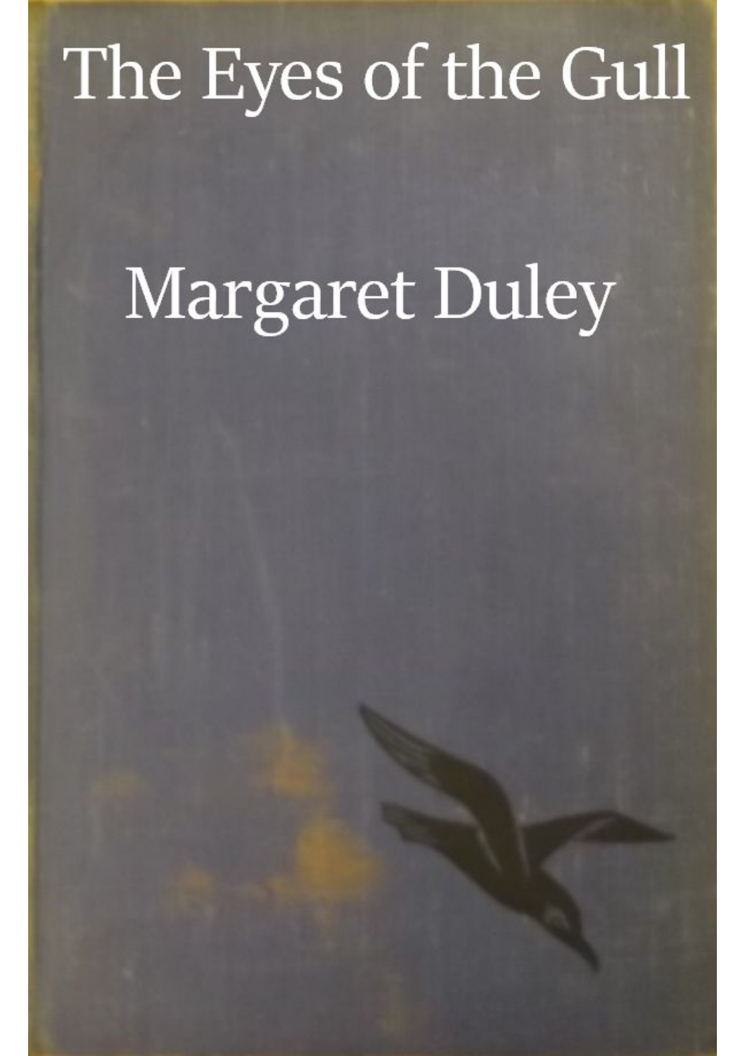# The Eyes of the Gull

## Margaret Duley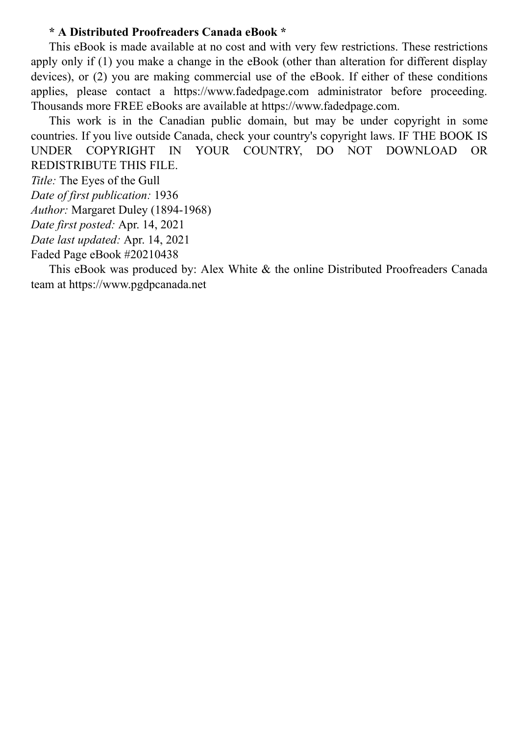**\* A Distributed Proofreaders Canada eBook \***

This eBook is made available at no cost and with very few restrictions. These restrictions apply only if (1) you make a change in the eBook (other than alteration for different display devices), or (2) you are making commercial use of the eBook. If either of these conditions applies, please contact a https://www.fadedpage.com administrator before proceeding. Thousands more FREE eBooks are available at https://www.fadedpage.com.

This work is in the Canadian public domain, but may be under copyright in some countries. If you live outside Canada, check your country's copyright laws. IF THE BOOK IS UNDER COPYRIGHT IN YOUR COUNTRY, DO NOT DOWNLOAD OR REDISTRIBUTE THIS FILE.

*Title:* The Eyes of the Gull  
*Date of first publication:* 1936  
*Author:* Margaret Duley (1894-1968)  
*Date first posted:* Apr. 14, 2021  
*Date last updated:* Apr. 14, 2021  
Faded Page eBook #20210438

This eBook was produced by: Alex White & the online Distributed Proofreaders Canada team at https://www.pgdpcanada.net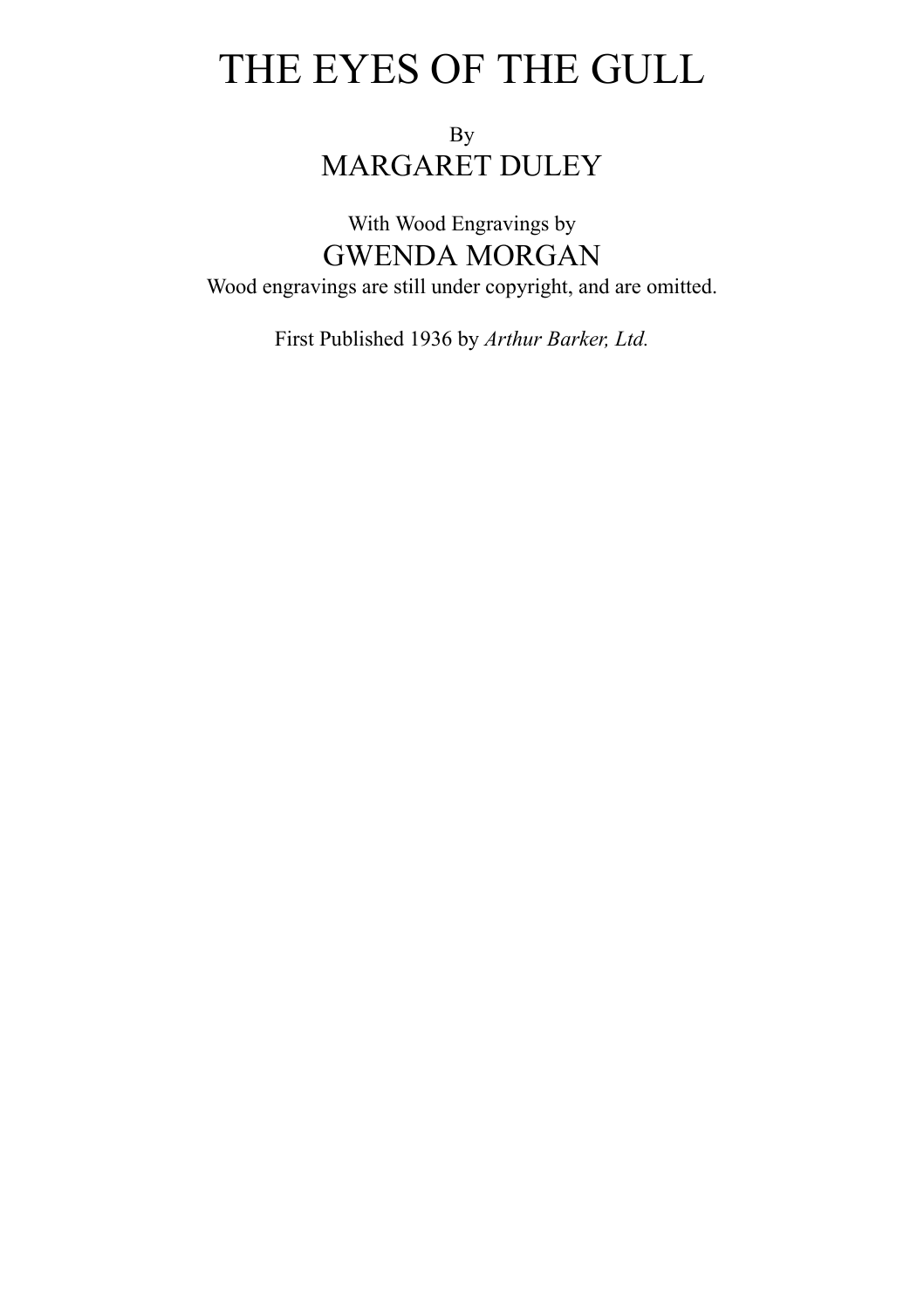# THE EYES OF THE GULL

By

MARGARET DULEY

With Wood Engravings by

GWENDA MORGAN

Wood engravings are still under copyright, and are omitted.

First Published 1936 by *Arthur Barker, Ltd.*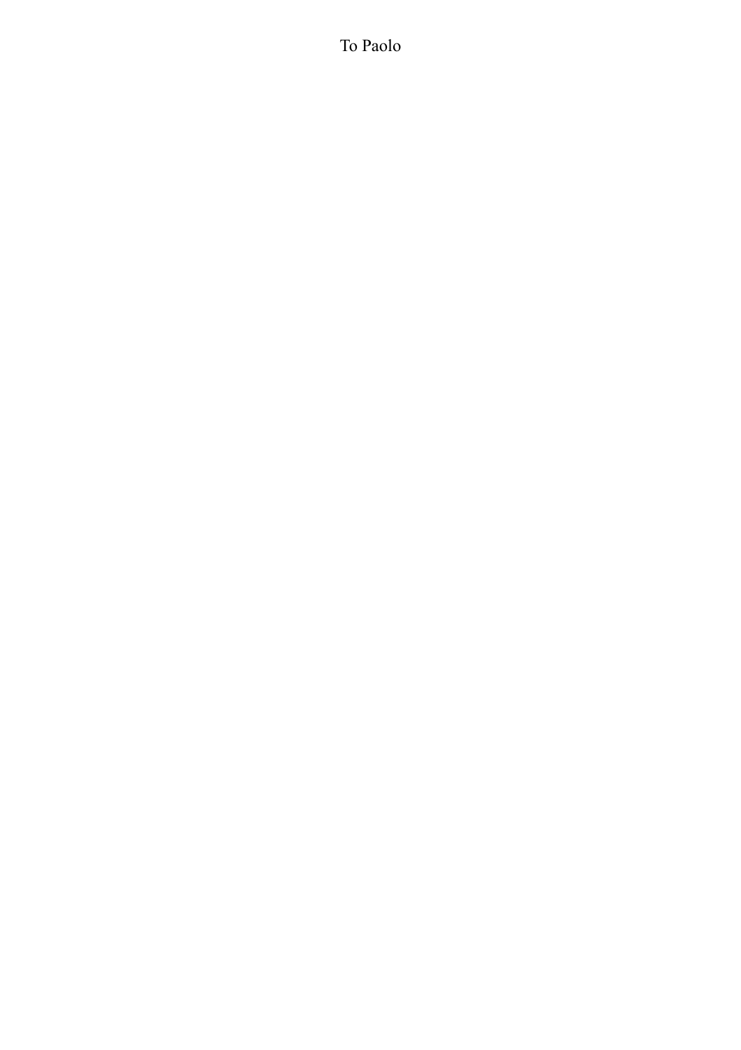To Paolo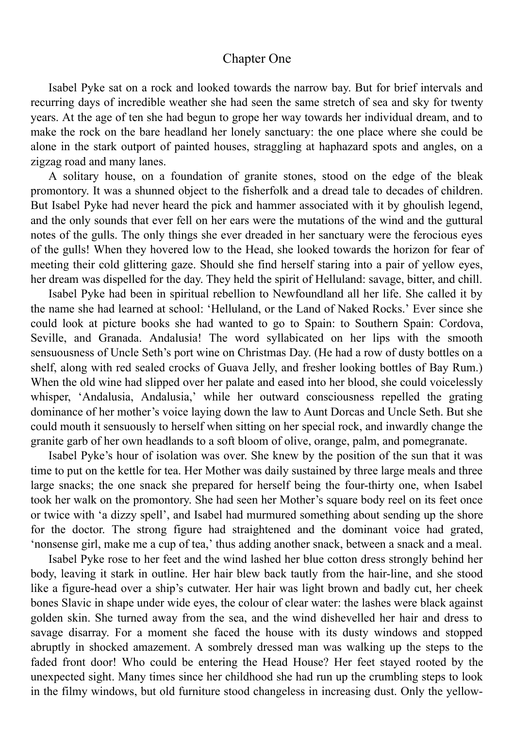# Chapter One

Isabel Pyke sat on a rock and looked towards the narrow bay. But for brief intervals and recurring days of incredible weather she had seen the same stretch of sea and sky for twenty years. At the age of ten she had begun to grope her way towards her individual dream, and to make the rock on the bare headland her lonely sanctuary: the one place where she could be alone in the stark outport of painted houses, straggling at haphazard spots and angles, on a zigzag road and many lanes.

A solitary house, on a foundation of granite stones, stood on the edge of the bleak promontory. It was a shunned object to the fisherfolk and a dread tale to decades of children. But Isabel Pyke had never heard the pick and hammer associated with it by ghoulish legend, and the only sounds that ever fell on her ears were the mutations of the wind and the guttural notes of the gulls. The only things she ever dreaded in her sanctuary were the ferocious eyes of the gulls! When they hovered low to the Head, she looked towards the horizon for fear of meeting their cold glittering gaze. Should she find herself staring into a pair of yellow eyes, her dream was dispelled for the day. They held the spirit of Helluland: savage, bitter, and chill.

Isabel Pyke had been in spiritual rebellion to Newfoundland all her life. She called it by the name she had learned at school: 'Helluland, or the Land of Naked Rocks.' Ever since she could look at picture books she had wanted to go to Spain: to Southern Spain: Cordova, Seville, and Granada. Andalusia! The word syllabicated on her lips with the smooth sensuousness of Uncle Seth's port wine on Christmas Day. (He had a row of dusty bottles on a shelf, along with red sealed crocks of Guava Jelly, and fresher looking bottles of Bay Rum.) When the old wine had slipped over her palate and eased into her blood, she could voicelessly whisper, 'Andalusia, Andalusia,' while her outward consciousness repelled the grating dominance of her mother's voice laying down the law to Aunt Dorcas and Uncle Seth. But she could mouth it sensuously to herself when sitting on her special rock, and inwardly change the granite garb of her own headlands to a soft bloom of olive, orange, palm, and pomegranate.

Isabel Pyke's hour of isolation was over. She knew by the position of the sun that it was time to put on the kettle for tea. Her Mother was daily sustained by three large meals and three large snacks; the one snack she prepared for herself being the four-thirty one, when Isabel took her walk on the promontory. She had seen her Mother's square body reel on its feet once or twice with 'a dizzy spell', and Isabel had murmured something about sending up the shore for the doctor. The strong figure had straightened and the dominant voice had grated, 'nonsense girl, make me a cup of tea,' thus adding another snack, between a snack and a meal.

Isabel Pyke rose to her feet and the wind lashed her blue cotton dress strongly behind her body, leaving it stark in outline. Her hair blew back tautly from the hair-line, and she stood like a figure-head over a ship's cutwater. Her hair was light brown and badly cut, her cheek bones Slavic in shape under wide eyes, the colour of clear water: the lashes were black against golden skin. She turned away from the sea, and the wind dishevelled her hair and dress to savage disarray. For a moment she faced the house with its dusty windows and stopped abruptly in shocked amazement. A sombrely dressed man was walking up the steps to the faded front door! Who could be entering the Head House? Her feet stayed rooted by the unexpected sight. Many times since her childhood she had run up the crumbling steps to look in the filmy windows, but old furniture stood changeless in increasing dust. Only the yellow-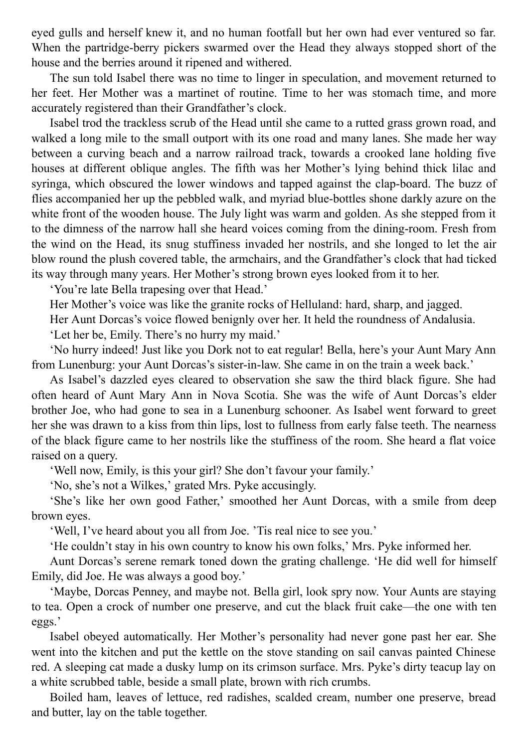eyed gulls and herself knew it, and no human footfall but her own had ever ventured so far. When the partridge-berry pickers swarmed over the Head they always stopped short of the house and the berries around it ripened and withered.

The sun told Isabel there was no time to linger in speculation, and movement returned to her feet. Her Mother was a martinet of routine. Time to her was stomach time, and more accurately registered than their Grandfather's clock.

Isabel trod the trackless scrub of the Head until she came to a rutted grass grown road, and walked a long mile to the small outport with its one road and many lanes. She made her way between a curving beach and a narrow railroad track, towards a crooked lane holding five houses at different oblique angles. The fifth was her Mother's lying behind thick lilac and syringa, which obscured the lower windows and tapped against the clap-board. The buzz of flies accompanied her up the pebbled walk, and myriad blue-bottles shone darkly azure on the white front of the wooden house. The July light was warm and golden. As she stepped from it to the dimness of the narrow hall she heard voices coming from the dining-room. Fresh from the wind on the Head, its snug stuffiness invaded her nostrils, and she longed to let the air blow round the plush covered table, the armchairs, and the Grandfather's clock that had ticked its way through many years. Her Mother's strong brown eyes looked from it to her.

'You're late Bella trapesing over that Head.'

Her Mother's voice was like the granite rocks of Helluland: hard, sharp, and jagged.

Her Aunt Dorcas's voice flowed benignly over her. It held the roundness of Andalusia.

'Let her be, Emily. There's no hurry my maid.'

'No hurry indeed! Just like you Dork not to eat regular! Bella, here's your Aunt Mary Ann from Lunenburg: your Aunt Dorcas's sister-in-law. She came in on the train a week back.'

As Isabel's dazzled eyes cleared to observation she saw the third black figure. She had often heard of Aunt Mary Ann in Nova Scotia. She was the wife of Aunt Dorcas's elder brother Joe, who had gone to sea in a Lunenburg schooner. As Isabel went forward to greet her she was drawn to a kiss from thin lips, lost to fullness from early false teeth. The nearness of the black figure came to her nostrils like the stuffiness of the room. She heard a flat voice raised on a query.

'Well now, Emily, is this your girl? She don't favour your family.'

'No, she's not a Wilkes,' grated Mrs. Pyke accusingly.

'She's like her own good Father,' smoothed her Aunt Dorcas, with a smile from deep brown eyes.

'Well, I've heard about you all from Joe. 'Tis real nice to see you.'

'He couldn't stay in his own country to know his own folks,' Mrs. Pyke informed her.

Aunt Dorcas's serene remark toned down the grating challenge. 'He did well for himself Emily, did Joe. He was always a good boy.'

'Maybe, Dorcas Penney, and maybe not. Bella girl, look spry now. Your Aunts are staying to tea. Open a crock of number one preserve, and cut the black fruit cake—the one with ten eggs.'

Isabel obeyed automatically. Her Mother's personality had never gone past her ear. She went into the kitchen and put the kettle on the stove standing on sail canvas painted Chinese red. A sleeping cat made a dusky lump on its crimson surface. Mrs. Pyke's dirty teacup lay on a white scrubbed table, beside a small plate, brown with rich crumbs.

Boiled ham, leaves of lettuce, red radishes, scalded cream, number one preserve, bread and butter, lay on the table together.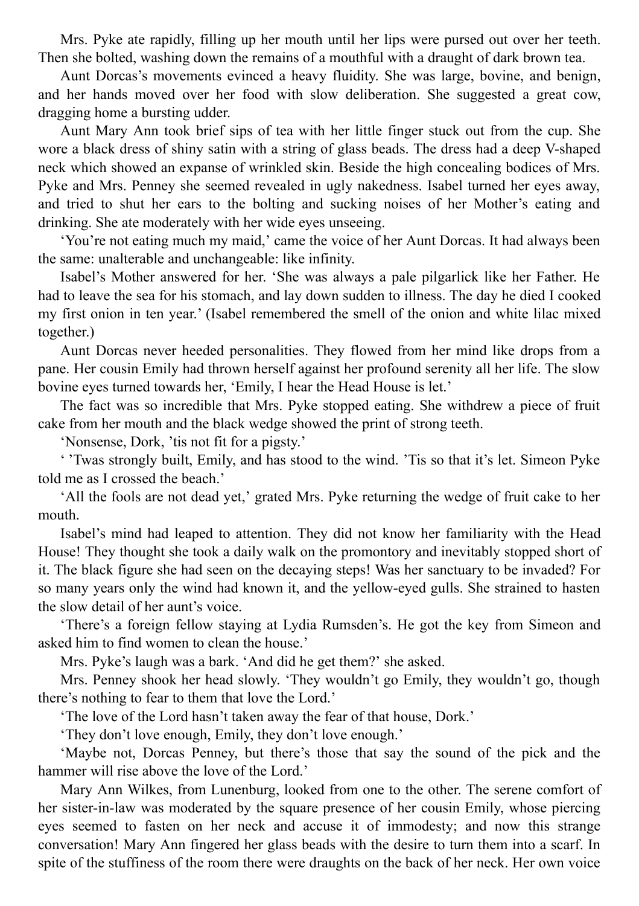Mrs. Pyke ate rapidly, filling up her mouth until her lips were pursed out over her teeth. Then she bolted, washing down the remains of a mouthful with a draught of dark brown tea.

Aunt Dorcas's movements evinced a heavy fluidity. She was large, bovine, and benign, and her hands moved over her food with slow deliberation. She suggested a great cow, dragging home a bursting udder.

Aunt Mary Ann took brief sips of tea with her little finger stuck out from the cup. She wore a black dress of shiny satin with a string of glass beads. The dress had a deep V-shaped neck which showed an expanse of wrinkled skin. Beside the high concealing bodices of Mrs. Pyke and Mrs. Penney she seemed revealed in ugly nakedness. Isabel turned her eyes away, and tried to shut her ears to the bolting and sucking noises of her Mother's eating and drinking. She ate moderately with her wide eyes unseeing.

'You're not eating much my maid,' came the voice of her Aunt Dorcas. It had always been the same: unalterable and unchangeable: like infinity.

Isabel's Mother answered for her. 'She was always a pale pilgarlick like her Father. He had to leave the sea for his stomach, and lay down sudden to illness. The day he died I cooked my first onion in ten year.' (Isabel remembered the smell of the onion and white lilac mixed together.)

Aunt Dorcas never heeded personalities. They flowed from her mind like drops from a pane. Her cousin Emily had thrown herself against her profound serenity all her life. The slow bovine eyes turned towards her, 'Emily, I hear the Head House is let.'

The fact was so incredible that Mrs. Pyke stopped eating. She withdrew a piece of fruit cake from her mouth and the black wedge showed the print of strong teeth.

'Nonsense, Dork, 'tis not fit for a pigsty.'

' 'Twas strongly built, Emily, and has stood to the wind. 'Tis so that it's let. Simeon Pyke told me as I crossed the beach.'

'All the fools are not dead yet,' grated Mrs. Pyke returning the wedge of fruit cake to her mouth.

Isabel's mind had leaped to attention. They did not know her familiarity with the Head House! They thought she took a daily walk on the promontory and inevitably stopped short of it. The black figure she had seen on the decaying steps! Was her sanctuary to be invaded? For so many years only the wind had known it, and the yellow-eyed gulls. She strained to hasten the slow detail of her aunt's voice.

'There's a foreign fellow staying at Lydia Rumsden's. He got the key from Simeon and asked him to find women to clean the house.'

Mrs. Pyke's laugh was a bark. 'And did he get them?' she asked.

Mrs. Penney shook her head slowly. 'They wouldn't go Emily, they wouldn't go, though there's nothing to fear to them that love the Lord.'

'The love of the Lord hasn't taken away the fear of that house, Dork.'

'They don't love enough, Emily, they don't love enough.'

'Maybe not, Dorcas Penney, but there's those that say the sound of the pick and the hammer will rise above the love of the Lord.'

Mary Ann Wilkes, from Lunenburg, looked from one to the other. The serene comfort of her sister-in-law was moderated by the square presence of her cousin Emily, whose piercing eyes seemed to fasten on her neck and accuse it of immodesty; and now this strange conversation! Mary Ann fingered her glass beads with the desire to turn them into a scarf. In spite of the stuffiness of the room there were draughts on the back of her neck. Her own voice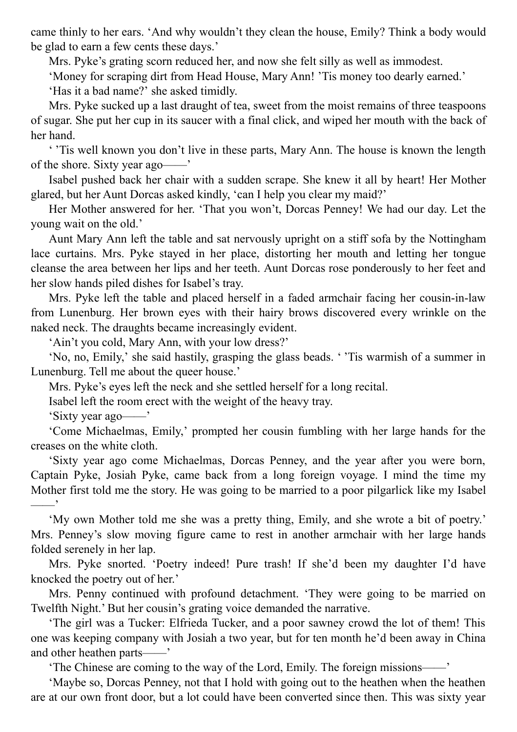came thinly to her ears. ‘And why wouldn’t they clean the house, Emily? Think a body would be glad to earn a few cents these days.’

Mrs. Pyke’s grating scorn reduced her, and now she felt silly as well as immodest.

‘Money for scraping dirt from Head House, Mary Ann! ’Tis money too dearly earned.’

‘Has it a bad name?’ she asked timidly.

Mrs. Pyke sucked up a last draught of tea, sweet from the moist remains of three teaspoons of sugar. She put her cup in its saucer with a final click, and wiped her mouth with the back of her hand.

‘ ’Tis well known you don’t live in these parts, Mary Ann. The house is known the length of the shore. Sixty year ago——’

Isabel pushed back her chair with a sudden scrape. She knew it all by heart! Her Mother glared, but her Aunt Dorcas asked kindly, ‘can I help you clear my maid?’

Her Mother answered for her. ‘That you won’t, Dorcas Penney! We had our day. Let the young wait on the old.’

Aunt Mary Ann left the table and sat nervously upright on a stiff sofa by the Nottingham lace curtains. Mrs. Pyke stayed in her place, distorting her mouth and letting her tongue cleanse the area between her lips and her teeth. Aunt Dorcas rose ponderously to her feet and her slow hands piled dishes for Isabel’s tray.

Mrs. Pyke left the table and placed herself in a faded armchair facing her cousin-in-law from Lunenburg. Her brown eyes with their hairy brows discovered every wrinkle on the naked neck. The draughts became increasingly evident.

‘Ain’t you cold, Mary Ann, with your low dress?’

‘No, no, Emily,’ she said hastily, grasping the glass beads. ‘ ’Tis warmish of a summer in Lunenburg. Tell me about the queer house.’

Mrs. Pyke’s eyes left the neck and she settled herself for a long recital.

Isabel left the room erect with the weight of the heavy tray.

‘Sixty year ago——’

‘Come Michaelmas, Emily,’ prompted her cousin fumbling with her large hands for the creases on the white cloth.

‘Sixty year ago come Michaelmas, Dorcas Penney, and the year after you were born, Captain Pyke, Josiah Pyke, came back from a long foreign voyage. I mind the time my Mother first told me the story. He was going to be married to a poor pilgarlick like my Isabel ——’

‘My own Mother told me she was a pretty thing, Emily, and she wrote a bit of poetry.’ Mrs. Penney’s slow moving figure came to rest in another armchair with her large hands folded serenely in her lap.

Mrs. Pyke snorted. ‘Poetry indeed! Pure trash! If she’d been my daughter I’d have knocked the poetry out of her.’

Mrs. Penny continued with profound detachment. ‘They were going to be married on Twelfth Night.’ But her cousin’s grating voice demanded the narrative.

‘The girl was a Tucker: Elfrieda Tucker, and a poor sawney crowd the lot of them! This one was keeping company with Josiah a two year, but for ten month he’d been away in China and other heathen parts——’

‘The Chinese are coming to the way of the Lord, Emily. The foreign missions——’

‘Maybe so, Dorcas Penney, not that I hold with going out to the heathen when the heathen are at our own front door, but a lot could have been converted since then. This was sixty year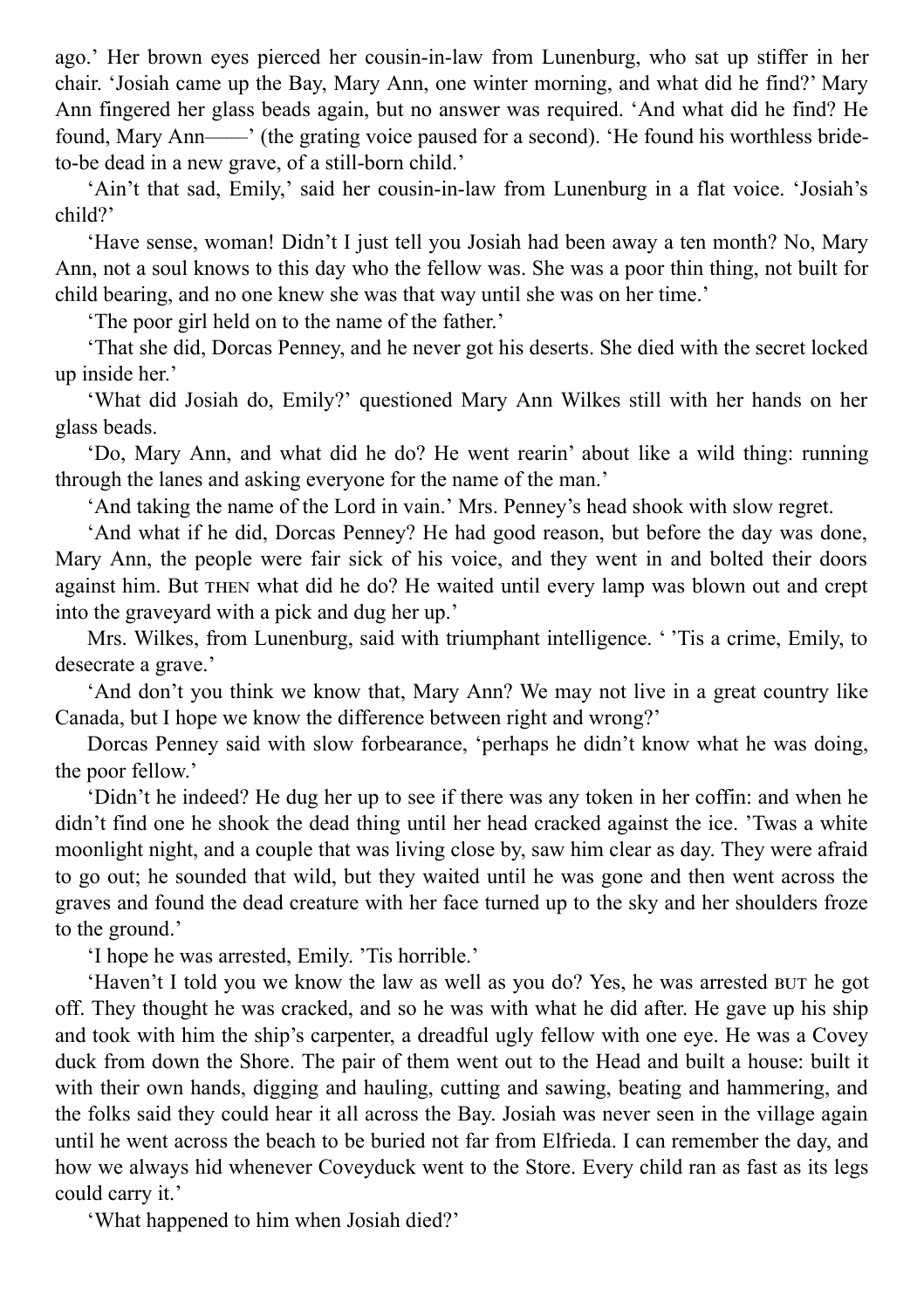ago.' Her brown eyes pierced her cousin-in-law from Lunenburg, who sat up stiffer in her chair. 'Josiah came up the Bay, Mary Ann, one winter morning, and what did he find?' Mary Ann fingered her glass beads again, but no answer was required. 'And what did he find? He found, Mary Ann——' (the grating voice paused for a second). 'He found his worthless bride-to-be dead in a new grave, of a still-born child.'

'Ain't that sad, Emily,' said her cousin-in-law from Lunenburg in a flat voice. 'Josiah's child?'

'Have sense, woman! Didn't I just tell you Josiah had been away a ten month? No, Mary Ann, not a soul knows to this day who the fellow was. She was a poor thin thing, not built for child bearing, and no one knew she was that way until she was on her time.'

'The poor girl held on to the name of the father.'

'That she did, Dorcas Penney, and he never got his deserts. She died with the secret locked up inside her.'

'What did Josiah do, Emily?' questioned Mary Ann Wilkes still with her hands on her glass beads.

'Do, Mary Ann, and what did he do? He went rearin' about like a wild thing: running through the lanes and asking everyone for the name of the man.'

'And taking the name of the Lord in vain.' Mrs. Penney's head shook with slow regret.

'And what if he did, Dorcas Penney? He had good reason, but before the day was done, Mary Ann, the people were fair sick of his voice, and they went in and bolted their doors against him. But THEN what did he do? He waited until every lamp was blown out and crept into the graveyard with a pick and dug her up.'

Mrs. Wilkes, from Lunenburg, said with triumphant intelligence. ' 'Tis a crime, Emily, to desecrate a grave.'

'And don't you think we know that, Mary Ann? We may not live in a great country like Canada, but I hope we know the difference between right and wrong?'

Dorcas Penney said with slow forbearance, 'perhaps he didn't know what he was doing, the poor fellow.'

'Didn't he indeed? He dug her up to see if there was any token in her coffin: and when he didn't find one he shook the dead thing until her head cracked against the ice. 'Twas a white moonlight night, and a couple that was living close by, saw him clear as day. They were afraid to go out; he sounded that wild, but they waited until he was gone and then went across the graves and found the dead creature with her face turned up to the sky and her shoulders froze to the ground.'

'I hope he was arrested, Emily. 'Tis horrible.'

'Haven't I told you we know the law as well as you do? Yes, he was arrested BUT he got off. They thought he was cracked, and so he was with what he did after. He gave up his ship and took with him the ship's carpenter, a dreadful ugly fellow with one eye. He was a Covey duck from down the Shore. The pair of them went out to the Head and built a house: built it with their own hands, digging and hauling, cutting and sawing, beating and hammering, and the folks said they could hear it all across the Bay. Josiah was never seen in the village again until he went across the beach to be buried not far from Elfrieda. I can remember the day, and how we always hid whenever Coveyduck went to the Store. Every child ran as fast as its legs could carry it.'

'What happened to him when Josiah died?'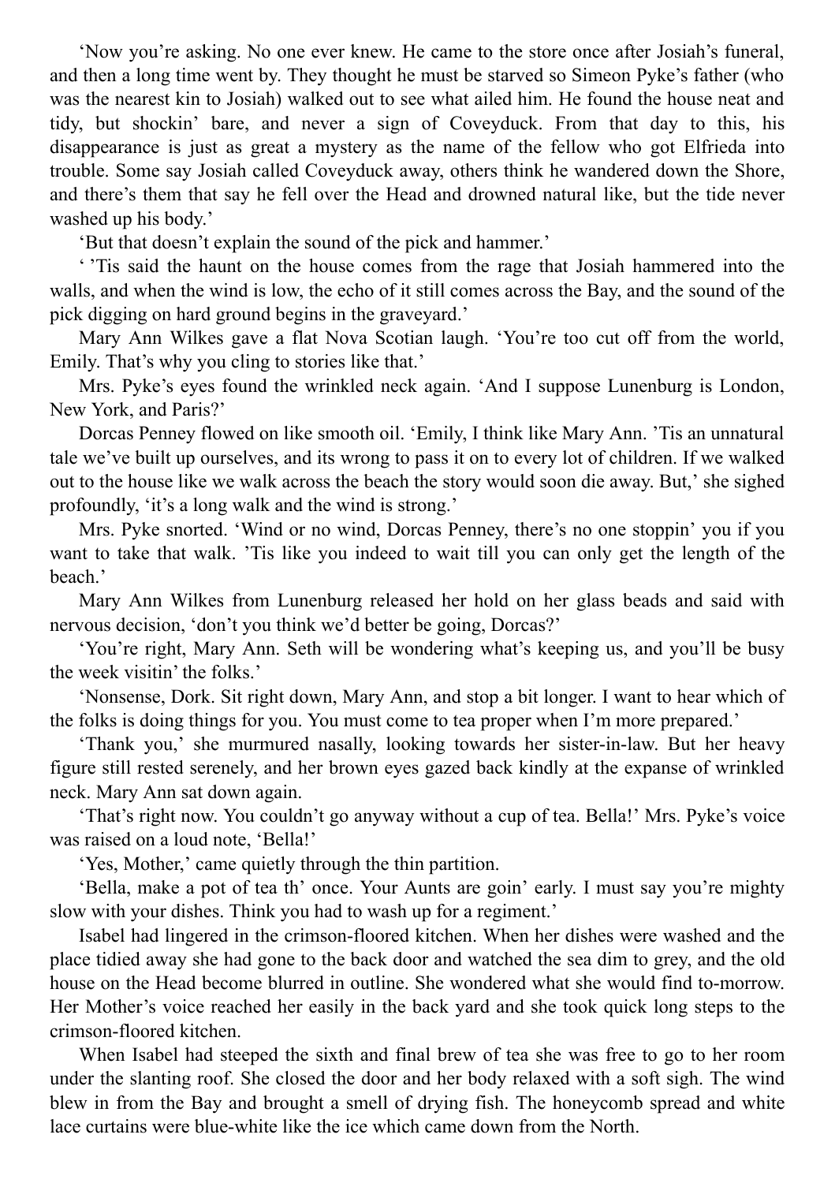'Now you're asking. No one ever knew. He came to the store once after Josiah's funeral, and then a long time went by. They thought he must be starved so Simeon Pyke's father (who was the nearest kin to Josiah) walked out to see what ailed him. He found the house neat and tidy, but shockin' bare, and never a sign of Coveyduck. From that day to this, his disappearance is just as great a mystery as the name of the fellow who got Elfrieda into trouble. Some say Josiah called Coveyduck away, others think he wandered down the Shore, and there's them that say he fell over the Head and drowned natural like, but the tide never washed up his body.'

'But that doesn't explain the sound of the pick and hammer.'

' 'Tis said the haunt on the house comes from the rage that Josiah hammered into the walls, and when the wind is low, the echo of it still comes across the Bay, and the sound of the pick digging on hard ground begins in the graveyard.'

Mary Ann Wilkes gave a flat Nova Scotian laugh. 'You're too cut off from the world, Emily. That's why you cling to stories like that.'

Mrs. Pyke's eyes found the wrinkled neck again. 'And I suppose Lunenburg is London, New York, and Paris?'

Dorcas Penney flowed on like smooth oil. 'Emily, I think like Mary Ann. 'Tis an unnatural tale we've built up ourselves, and its wrong to pass it on to every lot of children. If we walked out to the house like we walk across the beach the story would soon die away. But,' she sighed profoundly, 'it's a long walk and the wind is strong.'

Mrs. Pyke snorted. 'Wind or no wind, Dorcas Penney, there's no one stoppin' you if you want to take that walk. 'Tis like you indeed to wait till you can only get the length of the beach.'

Mary Ann Wilkes from Lunenburg released her hold on her glass beads and said with nervous decision, 'don't you think we'd better be going, Dorcas?'

'You're right, Mary Ann. Seth will be wondering what's keeping us, and you'll be busy the week visitin' the folks.'

'Nonsense, Dork. Sit right down, Mary Ann, and stop a bit longer. I want to hear which of the folks is doing things for you. You must come to tea proper when I'm more prepared.'

'Thank you,' she murmured nasally, looking towards her sister-in-law. But her heavy figure still rested serenely, and her brown eyes gazed back kindly at the expanse of wrinkled neck. Mary Ann sat down again.

'That's right now. You couldn't go anyway without a cup of tea. Bella!' Mrs. Pyke's voice was raised on a loud note, 'Bella!'

'Yes, Mother,' came quietly through the thin partition.

'Bella, make a pot of tea th' once. Your Aunts are goin' early. I must say you're mighty slow with your dishes. Think you had to wash up for a regiment.'

Isabel had lingered in the crimson-floored kitchen. When her dishes were washed and the place tidied away she had gone to the back door and watched the sea dim to grey, and the old house on the Head become blurred in outline. She wondered what she would find to-morrow. Her Mother's voice reached her easily in the back yard and she took quick long steps to the crimson-floored kitchen.

When Isabel had steeped the sixth and final brew of tea she was free to go to her room under the slanting roof. She closed the door and her body relaxed with a soft sigh. The wind blew in from the Bay and brought a smell of drying fish. The honeycomb spread and white lace curtains were blue-white like the ice which came down from the North.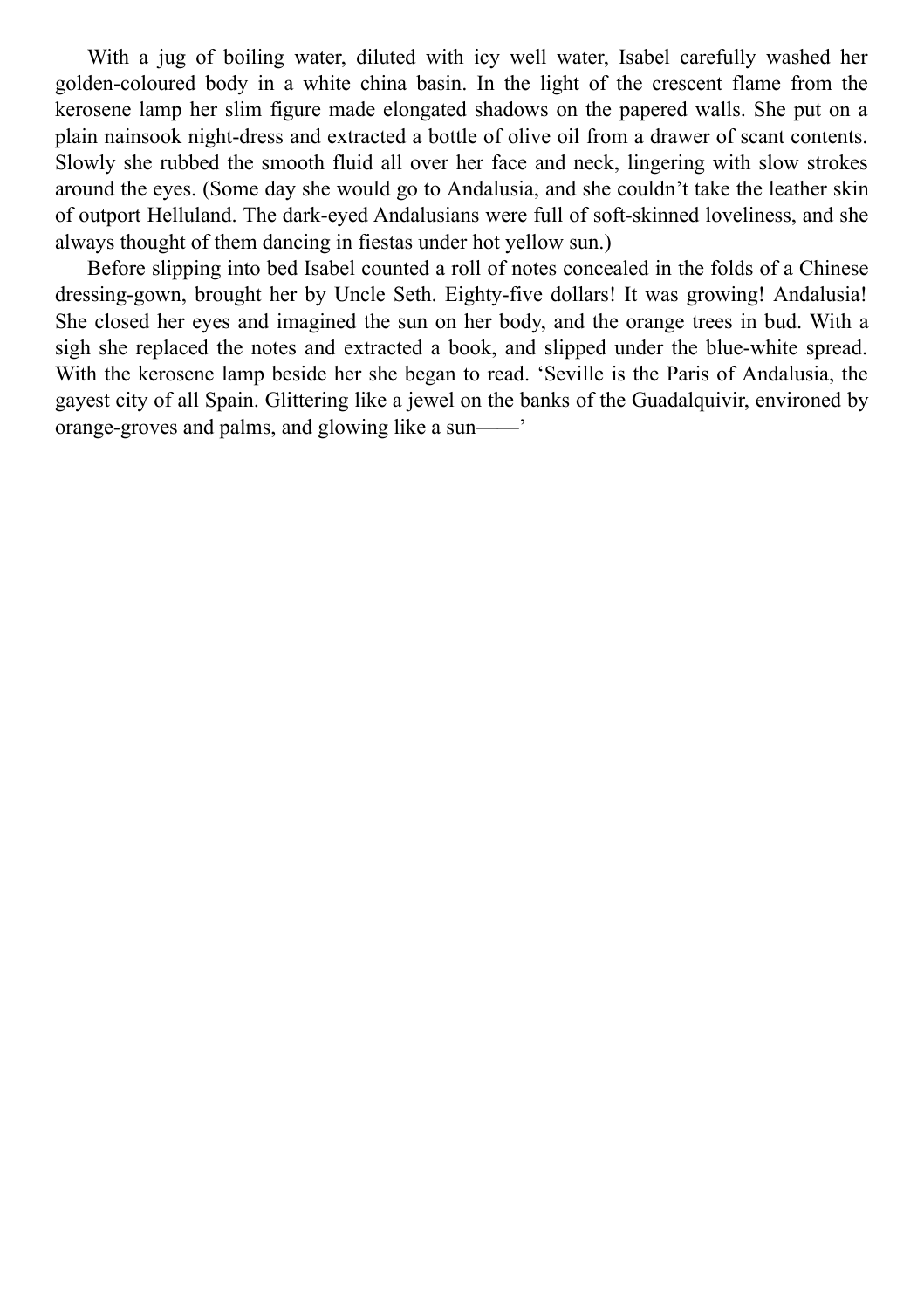With a jug of boiling water, diluted with icy well water, Isabel carefully washed her golden-coloured body in a white china basin. In the light of the crescent flame from the kerosene lamp her slim figure made elongated shadows on the papered walls. She put on a plain nainsook night-dress and extracted a bottle of olive oil from a drawer of scant contents. Slowly she rubbed the smooth fluid all over her face and neck, lingering with slow strokes around the eyes. (Some day she would go to Andalusia, and she couldn't take the leather skin of outport Helluland. The dark-eyed Andalusians were full of soft-skinned loveliness, and she always thought of them dancing in fiestas under hot yellow sun.)

Before slipping into bed Isabel counted a roll of notes concealed in the folds of a Chinese dressing-gown, brought her by Uncle Seth. Eighty-five dollars! It was growing! Andalusia! She closed her eyes and imagined the sun on her body, and the orange trees in bud. With a sigh she replaced the notes and extracted a book, and slipped under the blue-white spread. With the kerosene lamp beside her she began to read. 'Seville is the Paris of Andalusia, the gayest city of all Spain. Glittering like a jewel on the banks of the Guadalquivir, environed by orange-groves and palms, and glowing like a sun——'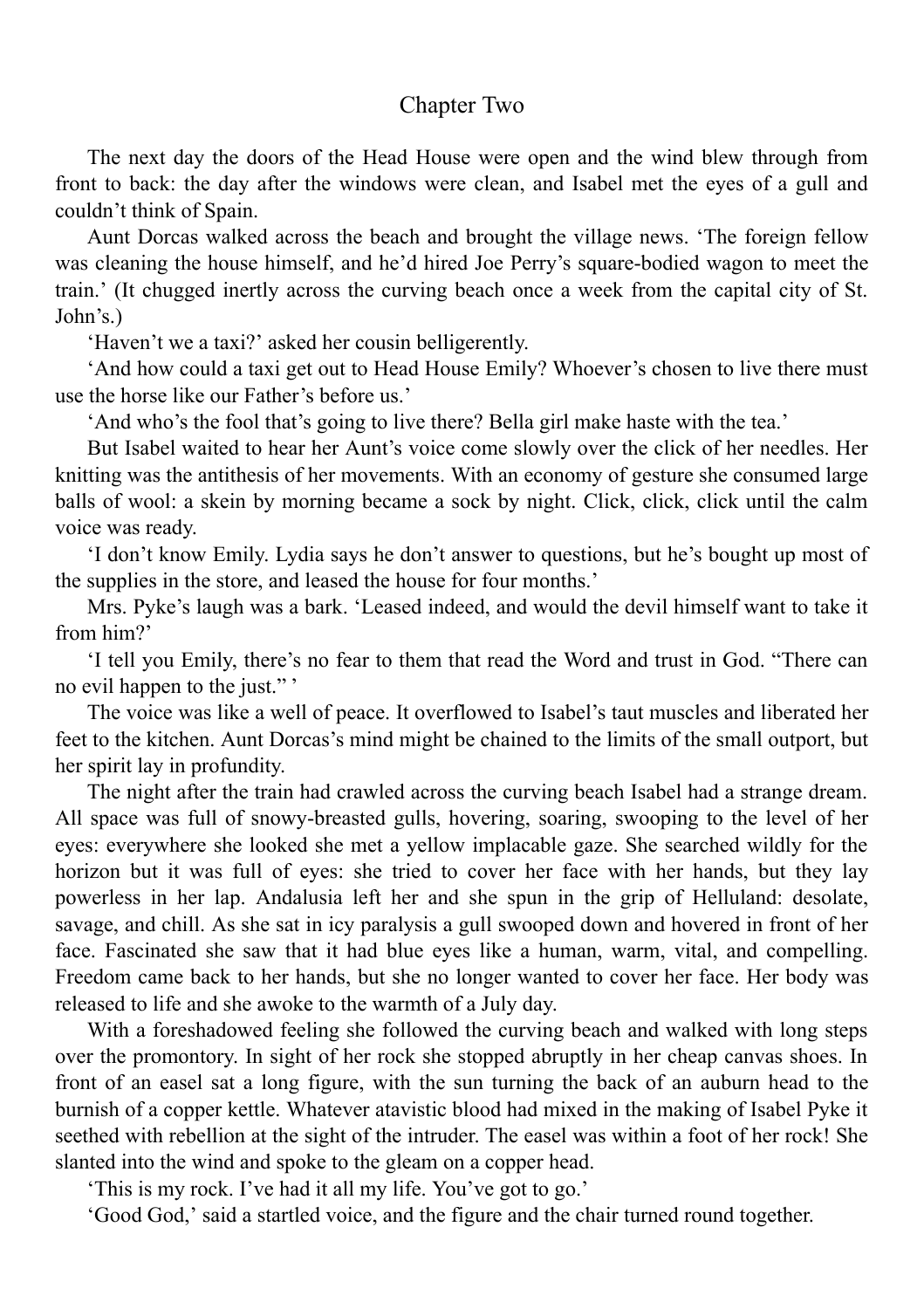## Chapter Two

The next day the doors of the Head House were open and the wind blew through from front to back: the day after the windows were clean, and Isabel met the eyes of a gull and couldn't think of Spain.

Aunt Dorcas walked across the beach and brought the village news. 'The foreign fellow was cleaning the house himself, and he'd hired Joe Perry's square-bodied wagon to meet the train.' (It chugged inertly across the curving beach once a week from the capital city of St. John's.)

'Haven't we a taxi?' asked her cousin belligerently.

'And how could a taxi get out to Head House Emily? Whoever's chosen to live there must use the horse like our Father's before us.'

'And who's the fool that's going to live there? Bella girl make haste with the tea.'

But Isabel waited to hear her Aunt's voice come slowly over the click of her needles. Her knitting was the antithesis of her movements. With an economy of gesture she consumed large balls of wool: a skein by morning became a sock by night. Click, click, click until the calm voice was ready.

'I don't know Emily. Lydia says he don't answer to questions, but he's bought up most of the supplies in the store, and leased the house for four months.'

Mrs. Pyke's laugh was a bark. 'Leased indeed, and would the devil himself want to take it from him?'

'I tell you Emily, there's no fear to them that read the Word and trust in God. "There can no evil happen to the just." '

The voice was like a well of peace. It overflowed to Isabel's taut muscles and liberated her feet to the kitchen. Aunt Dorcas's mind might be chained to the limits of the small outport, but her spirit lay in profundity.

The night after the train had crawled across the curving beach Isabel had a strange dream. All space was full of snowy-breasted gulls, hovering, soaring, swooping to the level of her eyes: everywhere she looked she met a yellow implacable gaze. She searched wildly for the horizon but it was full of eyes: she tried to cover her face with her hands, but they lay powerless in her lap. Andalusia left her and she spun in the grip of Helluland: desolate, savage, and chill. As she sat in icy paralysis a gull swooped down and hovered in front of her face. Fascinated she saw that it had blue eyes like a human, warm, vital, and compelling. Freedom came back to her hands, but she no longer wanted to cover her face. Her body was released to life and she awoke to the warmth of a July day.

With a foreshadowed feeling she followed the curving beach and walked with long steps over the promontory. In sight of her rock she stopped abruptly in her cheap canvas shoes. In front of an easel sat a long figure, with the sun turning the back of an auburn head to the burnish of a copper kettle. Whatever atavistic blood had mixed in the making of Isabel Pyke it seethed with rebellion at the sight of the intruder. The easel was within a foot of her rock! She slanted into the wind and spoke to the gleam on a copper head.

'This is my rock. I've had it all my life. You've got to go.'

'Good God,' said a startled voice, and the figure and the chair turned round together.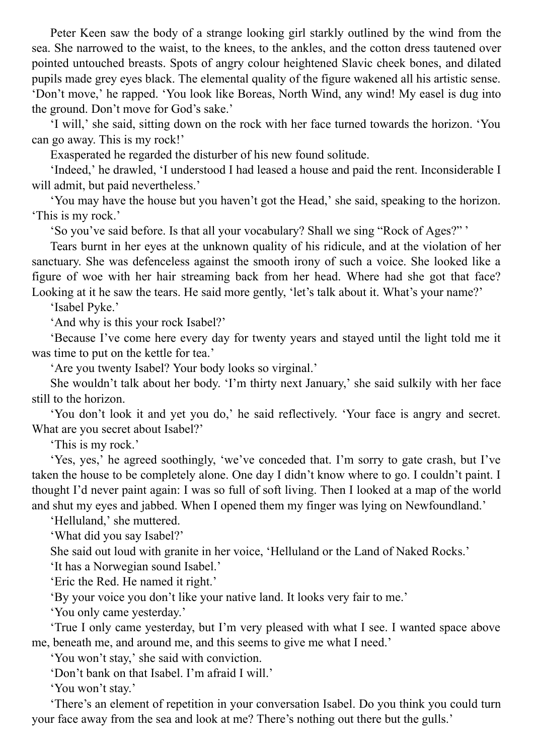Peter Keen saw the body of a strange looking girl starkly outlined by the wind from the sea. She narrowed to the waist, to the knees, to the ankles, and the cotton dress tautened over pointed untouched breasts. Spots of angry colour heightened Slavic cheek bones, and dilated pupils made grey eyes black. The elemental quality of the figure wakened all his artistic sense. 'Don't move,' he rapped. 'You look like Boreas, North Wind, any wind! My easel is dug into the ground. Don't move for God's sake.'

'I will,' she said, sitting down on the rock with her face turned towards the horizon. 'You can go away. This is my rock!'

Exasperated he regarded the disturber of his new found solitude.

'Indeed,' he drawled, 'I understood I had leased a house and paid the rent. Inconsiderable I will admit, but paid nevertheless.'

'You may have the house but you haven't got the Head,' she said, speaking to the horizon. 'This is my rock.'

'So you've said before. Is that all your vocabulary? Shall we sing "Rock of Ages?" '

Tears burnt in her eyes at the unknown quality of his ridicule, and at the violation of her sanctuary. She was defenceless against the smooth irony of such a voice. She looked like a figure of woe with her hair streaming back from her head. Where had she got that face? Looking at it he saw the tears. He said more gently, 'let's talk about it. What's your name?'

'Isabel Pyke.'

'And why is this your rock Isabel?'

'Because I've come here every day for twenty years and stayed until the light told me it was time to put on the kettle for tea.'

'Are you twenty Isabel? Your body looks so virginal.'

She wouldn't talk about her body. 'I'm thirty next January,' she said sulkily with her face still to the horizon.

'You don't look it and yet you do,' he said reflectively. 'Your face is angry and secret. What are you secret about Isabel?'

'This is my rock.'

'Yes, yes,' he agreed soothingly, 'we've conceded that. I'm sorry to gate crash, but I've taken the house to be completely alone. One day I didn't know where to go. I couldn't paint. I thought I'd never paint again: I was so full of soft living. Then I looked at a map of the world and shut my eyes and jabbed. When I opened them my finger was lying on Newfoundland.'

'Helluland,' she muttered.

'What did you say Isabel?'

She said out loud with granite in her voice, 'Helluland or the Land of Naked Rocks.'

'It has a Norwegian sound Isabel.'

'Eric the Red. He named it right.'

'By your voice you don't like your native land. It looks very fair to me.'

'You only came yesterday.'

'True I only came yesterday, but I'm very pleased with what I see. I wanted space above me, beneath me, and around me, and this seems to give me what I need.'

'You won't stay,' she said with conviction.

'Don't bank on that Isabel. I'm afraid I will.'

'You won't stay.'

'There's an element of repetition in your conversation Isabel. Do you think you could turn your face away from the sea and look at me? There's nothing out there but the gulls.'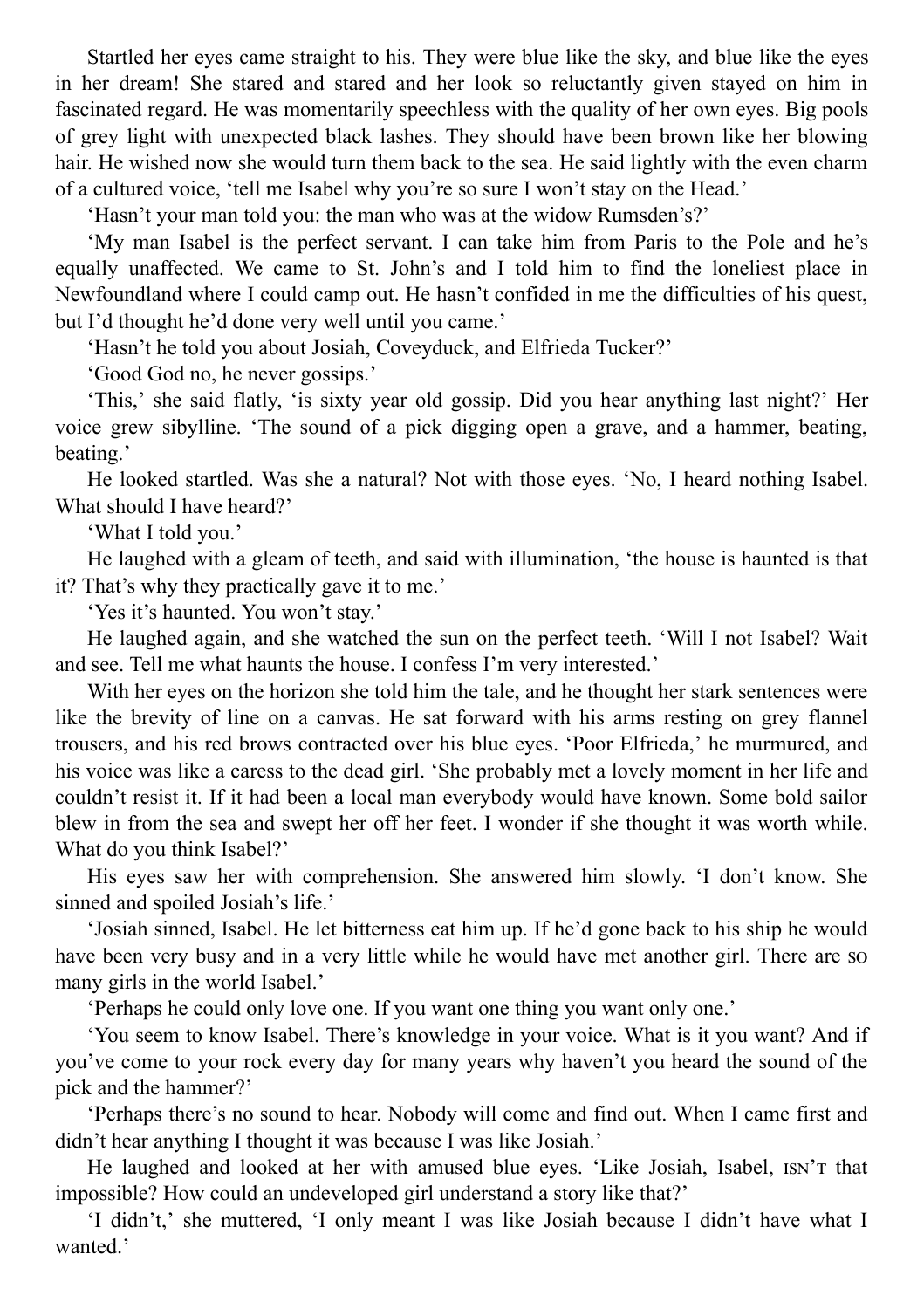Startled her eyes came straight to his. They were blue like the sky, and blue like the eyes in her dream! She stared and stared and her look so reluctantly given stayed on him in fascinated regard. He was momentarily speechless with the quality of her own eyes. Big pools of grey light with unexpected black lashes. They should have been brown like her blowing hair. He wished now she would turn them back to the sea. He said lightly with the even charm of a cultured voice, 'tell me Isabel why you're so sure I won't stay on the Head.'

'Hasn't your man told you: the man who was at the widow Rumsden's?'

'My man Isabel is the perfect servant. I can take him from Paris to the Pole and he's equally unaffected. We came to St. John's and I told him to find the loneliest place in Newfoundland where I could camp out. He hasn't confided in me the difficulties of his quest, but I'd thought he'd done very well until you came.'

'Hasn't he told you about Josiah, Coveyduck, and Elfrieda Tucker?'

'Good God no, he never gossips.'

'This,' she said flatly, 'is sixty year old gossip. Did you hear anything last night?' Her voice grew sibylline. 'The sound of a pick digging open a grave, and a hammer, beating, beating.'

He looked startled. Was she a natural? Not with those eyes. 'No, I heard nothing Isabel. What should I have heard?'

'What I told you.'

He laughed with a gleam of teeth, and said with illumination, 'the house is haunted is that it? That's why they practically gave it to me.'

'Yes it's haunted. You won't stay.'

He laughed again, and she watched the sun on the perfect teeth. 'Will I not Isabel? Wait and see. Tell me what haunts the house. I confess I'm very interested.'

With her eyes on the horizon she told him the tale, and he thought her stark sentences were like the brevity of line on a canvas. He sat forward with his arms resting on grey flannel trousers, and his red brows contracted over his blue eyes. 'Poor Elfrieda,' he murmured, and his voice was like a caress to the dead girl. 'She probably met a lovely moment in her life and couldn't resist it. If it had been a local man everybody would have known. Some bold sailor blew in from the sea and swept her off her feet. I wonder if she thought it was worth while. What do you think Isabel?'

His eyes saw her with comprehension. She answered him slowly. 'I don't know. She sinned and spoiled Josiah's life.'

'Josiah sinned, Isabel. He let bitterness eat him up. If he'd gone back to his ship he would have been very busy and in a very little while he would have met another girl. There are so many girls in the world Isabel.'

'Perhaps he could only love one. If you want one thing you want only one.'

'You seem to know Isabel. There's knowledge in your voice. What is it you want? And if you've come to your rock every day for many years why haven't you heard the sound of the pick and the hammer?'

'Perhaps there's no sound to hear. Nobody will come and find out. When I came first and didn't hear anything I thought it was because I was like Josiah.'

He laughed and looked at her with amused blue eyes. 'Like Josiah, Isabel, ISN'T that impossible? How could an undeveloped girl understand a story like that?'

'I didn't,' she muttered, 'I only meant I was like Josiah because I didn't have what I wanted.'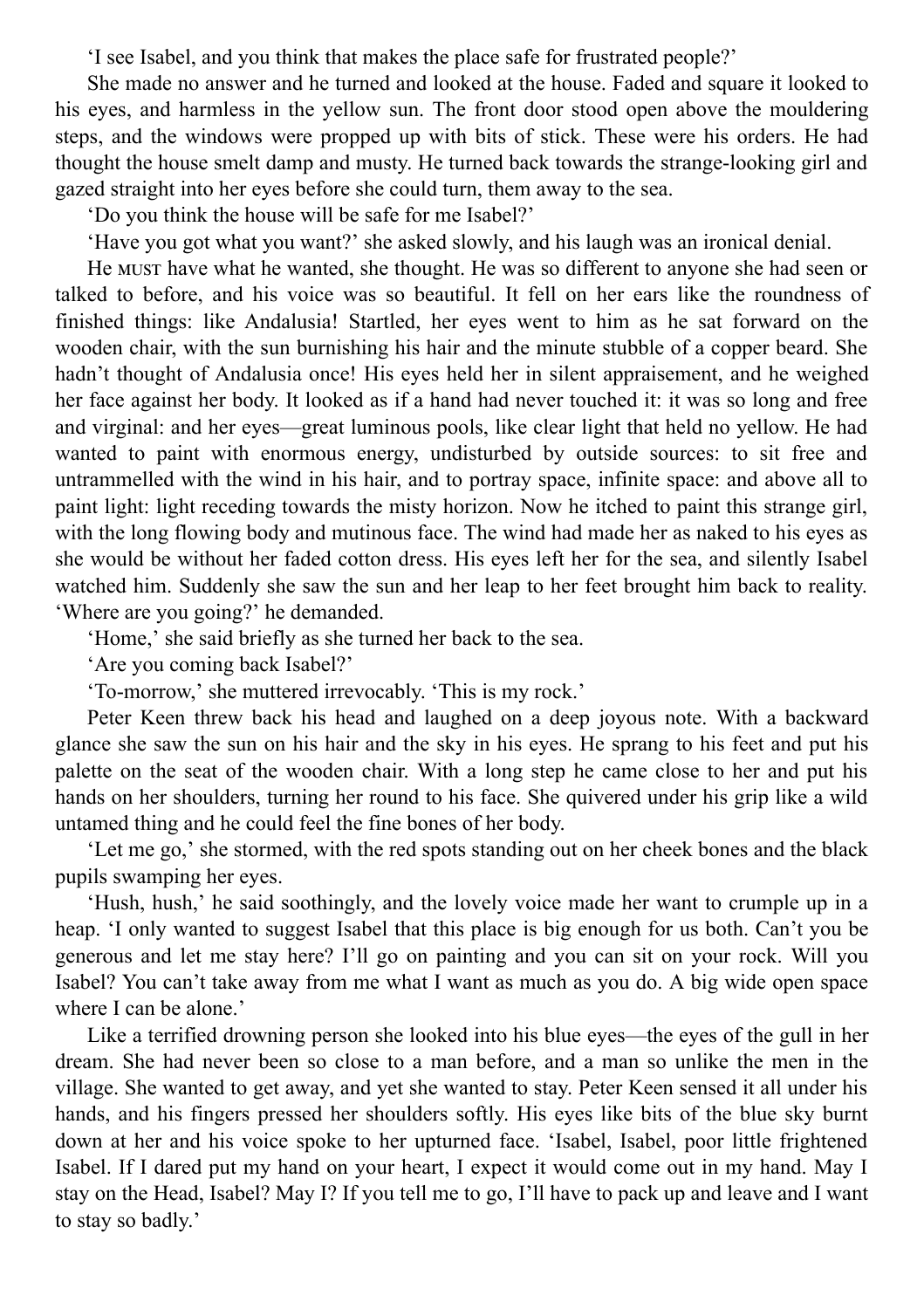‘I see Isabel, and you think that makes the place safe for frustrated people?’

She made no answer and he turned and looked at the house. Faded and square it looked to his eyes, and harmless in the yellow sun. The front door stood open above the mouldering steps, and the windows were propped up with bits of stick. These were his orders. He had thought the house smelt damp and musty. He turned back towards the strange-looking girl and gazed straight into her eyes before she could turn, them away to the sea.

‘Do you think the house will be safe for me Isabel?’

‘Have you got what you want?’ she asked slowly, and his laugh was an ironical denial.

He MUST have what he wanted, she thought. He was so different to anyone she had seen or talked to before, and his voice was so beautiful. It fell on her ears like the roundness of finished things: like Andalusia! Startled, her eyes went to him as he sat forward on the wooden chair, with the sun burnishing his hair and the minute stubble of a copper beard. She hadn’t thought of Andalusia once! His eyes held her in silent appraisement, and he weighed her face against her body. It looked as if a hand had never touched it: it was so long and free and virginal: and her eyes—great luminous pools, like clear light that held no yellow. He had wanted to paint with enormous energy, undisturbed by outside sources: to sit free and untrammelled with the wind in his hair, and to portray space, infinite space: and above all to paint light: light receding towards the misty horizon. Now he itched to paint this strange girl, with the long flowing body and mutinous face. The wind had made her as naked to his eyes as she would be without her faded cotton dress. His eyes left her for the sea, and silently Isabel watched him. Suddenly she saw the sun and her leap to her feet brought him back to reality. ‘Where are you going?’ he demanded.

‘Home,’ she said briefly as she turned her back to the sea.

‘Are you coming back Isabel?’

‘To-morrow,’ she muttered irrevocably. ‘This is my rock.’

Peter Keen threw back his head and laughed on a deep joyous note. With a backward glance she saw the sun on his hair and the sky in his eyes. He sprang to his feet and put his palette on the seat of the wooden chair. With a long step he came close to her and put his hands on her shoulders, turning her round to his face. She quivered under his grip like a wild untamed thing and he could feel the fine bones of her body.

‘Let me go,’ she stormed, with the red spots standing out on her cheek bones and the black pupils swamping her eyes.

‘Hush, hush,’ he said soothingly, and the lovely voice made her want to crumple up in a heap. ‘I only wanted to suggest Isabel that this place is big enough for us both. Can’t you be generous and let me stay here? I’ll go on painting and you can sit on your rock. Will you Isabel? You can’t take away from me what I want as much as you do. A big wide open space where I can be alone.’

Like a terrified drowning person she looked into his blue eyes—the eyes of the gull in her dream. She had never been so close to a man before, and a man so unlike the men in the village. She wanted to get away, and yet she wanted to stay. Peter Keen sensed it all under his hands, and his fingers pressed her shoulders softly. His eyes like bits of the blue sky burnt down at her and his voice spoke to her upturned face. ‘Isabel, Isabel, poor little frightened Isabel. If I dared put my hand on your heart, I expect it would come out in my hand. May I stay on the Head, Isabel? May I? If you tell me to go, I’ll have to pack up and leave and I want to stay so badly.’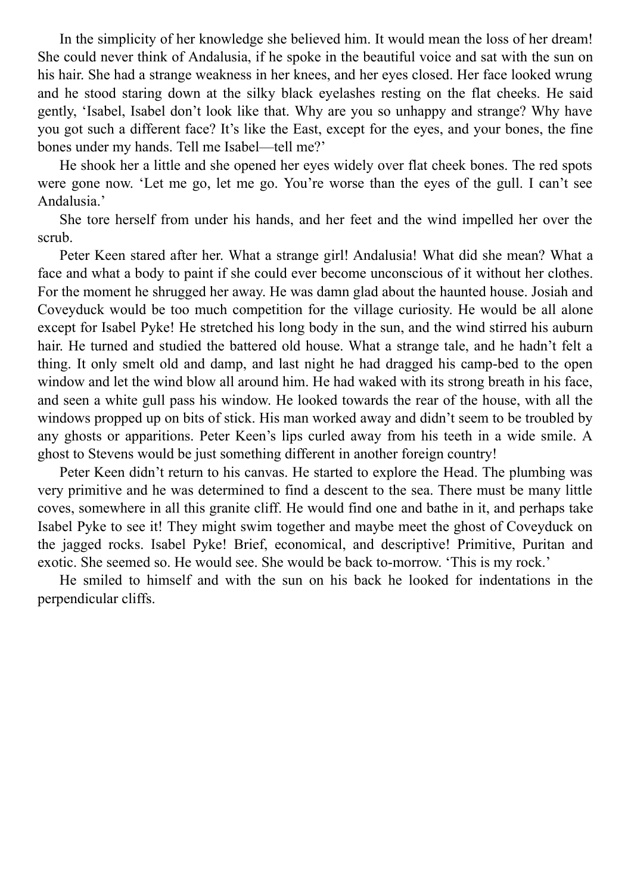In the simplicity of her knowledge she believed him. It would mean the loss of her dream! She could never think of Andalusia, if he spoke in the beautiful voice and sat with the sun on his hair. She had a strange weakness in her knees, and her eyes closed. Her face looked wrung and he stood staring down at the silky black eyelashes resting on the flat cheeks. He said gently, 'Isabel, Isabel don't look like that. Why are you so unhappy and strange? Why have you got such a different face? It's like the East, except for the eyes, and your bones, the fine bones under my hands. Tell me Isabel—tell me?'

He shook her a little and she opened her eyes widely over flat cheek bones. The red spots were gone now. 'Let me go, let me go. You're worse than the eyes of the gull. I can't see Andalusia.'

She tore herself from under his hands, and her feet and the wind impelled her over the scrub.

Peter Keen stared after her. What a strange girl! Andalusia! What did she mean? What a face and what a body to paint if she could ever become unconscious of it without her clothes. For the moment he shrugged her away. He was damn glad about the haunted house. Josiah and Coveyduck would be too much competition for the village curiosity. He would be all alone except for Isabel Pyke! He stretched his long body in the sun, and the wind stirred his auburn hair. He turned and studied the battered old house. What a strange tale, and he hadn't felt a thing. It only smelt old and damp, and last night he had dragged his camp-bed to the open window and let the wind blow all around him. He had waked with its strong breath in his face, and seen a white gull pass his window. He looked towards the rear of the house, with all the windows propped up on bits of stick. His man worked away and didn't seem to be troubled by any ghosts or apparitions. Peter Keen's lips curled away from his teeth in a wide smile. A ghost to Stevens would be just something different in another foreign country!

Peter Keen didn't return to his canvas. He started to explore the Head. The plumbing was very primitive and he was determined to find a descent to the sea. There must be many little coves, somewhere in all this granite cliff. He would find one and bathe in it, and perhaps take Isabel Pyke to see it! They might swim together and maybe meet the ghost of Coveyduck on the jagged rocks. Isabel Pyke! Brief, economical, and descriptive! Primitive, Puritan and exotic. She seemed so. He would see. She would be back to-morrow. 'This is my rock.'

He smiled to himself and with the sun on his back he looked for indentations in the perpendicular cliffs.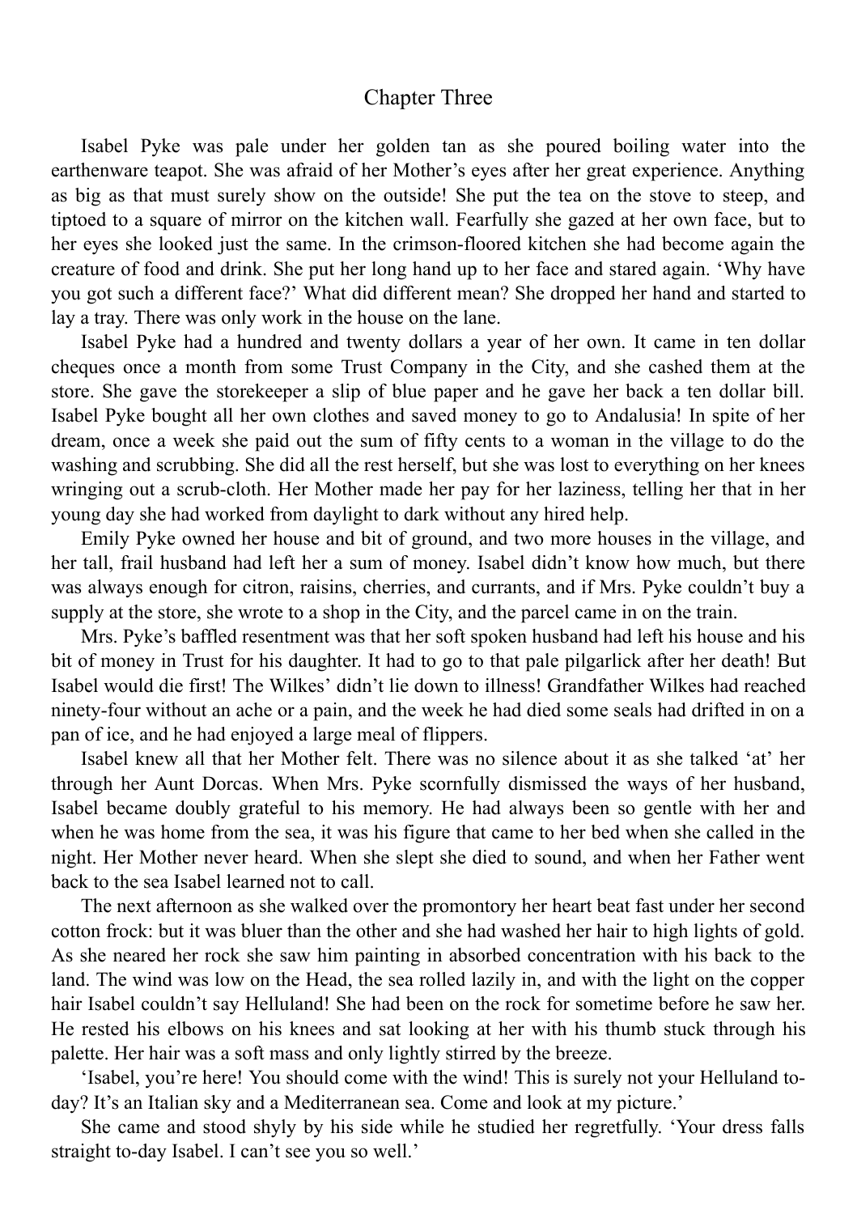## Chapter Three

Isabel Pyke was pale under her golden tan as she poured boiling water into the earthenware teapot. She was afraid of her Mother's eyes after her great experience. Anything as big as that must surely show on the outside! She put the tea on the stove to steep, and tiptoed to a square of mirror on the kitchen wall. Fearfully she gazed at her own face, but to her eyes she looked just the same. In the crimson-floored kitchen she had become again the creature of food and drink. She put her long hand up to her face and stared again. 'Why have you got such a different face?' What did different mean? She dropped her hand and started to lay a tray. There was only work in the house on the lane.

Isabel Pyke had a hundred and twenty dollars a year of her own. It came in ten dollar cheques once a month from some Trust Company in the City, and she cashed them at the store. She gave the storekeeper a slip of blue paper and he gave her back a ten dollar bill. Isabel Pyke bought all her own clothes and saved money to go to Andalusia! In spite of her dream, once a week she paid out the sum of fifty cents to a woman in the village to do the washing and scrubbing. She did all the rest herself, but she was lost to everything on her knees wringing out a scrub-cloth. Her Mother made her pay for her laziness, telling her that in her young day she had worked from daylight to dark without any hired help.

Emily Pyke owned her house and bit of ground, and two more houses in the village, and her tall, frail husband had left her a sum of money. Isabel didn't know how much, but there was always enough for citron, raisins, cherries, and currants, and if Mrs. Pyke couldn't buy a supply at the store, she wrote to a shop in the City, and the parcel came in on the train.

Mrs. Pyke's baffled resentment was that her soft spoken husband had left his house and his bit of money in Trust for his daughter. It had to go to that pale pilgarlick after her death! But Isabel would die first! The Wilkes' didn't lie down to illness! Grandfather Wilkes had reached ninety-four without an ache or a pain, and the week he had died some seals had drifted in on a pan of ice, and he had enjoyed a large meal of flippers.

Isabel knew all that her Mother felt. There was no silence about it as she talked 'at' her through her Aunt Dorcas. When Mrs. Pyke scornfully dismissed the ways of her husband, Isabel became doubly grateful to his memory. He had always been so gentle with her and when he was home from the sea, it was his figure that came to her bed when she called in the night. Her Mother never heard. When she slept she died to sound, and when her Father went back to the sea Isabel learned not to call.

The next afternoon as she walked over the promontory her heart beat fast under her second cotton frock: but it was bluer than the other and she had washed her hair to high lights of gold. As she neared her rock she saw him painting in absorbed concentration with his back to the land. The wind was low on the Head, the sea rolled lazily in, and with the light on the copper hair Isabel couldn't say Helluland! She had been on the rock for sometime before he saw her. He rested his elbows on his knees and sat looking at her with his thumb stuck through his palette. Her hair was a soft mass and only lightly stirred by the breeze.

'Isabel, you're here! You should come with the wind! This is surely not your Helluland to-day? It's an Italian sky and a Mediterranean sea. Come and look at my picture.'

She came and stood shyly by his side while he studied her regretfully. 'Your dress falls straight to-day Isabel. I can't see you so well.'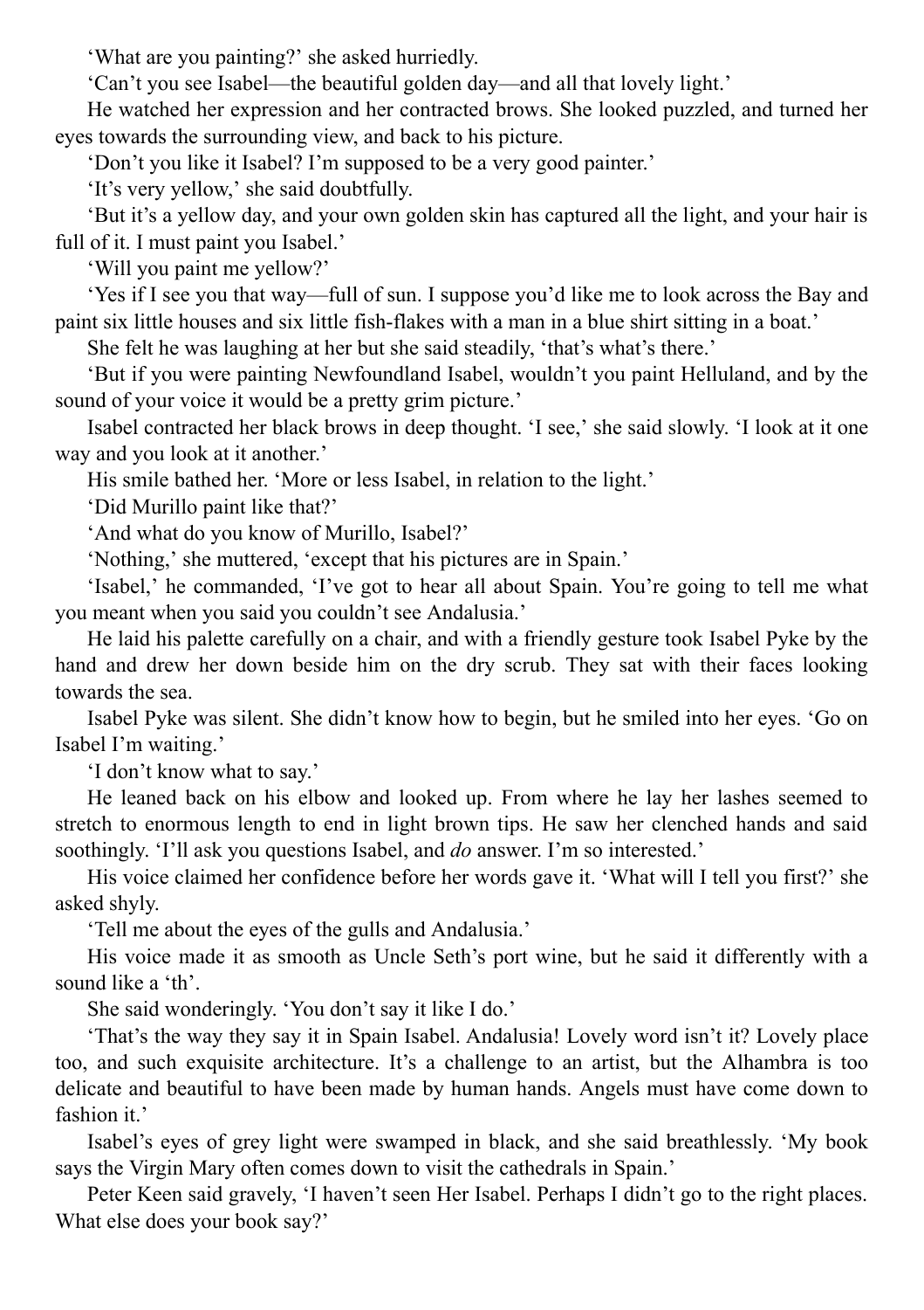'What are you painting?' she asked hurriedly.

'Can't you see Isabel—the beautiful golden day—and all that lovely light.'

He watched her expression and her contracted brows. She looked puzzled, and turned her eyes towards the surrounding view, and back to his picture.

'Don't you like it Isabel? I'm supposed to be a very good painter.'

'It's very yellow,' she said doubtfully.

'But it's a yellow day, and your own golden skin has captured all the light, and your hair is full of it. I must paint you Isabel.'

'Will you paint me yellow?'

'Yes if I see you that way—full of sun. I suppose you'd like me to look across the Bay and paint six little houses and six little fish-flakes with a man in a blue shirt sitting in a boat.'

She felt he was laughing at her but she said steadily, 'that's what's there.'

'But if you were painting Newfoundland Isabel, wouldn't you paint Helluland, and by the sound of your voice it would be a pretty grim picture.'

Isabel contracted her black brows in deep thought. 'I see,' she said slowly. 'I look at it one way and you look at it another.'

His smile bathed her. 'More or less Isabel, in relation to the light.'

'Did Murillo paint like that?'

'And what do you know of Murillo, Isabel?'

'Nothing,' she muttered, 'except that his pictures are in Spain.'

'Isabel,' he commanded, 'I've got to hear all about Spain. You're going to tell me what you meant when you said you couldn't see Andalusia.'

He laid his palette carefully on a chair, and with a friendly gesture took Isabel Pyke by the hand and drew her down beside him on the dry scrub. They sat with their faces looking towards the sea.

Isabel Pyke was silent. She didn't know how to begin, but he smiled into her eyes. 'Go on Isabel I'm waiting.'

'I don't know what to say.'

He leaned back on his elbow and looked up. From where he lay her lashes seemed to stretch to enormous length to end in light brown tips. He saw her clenched hands and said soothingly. 'I'll ask you questions Isabel, and *do* answer. I'm so interested.'

His voice claimed her confidence before her words gave it. 'What will I tell you first?' she asked shyly.

'Tell me about the eyes of the gulls and Andalusia.'

His voice made it as smooth as Uncle Seth's port wine, but he said it differently with a sound like a 'th'.

She said wonderingly. 'You don't say it like I do.'

'That's the way they say it in Spain Isabel. Andalusia! Lovely word isn't it? Lovely place too, and such exquisite architecture. It's a challenge to an artist, but the Alhambra is too delicate and beautiful to have been made by human hands. Angels must have come down to fashion it.'

Isabel's eyes of grey light were swamped in black, and she said breathlessly. 'My book says the Virgin Mary often comes down to visit the cathedrals in Spain.'

Peter Keen said gravely, 'I haven't seen Her Isabel. Perhaps I didn't go to the right places. What else does your book say?'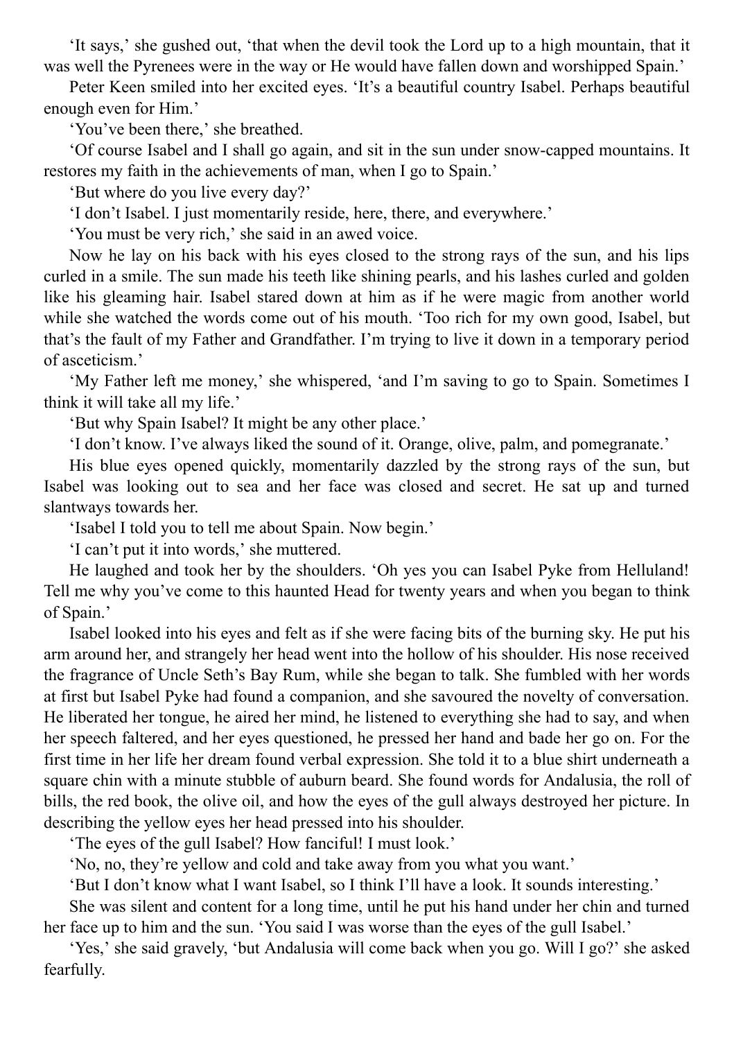'It says,' she gushed out, 'that when the devil took the Lord up to a high mountain, that it was well the Pyrenees were in the way or He would have fallen down and worshipped Spain.'

Peter Keen smiled into her excited eyes. 'It's a beautiful country Isabel. Perhaps beautiful enough even for Him.'

'You've been there,' she breathed.

'Of course Isabel and I shall go again, and sit in the sun under snow-capped mountains. It restores my faith in the achievements of man, when I go to Spain.'

'But where do you live every day?'

'I don't Isabel. I just momentarily reside, here, there, and everywhere.'

'You must be very rich,' she said in an awed voice.

Now he lay on his back with his eyes closed to the strong rays of the sun, and his lips curled in a smile. The sun made his teeth like shining pearls, and his lashes curled and golden like his gleaming hair. Isabel stared down at him as if he were magic from another world while she watched the words come out of his mouth. 'Too rich for my own good, Isabel, but that's the fault of my Father and Grandfather. I'm trying to live it down in a temporary period of asceticism.'

'My Father left me money,' she whispered, 'and I'm saving to go to Spain. Sometimes I think it will take all my life.'

'But why Spain Isabel? It might be any other place.'

'I don't know. I've always liked the sound of it. Orange, olive, palm, and pomegranate.'

His blue eyes opened quickly, momentarily dazzled by the strong rays of the sun, but Isabel was looking out to sea and her face was closed and secret. He sat up and turned slantways towards her.

'Isabel I told you to tell me about Spain. Now begin.'

'I can't put it into words,' she muttered.

He laughed and took her by the shoulders. 'Oh yes you can Isabel Pyke from Helluland! Tell me why you've come to this haunted Head for twenty years and when you began to think of Spain.'

Isabel looked into his eyes and felt as if she were facing bits of the burning sky. He put his arm around her, and strangely her head went into the hollow of his shoulder. His nose received the fragrance of Uncle Seth's Bay Rum, while she began to talk. She fumbled with her words at first but Isabel Pyke had found a companion, and she savoured the novelty of conversation. He liberated her tongue, he aired her mind, he listened to everything she had to say, and when her speech faltered, and her eyes questioned, he pressed her hand and bade her go on. For the first time in her life her dream found verbal expression. She told it to a blue shirt underneath a square chin with a minute stubble of auburn beard. She found words for Andalusia, the roll of bills, the red book, the olive oil, and how the eyes of the gull always destroyed her picture. In describing the yellow eyes her head pressed into his shoulder.

'The eyes of the gull Isabel? How fanciful! I must look.'

'No, no, they're yellow and cold and take away from you what you want.'

'But I don't know what I want Isabel, so I think I'll have a look. It sounds interesting.'

She was silent and content for a long time, until he put his hand under her chin and turned her face up to him and the sun. 'You said I was worse than the eyes of the gull Isabel.'

'Yes,' she said gravely, 'but Andalusia will come back when you go. Will I go?' she asked fearfully.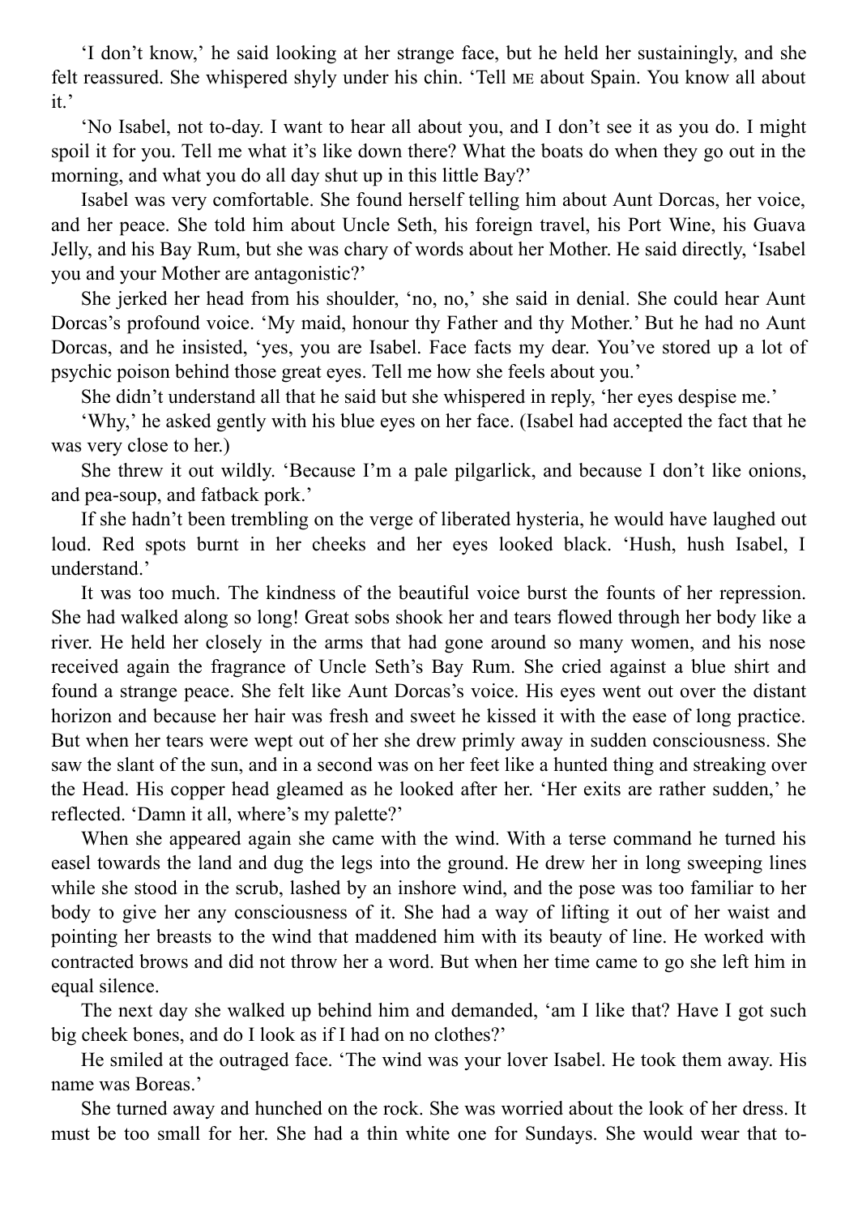'I don't know,' he said looking at her strange face, but he held her sustainingly, and she felt reassured. She whispered shyly under his chin. 'Tell ME about Spain. You know all about it.'

'No Isabel, not to-day. I want to hear all about you, and I don't see it as you do. I might spoil it for you. Tell me what it's like down there? What the boats do when they go out in the morning, and what you do all day shut up in this little Bay?'

Isabel was very comfortable. She found herself telling him about Aunt Dorcas, her voice, and her peace. She told him about Uncle Seth, his foreign travel, his Port Wine, his Guava Jelly, and his Bay Rum, but she was chary of words about her Mother. He said directly, 'Isabel you and your Mother are antagonistic?'

She jerked her head from his shoulder, 'no, no,' she said in denial. She could hear Aunt Dorcas's profound voice. 'My maid, honour thy Father and thy Mother.' But he had no Aunt Dorcas, and he insisted, 'yes, you are Isabel. Face facts my dear. You've stored up a lot of psychic poison behind those great eyes. Tell me how she feels about you.'

She didn't understand all that he said but she whispered in reply, 'her eyes despise me.'

'Why,' he asked gently with his blue eyes on her face. (Isabel had accepted the fact that he was very close to her.)

She threw it out wildly. 'Because I'm a pale pilgarlick, and because I don't like onions, and pea-soup, and fatback pork.'

If she hadn't been trembling on the verge of liberated hysteria, he would have laughed out loud. Red spots burnt in her cheeks and her eyes looked black. 'Hush, hush Isabel, I understand.'

It was too much. The kindness of the beautiful voice burst the founts of her repression. She had walked along so long! Great sobs shook her and tears flowed through her body like a river. He held her closely in the arms that had gone around so many women, and his nose received again the fragrance of Uncle Seth's Bay Rum. She cried against a blue shirt and found a strange peace. She felt like Aunt Dorcas's voice. His eyes went out over the distant horizon and because her hair was fresh and sweet he kissed it with the ease of long practice. But when her tears were wept out of her she drew primly away in sudden consciousness. She saw the slant of the sun, and in a second was on her feet like a hunted thing and streaking over the Head. His copper head gleamed as he looked after her. 'Her exits are rather sudden,' he reflected. 'Damn it all, where's my palette?'

When she appeared again she came with the wind. With a terse command he turned his easel towards the land and dug the legs into the ground. He drew her in long sweeping lines while she stood in the scrub, lashed by an inshore wind, and the pose was too familiar to her body to give her any consciousness of it. She had a way of lifting it out of her waist and pointing her breasts to the wind that maddened him with its beauty of line. He worked with contracted brows and did not throw her a word. But when her time came to go she left him in equal silence.

The next day she walked up behind him and demanded, 'am I like that? Have I got such big cheek bones, and do I look as if I had on no clothes?'

He smiled at the outraged face. 'The wind was your lover Isabel. He took them away. His name was Boreas.'

She turned away and hunched on the rock. She was worried about the look of her dress. It must be too small for her. She had a thin white one for Sundays. She would wear that to-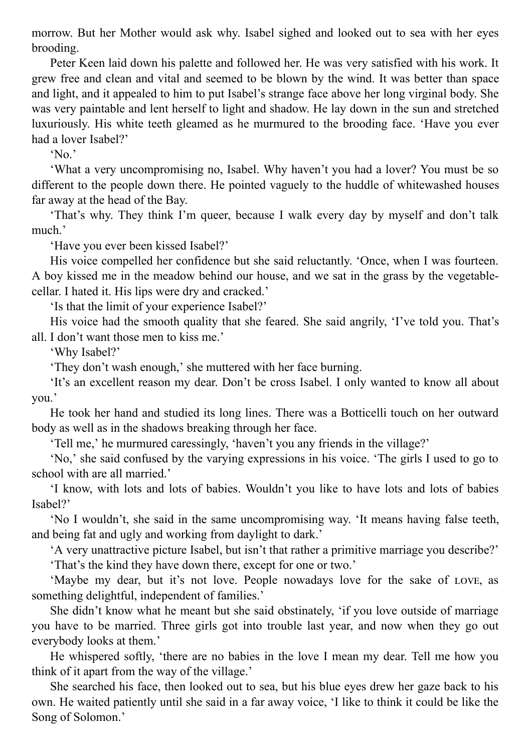morrow. But her Mother would ask why. Isabel sighed and looked out to sea with her eyes brooding.

Peter Keen laid down his palette and followed her. He was very satisfied with his work. It grew free and clean and vital and seemed to be blown by the wind. It was better than space and light, and it appealed to him to put Isabel's strange face above her long virginal body. She was very paintable and lent herself to light and shadow. He lay down in the sun and stretched luxuriously. His white teeth gleamed as he murmured to the brooding face. 'Have you ever had a lover Isabel?'

'No.'

'What a very uncompromising no, Isabel. Why haven't you had a lover? You must be so different to the people down there. He pointed vaguely to the huddle of whitewashed houses far away at the head of the Bay.

'That's why. They think I'm queer, because I walk every day by myself and don't talk much.'

'Have you ever been kissed Isabel?'

His voice compelled her confidence but she said reluctantly. 'Once, when I was fourteen. A boy kissed me in the meadow behind our house, and we sat in the grass by the vegetable-cellar. I hated it. His lips were dry and cracked.'

'Is that the limit of your experience Isabel?'

His voice had the smooth quality that she feared. She said angrily, 'I've told you. That's all. I don't want those men to kiss me.'

'Why Isabel?'

'They don't wash enough,' she muttered with her face burning.

'It's an excellent reason my dear. Don't be cross Isabel. I only wanted to know all about you.'

He took her hand and studied its long lines. There was a Botticelli touch on her outward body as well as in the shadows breaking through her face.

'Tell me,' he murmured caressingly, 'haven't you any friends in the village?'

'No,' she said confused by the varying expressions in his voice. 'The girls I used to go to school with are all married.'

'I know, with lots and lots of babies. Wouldn't you like to have lots and lots of babies Isabel?'

'No I wouldn't, she said in the same uncompromising way. 'It means having false teeth, and being fat and ugly and working from daylight to dark.'

'A very unattractive picture Isabel, but isn't that rather a primitive marriage you describe?'

'That's the kind they have down there, except for one or two.'

'Maybe my dear, but it's not love. People nowadays love for the sake of LOVE, as something delightful, independent of families.'

She didn't know what he meant but she said obstinately, 'if you love outside of marriage you have to be married. Three girls got into trouble last year, and now when they go out everybody looks at them.'

He whispered softly, 'there are no babies in the love I mean my dear. Tell me how you think of it apart from the way of the village.'

She searched his face, then looked out to sea, but his blue eyes drew her gaze back to his own. He waited patiently until she said in a far away voice, 'I like to think it could be like the Song of Solomon.'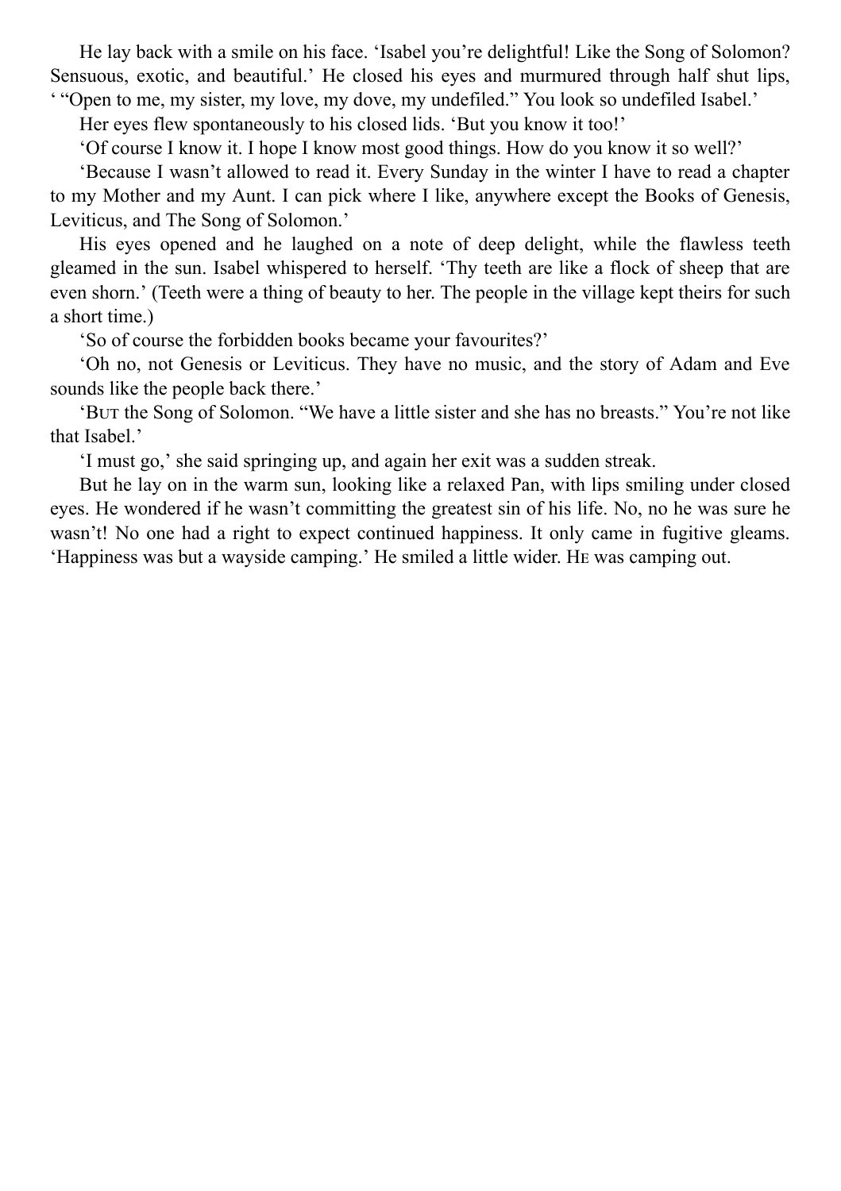He lay back with a smile on his face. ‘Isabel you’re delightful! Like the Song of Solomon? Sensuous, exotic, and beautiful.’ He closed his eyes and murmured through half shut lips, ‘ “Open to me, my sister, my love, my dove, my undefiled.” You look so undefiled Isabel.’

Her eyes flew spontaneously to his closed lids. ‘But you know it too!’

‘Of course I know it. I hope I know most good things. How do you know it so well?’

‘Because I wasn’t allowed to read it. Every Sunday in the winter I have to read a chapter to my Mother and my Aunt. I can pick where I like, anywhere except the Books of Genesis, Leviticus, and The Song of Solomon.’

His eyes opened and he laughed on a note of deep delight, while the flawless teeth gleamed in the sun. Isabel whispered to herself. ‘Thy teeth are like a flock of sheep that are even shorn.’ (Teeth were a thing of beauty to her. The people in the village kept theirs for such a short time.)

‘So of course the forbidden books became your favourites?’

‘Oh no, not Genesis or Leviticus. They have no music, and the story of Adam and Eve sounds like the people back there.’

‘But the Song of Solomon. “We have a little sister and she has no breasts.” You’re not like that Isabel.’

‘I must go,’ she said springing up, and again her exit was a sudden streak.

But he lay on in the warm sun, looking like a relaxed Pan, with lips smiling under closed eyes. He wondered if he wasn’t committing the greatest sin of his life. No, no he was sure he wasn’t! No one had a right to expect continued happiness. It only came in fugitive gleams. ‘Happiness was but a wayside camping.’ He smiled a little wider. He was camping out.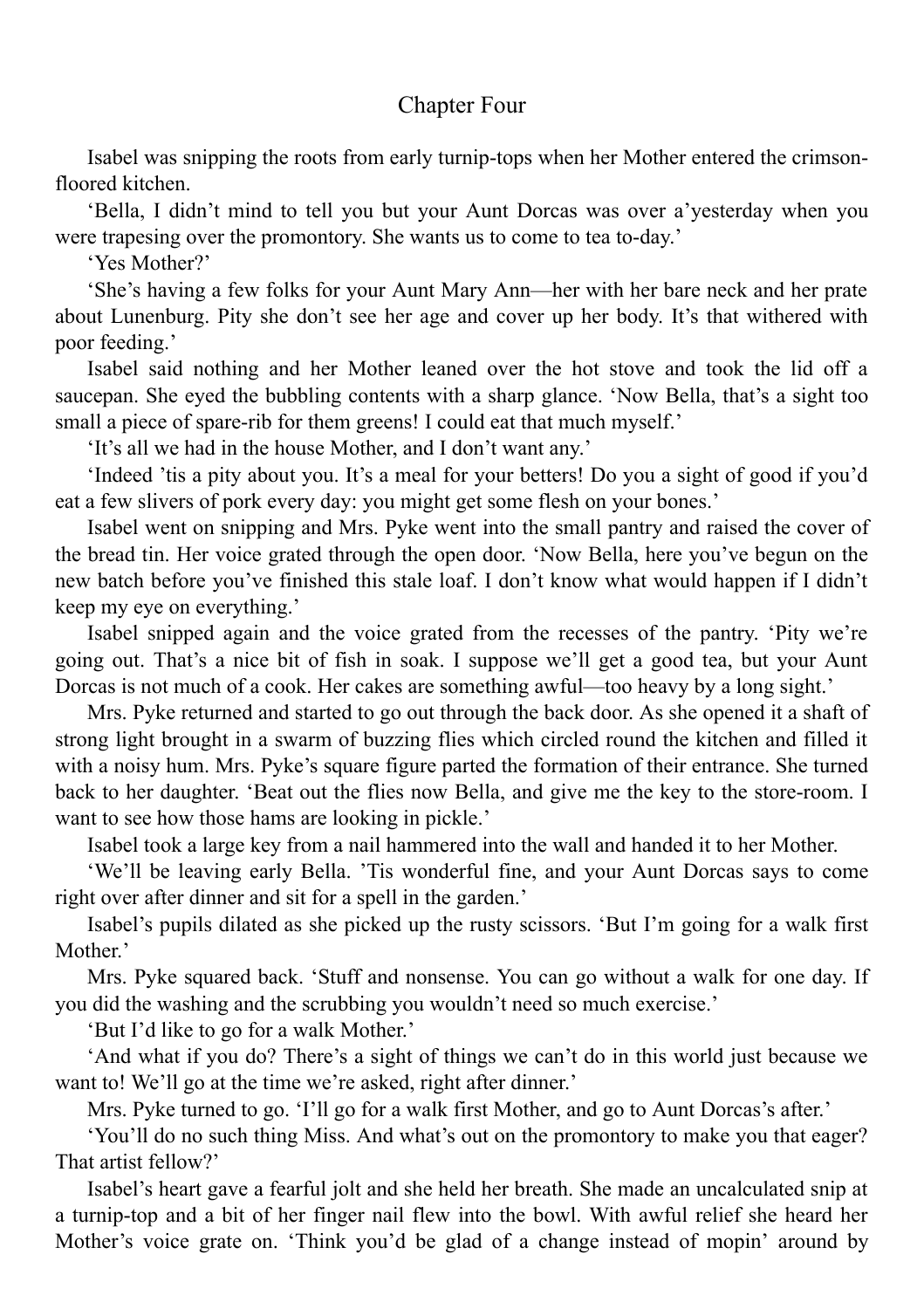## Chapter Four

Isabel was snipping the roots from early turnip-tops when her Mother entered the crimson-floored kitchen.

‘Bella, I didn’t mind to tell you but your Aunt Dorcas was over a’yesterday when you were trapesing over the promontory. She wants us to come to tea to-day.’

‘Yes Mother?’

‘She’s having a few folks for your Aunt Mary Ann—her with her bare neck and her prate about Lunenburg. Pity she don’t see her age and cover up her body. It’s that withered with poor feeding.’

Isabel said nothing and her Mother leaned over the hot stove and took the lid off a saucepan. She eyed the bubbling contents with a sharp glance. ‘Now Bella, that’s a sight too small a piece of spare-rib for them greens! I could eat that much myself.’

‘It’s all we had in the house Mother, and I don’t want any.’

‘Indeed ’tis a pity about you. It’s a meal for your betters! Do you a sight of good if you’d eat a few slivers of pork every day: you might get some flesh on your bones.’

Isabel went on snipping and Mrs. Pyke went into the small pantry and raised the cover of the bread tin. Her voice grated through the open door. ‘Now Bella, here you’ve begun on the new batch before you’ve finished this stale loaf. I don’t know what would happen if I didn’t keep my eye on everything.’

Isabel snipped again and the voice grated from the recesses of the pantry. ‘Pity we’re going out. That’s a nice bit of fish in soak. I suppose we’ll get a good tea, but your Aunt Dorcas is not much of a cook. Her cakes are something awful—too heavy by a long sight.’

Mrs. Pyke returned and started to go out through the back door. As she opened it a shaft of strong light brought in a swarm of buzzing flies which circled round the kitchen and filled it with a noisy hum. Mrs. Pyke’s square figure parted the formation of their entrance. She turned back to her daughter. ‘Beat out the flies now Bella, and give me the key to the store-room. I want to see how those hams are looking in pickle.’

Isabel took a large key from a nail hammered into the wall and handed it to her Mother.

‘We’ll be leaving early Bella. ’Tis wonderful fine, and your Aunt Dorcas says to come right over after dinner and sit for a spell in the garden.’

Isabel’s pupils dilated as she picked up the rusty scissors. ‘But I’m going for a walk first Mother.’

Mrs. Pyke squared back. ‘Stuff and nonsense. You can go without a walk for one day. If you did the washing and the scrubbing you wouldn’t need so much exercise.’

‘But I’d like to go for a walk Mother.’

‘And what if you do? There’s a sight of things we can’t do in this world just because we want to! We’ll go at the time we’re asked, right after dinner.’

Mrs. Pyke turned to go. ‘I’ll go for a walk first Mother, and go to Aunt Dorcas’s after.’

‘You’ll do no such thing Miss. And what’s out on the promontory to make you that eager? That artist fellow?’

Isabel’s heart gave a fearful jolt and she held her breath. She made an uncalculated snip at a turnip-top and a bit of her finger nail flew into the bowl. With awful relief she heard her Mother’s voice grate on. ‘Think you’d be glad of a change instead of mopin’ around by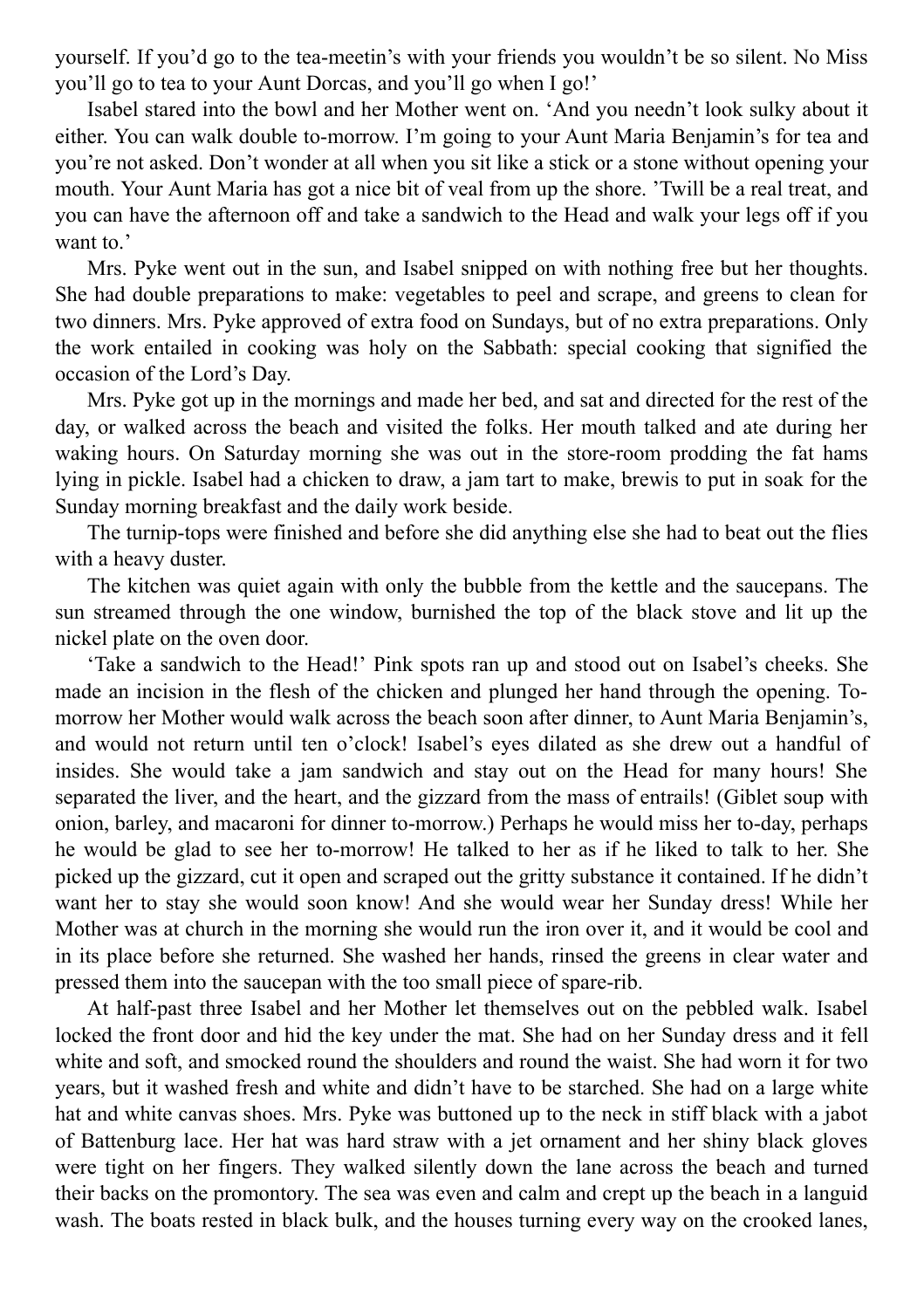yourself. If you'd go to the tea-meetin's with your friends you wouldn't be so silent. No Miss you'll go to tea to your Aunt Dorcas, and you'll go when I go!'

Isabel stared into the bowl and her Mother went on. 'And you needn't look sulky about it either. You can walk double to-morrow. I'm going to your Aunt Maria Benjamin's for tea and you're not asked. Don't wonder at all when you sit like a stick or a stone without opening your mouth. Your Aunt Maria has got a nice bit of veal from up the shore. 'Twill be a real treat, and you can have the afternoon off and take a sandwich to the Head and walk your legs off if you want to.'

Mrs. Pyke went out in the sun, and Isabel snipped on with nothing free but her thoughts. She had double preparations to make: vegetables to peel and scrape, and greens to clean for two dinners. Mrs. Pyke approved of extra food on Sundays, but of no extra preparations. Only the work entailed in cooking was holy on the Sabbath: special cooking that signified the occasion of the Lord's Day.

Mrs. Pyke got up in the mornings and made her bed, and sat and directed for the rest of the day, or walked across the beach and visited the folks. Her mouth talked and ate during her waking hours. On Saturday morning she was out in the store-room prodding the fat hams lying in pickle. Isabel had a chicken to draw, a jam tart to make, brewis to put in soak for the Sunday morning breakfast and the daily work beside.

The turnip-tops were finished and before she did anything else she had to beat out the flies with a heavy duster.

The kitchen was quiet again with only the bubble from the kettle and the saucepans. The sun streamed through the one window, burnished the top of the black stove and lit up the nickel plate on the oven door.

'Take a sandwich to the Head!' Pink spots ran up and stood out on Isabel's cheeks. She made an incision in the flesh of the chicken and plunged her hand through the opening. To-morrow her Mother would walk across the beach soon after dinner, to Aunt Maria Benjamin's, and would not return until ten o'clock! Isabel's eyes dilated as she drew out a handful of insides. She would take a jam sandwich and stay out on the Head for many hours! She separated the liver, and the heart, and the gizzard from the mass of entrails! (Giblet soup with onion, barley, and macaroni for dinner to-morrow.) Perhaps he would miss her to-day, perhaps he would be glad to see her to-morrow! He talked to her as if he liked to talk to her. She picked up the gizzard, cut it open and scraped out the gritty substance it contained. If he didn't want her to stay she would soon know! And she would wear her Sunday dress! While her Mother was at church in the morning she would run the iron over it, and it would be cool and in its place before she returned. She washed her hands, rinsed the greens in clear water and pressed them into the saucepan with the too small piece of spare-rib.

At half-past three Isabel and her Mother let themselves out on the pebbled walk. Isabel locked the front door and hid the key under the mat. She had on her Sunday dress and it fell white and soft, and smocked round the shoulders and round the waist. She had worn it for two years, but it washed fresh and white and didn't have to be starched. She had on a large white hat and white canvas shoes. Mrs. Pyke was buttoned up to the neck in stiff black with a jabot of Battenburg lace. Her hat was hard straw with a jet ornament and her shiny black gloves were tight on her fingers. They walked silently down the lane across the beach and turned their backs on the promontory. The sea was even and calm and crept up the beach in a languid wash. The boats rested in black bulk, and the houses turning every way on the crooked lanes,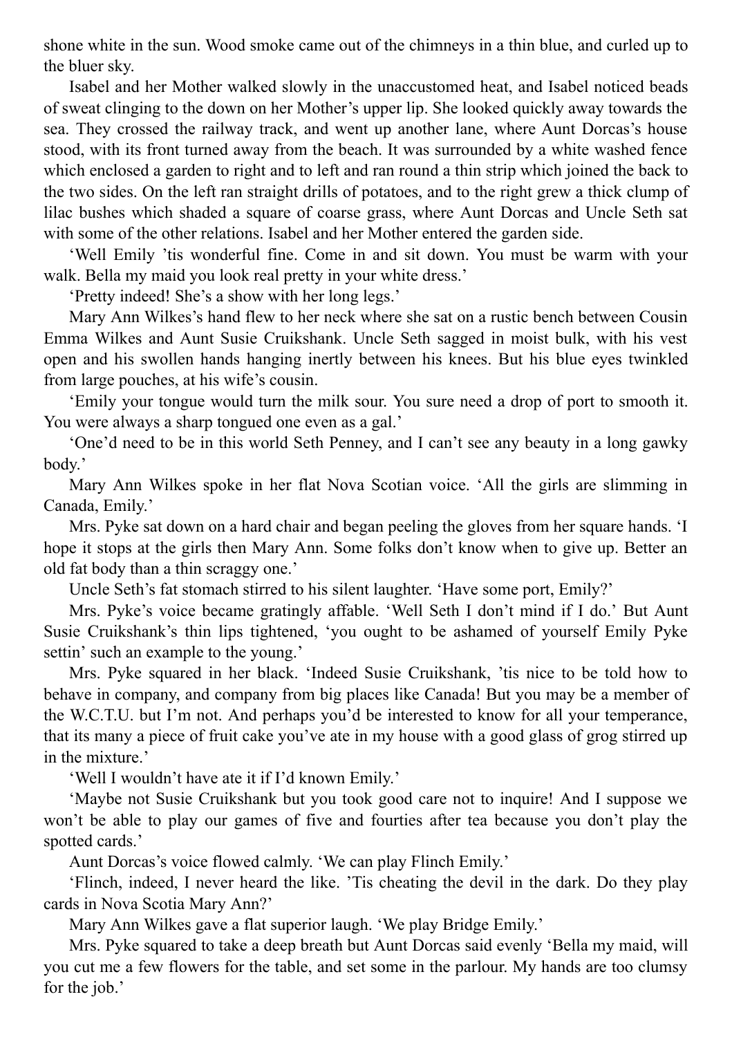shone white in the sun. Wood smoke came out of the chimneys in a thin blue, and curled up to the bluer sky.

Isabel and her Mother walked slowly in the unaccustomed heat, and Isabel noticed beads of sweat clinging to the down on her Mother’s upper lip. She looked quickly away towards the sea. They crossed the railway track, and went up another lane, where Aunt Dorcas’s house stood, with its front turned away from the beach. It was surrounded by a white washed fence which enclosed a garden to right and to left and ran round a thin strip which joined the back to the two sides. On the left ran straight drills of potatoes, and to the right grew a thick clump of lilac bushes which shaded a square of coarse grass, where Aunt Dorcas and Uncle Seth sat with some of the other relations. Isabel and her Mother entered the garden side.

‘Well Emily ’tis wonderful fine. Come in and sit down. You must be warm with your walk. Bella my maid you look real pretty in your white dress.’

‘Pretty indeed! She’s a show with her long legs.’

Mary Ann Wilkes’s hand flew to her neck where she sat on a rustic bench between Cousin Emma Wilkes and Aunt Susie Cruikshank. Uncle Seth sagged in moist bulk, with his vest open and his swollen hands hanging inertly between his knees. But his blue eyes twinkled from large pouches, at his wife’s cousin.

‘Emily your tongue would turn the milk sour. You sure need a drop of port to smooth it. You were always a sharp tongued one even as a gal.’

‘One’d need to be in this world Seth Penney, and I can’t see any beauty in a long gawky body.’

Mary Ann Wilkes spoke in her flat Nova Scotian voice. ‘All the girls are slimming in Canada, Emily.’

Mrs. Pyke sat down on a hard chair and began peeling the gloves from her square hands. ‘I hope it stops at the girls then Mary Ann. Some folks don’t know when to give up. Better an old fat body than a thin scraggy one.’

Uncle Seth’s fat stomach stirred to his silent laughter. ‘Have some port, Emily?’

Mrs. Pyke’s voice became gratingly affable. ‘Well Seth I don’t mind if I do.’ But Aunt Susie Cruikshank’s thin lips tightened, ‘you ought to be ashamed of yourself Emily Pyke settin’ such an example to the young.’

Mrs. Pyke squared in her black. ‘Indeed Susie Cruikshank, ’tis nice to be told how to behave in company, and company from big places like Canada! But you may be a member of the W.C.T.U. but I’m not. And perhaps you’d be interested to know for all your temperance, that its many a piece of fruit cake you’ve ate in my house with a good glass of grog stirred up in the mixture.’

‘Well I wouldn’t have ate it if I’d known Emily.’

‘Maybe not Susie Cruikshank but you took good care not to inquire! And I suppose we won’t be able to play our games of five and fourties after tea because you don’t play the spotted cards.’

Aunt Dorcas’s voice flowed calmly. ‘We can play Flinch Emily.’

‘Flinch, indeed, I never heard the like. ’Tis cheating the devil in the dark. Do they play cards in Nova Scotia Mary Ann?’

Mary Ann Wilkes gave a flat superior laugh. ‘We play Bridge Emily.’

Mrs. Pyke squared to take a deep breath but Aunt Dorcas said evenly ‘Bella my maid, will you cut me a few flowers for the table, and set some in the parlour. My hands are too clumsy for the job.’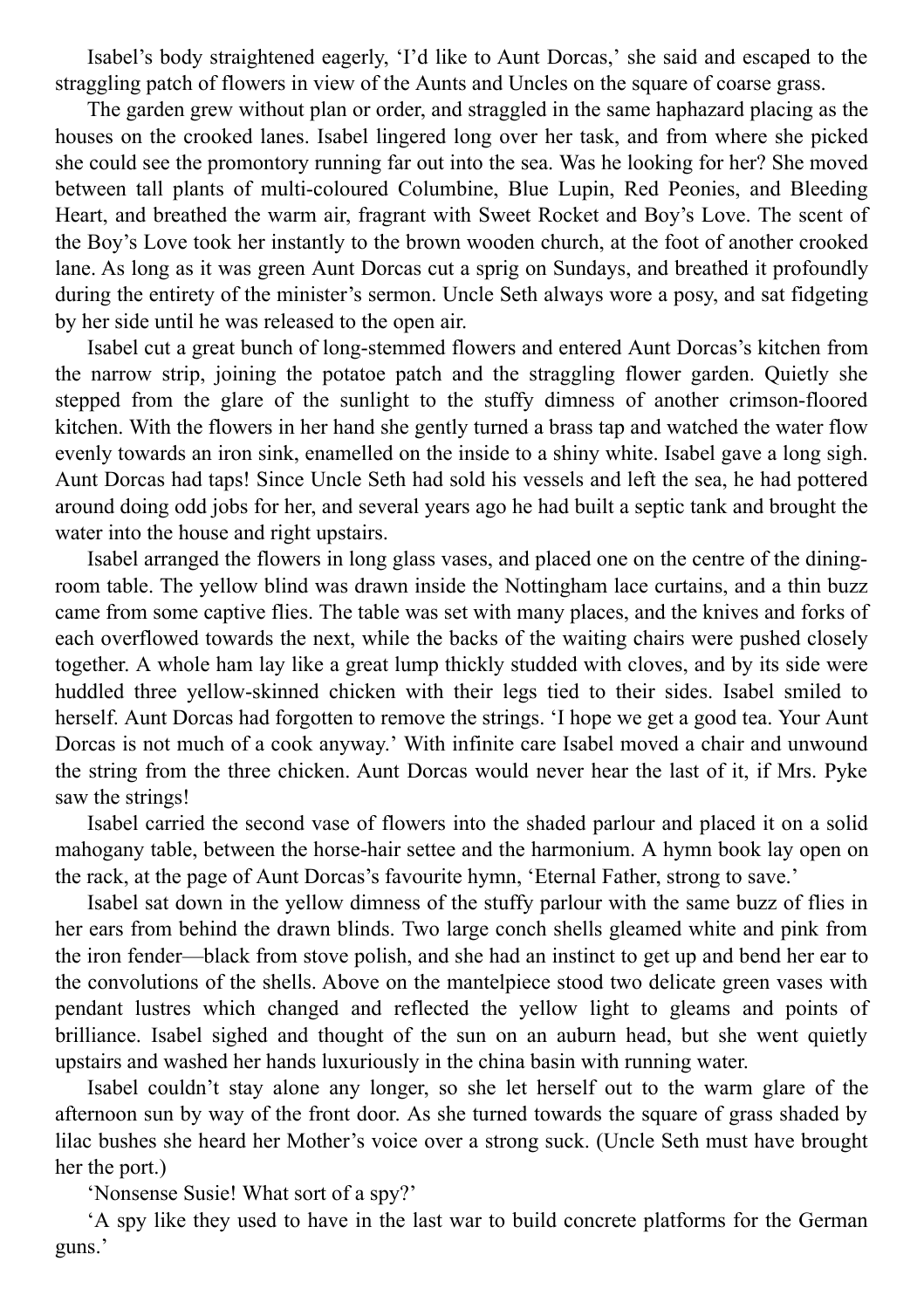Isabel's body straightened eagerly, 'I'd like to Aunt Dorcas,' she said and escaped to the straggling patch of flowers in view of the Aunts and Uncles on the square of coarse grass.

The garden grew without plan or order, and straggled in the same haphazard placing as the houses on the crooked lanes. Isabel lingered long over her task, and from where she picked she could see the promontory running far out into the sea. Was he looking for her? She moved between tall plants of multi-coloured Columbine, Blue Lupin, Red Peonies, and Bleeding Heart, and breathed the warm air, fragrant with Sweet Rocket and Boy's Love. The scent of the Boy's Love took her instantly to the brown wooden church, at the foot of another crooked lane. As long as it was green Aunt Dorcas cut a sprig on Sundays, and breathed it profoundly during the entirety of the minister's sermon. Uncle Seth always wore a posy, and sat fidgeting by her side until he was released to the open air.

Isabel cut a great bunch of long-stemmed flowers and entered Aunt Dorcas's kitchen from the narrow strip, joining the potatoe patch and the straggling flower garden. Quietly she stepped from the glare of the sunlight to the stuffy dimness of another crimson-floored kitchen. With the flowers in her hand she gently turned a brass tap and watched the water flow evenly towards an iron sink, enamelled on the inside to a shiny white. Isabel gave a long sigh. Aunt Dorcas had taps! Since Uncle Seth had sold his vessels and left the sea, he had pottered around doing odd jobs for her, and several years ago he had built a septic tank and brought the water into the house and right upstairs.

Isabel arranged the flowers in long glass vases, and placed one on the centre of the dining-room table. The yellow blind was drawn inside the Nottingham lace curtains, and a thin buzz came from some captive flies. The table was set with many places, and the knives and forks of each overflowed towards the next, while the backs of the waiting chairs were pushed closely together. A whole ham lay like a great lump thickly studded with cloves, and by its side were huddled three yellow-skinned chicken with their legs tied to their sides. Isabel smiled to herself. Aunt Dorcas had forgotten to remove the strings. 'I hope we get a good tea. Your Aunt Dorcas is not much of a cook anyway.' With infinite care Isabel moved a chair and unwound the string from the three chicken. Aunt Dorcas would never hear the last of it, if Mrs. Pyke saw the strings!

Isabel carried the second vase of flowers into the shaded parlour and placed it on a solid mahogany table, between the horse-hair settee and the harmonium. A hymn book lay open on the rack, at the page of Aunt Dorcas's favourite hymn, 'Eternal Father, strong to save.'

Isabel sat down in the yellow dimness of the stuffy parlour with the same buzz of flies in her ears from behind the drawn blinds. Two large conch shells gleamed white and pink from the iron fender—black from stove polish, and she had an instinct to get up and bend her ear to the convolutions of the shells. Above on the mantelpiece stood two delicate green vases with pendant lustres which changed and reflected the yellow light to gleams and points of brilliance. Isabel sighed and thought of the sun on an auburn head, but she went quietly upstairs and washed her hands luxuriously in the china basin with running water.

Isabel couldn't stay alone any longer, so she let herself out to the warm glare of the afternoon sun by way of the front door. As she turned towards the square of grass shaded by lilac bushes she heard her Mother's voice over a strong suck. (Uncle Seth must have brought her the port.)

'Nonsense Susie! What sort of a spy?'

'A spy like they used to have in the last war to build concrete platforms for the German guns.'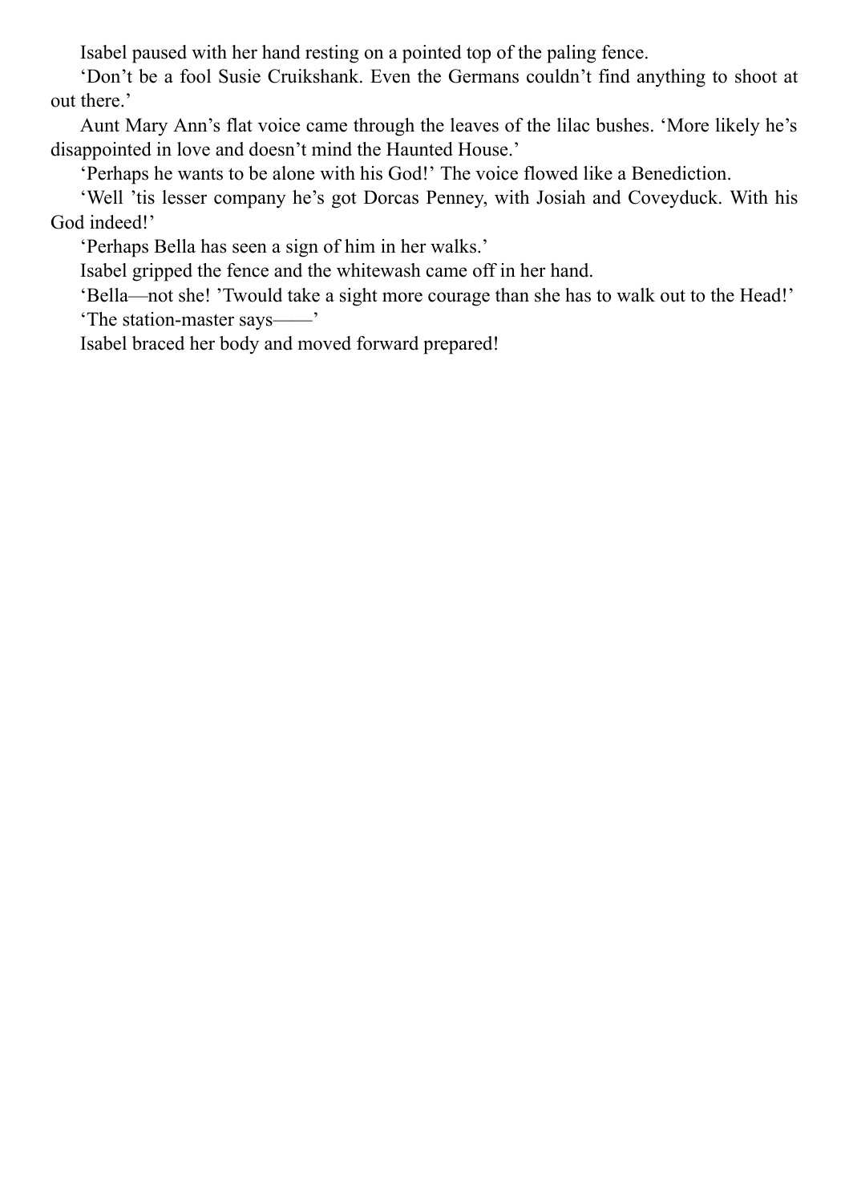Isabel paused with her hand resting on a pointed top of the paling fence.

'Don't be a fool Susie Cruikshank. Even the Germans couldn't find anything to shoot at out there.'

Aunt Mary Ann's flat voice came through the leaves of the lilac bushes. 'More likely he's disappointed in love and doesn't mind the Haunted House.'

'Perhaps he wants to be alone with his God!' The voice flowed like a Benediction.

'Well 'tis lesser company he's got Dorcas Penney, with Josiah and Coveyduck. With his God indeed!'

'Perhaps Bella has seen a sign of him in her walks.'

Isabel gripped the fence and the whitewash came off in her hand.

'Bella—not she! 'Twould take a sight more courage than she has to walk out to the Head!'

'The station-master says——'

Isabel braced her body and moved forward prepared!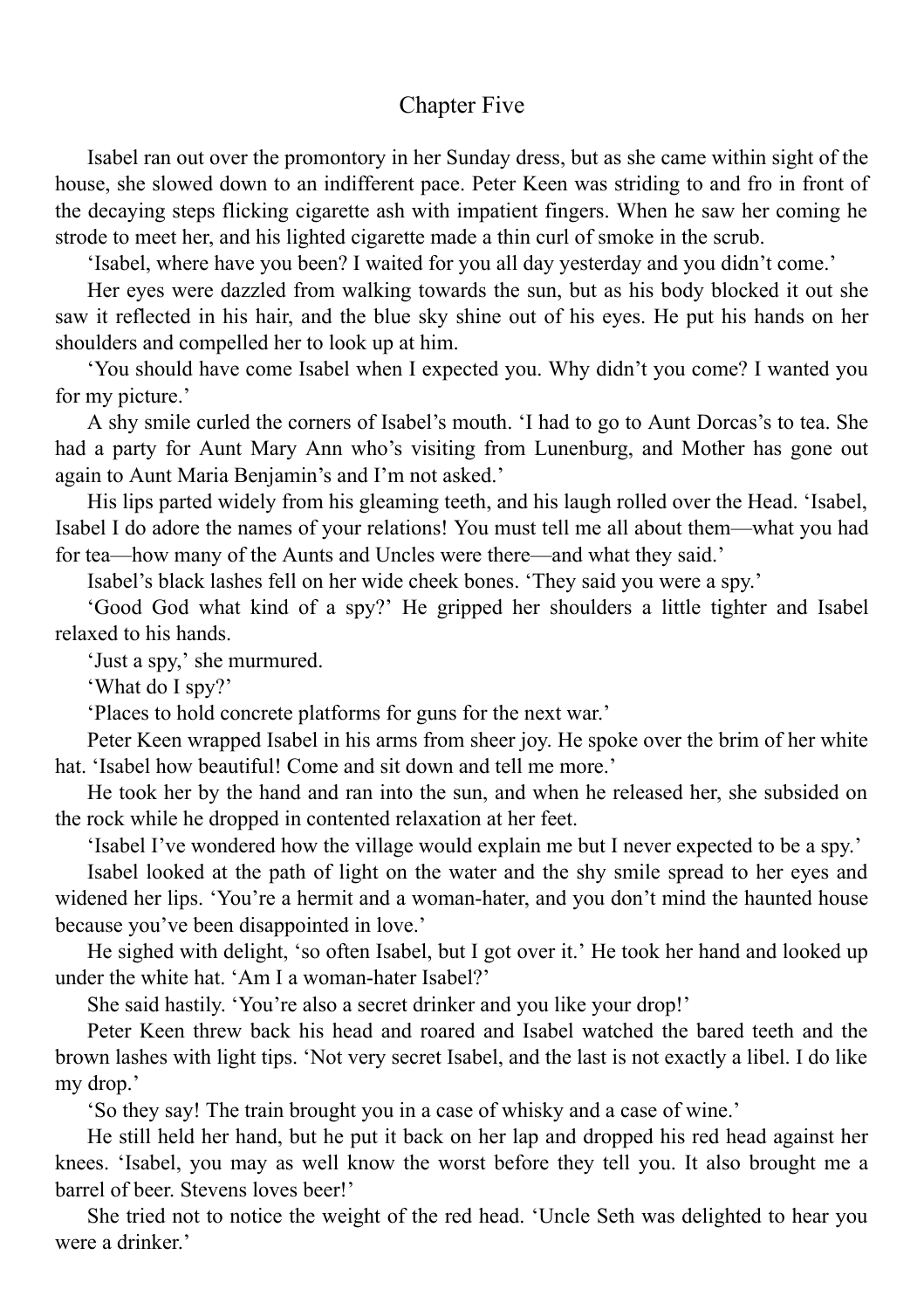## Chapter Five

Isabel ran out over the promontory in her Sunday dress, but as she came within sight of the house, she slowed down to an indifferent pace. Peter Keen was striding to and fro in front of the decaying steps flicking cigarette ash with impatient fingers. When he saw her coming he strode to meet her, and his lighted cigarette made a thin curl of smoke in the scrub.

'Isabel, where have you been? I waited for you all day yesterday and you didn't come.'

Her eyes were dazzled from walking towards the sun, but as his body blocked it out she saw it reflected in his hair, and the blue sky shine out of his eyes. He put his hands on her shoulders and compelled her to look up at him.

'You should have come Isabel when I expected you. Why didn't you come? I wanted you for my picture.'

A shy smile curled the corners of Isabel's mouth. 'I had to go to Aunt Dorcas's to tea. She had a party for Aunt Mary Ann who's visiting from Lunenburg, and Mother has gone out again to Aunt Maria Benjamin's and I'm not asked.'

His lips parted widely from his gleaming teeth, and his laugh rolled over the Head. 'Isabel, Isabel I do adore the names of your relations! You must tell me all about them—what you had for tea—how many of the Aunts and Uncles were there—and what they said.'

Isabel's black lashes fell on her wide cheek bones. 'They said you were a spy.'

'Good God what kind of a spy?' He gripped her shoulders a little tighter and Isabel relaxed to his hands.

'Just a spy,' she murmured.

'What do I spy?'

'Places to hold concrete platforms for guns for the next war.'

Peter Keen wrapped Isabel in his arms from sheer joy. He spoke over the brim of her white hat. 'Isabel how beautiful! Come and sit down and tell me more.'

He took her by the hand and ran into the sun, and when he released her, she subsided on the rock while he dropped in contented relaxation at her feet.

'Isabel I've wondered how the village would explain me but I never expected to be a spy.'

Isabel looked at the path of light on the water and the shy smile spread to her eyes and widened her lips. 'You're a hermit and a woman-hater, and you don't mind the haunted house because you've been disappointed in love.'

He sighed with delight, 'so often Isabel, but I got over it.' He took her hand and looked up under the white hat. 'Am I a woman-hater Isabel?'

She said hastily. 'You're also a secret drinker and you like your drop!'

Peter Keen threw back his head and roared and Isabel watched the bared teeth and the brown lashes with light tips. 'Not very secret Isabel, and the last is not exactly a libel. I do like my drop.'

'So they say! The train brought you in a case of whisky and a case of wine.'

He still held her hand, but he put it back on her lap and dropped his red head against her knees. 'Isabel, you may as well know the worst before they tell you. It also brought me a barrel of beer. Stevens loves beer!'

She tried not to notice the weight of the red head. 'Uncle Seth was delighted to hear you were a drinker.'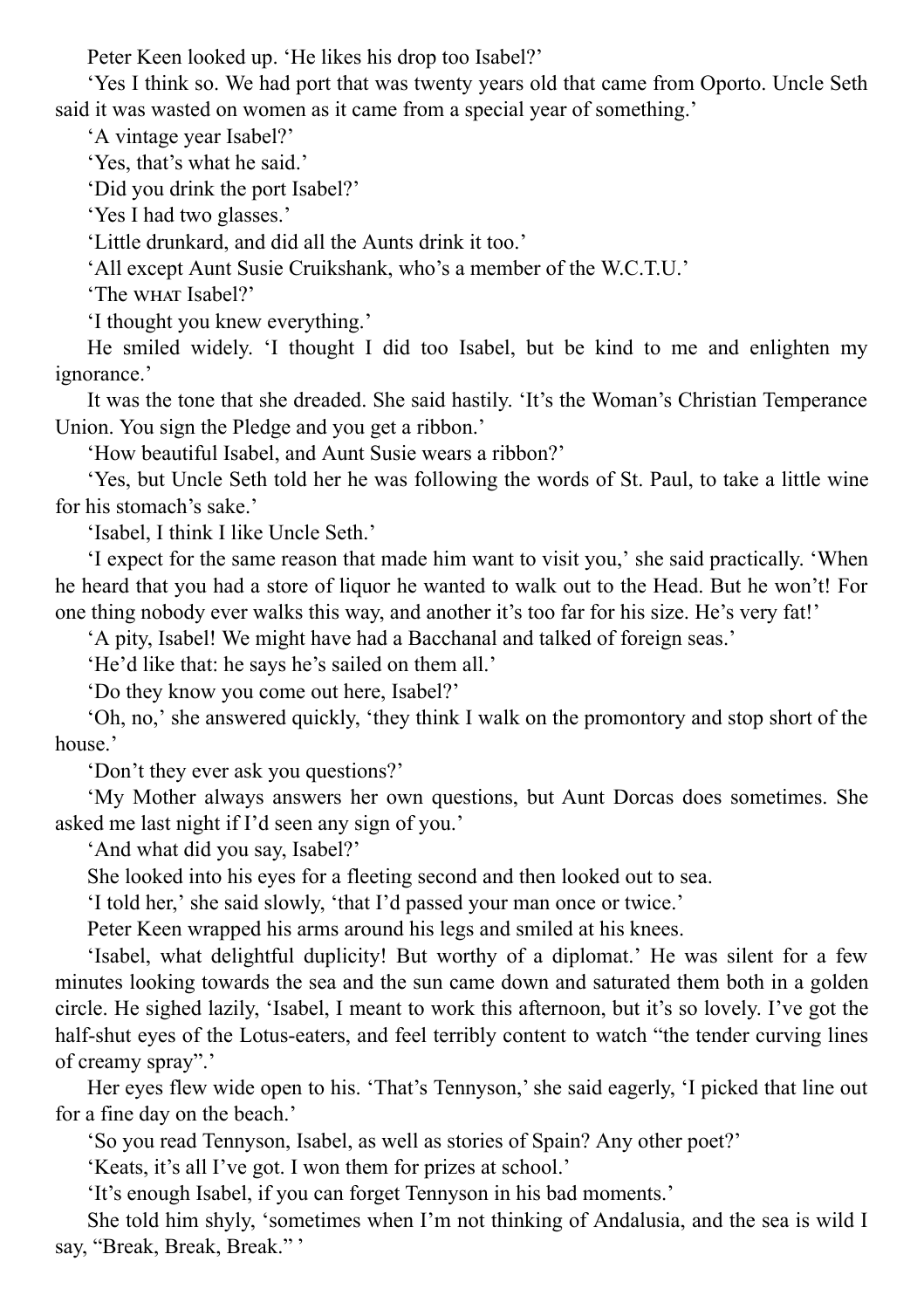Peter Keen looked up. 'He likes his drop too Isabel?'

'Yes I think so. We had port that was twenty years old that came from Oporto. Uncle Seth said it was wasted on women as it came from a special year of something.'

'A vintage year Isabel?'

'Yes, that's what he said.'

'Did you drink the port Isabel?'

'Yes I had two glasses.'

'Little drunkard, and did all the Aunts drink it too.'

'All except Aunt Susie Cruikshank, who's a member of the W.C.T.U.'

'The WHAT Isabel?'

'I thought you knew everything.'

He smiled widely. 'I thought I did too Isabel, but be kind to me and enlighten my ignorance.'

It was the tone that she dreaded. She said hastily. 'It's the Woman's Christian Temperance Union. You sign the Pledge and you get a ribbon.'

'How beautiful Isabel, and Aunt Susie wears a ribbon?'

'Yes, but Uncle Seth told her he was following the words of St. Paul, to take a little wine for his stomach's sake.'

'Isabel, I think I like Uncle Seth.'

'I expect for the same reason that made him want to visit you,' she said practically. 'When he heard that you had a store of liquor he wanted to walk out to the Head. But he won't! For one thing nobody ever walks this way, and another it's too far for his size. He's very fat!'

'A pity, Isabel! We might have had a Bacchanal and talked of foreign seas.'

'He'd like that: he says he's sailed on them all.'

'Do they know you come out here, Isabel?'

'Oh, no,' she answered quickly, 'they think I walk on the promontory and stop short of the house.'

'Don't they ever ask you questions?'

'My Mother always answers her own questions, but Aunt Dorcas does sometimes. She asked me last night if I'd seen any sign of you.'

'And what did you say, Isabel?'

She looked into his eyes for a fleeting second and then looked out to sea.

'I told her,' she said slowly, 'that I'd passed your man once or twice.'

Peter Keen wrapped his arms around his legs and smiled at his knees.

'Isabel, what delightful duplicity! But worthy of a diplomat.' He was silent for a few minutes looking towards the sea and the sun came down and saturated them both in a golden circle. He sighed lazily, 'Isabel, I meant to work this afternoon, but it's so lovely. I've got the half-shut eyes of the Lotus-eaters, and feel terribly content to watch "the tender curving lines of creamy spray".'

Her eyes flew wide open to his. 'That's Tennyson,' she said eagerly, 'I picked that line out for a fine day on the beach.'

'So you read Tennyson, Isabel, as well as stories of Spain? Any other poet?'

'Keats, it's all I've got. I won them for prizes at school.'

'It's enough Isabel, if you can forget Tennyson in his bad moments.'

She told him shyly, 'sometimes when I'm not thinking of Andalusia, and the sea is wild I say, "Break, Break, Break." '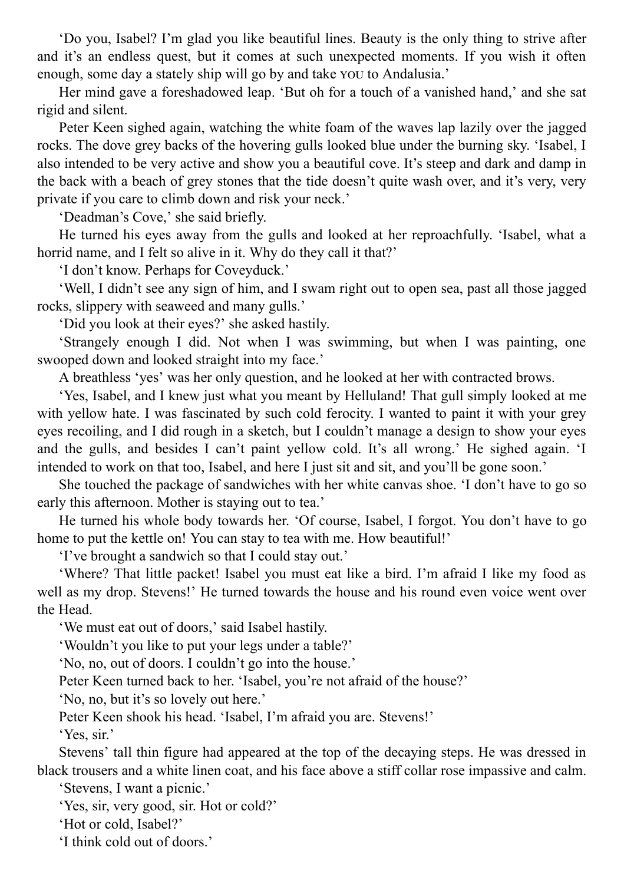'Do you, Isabel? I'm glad you like beautiful lines. Beauty is the only thing to strive after and it's an endless quest, but it comes at such unexpected moments. If you wish it often enough, some day a stately ship will go by and take YOU to Andalusia.'

Her mind gave a foreshadowed leap. 'But oh for a touch of a vanished hand,' and she sat rigid and silent.

Peter Keen sighed again, watching the white foam of the waves lap lazily over the jagged rocks. The dove grey backs of the hovering gulls looked blue under the burning sky. 'Isabel, I also intended to be very active and show you a beautiful cove. It's steep and dark and damp in the back with a beach of grey stones that the tide doesn't quite wash over, and it's very, very private if you care to climb down and risk your neck.'

'Deadman's Cove,' she said briefly.

He turned his eyes away from the gulls and looked at her reproachfully. 'Isabel, what a horrid name, and I felt so alive in it. Why do they call it that?'

'I don't know. Perhaps for Coveyduck.'

'Well, I didn't see any sign of him, and I swam right out to open sea, past all those jagged rocks, slippery with seaweed and many gulls.'

'Did you look at their eyes?' she asked hastily.

'Strangely enough I did. Not when I was swimming, but when I was painting, one swooped down and looked straight into my face.'

A breathless 'yes' was her only question, and he looked at her with contracted brows.

'Yes, Isabel, and I knew just what you meant by Helluland! That gull simply looked at me with yellow hate. I was fascinated by such cold ferocity. I wanted to paint it with your grey eyes recoiling, and I did rough in a sketch, but I couldn't manage a design to show your eyes and the gulls, and besides I can't paint yellow cold. It's all wrong.' He sighed again. 'I intended to work on that too, Isabel, and here I just sit and sit, and you'll be gone soon.'

She touched the package of sandwiches with her white canvas shoe. 'I don't have to go so early this afternoon. Mother is staying out to tea.'

He turned his whole body towards her. 'Of course, Isabel, I forgot. You don't have to go home to put the kettle on! You can stay to tea with me. How beautiful!'

'I've brought a sandwich so that I could stay out.'

'Where? That little packet! Isabel you must eat like a bird. I'm afraid I like my food as well as my drop. Stevens!' He turned towards the house and his round even voice went over the Head.

'We must eat out of doors,' said Isabel hastily.

'Wouldn't you like to put your legs under a table?'

'No, no, out of doors. I couldn't go into the house.'

Peter Keen turned back to her. 'Isabel, you're not afraid of the house?'

'No, no, but it's so lovely out here.'

Peter Keen shook his head. 'Isabel, I'm afraid you are. Stevens!'

'Yes, sir.'

Stevens' tall thin figure had appeared at the top of the decaying steps. He was dressed in black trousers and a white linen coat, and his face above a stiff collar rose impassive and calm.

'Stevens, I want a picnic.'

'Yes, sir, very good, sir. Hot or cold?'

'Hot or cold, Isabel?'

'I think cold out of doors.'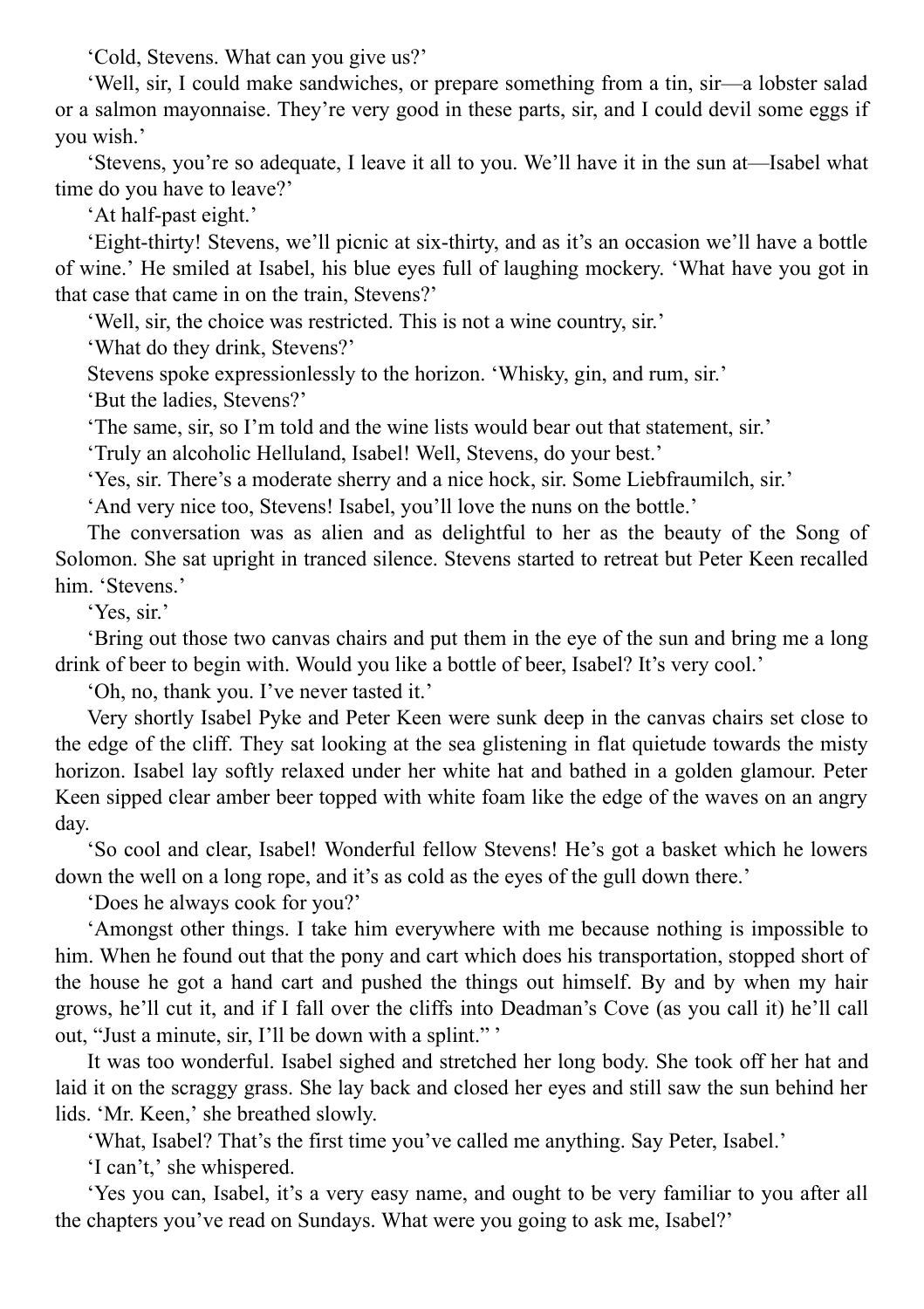‘Cold, Stevens. What can you give us?’

‘Well, sir, I could make sandwiches, or prepare something from a tin, sir—a lobster salad or a salmon mayonnaise. They’re very good in these parts, sir, and I could devil some eggs if you wish.’

‘Stevens, you’re so adequate, I leave it all to you. We’ll have it in the sun at—Isabel what time do you have to leave?’

‘At half-past eight.’

‘Eight-thirty! Stevens, we’ll picnic at six-thirty, and as it’s an occasion we’ll have a bottle of wine.’ He smiled at Isabel, his blue eyes full of laughing mockery. ‘What have you got in that case that came in on the train, Stevens?’

‘Well, sir, the choice was restricted. This is not a wine country, sir.’

‘What do they drink, Stevens?’

Stevens spoke expressionlessly to the horizon. ‘Whisky, gin, and rum, sir.’

‘But the ladies, Stevens?’

‘The same, sir, so I’m told and the wine lists would bear out that statement, sir.’

‘Truly an alcoholic Helluland, Isabel! Well, Stevens, do your best.’

‘Yes, sir. There’s a moderate sherry and a nice hock, sir. Some Liebfraumilch, sir.’

‘And very nice too, Stevens! Isabel, you’ll love the nuns on the bottle.’

The conversation was as alien and as delightful to her as the beauty of the Song of Solomon. She sat upright in tranced silence. Stevens started to retreat but Peter Keen recalled him. ‘Stevens.’

‘Yes, sir.’

‘Bring out those two canvas chairs and put them in the eye of the sun and bring me a long drink of beer to begin with. Would you like a bottle of beer, Isabel? It’s very cool.’

‘Oh, no, thank you. I’ve never tasted it.’

Very shortly Isabel Pyke and Peter Keen were sunk deep in the canvas chairs set close to the edge of the cliff. They sat looking at the sea glistening in flat quietude towards the misty horizon. Isabel lay softly relaxed under her white hat and bathed in a golden glamour. Peter Keen sipped clear amber beer topped with white foam like the edge of the waves on an angry day.

‘So cool and clear, Isabel! Wonderful fellow Stevens! He’s got a basket which he lowers down the well on a long rope, and it’s as cold as the eyes of the gull down there.’

‘Does he always cook for you?’

‘Amongst other things. I take him everywhere with me because nothing is impossible to him. When he found out that the pony and cart which does his transportation, stopped short of the house he got a hand cart and pushed the things out himself. By and by when my hair grows, he’ll cut it, and if I fall over the cliffs into Deadman’s Cove (as you call it) he’ll call out, “Just a minute, sir, I’ll be down with a splint.” ’

It was too wonderful. Isabel sighed and stretched her long body. She took off her hat and laid it on the scraggy grass. She lay back and closed her eyes and still saw the sun behind her lids. ‘Mr. Keen,’ she breathed slowly.

‘What, Isabel? That’s the first time you’ve called me anything. Say Peter, Isabel.’

‘I can’t,’ she whispered.

‘Yes you can, Isabel, it’s a very easy name, and ought to be very familiar to you after all the chapters you’ve read on Sundays. What were you going to ask me, Isabel?’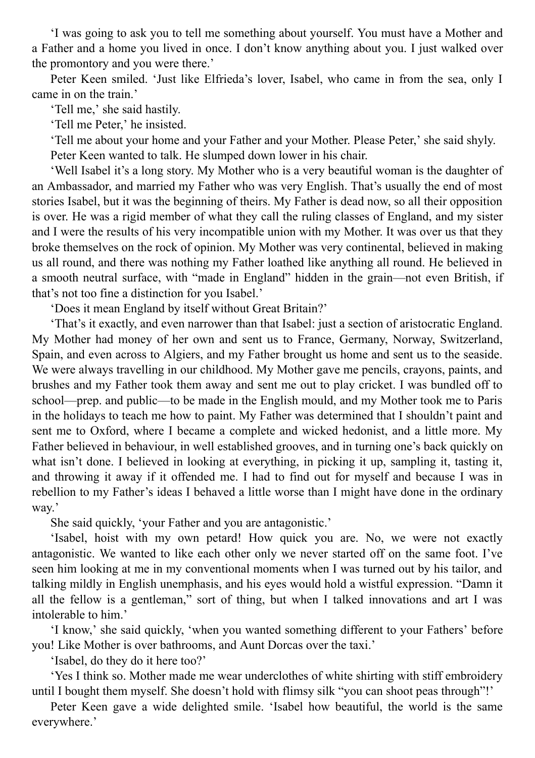‘I was going to ask you to tell me something about yourself. You must have a Mother and a Father and a home you lived in once. I don’t know anything about you. I just walked over the promontory and you were there.’

Peter Keen smiled. ‘Just like Elfrieda’s lover, Isabel, who came in from the sea, only I came in on the train.’

‘Tell me,’ she said hastily.

‘Tell me Peter,’ he insisted.

‘Tell me about your home and your Father and your Mother. Please Peter,’ she said shyly.

Peter Keen wanted to talk. He slumped down lower in his chair.

‘Well Isabel it’s a long story. My Mother who is a very beautiful woman is the daughter of an Ambassador, and married my Father who was very English. That’s usually the end of most stories Isabel, but it was the beginning of theirs. My Father is dead now, so all their opposition is over. He was a rigid member of what they call the ruling classes of England, and my sister and I were the results of his very incompatible union with my Mother. It was over us that they broke themselves on the rock of opinion. My Mother was very continental, believed in making us all round, and there was nothing my Father loathed like anything all round. He believed in a smooth neutral surface, with “made in England” hidden in the grain—not even British, if that’s not too fine a distinction for you Isabel.’

‘Does it mean England by itself without Great Britain?’

‘That’s it exactly, and even narrower than that Isabel: just a section of aristocratic England. My Mother had money of her own and sent us to France, Germany, Norway, Switzerland, Spain, and even across to Algiers, and my Father brought us home and sent us to the seaside. We were always travelling in our childhood. My Mother gave me pencils, crayons, paints, and brushes and my Father took them away and sent me out to play cricket. I was bundled off to school—prep. and public—to be made in the English mould, and my Mother took me to Paris in the holidays to teach me how to paint. My Father was determined that I shouldn’t paint and sent me to Oxford, where I became a complete and wicked hedonist, and a little more. My Father believed in behaviour, in well established grooves, and in turning one’s back quickly on what isn’t done. I believed in looking at everything, in picking it up, sampling it, tasting it, and throwing it away if it offended me. I had to find out for myself and because I was in rebellion to my Father’s ideas I behaved a little worse than I might have done in the ordinary way.’

She said quickly, ‘your Father and you are antagonistic.’

‘Isabel, hoist with my own petard! How quick you are. No, we were not exactly antagonistic. We wanted to like each other only we never started off on the same foot. I’ve seen him looking at me in my conventional moments when I was turned out by his tailor, and talking mildly in English unemphasis, and his eyes would hold a wistful expression. “Damn it all the fellow is a gentleman,” sort of thing, but when I talked innovations and art I was intolerable to him.’

‘I know,’ she said quickly, ‘when you wanted something different to your Fathers’ before you! Like Mother is over bathrooms, and Aunt Dorcas over the taxi.’

‘Isabel, do they do it here too?’

‘Yes I think so. Mother made me wear underclothes of white shirting with stiff embroidery until I bought them myself. She doesn’t hold with flimsy silk “you can shoot peas through”!’

Peter Keen gave a wide delighted smile. ‘Isabel how beautiful, the world is the same everywhere.’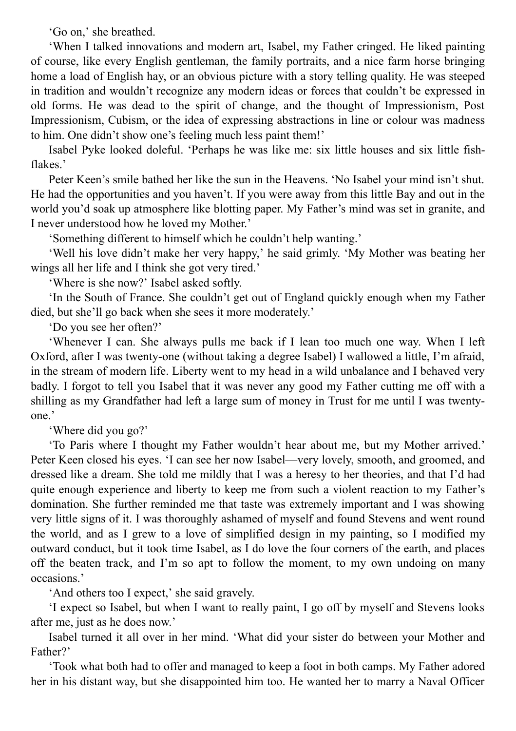‘Go on,’ she breathed.

‘When I talked innovations and modern art, Isabel, my Father cringed. He liked painting of course, like every English gentleman, the family portraits, and a nice farm horse bringing home a load of English hay, or an obvious picture with a story telling quality. He was steeped in tradition and wouldn’t recognize any modern ideas or forces that couldn’t be expressed in old forms. He was dead to the spirit of change, and the thought of Impressionism, Post Impressionism, Cubism, or the idea of expressing abstractions in line or colour was madness to him. One didn’t show one’s feeling much less paint them!’

Isabel Pyke looked doleful. ‘Perhaps he was like me: six little houses and six little fish-flakes.’

Peter Keen’s smile bathed her like the sun in the Heavens. ‘No Isabel your mind isn’t shut. He had the opportunities and you haven’t. If you were away from this little Bay and out in the world you’d soak up atmosphere like blotting paper. My Father’s mind was set in granite, and I never understood how he loved my Mother.’

‘Something different to himself which he couldn’t help wanting.’

‘Well his love didn’t make her very happy,’ he said grimly. ‘My Mother was beating her wings all her life and I think she got very tired.’

‘Where is she now?’ Isabel asked softly.

‘In the South of France. She couldn’t get out of England quickly enough when my Father died, but she’ll go back when she sees it more moderately.’

‘Do you see her often?’

‘Whenever I can. She always pulls me back if I lean too much one way. When I left Oxford, after I was twenty-one (without taking a degree Isabel) I wallowed a little, I’m afraid, in the stream of modern life. Liberty went to my head in a wild unbalance and I behaved very badly. I forgot to tell you Isabel that it was never any good my Father cutting me off with a shilling as my Grandfather had left a large sum of money in Trust for me until I was twenty-one.’

‘Where did you go?’

‘To Paris where I thought my Father wouldn’t hear about me, but my Mother arrived.’ Peter Keen closed his eyes. ‘I can see her now Isabel—very lovely, smooth, and groomed, and dressed like a dream. She told me mildly that I was a heresy to her theories, and that I’d had quite enough experience and liberty to keep me from such a violent reaction to my Father’s domination. She further reminded me that taste was extremely important and I was showing very little signs of it. I was thoroughly ashamed of myself and found Stevens and went round the world, and as I grew to a love of simplified design in my painting, so I modified my outward conduct, but it took time Isabel, as I do love the four corners of the earth, and places off the beaten track, and I’m so apt to follow the moment, to my own undoing on many occasions.’

‘And others too I expect,’ she said gravely.

‘I expect so Isabel, but when I want to really paint, I go off by myself and Stevens looks after me, just as he does now.’

Isabel turned it all over in her mind. ‘What did your sister do between your Mother and Father?’

‘Took what both had to offer and managed to keep a foot in both camps. My Father adored her in his distant way, but she disappointed him too. He wanted her to marry a Naval Officer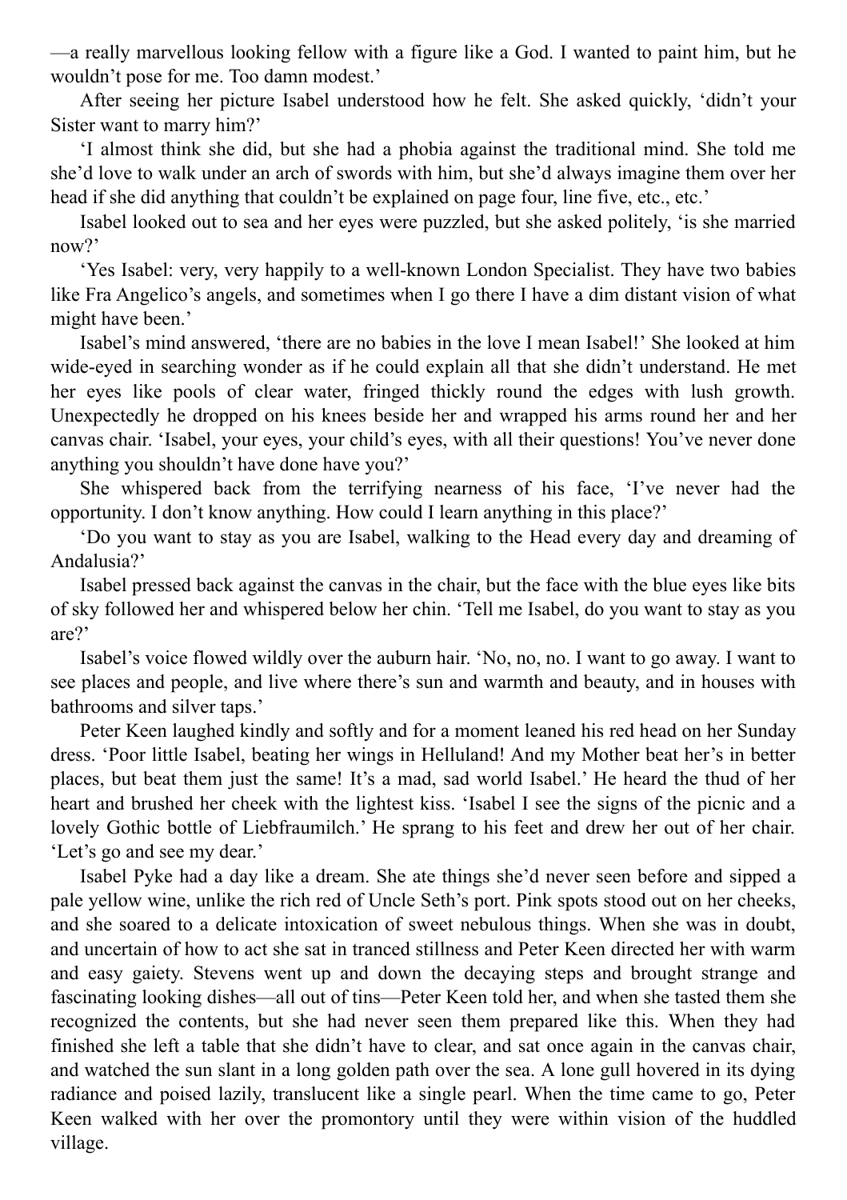—a really marvellous looking fellow with a figure like a God. I wanted to paint him, but he wouldn't pose for me. Too damn modest.'

After seeing her picture Isabel understood how he felt. She asked quickly, 'didn't your Sister want to marry him?'

'I almost think she did, but she had a phobia against the traditional mind. She told me she'd love to walk under an arch of swords with him, but she'd always imagine them over her head if she did anything that couldn't be explained on page four, line five, etc., etc.'

Isabel looked out to sea and her eyes were puzzled, but she asked politely, 'is she married now?'

'Yes Isabel: very, very happily to a well-known London Specialist. They have two babies like Fra Angelico's angels, and sometimes when I go there I have a dim distant vision of what might have been.'

Isabel's mind answered, 'there are no babies in the love I mean Isabel!' She looked at him wide-eyed in searching wonder as if he could explain all that she didn't understand. He met her eyes like pools of clear water, fringed thickly round the edges with lush growth. Unexpectedly he dropped on his knees beside her and wrapped his arms round her and her canvas chair. 'Isabel, your eyes, your child's eyes, with all their questions! You've never done anything you shouldn't have done have you?'

She whispered back from the terrifying nearness of his face, 'I've never had the opportunity. I don't know anything. How could I learn anything in this place?'

'Do you want to stay as you are Isabel, walking to the Head every day and dreaming of Andalusia?'

Isabel pressed back against the canvas in the chair, but the face with the blue eyes like bits of sky followed her and whispered below her chin. 'Tell me Isabel, do you want to stay as you are?'

Isabel's voice flowed wildly over the auburn hair. 'No, no, no. I want to go away. I want to see places and people, and live where there's sun and warmth and beauty, and in houses with bathrooms and silver taps.'

Peter Keen laughed kindly and softly and for a moment leaned his red head on her Sunday dress. 'Poor little Isabel, beating her wings in Helluland! And my Mother beat her's in better places, but beat them just the same! It's a mad, sad world Isabel.' He heard the thud of her heart and brushed her cheek with the lightest kiss. 'Isabel I see the signs of the picnic and a lovely Gothic bottle of Liebfraumilch.' He sprang to his feet and drew her out of her chair. 'Let's go and see my dear.'

Isabel Pyke had a day like a dream. She ate things she'd never seen before and sipped a pale yellow wine, unlike the rich red of Uncle Seth's port. Pink spots stood out on her cheeks, and she soared to a delicate intoxication of sweet nebulous things. When she was in doubt, and uncertain of how to act she sat in tranced stillness and Peter Keen directed her with warm and easy gaiety. Stevens went up and down the decaying steps and brought strange and fascinating looking dishes—all out of tins—Peter Keen told her, and when she tasted them she recognized the contents, but she had never seen them prepared like this. When they had finished she left a table that she didn't have to clear, and sat once again in the canvas chair, and watched the sun slant in a long golden path over the sea. A lone gull hovered in its dying radiance and poised lazily, translucent like a single pearl. When the time came to go, Peter Keen walked with her over the promontory until they were within vision of the huddled village.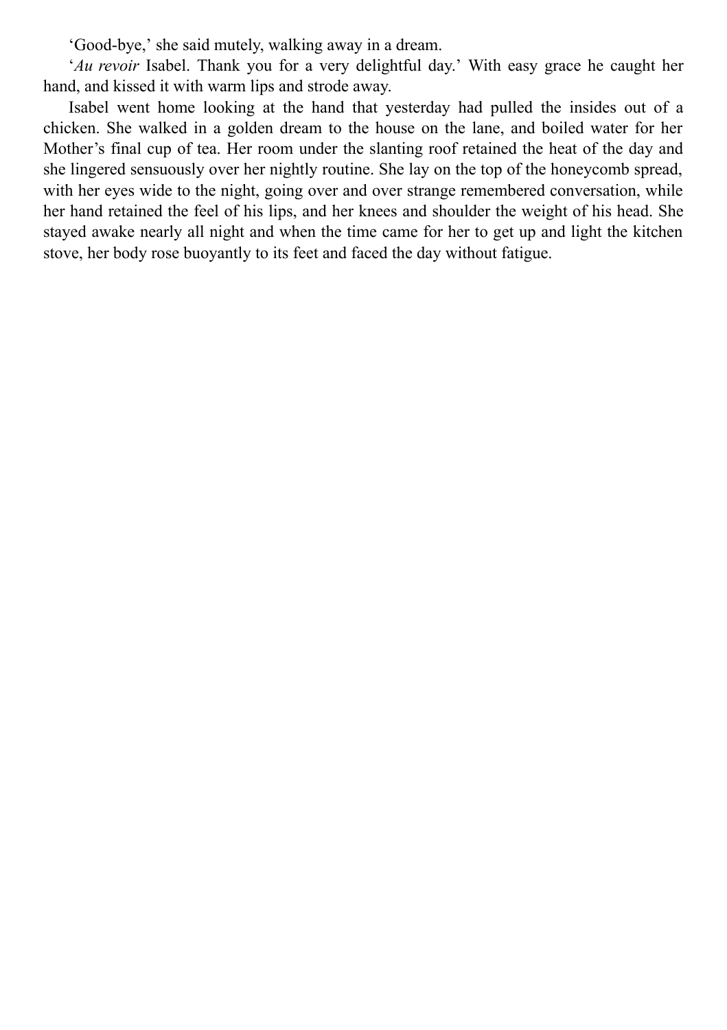'Good-bye,' she said mutely, walking away in a dream.

'*Au revoir* Isabel. Thank you for a very delightful day.' With easy grace he caught her hand, and kissed it with warm lips and strode away.

Isabel went home looking at the hand that yesterday had pulled the insides out of a chicken. She walked in a golden dream to the house on the lane, and boiled water for her Mother's final cup of tea. Her room under the slanting roof retained the heat of the day and she lingered sensuously over her nightly routine. She lay on the top of the honeycomb spread, with her eyes wide to the night, going over and over strange remembered conversation, while her hand retained the feel of his lips, and her knees and shoulder the weight of his head. She stayed awake nearly all night and when the time came for her to get up and light the kitchen stove, her body rose buoyantly to its feet and faced the day without fatigue.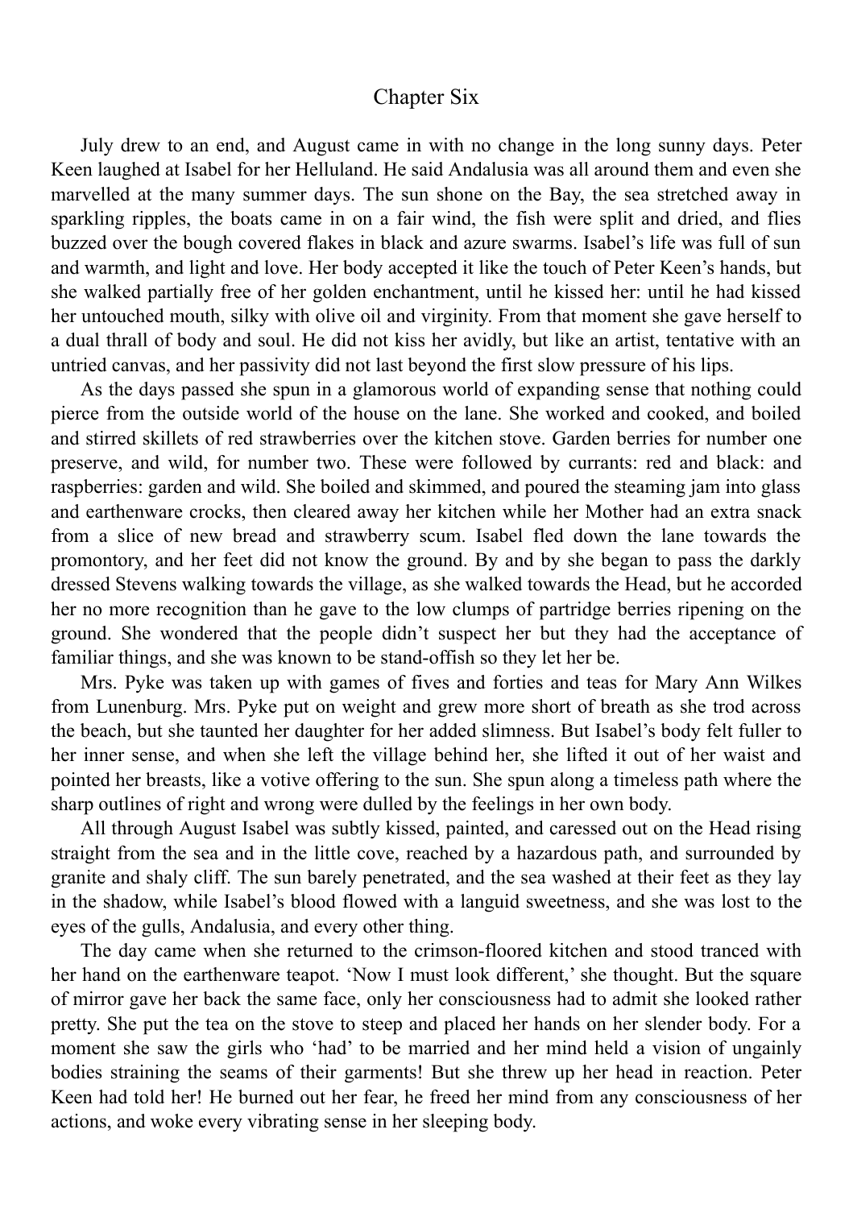# Chapter Six

July drew to an end, and August came in with no change in the long sunny days. Peter Keen laughed at Isabel for her Helluland. He said Andalusia was all around them and even she marvelled at the many summer days. The sun shone on the Bay, the sea stretched away in sparkling ripples, the boats came in on a fair wind, the fish were split and dried, and flies buzzed over the bough covered flakes in black and azure swarms. Isabel's life was full of sun and warmth, and light and love. Her body accepted it like the touch of Peter Keen's hands, but she walked partially free of her golden enchantment, until he kissed her: until he had kissed her untouched mouth, silky with olive oil and virginity. From that moment she gave herself to a dual thrall of body and soul. He did not kiss her avidly, but like an artist, tentative with an untried canvas, and her passivity did not last beyond the first slow pressure of his lips.

As the days passed she spun in a glamorous world of expanding sense that nothing could pierce from the outside world of the house on the lane. She worked and cooked, and boiled and stirred skillets of red strawberries over the kitchen stove. Garden berries for number one preserve, and wild, for number two. These were followed by currants: red and black: and raspberries: garden and wild. She boiled and skimmed, and poured the steaming jam into glass and earthenware crocks, then cleared away her kitchen while her Mother had an extra snack from a slice of new bread and strawberry scum. Isabel fled down the lane towards the promontory, and her feet did not know the ground. By and by she began to pass the darkly dressed Stevens walking towards the village, as she walked towards the Head, but he accorded her no more recognition than he gave to the low clumps of partridge berries ripening on the ground. She wondered that the people didn't suspect her but they had the acceptance of familiar things, and she was known to be stand-offish so they let her be.

Mrs. Pyke was taken up with games of fives and forties and teas for Mary Ann Wilkes from Lunenburg. Mrs. Pyke put on weight and grew more short of breath as she trod across the beach, but she taunted her daughter for her added slimness. But Isabel's body felt fuller to her inner sense, and when she left the village behind her, she lifted it out of her waist and pointed her breasts, like a votive offering to the sun. She spun along a timeless path where the sharp outlines of right and wrong were dulled by the feelings in her own body.

All through August Isabel was subtly kissed, painted, and caressed out on the Head rising straight from the sea and in the little cove, reached by a hazardous path, and surrounded by granite and shaly cliff. The sun barely penetrated, and the sea washed at their feet as they lay in the shadow, while Isabel's blood flowed with a languid sweetness, and she was lost to the eyes of the gulls, Andalusia, and every other thing.

The day came when she returned to the crimson-floored kitchen and stood tranced with her hand on the earthenware teapot. 'Now I must look different,' she thought. But the square of mirror gave her back the same face, only her consciousness had to admit she looked rather pretty. She put the tea on the stove to steep and placed her hands on her slender body. For a moment she saw the girls who 'had' to be married and her mind held a vision of ungainly bodies straining the seams of their garments! But she threw up her head in reaction. Peter Keen had told her! He burned out her fear, he freed her mind from any consciousness of her actions, and woke every vibrating sense in her sleeping body.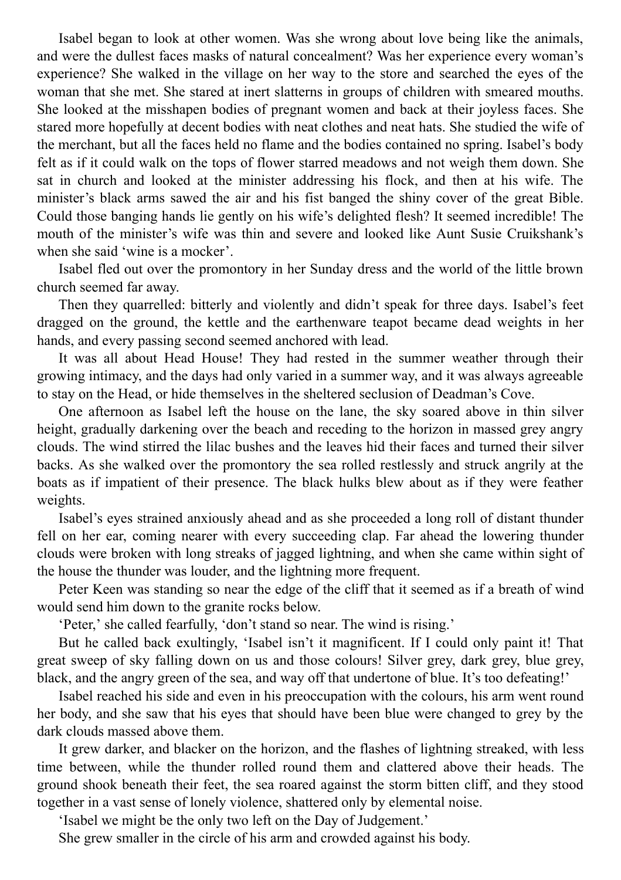Isabel began to look at other women. Was she wrong about love being like the animals, and were the dullest faces masks of natural concealment? Was her experience every woman's experience? She walked in the village on her way to the store and searched the eyes of the woman that she met. She stared at inert slatterns in groups of children with smeared mouths. She looked at the misshapen bodies of pregnant women and back at their joyless faces. She stared more hopefully at decent bodies with neat clothes and neat hats. She studied the wife of the merchant, but all the faces held no flame and the bodies contained no spring. Isabel's body felt as if it could walk on the tops of flower starred meadows and not weigh them down. She sat in church and looked at the minister addressing his flock, and then at his wife. The minister's black arms sawed the air and his fist banged the shiny cover of the great Bible. Could those banging hands lie gently on his wife's delighted flesh? It seemed incredible! The mouth of the minister's wife was thin and severe and looked like Aunt Susie Cruikshank's when she said 'wine is a mocker'.

Isabel fled out over the promontory in her Sunday dress and the world of the little brown church seemed far away.

Then they quarrelled: bitterly and violently and didn't speak for three days. Isabel's feet dragged on the ground, the kettle and the earthenware teapot became dead weights in her hands, and every passing second seemed anchored with lead.

It was all about Head House! They had rested in the summer weather through their growing intimacy, and the days had only varied in a summer way, and it was always agreeable to stay on the Head, or hide themselves in the sheltered seclusion of Deadman's Cove.

One afternoon as Isabel left the house on the lane, the sky soared above in thin silver height, gradually darkening over the beach and receding to the horizon in massed grey angry clouds. The wind stirred the lilac bushes and the leaves hid their faces and turned their silver backs. As she walked over the promontory the sea rolled restlessly and struck angrily at the boats as if impatient of their presence. The black hulks blew about as if they were feather weights.

Isabel's eyes strained anxiously ahead and as she proceeded a long roll of distant thunder fell on her ear, coming nearer with every succeeding clap. Far ahead the lowering thunder clouds were broken with long streaks of jagged lightning, and when she came within sight of the house the thunder was louder, and the lightning more frequent.

Peter Keen was standing so near the edge of the cliff that it seemed as if a breath of wind would send him down to the granite rocks below.

'Peter,' she called fearfully, 'don't stand so near. The wind is rising.'

But he called back exultingly, 'Isabel isn't it magnificent. If I could only paint it! That great sweep of sky falling down on us and those colours! Silver grey, dark grey, blue grey, black, and the angry green of the sea, and way off that undertone of blue. It's too defeating!'

Isabel reached his side and even in his preoccupation with the colours, his arm went round her body, and she saw that his eyes that should have been blue were changed to grey by the dark clouds massed above them.

It grew darker, and blacker on the horizon, and the flashes of lightning streaked, with less time between, while the thunder rolled round them and clattered above their heads. The ground shook beneath their feet, the sea roared against the storm bitten cliff, and they stood together in a vast sense of lonely violence, shattered only by elemental noise.

'Isabel we might be the only two left on the Day of Judgement.'

She grew smaller in the circle of his arm and crowded against his body.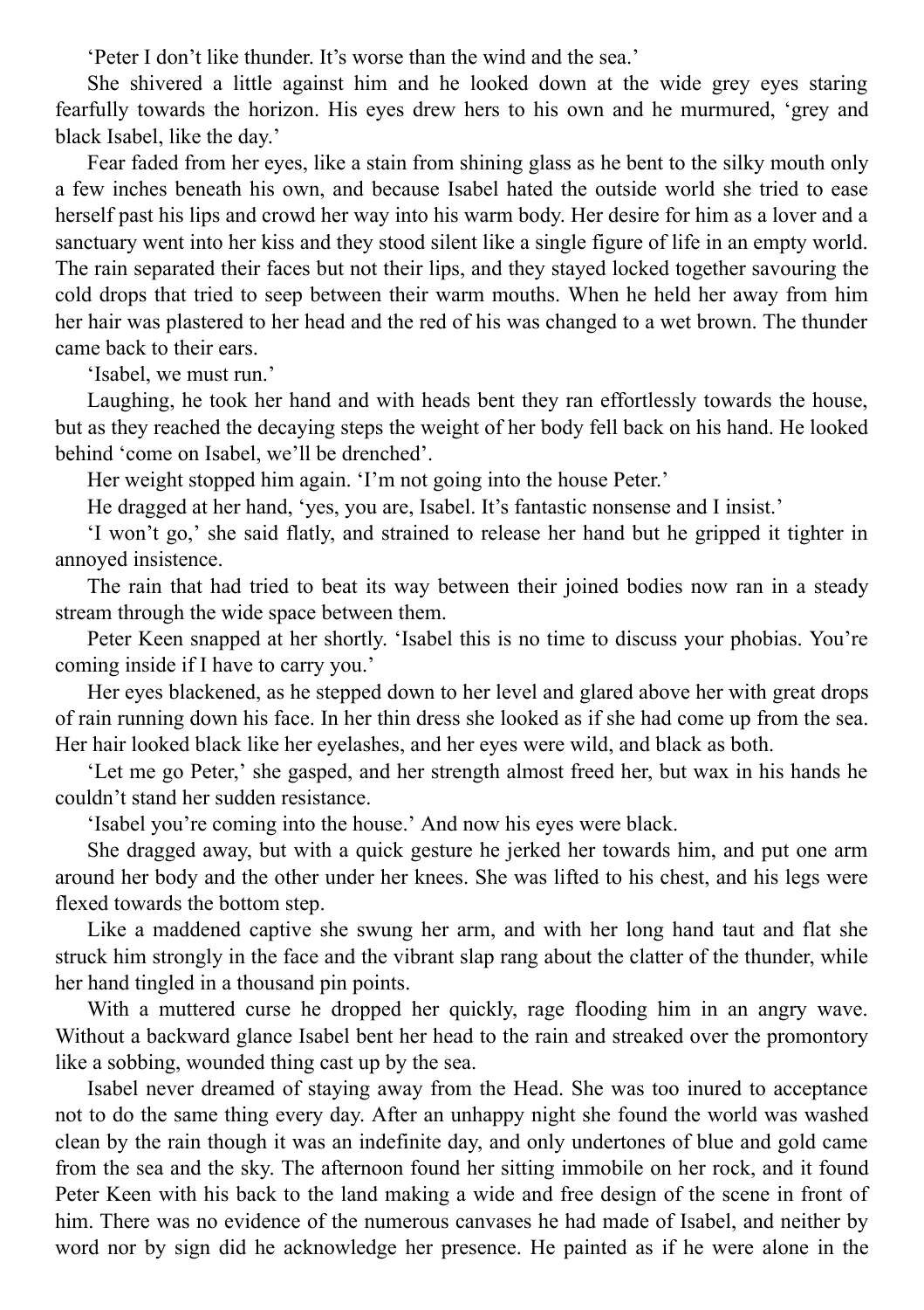‘Peter I don’t like thunder. It’s worse than the wind and the sea.’

She shivered a little against him and he looked down at the wide grey eyes staring fearfully towards the horizon. His eyes drew hers to his own and he murmured, ‘grey and black Isabel, like the day.’

Fear faded from her eyes, like a stain from shining glass as he bent to the silky mouth only a few inches beneath his own, and because Isabel hated the outside world she tried to ease herself past his lips and crowd her way into his warm body. Her desire for him as a lover and a sanctuary went into her kiss and they stood silent like a single figure of life in an empty world. The rain separated their faces but not their lips, and they stayed locked together savouring the cold drops that tried to seep between their warm mouths. When he held her away from him her hair was plastered to her head and the red of his was changed to a wet brown. The thunder came back to their ears.

‘Isabel, we must run.’

Laughing, he took her hand and with heads bent they ran effortlessly towards the house, but as they reached the decaying steps the weight of her body fell back on his hand. He looked behind ‘come on Isabel, we’ll be drenched’.

Her weight stopped him again. ‘I’m not going into the house Peter.’

He dragged at her hand, ‘yes, you are, Isabel. It’s fantastic nonsense and I insist.’

‘I won’t go,’ she said flatly, and strained to release her hand but he gripped it tighter in annoyed insistence.

The rain that had tried to beat its way between their joined bodies now ran in a steady stream through the wide space between them.

Peter Keen snapped at her shortly. ‘Isabel this is no time to discuss your phobias. You’re coming inside if I have to carry you.’

Her eyes blackened, as he stepped down to her level and glared above her with great drops of rain running down his face. In her thin dress she looked as if she had come up from the sea. Her hair looked black like her eyelashes, and her eyes were wild, and black as both.

‘Let me go Peter,’ she gasped, and her strength almost freed her, but wax in his hands he couldn’t stand her sudden resistance.

‘Isabel you’re coming into the house.’ And now his eyes were black.

She dragged away, but with a quick gesture he jerked her towards him, and put one arm around her body and the other under her knees. She was lifted to his chest, and his legs were flexed towards the bottom step.

Like a maddened captive she swung her arm, and with her long hand taut and flat she struck him strongly in the face and the vibrant slap rang about the clatter of the thunder, while her hand tingled in a thousand pin points.

With a muttered curse he dropped her quickly, rage flooding him in an angry wave. Without a backward glance Isabel bent her head to the rain and streaked over the promontory like a sobbing, wounded thing cast up by the sea.

Isabel never dreamed of staying away from the Head. She was too inured to acceptance not to do the same thing every day. After an unhappy night she found the world was washed clean by the rain though it was an indefinite day, and only undertones of blue and gold came from the sea and the sky. The afternoon found her sitting immobile on her rock, and it found Peter Keen with his back to the land making a wide and free design of the scene in front of him. There was no evidence of the numerous canvases he had made of Isabel, and neither by word nor by sign did he acknowledge her presence. He painted as if he were alone in the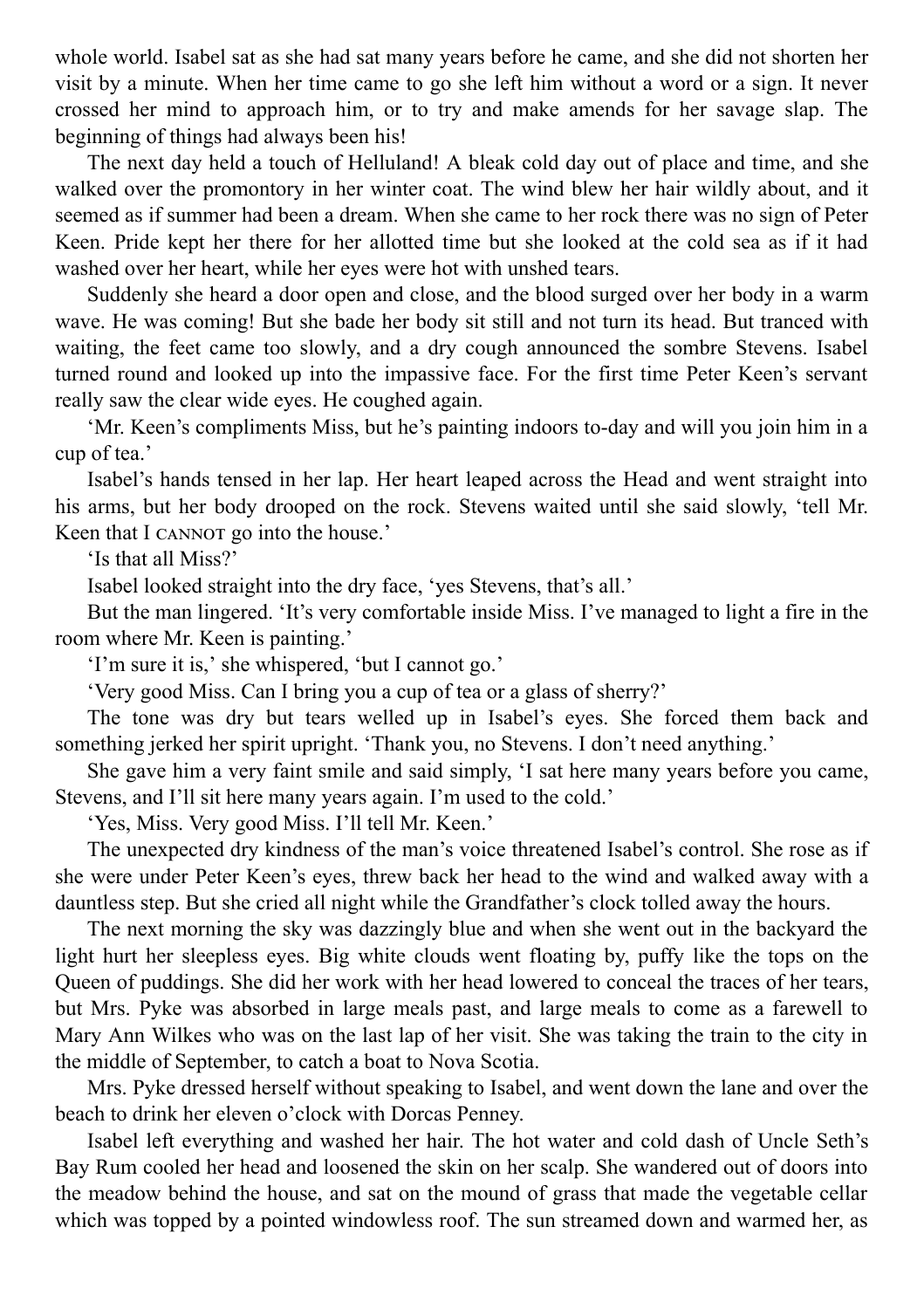whole world. Isabel sat as she had sat many years before he came, and she did not shorten her visit by a minute. When her time came to go she left him without a word or a sign. It never crossed her mind to approach him, or to try and make amends for her savage slap. The beginning of things had always been his!

The next day held a touch of Helluland! A bleak cold day out of place and time, and she walked over the promontory in her winter coat. The wind blew her hair wildly about, and it seemed as if summer had been a dream. When she came to her rock there was no sign of Peter Keen. Pride kept her there for her allotted time but she looked at the cold sea as if it had washed over her heart, while her eyes were hot with unshed tears.

Suddenly she heard a door open and close, and the blood surged over her body in a warm wave. He was coming! But she bade her body sit still and not turn its head. But tranced with waiting, the feet came too slowly, and a dry cough announced the sombre Stevens. Isabel turned round and looked up into the impassive face. For the first time Peter Keen's servant really saw the clear wide eyes. He coughed again.

'Mr. Keen's compliments Miss, but he's painting indoors to-day and will you join him in a cup of tea.'

Isabel's hands tensed in her lap. Her heart leaped across the Head and went straight into his arms, but her body drooped on the rock. Stevens waited until she said slowly, 'tell Mr. Keen that I CANNOT go into the house.'

'Is that all Miss?'

Isabel looked straight into the dry face, 'yes Stevens, that's all.'

But the man lingered. 'It's very comfortable inside Miss. I've managed to light a fire in the room where Mr. Keen is painting.'

'I'm sure it is,' she whispered, 'but I cannot go.'

'Very good Miss. Can I bring you a cup of tea or a glass of sherry?'

The tone was dry but tears welled up in Isabel's eyes. She forced them back and something jerked her spirit upright. 'Thank you, no Stevens. I don't need anything.'

She gave him a very faint smile and said simply, 'I sat here many years before you came, Stevens, and I'll sit here many years again. I'm used to the cold.'

'Yes, Miss. Very good Miss. I'll tell Mr. Keen.'

The unexpected dry kindness of the man's voice threatened Isabel's control. She rose as if she were under Peter Keen's eyes, threw back her head to the wind and walked away with a dauntless step. But she cried all night while the Grandfather's clock tolled away the hours.

The next morning the sky was dazzlingly blue and when she went out in the backyard the light hurt her sleepless eyes. Big white clouds went floating by, puffy like the tops on the Queen of puddings. She did her work with her head lowered to conceal the traces of her tears, but Mrs. Pyke was absorbed in large meals past, and large meals to come as a farewell to Mary Ann Wilkes who was on the last lap of her visit. She was taking the train to the city in the middle of September, to catch a boat to Nova Scotia.

Mrs. Pyke dressed herself without speaking to Isabel, and went down the lane and over the beach to drink her eleven o'clock with Dorcas Penney.

Isabel left everything and washed her hair. The hot water and cold dash of Uncle Seth's Bay Rum cooled her head and loosened the skin on her scalp. She wandered out of doors into the meadow behind the house, and sat on the mound of grass that made the vegetable cellar which was topped by a pointed windowless roof. The sun streamed down and warmed her, as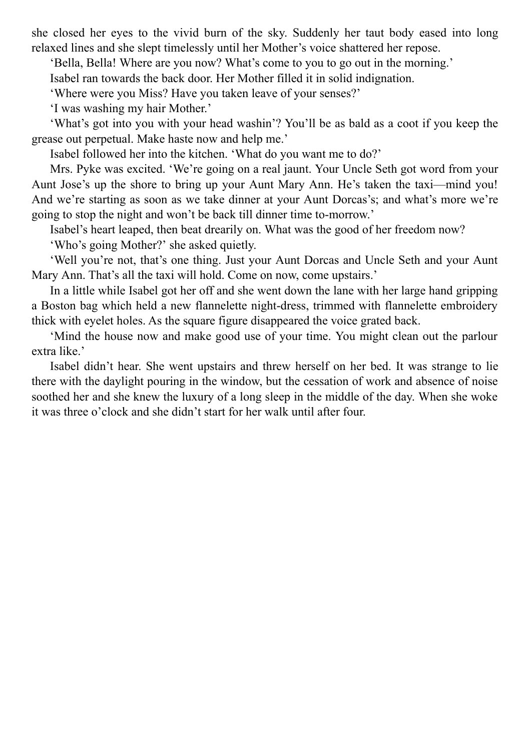she closed her eyes to the vivid burn of the sky. Suddenly her taut body eased into long relaxed lines and she slept timelessly until her Mother's voice shattered her repose.

'Bella, Bella! Where are you now? What's come to you to go out in the morning.'

Isabel ran towards the back door. Her Mother filled it in solid indignation.

'Where were you Miss? Have you taken leave of your senses?'

'I was washing my hair Mother.'

'What's got into you with your head washin'? You'll be as bald as a coot if you keep the grease out perpetual. Make haste now and help me.'

Isabel followed her into the kitchen. 'What do you want me to do?'

Mrs. Pyke was excited. 'We're going on a real jaunt. Your Uncle Seth got word from your Aunt Jose's up the shore to bring up your Aunt Mary Ann. He's taken the taxi—mind you! And we're starting as soon as we take dinner at your Aunt Dorcas's; and what's more we're going to stop the night and won't be back till dinner time to-morrow.'

Isabel's heart leaped, then beat drearily on. What was the good of her freedom now?

'Who's going Mother?' she asked quietly.

'Well you're not, that's one thing. Just your Aunt Dorcas and Uncle Seth and your Aunt Mary Ann. That's all the taxi will hold. Come on now, come upstairs.'

In a little while Isabel got her off and she went down the lane with her large hand gripping a Boston bag which held a new flannelette night-dress, trimmed with flannelette embroidery thick with eyelet holes. As the square figure disappeared the voice grated back.

'Mind the house now and make good use of your time. You might clean out the parlour extra like.'

Isabel didn't hear. She went upstairs and threw herself on her bed. It was strange to lie there with the daylight pouring in the window, but the cessation of work and absence of noise soothed her and she knew the luxury of a long sleep in the middle of the day. When she woke it was three o'clock and she didn't start for her walk until after four.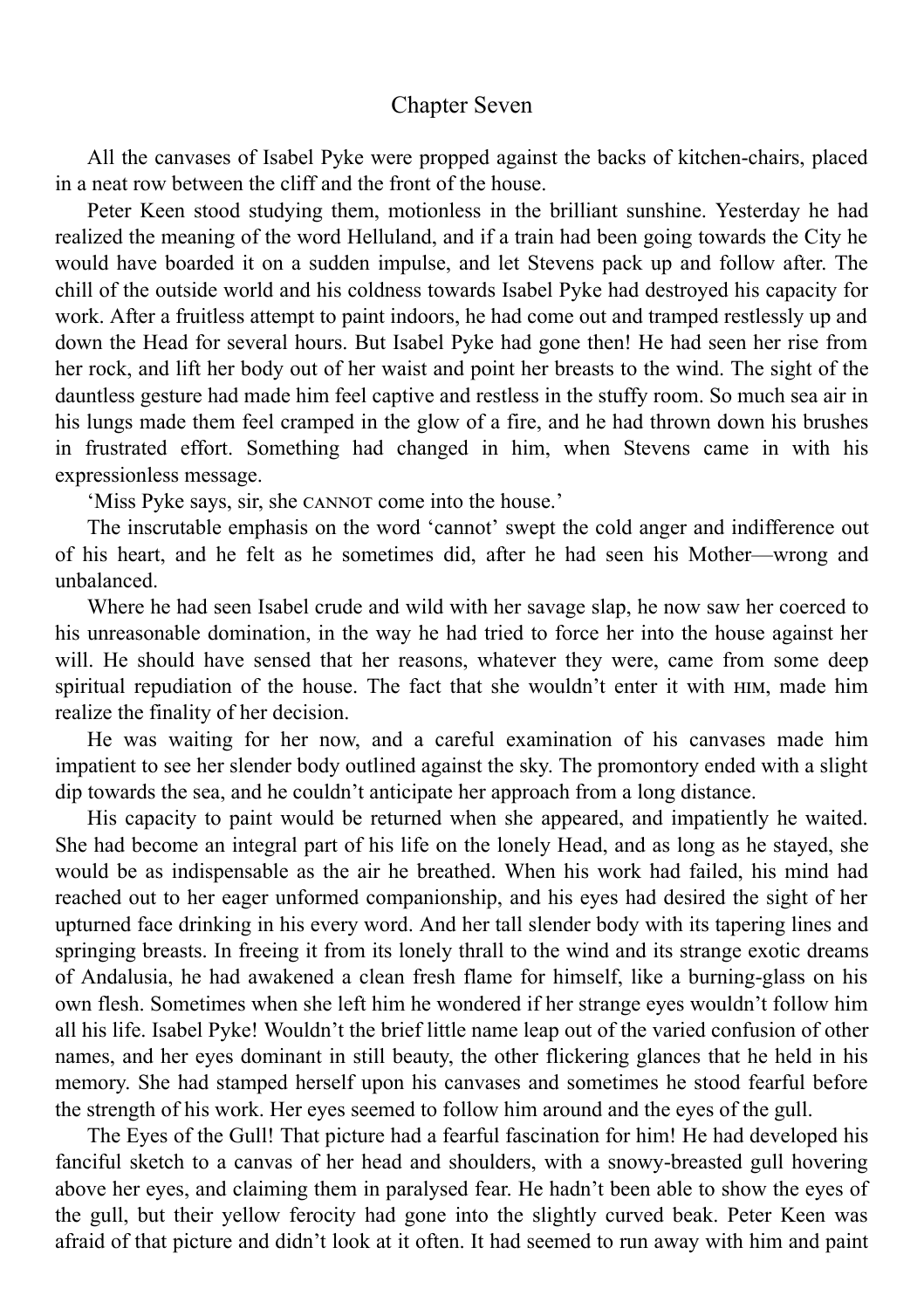## Chapter Seven

All the canvases of Isabel Pyke were propped against the backs of kitchen-chairs, placed in a neat row between the cliff and the front of the house.

Peter Keen stood studying them, motionless in the brilliant sunshine. Yesterday he had realized the meaning of the word Helluland, and if a train had been going towards the City he would have boarded it on a sudden impulse, and let Stevens pack up and follow after. The chill of the outside world and his coldness towards Isabel Pyke had destroyed his capacity for work. After a fruitless attempt to paint indoors, he had come out and tramped restlessly up and down the Head for several hours. But Isabel Pyke had gone then! He had seen her rise from her rock, and lift her body out of her waist and point her breasts to the wind. The sight of the dauntless gesture had made him feel captive and restless in the stuffy room. So much sea air in his lungs made them feel cramped in the glow of a fire, and he had thrown down his brushes in frustrated effort. Something had changed in him, when Stevens came in with his expressionless message.

'Miss Pyke says, sir, she CANNOT come into the house.'

The inscrutable emphasis on the word 'cannot' swept the cold anger and indifference out of his heart, and he felt as he sometimes did, after he had seen his Mother—wrong and unbalanced.

Where he had seen Isabel crude and wild with her savage slap, he now saw her coerced to his unreasonable domination, in the way he had tried to force her into the house against her will. He should have sensed that her reasons, whatever they were, came from some deep spiritual repudiation of the house. The fact that she wouldn't enter it with HIM, made him realize the finality of her decision.

He was waiting for her now, and a careful examination of his canvases made him impatient to see her slender body outlined against the sky. The promontory ended with a slight dip towards the sea, and he couldn't anticipate her approach from a long distance.

His capacity to paint would be returned when she appeared, and impatiently he waited. She had become an integral part of his life on the lonely Head, and as long as he stayed, she would be as indispensable as the air he breathed. When his work had failed, his mind had reached out to her eager unformed companionship, and his eyes had desired the sight of her upturned face drinking in his every word. And her tall slender body with its tapering lines and springing breasts. In freeing it from its lonely thrall to the wind and its strange exotic dreams of Andalusia, he had awakened a clean fresh flame for himself, like a burning-glass on his own flesh. Sometimes when she left him he wondered if her strange eyes wouldn't follow him all his life. Isabel Pyke! Wouldn't the brief little name leap out of the varied confusion of other names, and her eyes dominant in still beauty, the other flickering glances that he held in his memory. She had stamped herself upon his canvases and sometimes he stood fearful before the strength of his work. Her eyes seemed to follow him around and the eyes of the gull.

The Eyes of the Gull! That picture had a fearful fascination for him! He had developed his fanciful sketch to a canvas of her head and shoulders, with a snowy-breasted gull hovering above her eyes, and claiming them in paralysed fear. He hadn't been able to show the eyes of the gull, but their yellow ferocity had gone into the slightly curved beak. Peter Keen was afraid of that picture and didn't look at it often. It had seemed to run away with him and paint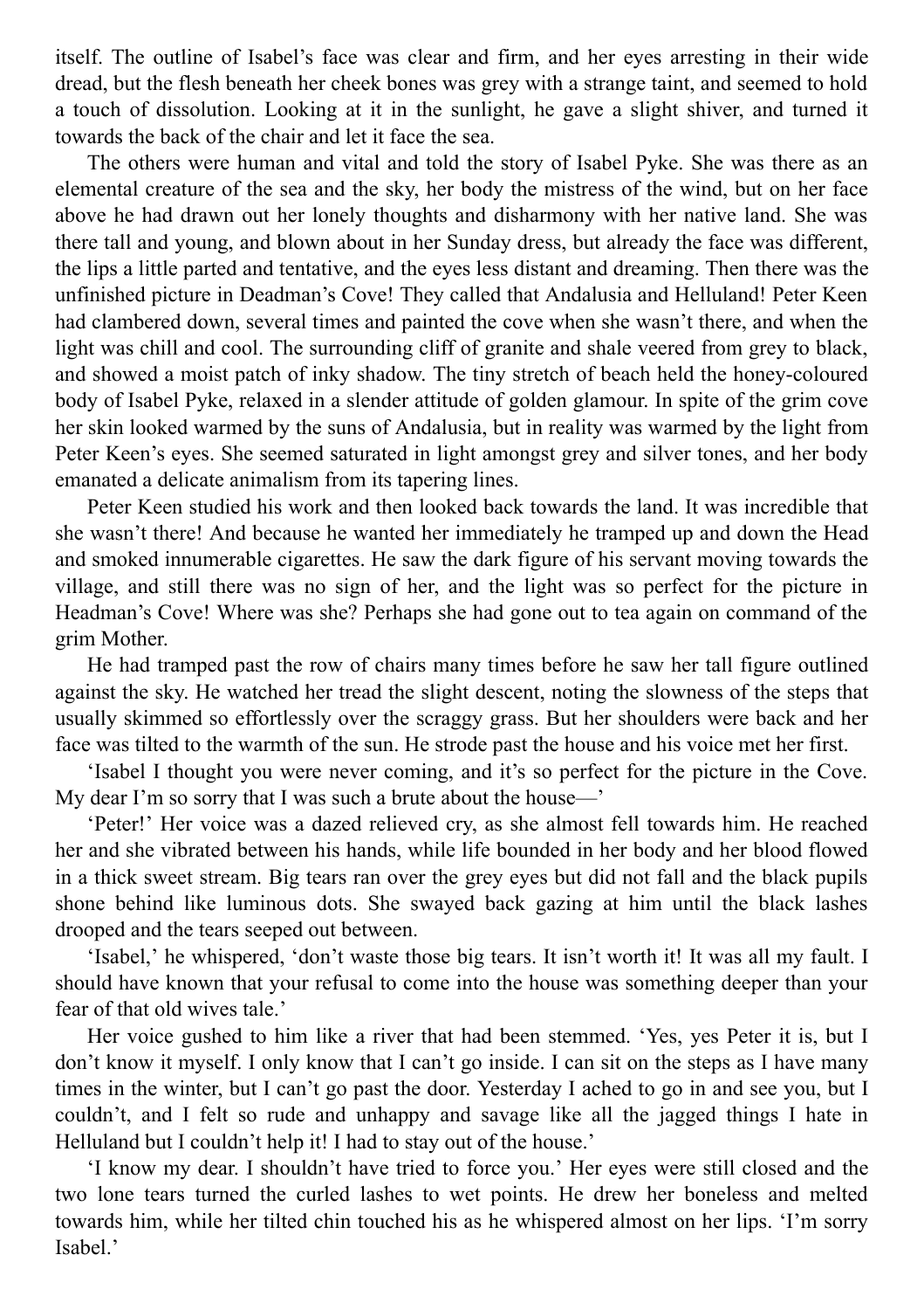itself. The outline of Isabel's face was clear and firm, and her eyes arresting in their wide dread, but the flesh beneath her cheek bones was grey with a strange taint, and seemed to hold a touch of dissolution. Looking at it in the sunlight, he gave a slight shiver, and turned it towards the back of the chair and let it face the sea.

The others were human and vital and told the story of Isabel Pyke. She was there as an elemental creature of the sea and the sky, her body the mistress of the wind, but on her face above he had drawn out her lonely thoughts and disharmony with her native land. She was there tall and young, and blown about in her Sunday dress, but already the face was different, the lips a little parted and tentative, and the eyes less distant and dreaming. Then there was the unfinished picture in Deadman's Cove! They called that Andalusia and Helluland! Peter Keen had clambered down, several times and painted the cove when she wasn't there, and when the light was chill and cool. The surrounding cliff of granite and shale veered from grey to black, and showed a moist patch of inky shadow. The tiny stretch of beach held the honey-coloured body of Isabel Pyke, relaxed in a slender attitude of golden glamour. In spite of the grim cove her skin looked warmed by the suns of Andalusia, but in reality was warmed by the light from Peter Keen's eyes. She seemed saturated in light amongst grey and silver tones, and her body emanated a delicate animalism from its tapering lines.

Peter Keen studied his work and then looked back towards the land. It was incredible that she wasn't there! And because he wanted her immediately he tramped up and down the Head and smoked innumerable cigarettes. He saw the dark figure of his servant moving towards the village, and still there was no sign of her, and the light was so perfect for the picture in Headman's Cove! Where was she? Perhaps she had gone out to tea again on command of the grim Mother.

He had tramped past the row of chairs many times before he saw her tall figure outlined against the sky. He watched her tread the slight descent, noting the slowness of the steps that usually skimmed so effortlessly over the scraggy grass. But her shoulders were back and her face was tilted to the warmth of the sun. He strode past the house and his voice met her first.

'Isabel I thought you were never coming, and it's so perfect for the picture in the Cove. My dear I'm so sorry that I was such a brute about the house—'

'Peter!' Her voice was a dazed relieved cry, as she almost fell towards him. He reached her and she vibrated between his hands, while life bounded in her body and her blood flowed in a thick sweet stream. Big tears ran over the grey eyes but did not fall and the black pupils shone behind like luminous dots. She swayed back gazing at him until the black lashes drooped and the tears seeped out between.

'Isabel,' he whispered, 'don't waste those big tears. It isn't worth it! It was all my fault. I should have known that your refusal to come into the house was something deeper than your fear of that old wives tale.'

Her voice gushed to him like a river that had been stemmed. 'Yes, yes Peter it is, but I don't know it myself. I only know that I can't go inside. I can sit on the steps as I have many times in the winter, but I can't go past the door. Yesterday I ached to go in and see you, but I couldn't, and I felt so rude and unhappy and savage like all the jagged things I hate in Helluland but I couldn't help it! I had to stay out of the house.'

'I know my dear. I shouldn't have tried to force you.' Her eyes were still closed and the two lone tears turned the curled lashes to wet points. He drew her boneless and melted towards him, while her tilted chin touched his as he whispered almost on her lips. 'I'm sorry Isabel.'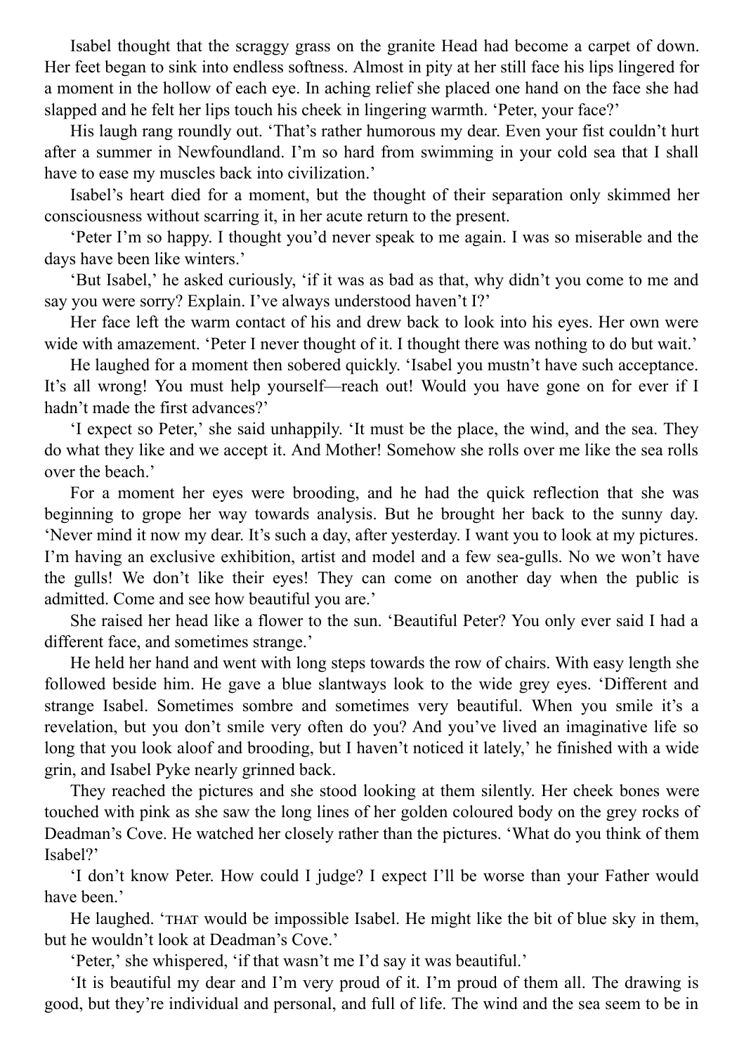Isabel thought that the scraggy grass on the granite Head had become a carpet of down. Her feet began to sink into endless softness. Almost in pity at her still face his lips lingered for a moment in the hollow of each eye. In aching relief she placed one hand on the face she had slapped and he felt her lips touch his cheek in lingering warmth. ‘Peter, your face?’

His laugh rang roundly out. ‘That’s rather humorous my dear. Even your fist couldn’t hurt after a summer in Newfoundland. I’m so hard from swimming in your cold sea that I shall have to ease my muscles back into civilization.’

Isabel’s heart died for a moment, but the thought of their separation only skimmed her consciousness without scarring it, in her acute return to the present.

‘Peter I’m so happy. I thought you’d never speak to me again. I was so miserable and the days have been like winters.’

‘But Isabel,’ he asked curiously, ‘if it was as bad as that, why didn’t you come to me and say you were sorry? Explain. I’ve always understood haven’t I?’

Her face left the warm contact of his and drew back to look into his eyes. Her own were wide with amazement. ‘Peter I never thought of it. I thought there was nothing to do but wait.’

He laughed for a moment then sobered quickly. ‘Isabel you mustn’t have such acceptance. It’s all wrong! You must help yourself—reach out! Would you have gone on for ever if I hadn’t made the first advances?’

‘I expect so Peter,’ she said unhappily. ‘It must be the place, the wind, and the sea. They do what they like and we accept it. And Mother! Somehow she rolls over me like the sea rolls over the beach.’

For a moment her eyes were brooding, and he had the quick reflection that she was beginning to grope her way towards analysis. But he brought her back to the sunny day. ‘Never mind it now my dear. It’s such a day, after yesterday. I want you to look at my pictures. I’m having an exclusive exhibition, artist and model and a few sea-gulls. No we won’t have the gulls! We don’t like their eyes! They can come on another day when the public is admitted. Come and see how beautiful you are.’

She raised her head like a flower to the sun. ‘Beautiful Peter? You only ever said I had a different face, and sometimes strange.’

He held her hand and went with long steps towards the row of chairs. With easy length she followed beside him. He gave a blue slantways look to the wide grey eyes. ‘Different and strange Isabel. Sometimes sombre and sometimes very beautiful. When you smile it’s a revelation, but you don’t smile very often do you? And you’ve lived an imaginative life so long that you look aloof and brooding, but I haven’t noticed it lately,’ he finished with a wide grin, and Isabel Pyke nearly grinned back.

They reached the pictures and she stood looking at them silently. Her cheek bones were touched with pink as she saw the long lines of her golden coloured body on the grey rocks of Deadman’s Cove. He watched her closely rather than the pictures. ‘What do you think of them Isabel?’

‘I don’t know Peter. How could I judge? I expect I’ll be worse than your Father would have been.’

He laughed. ‘THAT would be impossible Isabel. He might like the bit of blue sky in them, but he wouldn’t look at Deadman’s Cove.’

‘Peter,’ she whispered, ‘if that wasn’t me I’d say it was beautiful.’

‘It is beautiful my dear and I’m very proud of it. I’m proud of them all. The drawing is good, but they’re individual and personal, and full of life. The wind and the sea seem to be in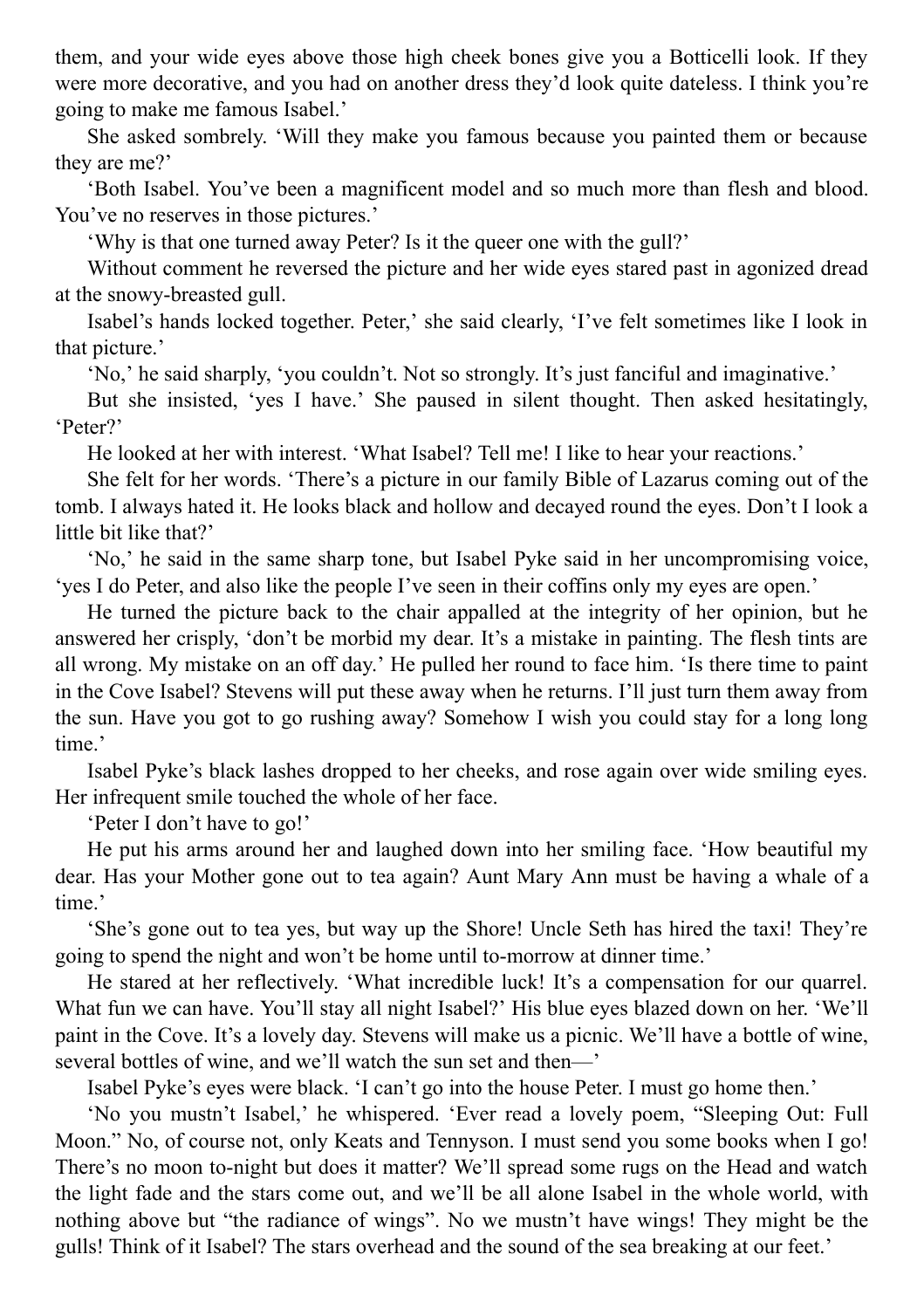them, and your wide eyes above those high cheek bones give you a Botticelli look. If they were more decorative, and you had on another dress they'd look quite dateless. I think you're going to make me famous Isabel.'

She asked sombrely. 'Will they make you famous because you painted them or because they are me?'

'Both Isabel. You've been a magnificent model and so much more than flesh and blood. You've no reserves in those pictures.'

'Why is that one turned away Peter? Is it the queer one with the gull?'

Without comment he reversed the picture and her wide eyes stared past in agonized dread at the snowy-breasted gull.

Isabel's hands locked together. Peter,' she said clearly, 'I've felt sometimes like I look in that picture.'

'No,' he said sharply, 'you couldn't. Not so strongly. It's just fanciful and imaginative.'

But she insisted, 'yes I have.' She paused in silent thought. Then asked hesitatingly, 'Peter?'

He looked at her with interest. 'What Isabel? Tell me! I like to hear your reactions.'

She felt for her words. 'There's a picture in our family Bible of Lazarus coming out of the tomb. I always hated it. He looks black and hollow and decayed round the eyes. Don't I look a little bit like that?'

'No,' he said in the same sharp tone, but Isabel Pyke said in her uncompromising voice, 'yes I do Peter, and also like the people I've seen in their coffins only my eyes are open.'

He turned the picture back to the chair appalled at the integrity of her opinion, but he answered her crisply, 'don't be morbid my dear. It's a mistake in painting. The flesh tints are all wrong. My mistake on an off day.' He pulled her round to face him. 'Is there time to paint in the Cove Isabel? Stevens will put these away when he returns. I'll just turn them away from the sun. Have you got to go rushing away? Somehow I wish you could stay for a long long time.'

Isabel Pyke's black lashes dropped to her cheeks, and rose again over wide smiling eyes. Her infrequent smile touched the whole of her face.

'Peter I don't have to go!'

He put his arms around her and laughed down into her smiling face. 'How beautiful my dear. Has your Mother gone out to tea again? Aunt Mary Ann must be having a whale of a time.'

'She's gone out to tea yes, but way up the Shore! Uncle Seth has hired the taxi! They're going to spend the night and won't be home until to-morrow at dinner time.'

He stared at her reflectively. 'What incredible luck! It's a compensation for our quarrel. What fun we can have. You'll stay all night Isabel?' His blue eyes blazed down on her. 'We'll paint in the Cove. It's a lovely day. Stevens will make us a picnic. We'll have a bottle of wine, several bottles of wine, and we'll watch the sun set and then—'

Isabel Pyke's eyes were black. 'I can't go into the house Peter. I must go home then.'

'No you mustn't Isabel,' he whispered. 'Ever read a lovely poem, "Sleeping Out: Full Moon." No, of course not, only Keats and Tennyson. I must send you some books when I go! There's no moon to-night but does it matter? We'll spread some rugs on the Head and watch the light fade and the stars come out, and we'll be all alone Isabel in the whole world, with nothing above but "the radiance of wings". No we mustn't have wings! They might be the gulls! Think of it Isabel? The stars overhead and the sound of the sea breaking at our feet.'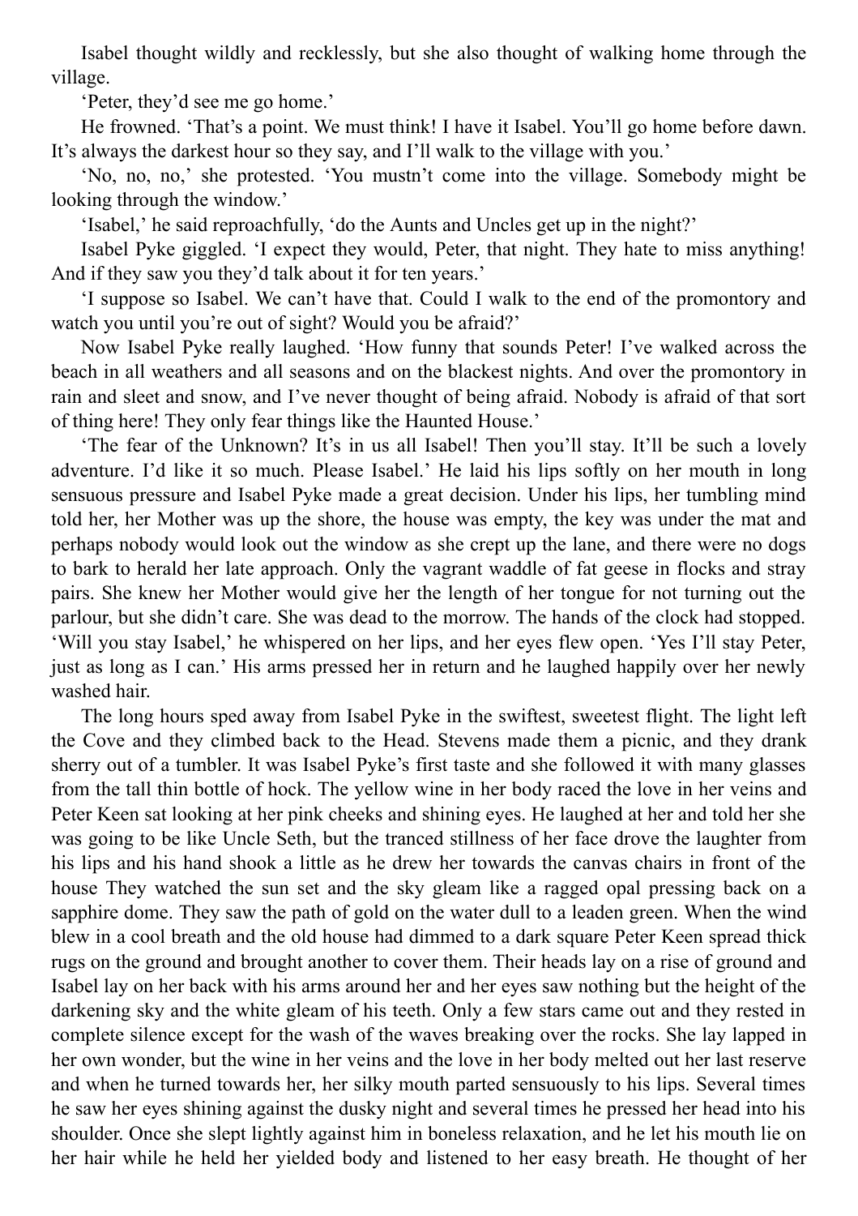Isabel thought wildly and recklessly, but she also thought of walking home through the village.

'Peter, they'd see me go home.'

He frowned. 'That's a point. We must think! I have it Isabel. You'll go home before dawn. It's always the darkest hour so they say, and I'll walk to the village with you.'

'No, no, no,' she protested. 'You mustn't come into the village. Somebody might be looking through the window.'

'Isabel,' he said reproachfully, 'do the Aunts and Uncles get up in the night?'

Isabel Pyke giggled. 'I expect they would, Peter, that night. They hate to miss anything! And if they saw you they'd talk about it for ten years.'

'I suppose so Isabel. We can't have that. Could I walk to the end of the promontory and watch you until you're out of sight? Would you be afraid?'

Now Isabel Pyke really laughed. 'How funny that sounds Peter! I've walked across the beach in all weathers and all seasons and on the blackest nights. And over the promontory in rain and sleet and snow, and I've never thought of being afraid. Nobody is afraid of that sort of thing here! They only fear things like the Haunted House.'

'The fear of the Unknown? It's in us all Isabel! Then you'll stay. It'll be such a lovely adventure. I'd like it so much. Please Isabel.' He laid his lips softly on her mouth in long sensuous pressure and Isabel Pyke made a great decision. Under his lips, her tumbling mind told her, her Mother was up the shore, the house was empty, the key was under the mat and perhaps nobody would look out the window as she crept up the lane, and there were no dogs to bark to herald her late approach. Only the vagrant waddle of fat geese in flocks and stray pairs. She knew her Mother would give her the length of her tongue for not turning out the parlour, but she didn't care. She was dead to the morrow. The hands of the clock had stopped. 'Will you stay Isabel,' he whispered on her lips, and her eyes flew open. 'Yes I'll stay Peter, just as long as I can.' His arms pressed her in return and he laughed happily over her newly washed hair.

The long hours sped away from Isabel Pyke in the swiftest, sweetest flight. The light left the Cove and they climbed back to the Head. Stevens made them a picnic, and they drank sherry out of a tumbler. It was Isabel Pyke's first taste and she followed it with many glasses from the tall thin bottle of hock. The yellow wine in her body raced the love in her veins and Peter Keen sat looking at her pink cheeks and shining eyes. He laughed at her and told her she was going to be like Uncle Seth, but the tranced stillness of her face drove the laughter from his lips and his hand shook a little as he drew her towards the canvas chairs in front of the house They watched the sun set and the sky gleam like a ragged opal pressing back on a sapphire dome. They saw the path of gold on the water dull to a leaden green. When the wind blew in a cool breath and the old house had dimmed to a dark square Peter Keen spread thick rugs on the ground and brought another to cover them. Their heads lay on a rise of ground and Isabel lay on her back with his arms around her and her eyes saw nothing but the height of the darkening sky and the white gleam of his teeth. Only a few stars came out and they rested in complete silence except for the wash of the waves breaking over the rocks. She lay lapped in her own wonder, but the wine in her veins and the love in her body melted out her last reserve and when he turned towards her, her silky mouth parted sensuously to his lips. Several times he saw her eyes shining against the dusky night and several times he pressed her head into his shoulder. Once she slept lightly against him in boneless relaxation, and he let his mouth lie on her hair while he held her yielded body and listened to her easy breath. He thought of her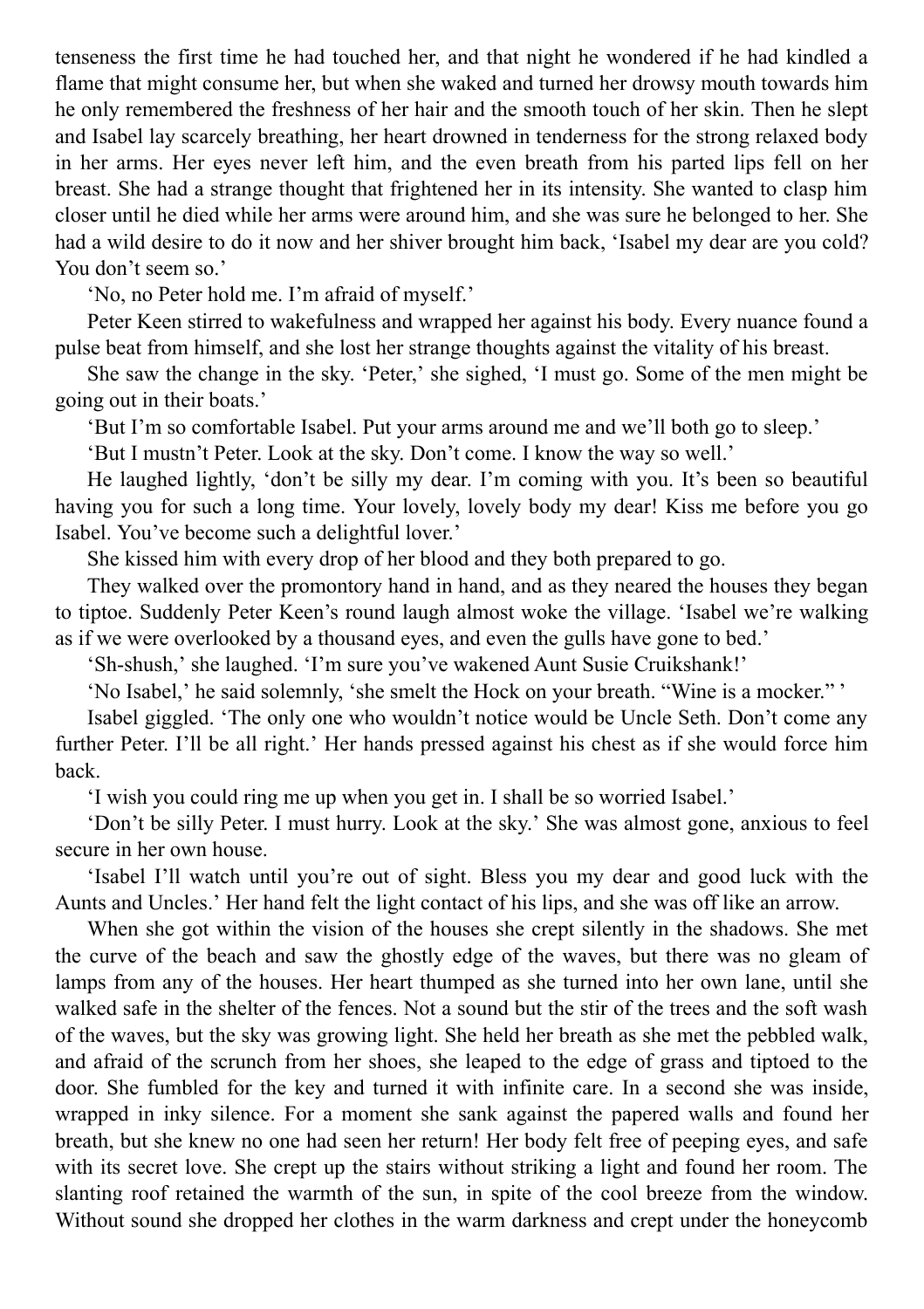tenseness the first time he had touched her, and that night he wondered if he had kindled a flame that might consume her, but when she waked and turned her drowsy mouth towards him he only remembered the freshness of her hair and the smooth touch of her skin. Then he slept and Isabel lay scarcely breathing, her heart drowned in tenderness for the strong relaxed body in her arms. Her eyes never left him, and the even breath from his parted lips fell on her breast. She had a strange thought that frightened her in its intensity. She wanted to clasp him closer until he died while her arms were around him, and she was sure he belonged to her. She had a wild desire to do it now and her shiver brought him back, 'Isabel my dear are you cold? You don't seem so.'

'No, no Peter hold me. I'm afraid of myself.'

Peter Keen stirred to wakefulness and wrapped her against his body. Every nuance found a pulse beat from himself, and she lost her strange thoughts against the vitality of his breast.

She saw the change in the sky. 'Peter,' she sighed, 'I must go. Some of the men might be going out in their boats.'

'But I'm so comfortable Isabel. Put your arms around me and we'll both go to sleep.'

'But I mustn't Peter. Look at the sky. Don't come. I know the way so well.'

He laughed lightly, 'don't be silly my dear. I'm coming with you. It's been so beautiful having you for such a long time. Your lovely, lovely body my dear! Kiss me before you go Isabel. You've become such a delightful lover.'

She kissed him with every drop of her blood and they both prepared to go.

They walked over the promontory hand in hand, and as they neared the houses they began to tiptoe. Suddenly Peter Keen's round laugh almost woke the village. 'Isabel we're walking as if we were overlooked by a thousand eyes, and even the gulls have gone to bed.'

'Sh-shush,' she laughed. 'I'm sure you've wakened Aunt Susie Cruikshank!'

'No Isabel,' he said solemnly, 'she smelt the Hock on your breath. "Wine is a mocker." '

Isabel giggled. 'The only one who wouldn't notice would be Uncle Seth. Don't come any further Peter. I'll be all right.' Her hands pressed against his chest as if she would force him back.

'I wish you could ring me up when you get in. I shall be so worried Isabel.'

'Don't be silly Peter. I must hurry. Look at the sky.' She was almost gone, anxious to feel secure in her own house.

'Isabel I'll watch until you're out of sight. Bless you my dear and good luck with the Aunts and Uncles.' Her hand felt the light contact of his lips, and she was off like an arrow.

When she got within the vision of the houses she crept silently in the shadows. She met the curve of the beach and saw the ghostly edge of the waves, but there was no gleam of lamps from any of the houses. Her heart thumped as she turned into her own lane, until she walked safe in the shelter of the fences. Not a sound but the stir of the trees and the soft wash of the waves, but the sky was growing light. She held her breath as she met the pebbled walk, and afraid of the scrunch from her shoes, she leaped to the edge of grass and tiptoed to the door. She fumbled for the key and turned it with infinite care. In a second she was inside, wrapped in inky silence. For a moment she sank against the papered walls and found her breath, but she knew no one had seen her return! Her body felt free of peeping eyes, and safe with its secret love. She crept up the stairs without striking a light and found her room. The slanting roof retained the warmth of the sun, in spite of the cool breeze from the window. Without sound she dropped her clothes in the warm darkness and crept under the honeycomb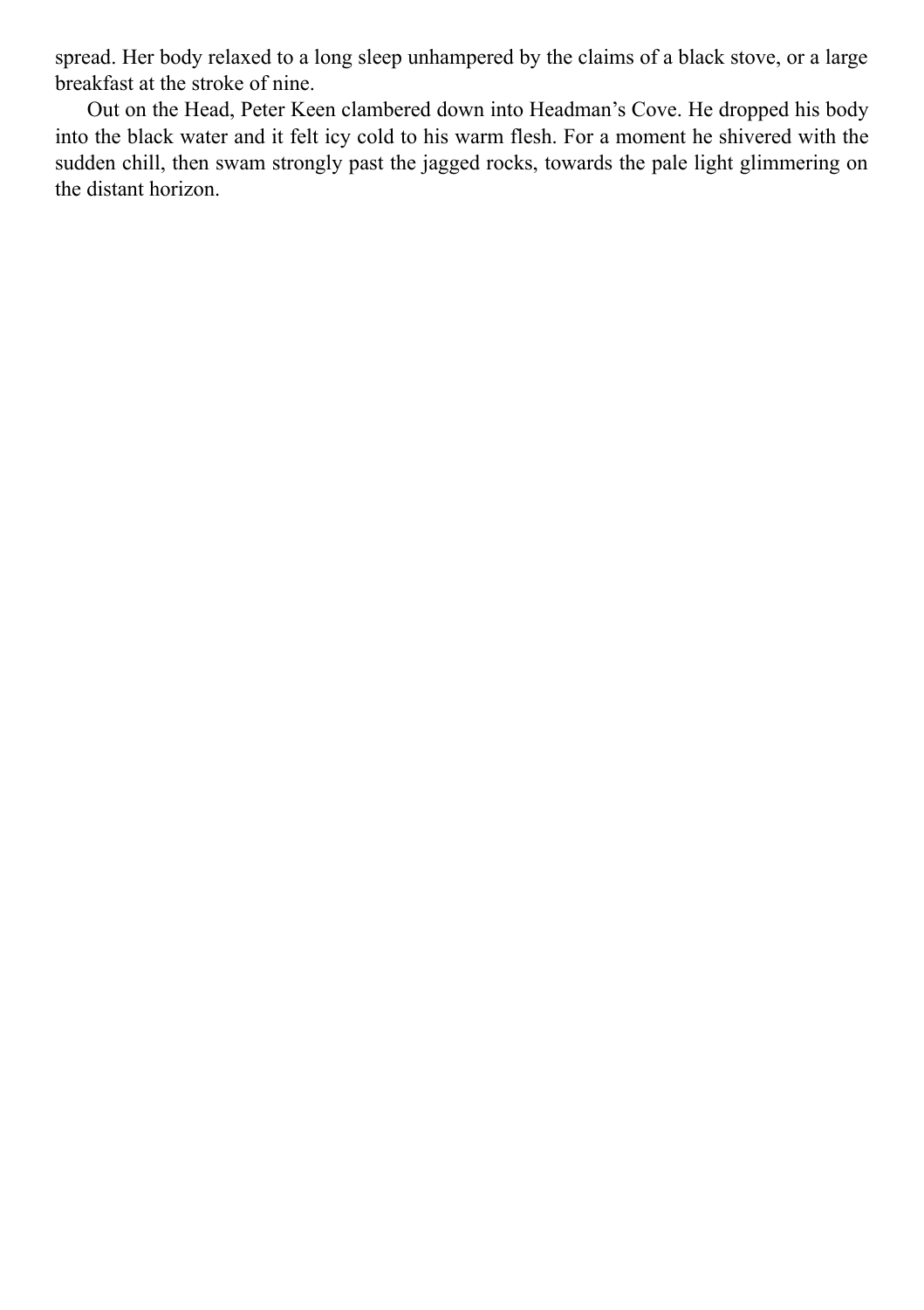spread. Her body relaxed to a long sleep unhampered by the claims of a black stove, or a large breakfast at the stroke of nine.

Out on the Head, Peter Keen clambered down into Headman's Cove. He dropped his body into the black water and it felt icy cold to his warm flesh. For a moment he shivered with the sudden chill, then swam strongly past the jagged rocks, towards the pale light glimmering on the distant horizon.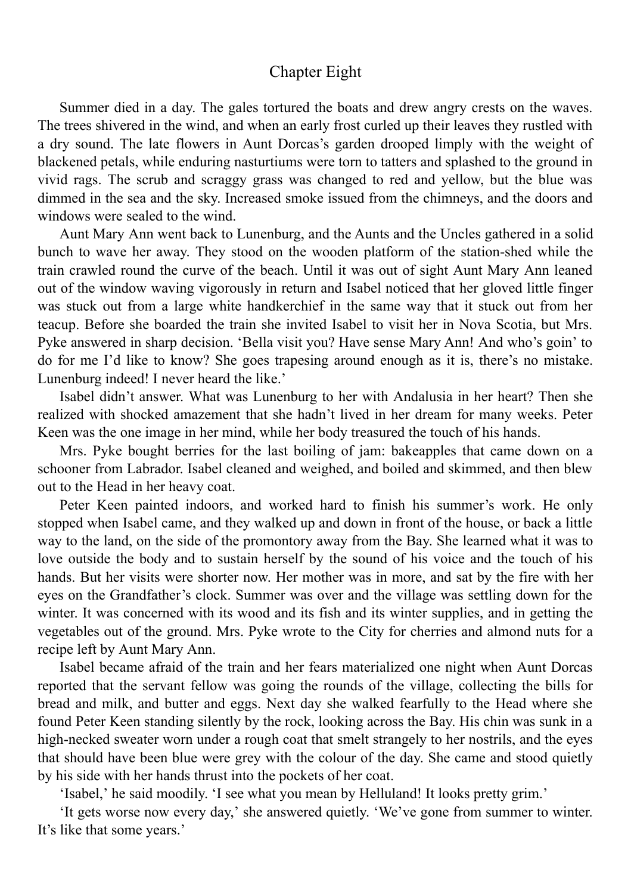# Chapter Eight

Summer died in a day. The gales tortured the boats and drew angry crests on the waves. The trees shivered in the wind, and when an early frost curled up their leaves they rustled with a dry sound. The late flowers in Aunt Dorcas's garden drooped limply with the weight of blackened petals, while enduring nasturtiums were torn to tatters and splashed to the ground in vivid rags. The scrub and scraggy grass was changed to red and yellow, but the blue was dimmed in the sea and the sky. Increased smoke issued from the chimneys, and the doors and windows were sealed to the wind.

Aunt Mary Ann went back to Lunenburg, and the Aunts and the Uncles gathered in a solid bunch to wave her away. They stood on the wooden platform of the station-shed while the train crawled round the curve of the beach. Until it was out of sight Aunt Mary Ann leaned out of the window waving vigorously in return and Isabel noticed that her gloved little finger was stuck out from a large white handkerchief in the same way that it stuck out from her teacup. Before she boarded the train she invited Isabel to visit her in Nova Scotia, but Mrs. Pyke answered in sharp decision. 'Bella visit you? Have sense Mary Ann! And who's goin' to do for me I'd like to know? She goes trapesing around enough as it is, there's no mistake. Lunenburg indeed! I never heard the like.'

Isabel didn't answer. What was Lunenburg to her with Andalusia in her heart? Then she realized with shocked amazement that she hadn't lived in her dream for many weeks. Peter Keen was the one image in her mind, while her body treasured the touch of his hands.

Mrs. Pyke bought berries for the last boiling of jam: bakeapples that came down on a schooner from Labrador. Isabel cleaned and weighed, and boiled and skimmed, and then blew out to the Head in her heavy coat.

Peter Keen painted indoors, and worked hard to finish his summer's work. He only stopped when Isabel came, and they walked up and down in front of the house, or back a little way to the land, on the side of the promontory away from the Bay. She learned what it was to love outside the body and to sustain herself by the sound of his voice and the touch of his hands. But her visits were shorter now. Her mother was in more, and sat by the fire with her eyes on the Grandfather's clock. Summer was over and the village was settling down for the winter. It was concerned with its wood and its fish and its winter supplies, and in getting the vegetables out of the ground. Mrs. Pyke wrote to the City for cherries and almond nuts for a recipe left by Aunt Mary Ann.

Isabel became afraid of the train and her fears materialized one night when Aunt Dorcas reported that the servant fellow was going the rounds of the village, collecting the bills for bread and milk, and butter and eggs. Next day she walked fearfully to the Head where she found Peter Keen standing silently by the rock, looking across the Bay. His chin was sunk in a high-necked sweater worn under a rough coat that smelt strangely to her nostrils, and the eyes that should have been blue were grey with the colour of the day. She came and stood quietly by his side with her hands thrust into the pockets of her coat.

'Isabel,' he said moodily. 'I see what you mean by Helluland! It looks pretty grim.'

'It gets worse now every day,' she answered quietly. 'We've gone from summer to winter. It's like that some years.'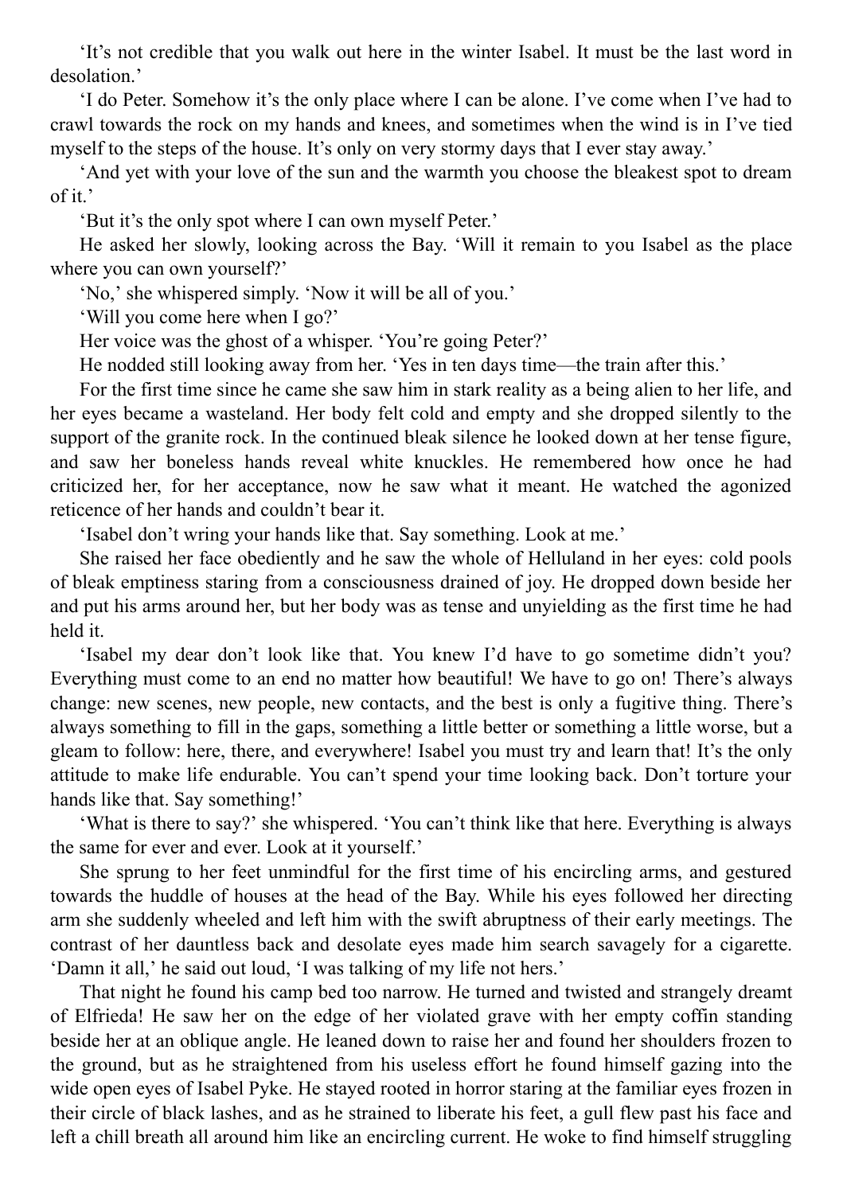‘It’s not credible that you walk out here in the winter Isabel. It must be the last word in desolation.’

‘I do Peter. Somehow it’s the only place where I can be alone. I’ve come when I’ve had to crawl towards the rock on my hands and knees, and sometimes when the wind is in I’ve tied myself to the steps of the house. It’s only on very stormy days that I ever stay away.’

‘And yet with your love of the sun and the warmth you choose the bleakest spot to dream of it.’

‘But it’s the only spot where I can own myself Peter.’

He asked her slowly, looking across the Bay. ‘Will it remain to you Isabel as the place where you can own yourself?’

‘No,’ she whispered simply. ‘Now it will be all of you.’

‘Will you come here when I go?’

Her voice was the ghost of a whisper. ‘You’re going Peter?’

He nodded still looking away from her. ‘Yes in ten days time—the train after this.’

For the first time since he came she saw him in stark reality as a being alien to her life, and her eyes became a wasteland. Her body felt cold and empty and she dropped silently to the support of the granite rock. In the continued bleak silence he looked down at her tense figure, and saw her boneless hands reveal white knuckles. He remembered how once he had criticized her, for her acceptance, now he saw what it meant. He watched the agonized reticence of her hands and couldn’t bear it.

‘Isabel don’t wring your hands like that. Say something. Look at me.’

She raised her face obediently and he saw the whole of Helluland in her eyes: cold pools of bleak emptiness staring from a consciousness drained of joy. He dropped down beside her and put his arms around her, but her body was as tense and unyielding as the first time he had held it.

‘Isabel my dear don’t look like that. You knew I’d have to go sometime didn’t you? Everything must come to an end no matter how beautiful! We have to go on! There’s always change: new scenes, new people, new contacts, and the best is only a fugitive thing. There’s always something to fill in the gaps, something a little better or something a little worse, but a gleam to follow: here, there, and everywhere! Isabel you must try and learn that! It’s the only attitude to make life endurable. You can’t spend your time looking back. Don’t torture your hands like that. Say something!’

‘What is there to say?’ she whispered. ‘You can’t think like that here. Everything is always the same for ever and ever. Look at it yourself.’

She sprung to her feet unmindful for the first time of his encircling arms, and gestured towards the huddle of houses at the head of the Bay. While his eyes followed her directing arm she suddenly wheeled and left him with the swift abruptness of their early meetings. The contrast of her dauntless back and desolate eyes made him search savagely for a cigarette. ‘Damn it all,’ he said out loud, ‘I was talking of my life not hers.’

That night he found his camp bed too narrow. He turned and twisted and strangely dreamt of Elfrieda! He saw her on the edge of her violated grave with her empty coffin standing beside her at an oblique angle. He leaned down to raise her and found her shoulders frozen to the ground, but as he straightened from his useless effort he found himself gazing into the wide open eyes of Isabel Pyke. He stayed rooted in horror staring at the familiar eyes frozen in their circle of black lashes, and as he strained to liberate his feet, a gull flew past his face and left a chill breath all around him like an encircling current. He woke to find himself struggling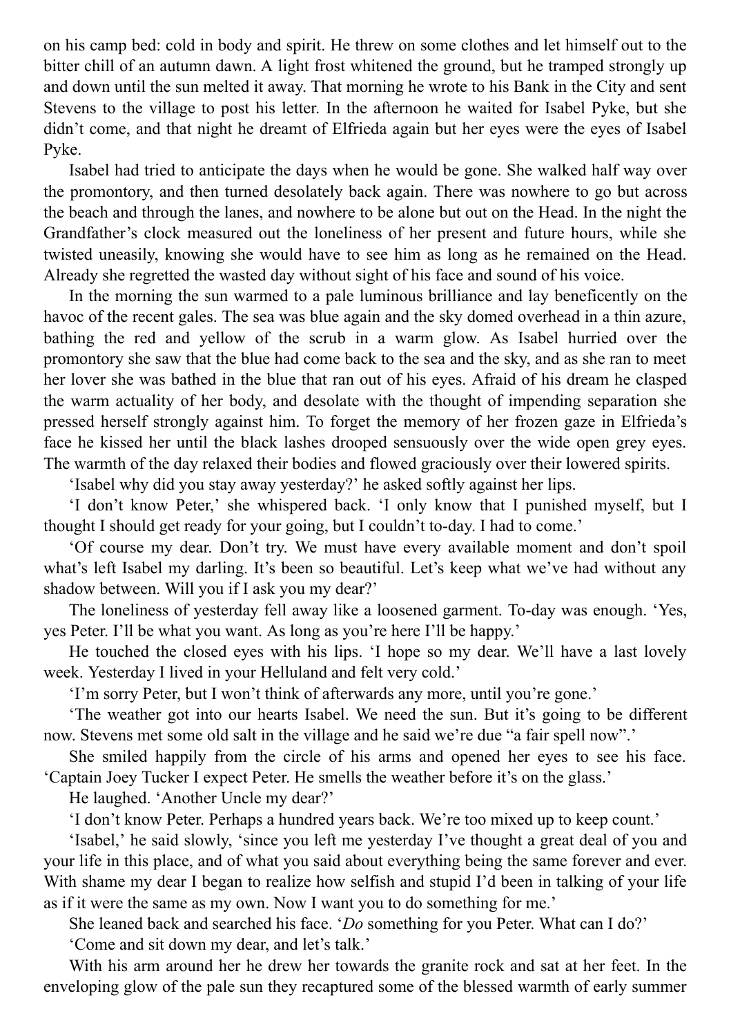on his camp bed: cold in body and spirit. He threw on some clothes and let himself out to the bitter chill of an autumn dawn. A light frost whitened the ground, but he tramped strongly up and down until the sun melted it away. That morning he wrote to his Bank in the City and sent Stevens to the village to post his letter. In the afternoon he waited for Isabel Pyke, but she didn't come, and that night he dreamt of Elfrieda again but her eyes were the eyes of Isabel Pyke.

Isabel had tried to anticipate the days when he would be gone. She walked half way over the promontory, and then turned desolately back again. There was nowhere to go but across the beach and through the lanes, and nowhere to be alone but out on the Head. In the night the Grandfather's clock measured out the loneliness of her present and future hours, while she twisted uneasily, knowing she would have to see him as long as he remained on the Head. Already she regretted the wasted day without sight of his face and sound of his voice.

In the morning the sun warmed to a pale luminous brilliance and lay beneficently on the havoc of the recent gales. The sea was blue again and the sky domed overhead in a thin azure, bathing the red and yellow of the scrub in a warm glow. As Isabel hurried over the promontory she saw that the blue had come back to the sea and the sky, and as she ran to meet her lover she was bathed in the blue that ran out of his eyes. Afraid of his dream he clasped the warm actuality of her body, and desolate with the thought of impending separation she pressed herself strongly against him. To forget the memory of her frozen gaze in Elfrieda's face he kissed her until the black lashes drooped sensuously over the wide open grey eyes. The warmth of the day relaxed their bodies and flowed graciously over their lowered spirits.

'Isabel why did you stay away yesterday?' he asked softly against her lips.

'I don't know Peter,' she whispered back. 'I only know that I punished myself, but I thought I should get ready for your going, but I couldn't to-day. I had to come.'

'Of course my dear. Don't try. We must have every available moment and don't spoil what's left Isabel my darling. It's been so beautiful. Let's keep what we've had without any shadow between. Will you if I ask you my dear?'

The loneliness of yesterday fell away like a loosened garment. To-day was enough. 'Yes, yes Peter. I'll be what you want. As long as you're here I'll be happy.'

He touched the closed eyes with his lips. 'I hope so my dear. We'll have a last lovely week. Yesterday I lived in your Helluland and felt very cold.'

'I'm sorry Peter, but I won't think of afterwards any more, until you're gone.'

'The weather got into our hearts Isabel. We need the sun. But it's going to be different now. Stevens met some old salt in the village and he said we're due "a fair spell now".'

She smiled happily from the circle of his arms and opened her eyes to see his face. 'Captain Joey Tucker I expect Peter. He smells the weather before it's on the glass.'

He laughed. 'Another Uncle my dear?'

'I don't know Peter. Perhaps a hundred years back. We're too mixed up to keep count.'

'Isabel,' he said slowly, 'since you left me yesterday I've thought a great deal of you and your life in this place, and of what you said about everything being the same forever and ever. With shame my dear I began to realize how selfish and stupid I'd been in talking of your life as if it were the same as my own. Now I want you to do something for me.'

She leaned back and searched his face. '*Do* something for you Peter. What can I do?'

'Come and sit down my dear, and let's talk.'

With his arm around her he drew her towards the granite rock and sat at her feet. In the enveloping glow of the pale sun they recaptured some of the blessed warmth of early summer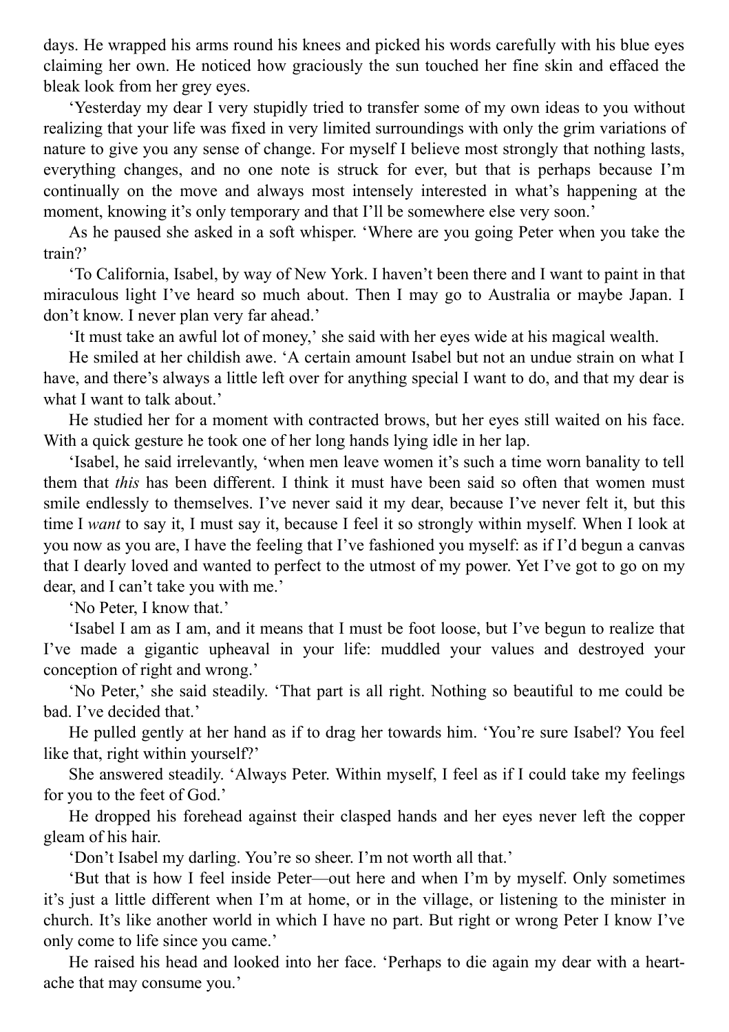days. He wrapped his arms round his knees and picked his words carefully with his blue eyes claiming her own. He noticed how graciously the sun touched her fine skin and effaced the bleak look from her grey eyes.

'Yesterday my dear I very stupidly tried to transfer some of my own ideas to you without realizing that your life was fixed in very limited surroundings with only the grim variations of nature to give you any sense of change. For myself I believe most strongly that nothing lasts, everything changes, and no one note is struck for ever, but that is perhaps because I'm continually on the move and always most intensely interested in what's happening at the moment, knowing it's only temporary and that I'll be somewhere else very soon.'

As he paused she asked in a soft whisper. 'Where are you going Peter when you take the train?'

'To California, Isabel, by way of New York. I haven't been there and I want to paint in that miraculous light I've heard so much about. Then I may go to Australia or maybe Japan. I don't know. I never plan very far ahead.'

'It must take an awful lot of money,' she said with her eyes wide at his magical wealth.

He smiled at her childish awe. 'A certain amount Isabel but not an undue strain on what I have, and there's always a little left over for anything special I want to do, and that my dear is what I want to talk about.'

He studied her for a moment with contracted brows, but her eyes still waited on his face. With a quick gesture he took one of her long hands lying idle in her lap.

'Isabel, he said irrelevantly, 'when men leave women it's such a time worn banality to tell them that *this* has been different. I think it must have been said so often that women must smile endlessly to themselves. I've never said it my dear, because I've never felt it, but this time I *want* to say it, I must say it, because I feel it so strongly within myself. When I look at you now as you are, I have the feeling that I've fashioned you myself: as if I'd begun a canvas that I dearly loved and wanted to perfect to the utmost of my power. Yet I've got to go on my dear, and I can't take you with me.'

'No Peter, I know that.'

'Isabel I am as I am, and it means that I must be foot loose, but I've begun to realize that I've made a gigantic upheaval in your life: muddled your values and destroyed your conception of right and wrong.'

'No Peter,' she said steadily. 'That part is all right. Nothing so beautiful to me could be bad. I've decided that.'

He pulled gently at her hand as if to drag her towards him. 'You're sure Isabel? You feel like that, right within yourself?'

She answered steadily. 'Always Peter. Within myself, I feel as if I could take my feelings for you to the feet of God.'

He dropped his forehead against their clasped hands and her eyes never left the copper gleam of his hair.

'Don't Isabel my darling. You're so sheer. I'm not worth all that.'

'But that is how I feel inside Peter—out here and when I'm by myself. Only sometimes it's just a little different when I'm at home, or in the village, or listening to the minister in church. It's like another world in which I have no part. But right or wrong Peter I know I've only come to life since you came.'

He raised his head and looked into her face. 'Perhaps to die again my dear with a heart-ache that may consume you.'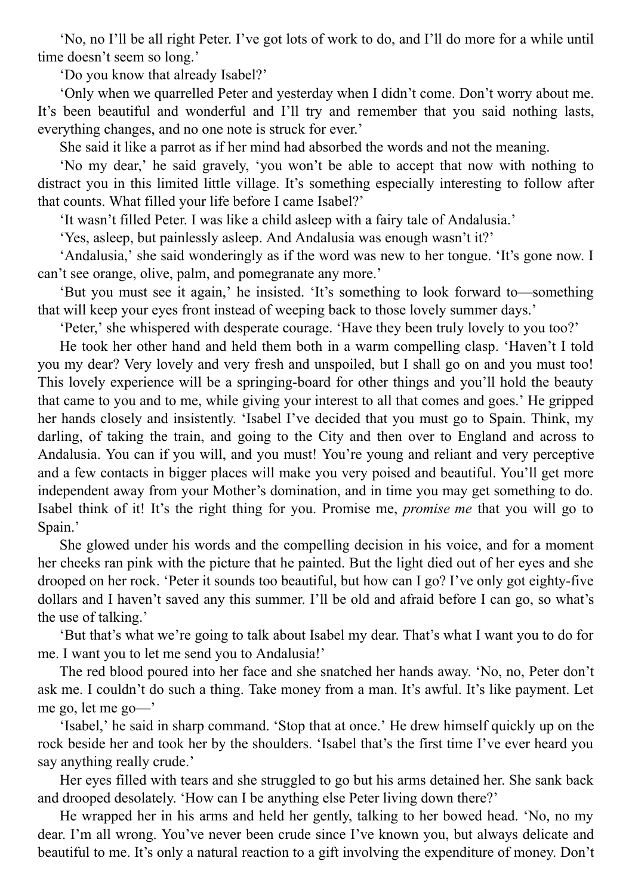'No, no I'll be all right Peter. I've got lots of work to do, and I'll do more for a while until time doesn't seem so long.'

'Do you know that already Isabel?'

'Only when we quarrelled Peter and yesterday when I didn't come. Don't worry about me. It's been beautiful and wonderful and I'll try and remember that you said nothing lasts, everything changes, and no one note is struck for ever.'

She said it like a parrot as if her mind had absorbed the words and not the meaning.

'No my dear,' he said gravely, 'you won't be able to accept that now with nothing to distract you in this limited little village. It's something especially interesting to follow after that counts. What filled your life before I came Isabel?'

'It wasn't filled Peter. I was like a child asleep with a fairy tale of Andalusia.'

'Yes, asleep, but painlessly asleep. And Andalusia was enough wasn't it?'

'Andalusia,' she said wonderingly as if the word was new to her tongue. 'It's gone now. I can't see orange, olive, palm, and pomegranate any more.'

'But you must see it again,' he insisted. 'It's something to look forward to—something that will keep your eyes front instead of weeping back to those lovely summer days.'

'Peter,' she whispered with desperate courage. 'Have they been truly lovely to you too?'

He took her other hand and held them both in a warm compelling clasp. 'Haven't I told you my dear? Very lovely and very fresh and unspoiled, but I shall go on and you must too! This lovely experience will be a springing-board for other things and you'll hold the beauty that came to you and to me, while giving your interest to all that comes and goes.' He gripped her hands closely and insistently. 'Isabel I've decided that you must go to Spain. Think, my darling, of taking the train, and going to the City and then over to England and across to Andalusia. You can if you will, and you must! You're young and reliant and very perceptive and a few contacts in bigger places will make you very poised and beautiful. You'll get more independent away from your Mother's domination, and in time you may get something to do. Isabel think of it! It's the right thing for you. Promise me, *promise me* that you will go to Spain.'

She glowed under his words and the compelling decision in his voice, and for a moment her cheeks ran pink with the picture that he painted. But the light died out of her eyes and she drooped on her rock. 'Peter it sounds too beautiful, but how can I go? I've only got eighty-five dollars and I haven't saved any this summer. I'll be old and afraid before I can go, so what's the use of talking.'

'But that's what we're going to talk about Isabel my dear. That's what I want you to do for me. I want you to let me send you to Andalusia!'

The red blood poured into her face and she snatched her hands away. 'No, no, Peter don't ask me. I couldn't do such a thing. Take money from a man. It's awful. It's like payment. Let me go, let me go—'

'Isabel,' he said in sharp command. 'Stop that at once.' He drew himself quickly up on the rock beside her and took her by the shoulders. 'Isabel that's the first time I've ever heard you say anything really crude.'

Her eyes filled with tears and she struggled to go but his arms detained her. She sank back and drooped desolately. 'How can I be anything else Peter living down there?'

He wrapped her in his arms and held her gently, talking to her bowed head. 'No, no my dear. I'm all wrong. You've never been crude since I've known you, but always delicate and beautiful to me. It's only a natural reaction to a gift involving the expenditure of money. Don't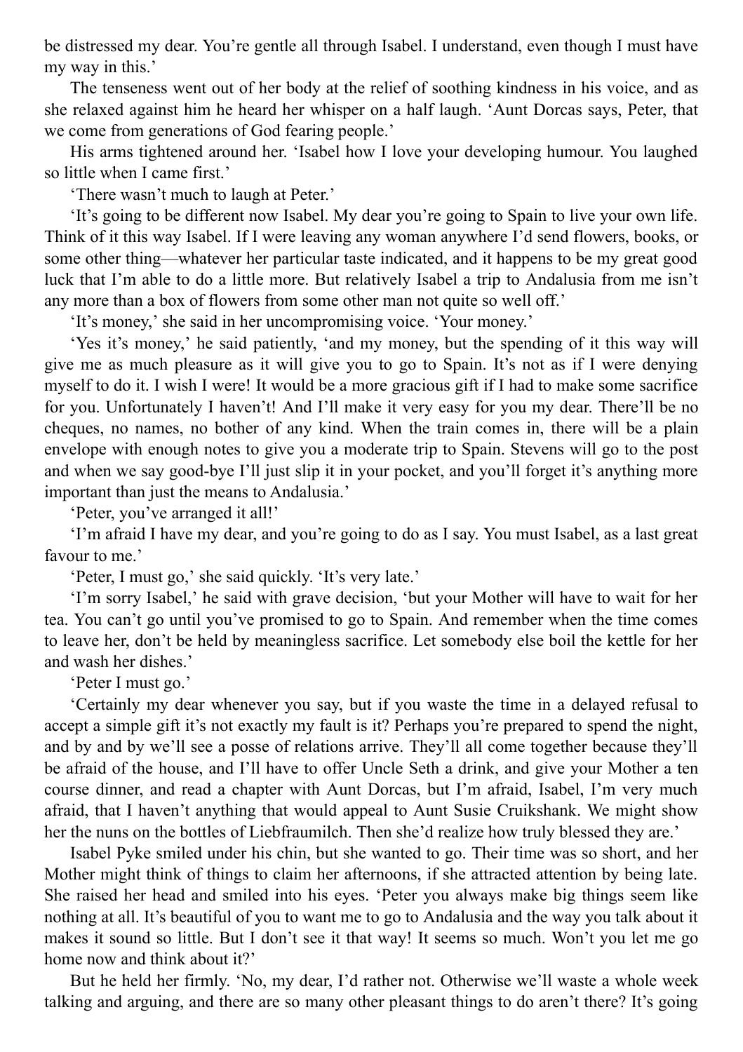be distressed my dear. You're gentle all through Isabel. I understand, even though I must have my way in this.'

The tenseness went out of her body at the relief of soothing kindness in his voice, and as she relaxed against him he heard her whisper on a half laugh. 'Aunt Dorcas says, Peter, that we come from generations of God fearing people.'

His arms tightened around her. 'Isabel how I love your developing humour. You laughed so little when I came first.'

'There wasn't much to laugh at Peter.'

'It's going to be different now Isabel. My dear you're going to Spain to live your own life. Think of it this way Isabel. If I were leaving any woman anywhere I'd send flowers, books, or some other thing—whatever her particular taste indicated, and it happens to be my great good luck that I'm able to do a little more. But relatively Isabel a trip to Andalusia from me isn't any more than a box of flowers from some other man not quite so well off.'

'It's money,' she said in her uncompromising voice. 'Your money.'

'Yes it's money,' he said patiently, 'and my money, but the spending of it this way will give me as much pleasure as it will give you to go to Spain. It's not as if I were denying myself to do it. I wish I were! It would be a more gracious gift if I had to make some sacrifice for you. Unfortunately I haven't! And I'll make it very easy for you my dear. There'll be no cheques, no names, no bother of any kind. When the train comes in, there will be a plain envelope with enough notes to give you a moderate trip to Spain. Stevens will go to the post and when we say good-bye I'll just slip it in your pocket, and you'll forget it's anything more important than just the means to Andalusia.'

'Peter, you've arranged it all!'

'I'm afraid I have my dear, and you're going to do as I say. You must Isabel, as a last great favour to me.'

'Peter, I must go,' she said quickly. 'It's very late.'

'I'm sorry Isabel,' he said with grave decision, 'but your Mother will have to wait for her tea. You can't go until you've promised to go to Spain. And remember when the time comes to leave her, don't be held by meaningless sacrifice. Let somebody else boil the kettle for her and wash her dishes.'

'Peter I must go.'

'Certainly my dear whenever you say, but if you waste the time in a delayed refusal to accept a simple gift it's not exactly my fault is it? Perhaps you're prepared to spend the night, and by and by we'll see a posse of relations arrive. They'll all come together because they'll be afraid of the house, and I'll have to offer Uncle Seth a drink, and give your Mother a ten course dinner, and read a chapter with Aunt Dorcas, but I'm afraid, Isabel, I'm very much afraid, that I haven't anything that would appeal to Aunt Susie Cruikshank. We might show her the nuns on the bottles of Liebfraumilch. Then she'd realize how truly blessed they are.'

Isabel Pyke smiled under his chin, but she wanted to go. Their time was so short, and her Mother might think of things to claim her afternoons, if she attracted attention by being late. She raised her head and smiled into his eyes. 'Peter you always make big things seem like nothing at all. It's beautiful of you to want me to go to Andalusia and the way you talk about it makes it sound so little. But I don't see it that way! It seems so much. Won't you let me go home now and think about it?'

But he held her firmly. 'No, my dear, I'd rather not. Otherwise we'll waste a whole week talking and arguing, and there are so many other pleasant things to do aren't there? It's going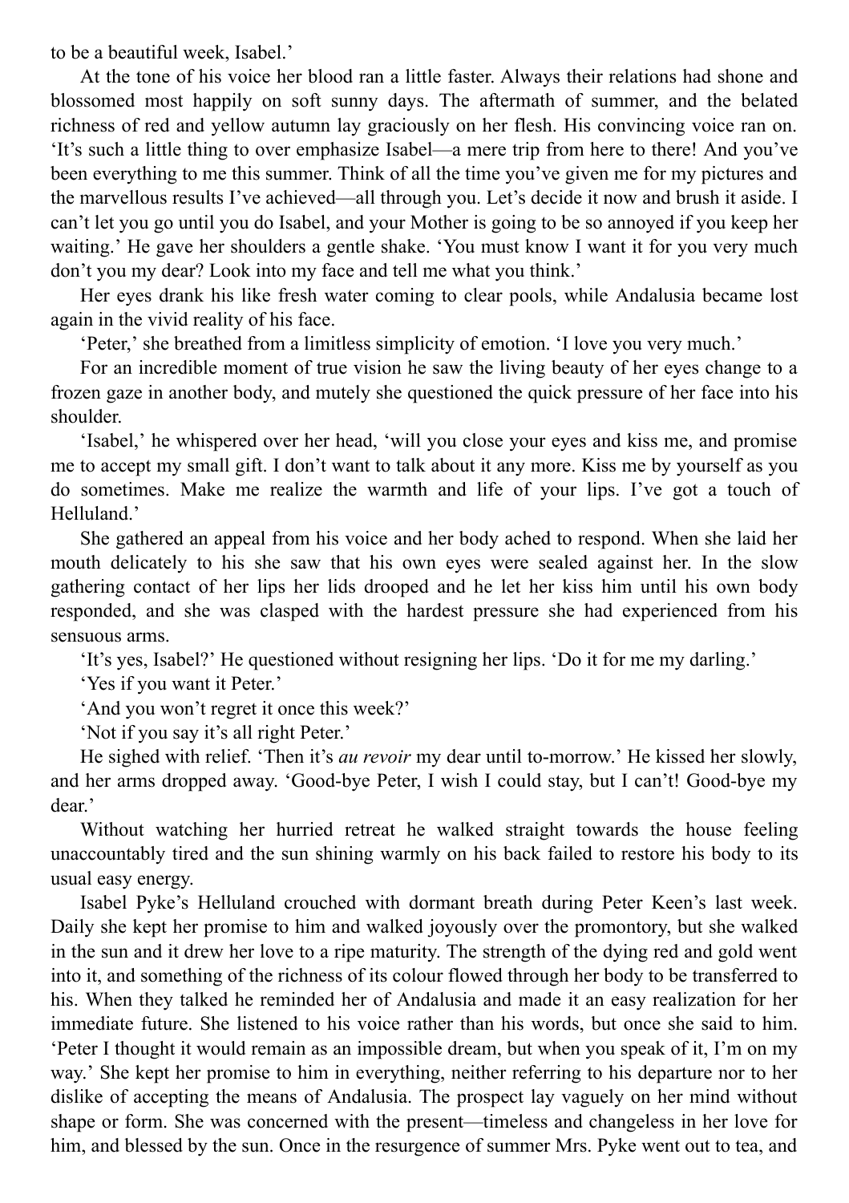to be a beautiful week, Isabel.'

At the tone of his voice her blood ran a little faster. Always their relations had shone and blossomed most happily on soft sunny days. The aftermath of summer, and the belated richness of red and yellow autumn lay graciously on her flesh. His convincing voice ran on. 'It's such a little thing to over emphasize Isabel—a mere trip from here to there! And you've been everything to me this summer. Think of all the time you've given me for my pictures and the marvellous results I've achieved—all through you. Let's decide it now and brush it aside. I can't let you go until you do Isabel, and your Mother is going to be so annoyed if you keep her waiting.' He gave her shoulders a gentle shake. 'You must know I want it for you very much don't you my dear? Look into my face and tell me what you think.'

Her eyes drank his like fresh water coming to clear pools, while Andalusia became lost again in the vivid reality of his face.

'Peter,' she breathed from a limitless simplicity of emotion. 'I love you very much.'

For an incredible moment of true vision he saw the living beauty of her eyes change to a frozen gaze in another body, and mutely she questioned the quick pressure of her face into his shoulder.

'Isabel,' he whispered over her head, 'will you close your eyes and kiss me, and promise me to accept my small gift. I don't want to talk about it any more. Kiss me by yourself as you do sometimes. Make me realize the warmth and life of your lips. I've got a touch of Helluland.'

She gathered an appeal from his voice and her body ached to respond. When she laid her mouth delicately to his she saw that his own eyes were sealed against her. In the slow gathering contact of her lips her lids drooped and he let her kiss him until his own body responded, and she was clasped with the hardest pressure she had experienced from his sensuous arms.

'It's yes, Isabel?' He questioned without resigning her lips. 'Do it for me my darling.'

'Yes if you want it Peter.'

'And you won't regret it once this week?'

'Not if you say it's all right Peter.'

He sighed with relief. 'Then it's *au revoir* my dear until to-morrow.' He kissed her slowly, and her arms dropped away. 'Good-bye Peter, I wish I could stay, but I can't! Good-bye my dear.'

Without watching her hurried retreat he walked straight towards the house feeling unaccountably tired and the sun shining warmly on his back failed to restore his body to its usual easy energy.

Isabel Pyke's Helluland crouched with dormant breath during Peter Keen's last week. Daily she kept her promise to him and walked joyously over the promontory, but she walked in the sun and it drew her love to a ripe maturity. The strength of the dying red and gold went into it, and something of the richness of its colour flowed through her body to be transferred to his. When they talked he reminded her of Andalusia and made it an easy realization for her immediate future. She listened to his voice rather than his words, but once she said to him. 'Peter I thought it would remain as an impossible dream, but when you speak of it, I'm on my way.' She kept her promise to him in everything, neither referring to his departure nor to her dislike of accepting the means of Andalusia. The prospect lay vaguely on her mind without shape or form. She was concerned with the present—timeless and changeless in her love for him, and blessed by the sun. Once in the resurgence of summer Mrs. Pyke went out to tea, and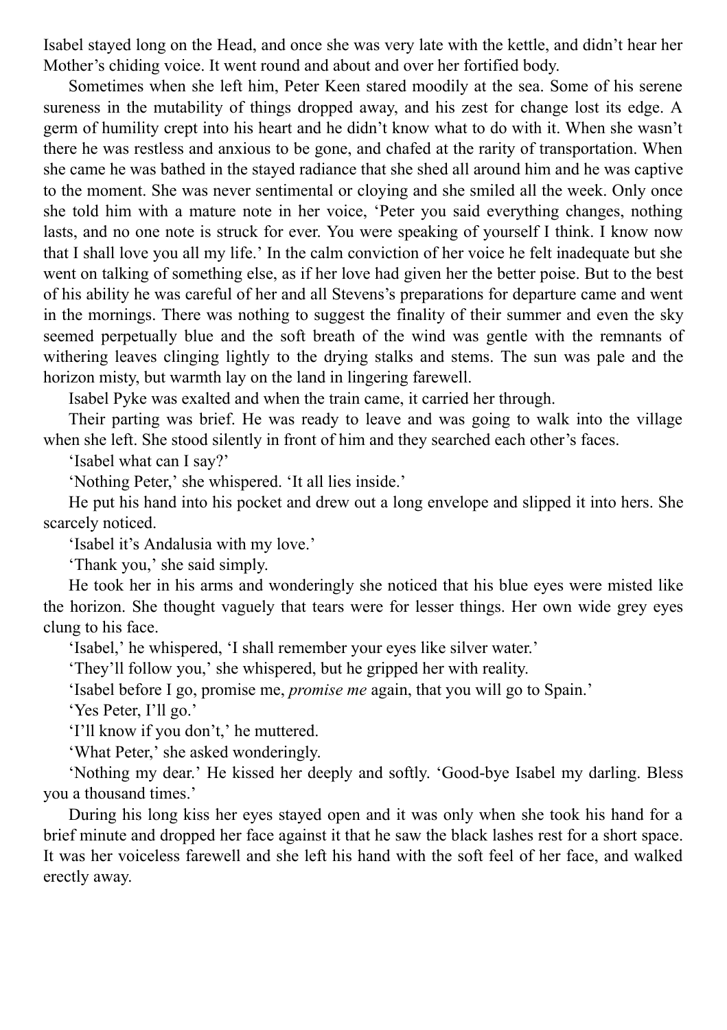Isabel stayed long on the Head, and once she was very late with the kettle, and didn't hear her Mother's chiding voice. It went round and about and over her fortified body.

Sometimes when she left him, Peter Keen stared moodily at the sea. Some of his serene sureness in the mutability of things dropped away, and his zest for change lost its edge. A germ of humility crept into his heart and he didn't know what to do with it. When she wasn't there he was restless and anxious to be gone, and chafed at the rarity of transportation. When she came he was bathed in the stayed radiance that she shed all around him and he was captive to the moment. She was never sentimental or cloying and she smiled all the week. Only once she told him with a mature note in her voice, 'Peter you said everything changes, nothing lasts, and no one note is struck for ever. You were speaking of yourself I think. I know now that I shall love you all my life.' In the calm conviction of her voice he felt inadequate but she went on talking of something else, as if her love had given her the better poise. But to the best of his ability he was careful of her and all Stevens's preparations for departure came and went in the mornings. There was nothing to suggest the finality of their summer and even the sky seemed perpetually blue and the soft breath of the wind was gentle with the remnants of withering leaves clinging lightly to the drying stalks and stems. The sun was pale and the horizon misty, but warmth lay on the land in lingering farewell.

Isabel Pyke was exalted and when the train came, it carried her through.

Their parting was brief. He was ready to leave and was going to walk into the village when she left. She stood silently in front of him and they searched each other's faces.

'Isabel what can I say?'

'Nothing Peter,' she whispered. 'It all lies inside.'

He put his hand into his pocket and drew out a long envelope and slipped it into hers. She scarcely noticed.

'Isabel it's Andalusia with my love.'

'Thank you,' she said simply.

He took her in his arms and wonderingly she noticed that his blue eyes were misted like the horizon. She thought vaguely that tears were for lesser things. Her own wide grey eyes clung to his face.

'Isabel,' he whispered, 'I shall remember your eyes like silver water.'

'They'll follow you,' she whispered, but he gripped her with reality.

'Isabel before I go, promise me, *promise me* again, that you will go to Spain.'

'Yes Peter, I'll go.'

'I'll know if you don't,' he muttered.

'What Peter,' she asked wonderingly.

'Nothing my dear.' He kissed her deeply and softly. 'Good-bye Isabel my darling. Bless you a thousand times.'

During his long kiss her eyes stayed open and it was only when she took his hand for a brief minute and dropped her face against it that he saw the black lashes rest for a short space. It was her voiceless farewell and she left his hand with the soft feel of her face, and walked erectly away.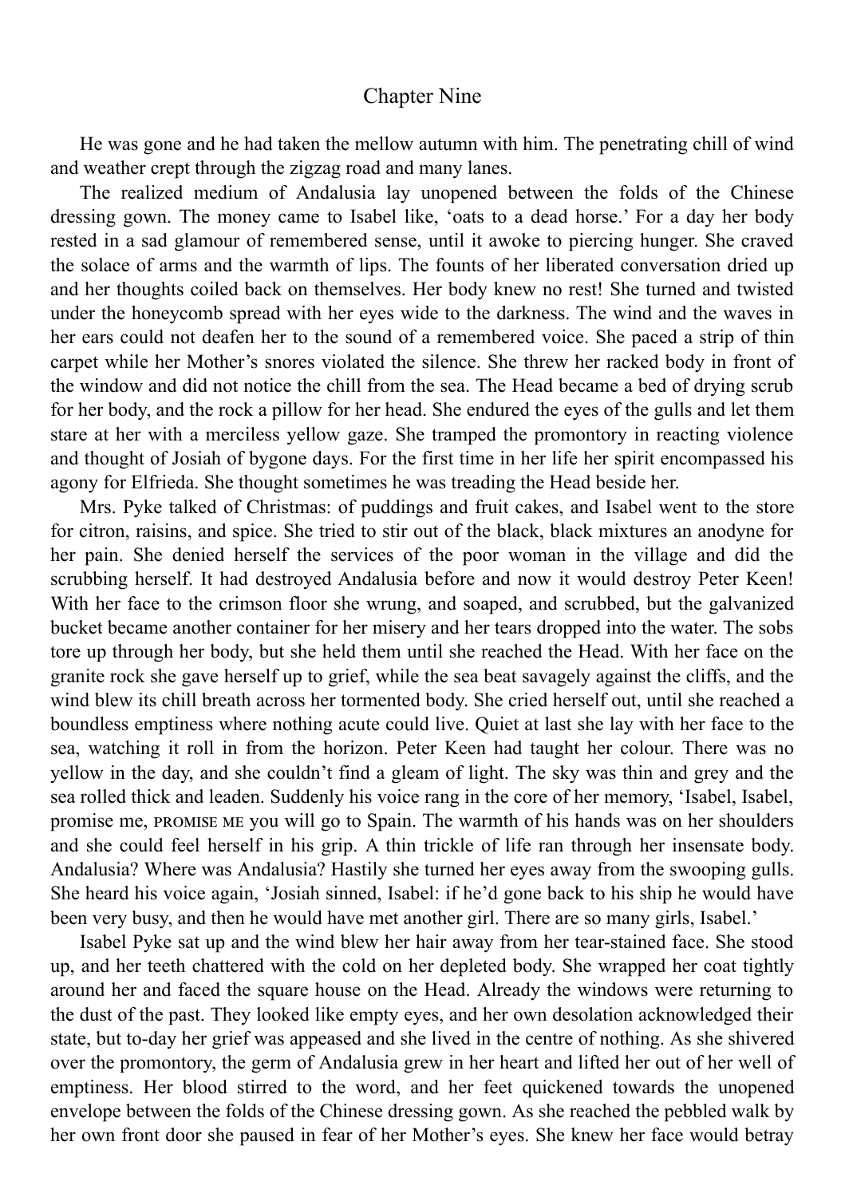# Chapter Nine

He was gone and he had taken the mellow autumn with him. The penetrating chill of wind and weather crept through the zigzag road and many lanes.

The realized medium of Andalusia lay unopened between the folds of the Chinese dressing gown. The money came to Isabel like, 'oats to a dead horse.' For a day her body rested in a sad glamour of remembered sense, until it awoke to piercing hunger. She craved the solace of arms and the warmth of lips. The founts of her liberated conversation dried up and her thoughts coiled back on themselves. Her body knew no rest! She turned and twisted under the honeycomb spread with her eyes wide to the darkness. The wind and the waves in her ears could not deafen her to the sound of a remembered voice. She paced a strip of thin carpet while her Mother's snores violated the silence. She threw her racked body in front of the window and did not notice the chill from the sea. The Head became a bed of drying scrub for her body, and the rock a pillow for her head. She endured the eyes of the gulls and let them stare at her with a merciless yellow gaze. She tramped the promontory in reacting violence and thought of Josiah of bygone days. For the first time in her life her spirit encompassed his agony for Elfrieda. She thought sometimes he was treading the Head beside her.

Mrs. Pyke talked of Christmas: of puddings and fruit cakes, and Isabel went to the store for citron, raisins, and spice. She tried to stir out of the black, black mixtures an anodyne for her pain. She denied herself the services of the poor woman in the village and did the scrubbing herself. It had destroyed Andalusia before and now it would destroy Peter Keen! With her face to the crimson floor she wrung, and soaped, and scrubbed, but the galvanized bucket became another container for her misery and her tears dropped into the water. The sobs tore up through her body, but she held them until she reached the Head. With her face on the granite rock she gave herself up to grief, while the sea beat savagely against the cliffs, and the wind blew its chill breath across her tormented body. She cried herself out, until she reached a boundless emptiness where nothing acute could live. Quiet at last she lay with her face to the sea, watching it roll in from the horizon. Peter Keen had taught her colour. There was no yellow in the day, and she couldn't find a gleam of light. The sky was thin and grey and the sea rolled thick and leaden. Suddenly his voice rang in the core of her memory, 'Isabel, Isabel, promise me, PROMISE ME you will go to Spain. The warmth of his hands was on her shoulders and she could feel herself in his grip. A thin trickle of life ran through her insensate body. Andalusia? Where was Andalusia? Hastily she turned her eyes away from the swooping gulls. She heard his voice again, 'Josiah sinned, Isabel: if he'd gone back to his ship he would have been very busy, and then he would have met another girl. There are so many girls, Isabel.'

Isabel Pyke sat up and the wind blew her hair away from her tear-stained face. She stood up, and her teeth chattered with the cold on her depleted body. She wrapped her coat tightly around her and faced the square house on the Head. Already the windows were returning to the dust of the past. They looked like empty eyes, and her own desolation acknowledged their state, but to-day her grief was appeased and she lived in the centre of nothing. As she shivered over the promontory, the germ of Andalusia grew in her heart and lifted her out of her well of emptiness. Her blood stirred to the word, and her feet quickened towards the unopened envelope between the folds of the Chinese dressing gown. As she reached the pebbled walk by her own front door she paused in fear of her Mother's eyes. She knew her face would betray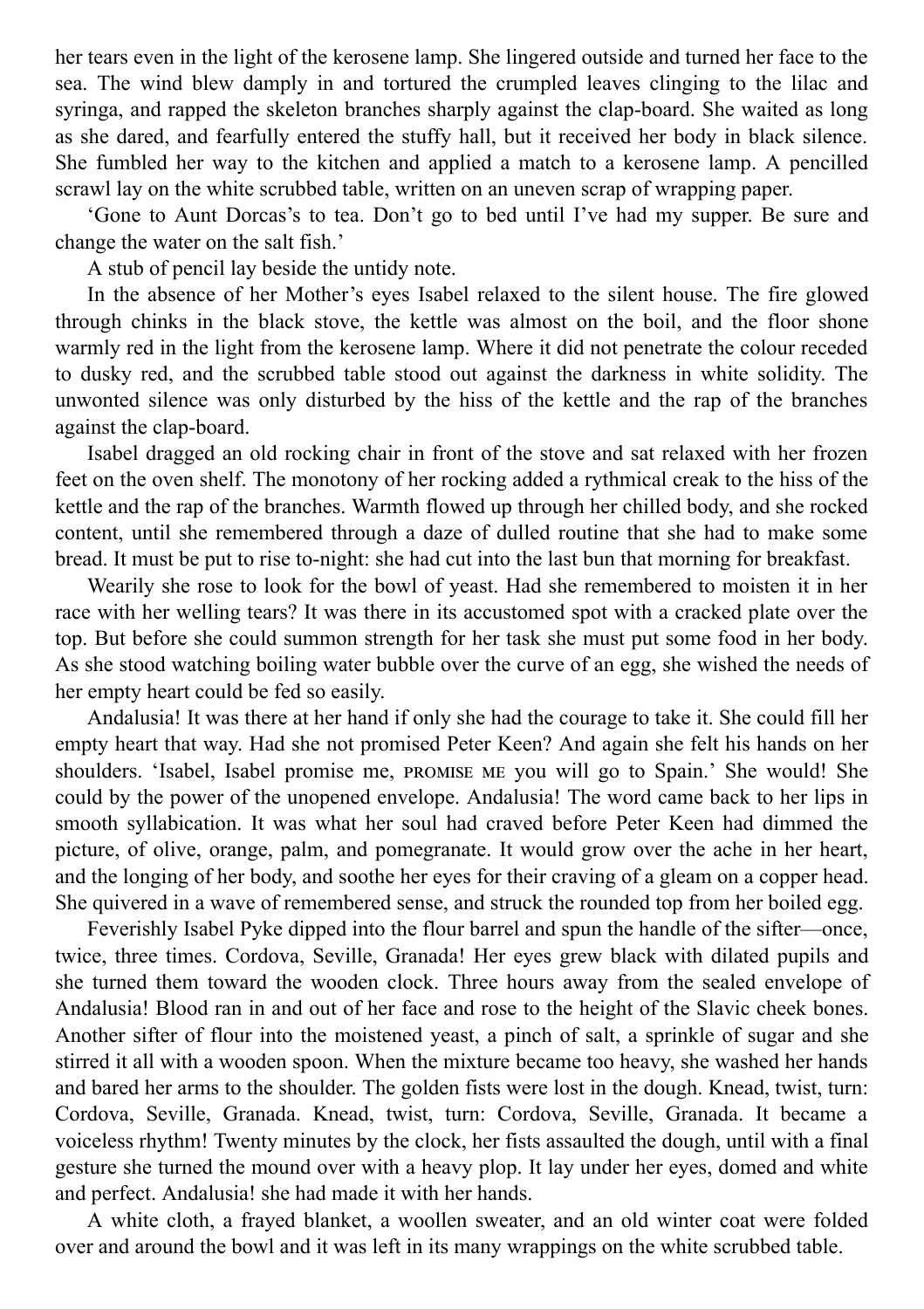her tears even in the light of the kerosene lamp. She lingered outside and turned her face to the sea. The wind blew damply in and tortured the crumpled leaves clinging to the lilac and syringa, and rapped the skeleton branches sharply against the clap-board. She waited as long as she dared, and fearfully entered the stuffy hall, but it received her body in black silence. She fumbled her way to the kitchen and applied a match to a kerosene lamp. A pencilled scrawl lay on the white scrubbed table, written on an uneven scrap of wrapping paper.

'Gone to Aunt Dorcas's to tea. Don't go to bed until I've had my supper. Be sure and change the water on the salt fish.'

A stub of pencil lay beside the untidy note.

In the absence of her Mother's eyes Isabel relaxed to the silent house. The fire glowed through chinks in the black stove, the kettle was almost on the boil, and the floor shone warmly red in the light from the kerosene lamp. Where it did not penetrate the colour receded to dusky red, and the scrubbed table stood out against the darkness in white solidity. The unwonted silence was only disturbed by the hiss of the kettle and the rap of the branches against the clap-board.

Isabel dragged an old rocking chair in front of the stove and sat relaxed with her frozen feet on the oven shelf. The monotony of her rocking added a rythmical creak to the hiss of the kettle and the rap of the branches. Warmth flowed up through her chilled body, and she rocked content, until she remembered through a daze of dulled routine that she had to make some bread. It must be put to rise to-night: she had cut into the last bun that morning for breakfast.

Wearily she rose to look for the bowl of yeast. Had she remembered to moisten it in her race with her welling tears? It was there in its accustomed spot with a cracked plate over the top. But before she could summon strength for her task she must put some food in her body. As she stood watching boiling water bubble over the curve of an egg, she wished the needs of her empty heart could be fed so easily.

Andalusia! It was there at her hand if only she had the courage to take it. She could fill her empty heart that way. Had she not promised Peter Keen? And again she felt his hands on her shoulders. 'Isabel, Isabel promise me, PROMISE ME you will go to Spain.' She would! She could by the power of the unopened envelope. Andalusia! The word came back to her lips in smooth syllabication. It was what her soul had craved before Peter Keen had dimmed the picture, of olive, orange, palm, and pomegranate. It would grow over the ache in her heart, and the longing of her body, and soothe her eyes for their craving of a gleam on a copper head. She quivered in a wave of remembered sense, and struck the rounded top from her boiled egg.

Feverishly Isabel Pyke dipped into the flour barrel and spun the handle of the sifter—once, twice, three times. Cordova, Seville, Granada! Her eyes grew black with dilated pupils and she turned them toward the wooden clock. Three hours away from the sealed envelope of Andalusia! Blood ran in and out of her face and rose to the height of the Slavic cheek bones. Another sifter of flour into the moistened yeast, a pinch of salt, a sprinkle of sugar and she stirred it all with a wooden spoon. When the mixture became too heavy, she washed her hands and bared her arms to the shoulder. The golden fists were lost in the dough. Knead, twist, turn: Cordova, Seville, Granada. Knead, twist, turn: Cordova, Seville, Granada. It became a voiceless rhythm! Twenty minutes by the clock, her fists assaulted the dough, until with a final gesture she turned the mound over with a heavy plop. It lay under her eyes, domed and white and perfect. Andalusia! she had made it with her hands.

A white cloth, a frayed blanket, a woollen sweater, and an old winter coat were folded over and around the bowl and it was left in its many wrappings on the white scrubbed table.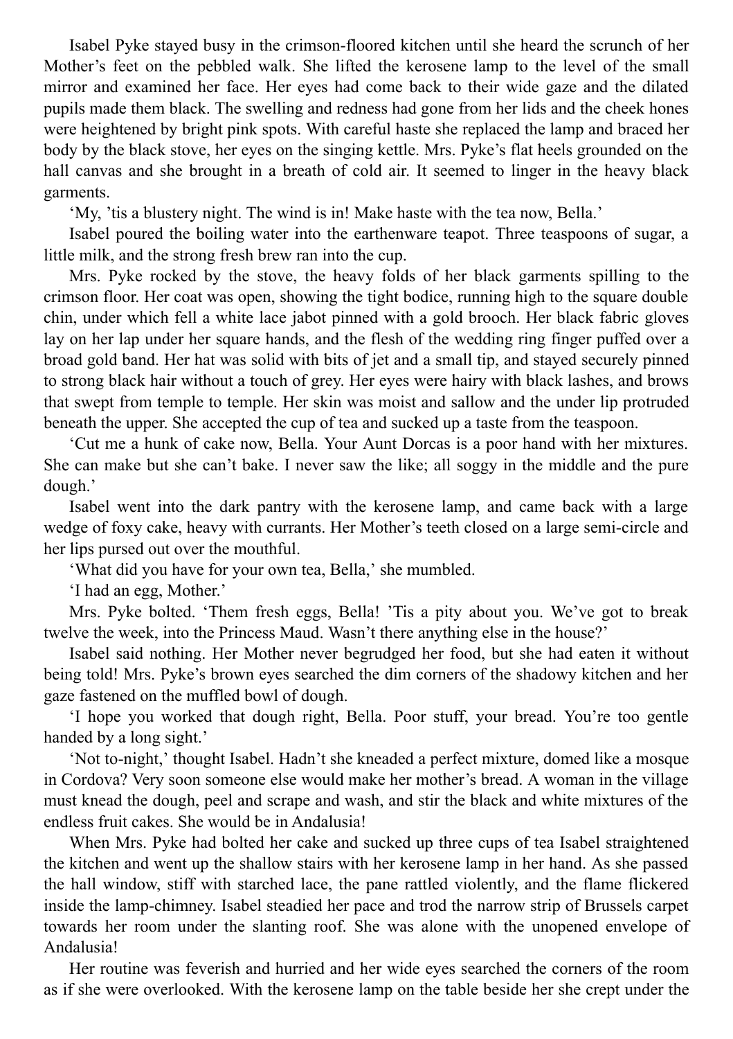Isabel Pyke stayed busy in the crimson-floored kitchen until she heard the scrunch of her Mother's feet on the pebbled walk. She lifted the kerosene lamp to the level of the small mirror and examined her face. Her eyes had come back to their wide gaze and the dilated pupils made them black. The swelling and redness had gone from her lids and the cheek hones were heightened by bright pink spots. With careful haste she replaced the lamp and braced her body by the black stove, her eyes on the singing kettle. Mrs. Pyke's flat heels grounded on the hall canvas and she brought in a breath of cold air. It seemed to linger in the heavy black garments.

'My, 'tis a blustery night. The wind is in! Make haste with the tea now, Bella.'

Isabel poured the boiling water into the earthenware teapot. Three teaspoons of sugar, a little milk, and the strong fresh brew ran into the cup.

Mrs. Pyke rocked by the stove, the heavy folds of her black garments spilling to the crimson floor. Her coat was open, showing the tight bodice, running high to the square double chin, under which fell a white lace jabot pinned with a gold brooch. Her black fabric gloves lay on her lap under her square hands, and the flesh of the wedding ring finger puffed over a broad gold band. Her hat was solid with bits of jet and a small tip, and stayed securely pinned to strong black hair without a touch of grey. Her eyes were hairy with black lashes, and brows that swept from temple to temple. Her skin was moist and sallow and the under lip protruded beneath the upper. She accepted the cup of tea and sucked up a taste from the teaspoon.

'Cut me a hunk of cake now, Bella. Your Aunt Dorcas is a poor hand with her mixtures. She can make but she can't bake. I never saw the like; all soggy in the middle and the pure dough.'

Isabel went into the dark pantry with the kerosene lamp, and came back with a large wedge of foxy cake, heavy with currants. Her Mother's teeth closed on a large semi-circle and her lips pursed out over the mouthful.

'What did you have for your own tea, Bella,' she mumbled.

'I had an egg, Mother.'

Mrs. Pyke bolted. 'Them fresh eggs, Bella! 'Tis a pity about you. We've got to break twelve the week, into the Princess Maud. Wasn't there anything else in the house?'

Isabel said nothing. Her Mother never begrudged her food, but she had eaten it without being told! Mrs. Pyke's brown eyes searched the dim corners of the shadowy kitchen and her gaze fastened on the muffled bowl of dough.

'I hope you worked that dough right, Bella. Poor stuff, your bread. You're too gentle handed by a long sight.'

'Not to-night,' thought Isabel. Hadn't she kneaded a perfect mixture, domed like a mosque in Cordova? Very soon someone else would make her mother's bread. A woman in the village must knead the dough, peel and scrape and wash, and stir the black and white mixtures of the endless fruit cakes. She would be in Andalusia!

When Mrs. Pyke had bolted her cake and sucked up three cups of tea Isabel straightened the kitchen and went up the shallow stairs with her kerosene lamp in her hand. As she passed the hall window, stiff with starched lace, the pane rattled violently, and the flame flickered inside the lamp-chimney. Isabel steadied her pace and trod the narrow strip of Brussels carpet towards her room under the slanting roof. She was alone with the unopened envelope of Andalusia!

Her routine was feverish and hurried and her wide eyes searched the corners of the room as if she were overlooked. With the kerosene lamp on the table beside her she crept under the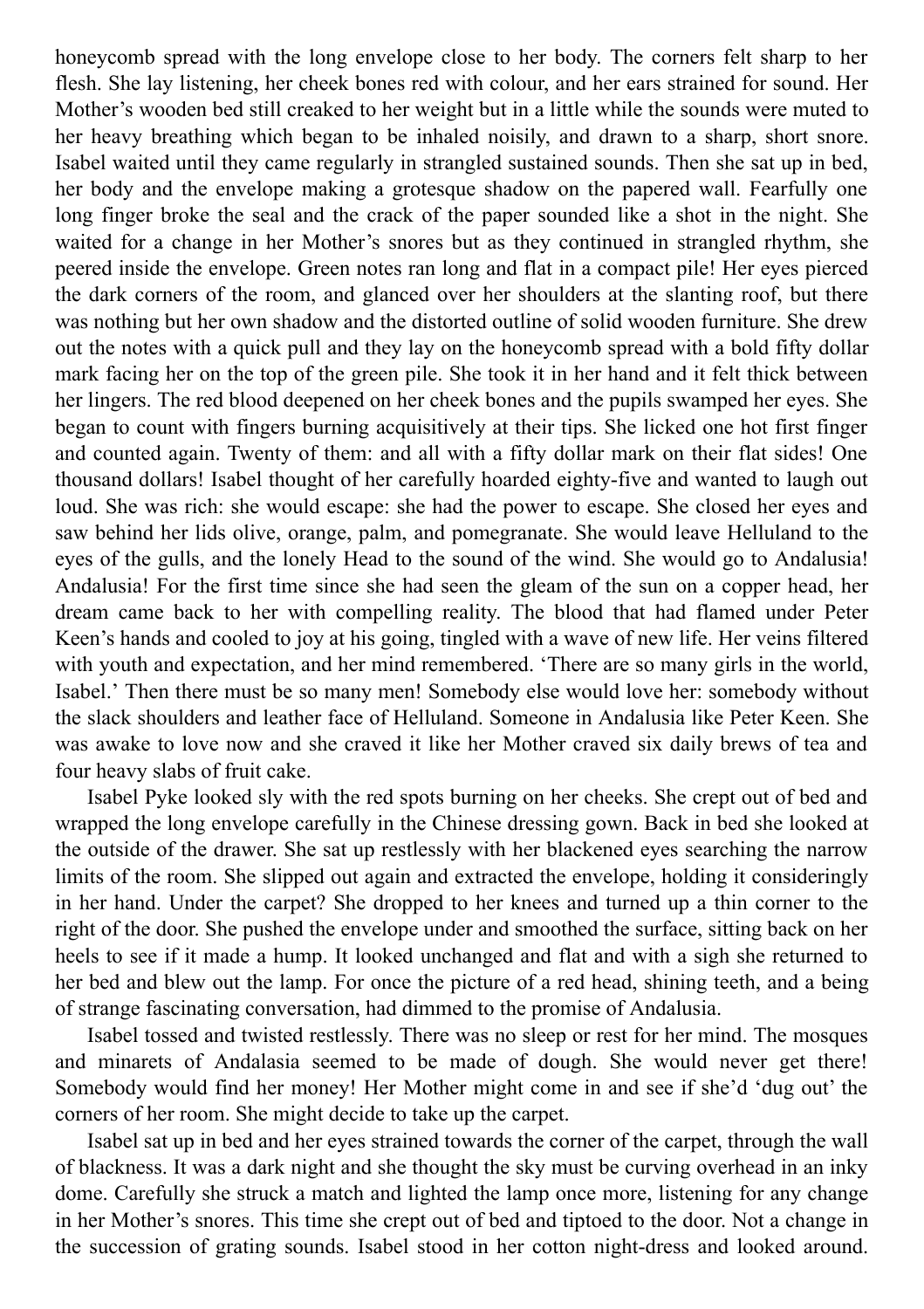honeycomb spread with the long envelope close to her body. The corners felt sharp to her flesh. She lay listening, her cheek bones red with colour, and her ears strained for sound. Her Mother's wooden bed still creaked to her weight but in a little while the sounds were muted to her heavy breathing which began to be inhaled noisily, and drawn to a sharp, short snore. Isabel waited until they came regularly in strangled sustained sounds. Then she sat up in bed, her body and the envelope making a grotesque shadow on the papered wall. Fearfully one long finger broke the seal and the crack of the paper sounded like a shot in the night. She waited for a change in her Mother's snores but as they continued in strangled rhythm, she peered inside the envelope. Green notes ran long and flat in a compact pile! Her eyes pierced the dark corners of the room, and glanced over her shoulders at the slanting roof, but there was nothing but her own shadow and the distorted outline of solid wooden furniture. She drew out the notes with a quick pull and they lay on the honeycomb spread with a bold fifty dollar mark facing her on the top of the green pile. She took it in her hand and it felt thick between her lingers. The red blood deepened on her cheek bones and the pupils swamped her eyes. She began to count with fingers burning acquisitively at their tips. She licked one hot first finger and counted again. Twenty of them: and all with a fifty dollar mark on their flat sides! One thousand dollars! Isabel thought of her carefully hoarded eighty-five and wanted to laugh out loud. She was rich: she would escape: she had the power to escape. She closed her eyes and saw behind her lids olive, orange, palm, and pomegranate. She would leave Helluland to the eyes of the gulls, and the lonely Head to the sound of the wind. She would go to Andalusia! Andalusia! For the first time since she had seen the gleam of the sun on a copper head, her dream came back to her with compelling reality. The blood that had flamed under Peter Keen's hands and cooled to joy at his going, tingled with a wave of new life. Her veins filtered with youth and expectation, and her mind remembered. 'There are so many girls in the world, Isabel.' Then there must be so many men! Somebody else would love her: somebody without the slack shoulders and leather face of Helluland. Someone in Andalusia like Peter Keen. She was awake to love now and she craved it like her Mother craved six daily brews of tea and four heavy slabs of fruit cake.

Isabel Pyke looked sly with the red spots burning on her cheeks. She crept out of bed and wrapped the long envelope carefully in the Chinese dressing gown. Back in bed she looked at the outside of the drawer. She sat up restlessly with her blackened eyes searching the narrow limits of the room. She slipped out again and extracted the envelope, holding it consideringly in her hand. Under the carpet? She dropped to her knees and turned up a thin corner to the right of the door. She pushed the envelope under and smoothed the surface, sitting back on her heels to see if it made a hump. It looked unchanged and flat and with a sigh she returned to her bed and blew out the lamp. For once the picture of a red head, shining teeth, and a being of strange fascinating conversation, had dimmed to the promise of Andalusia.

Isabel tossed and twisted restlessly. There was no sleep or rest for her mind. The mosques and minarets of Andalasia seemed to be made of dough. She would never get there! Somebody would find her money! Her Mother might come in and see if she'd 'dug out' the corners of her room. She might decide to take up the carpet.

Isabel sat up in bed and her eyes strained towards the corner of the carpet, through the wall of blackness. It was a dark night and she thought the sky must be curving overhead in an inky dome. Carefully she struck a match and lighted the lamp once more, listening for any change in her Mother's snores. This time she crept out of bed and tiptoed to the door. Not a change in the succession of grating sounds. Isabel stood in her cotton night-dress and looked around.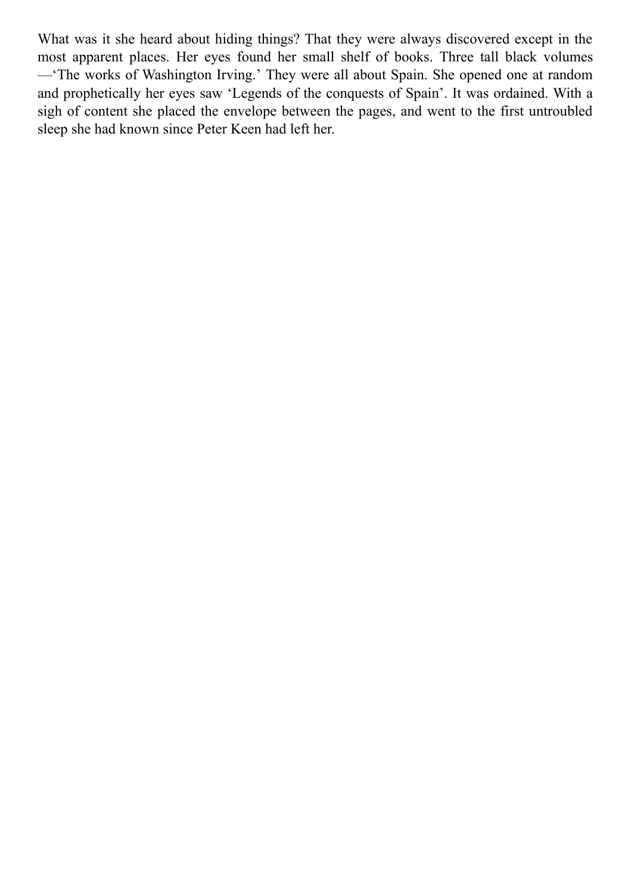What was it she heard about hiding things? That they were always discovered except in the most apparent places. Her eyes found her small shelf of books. Three tall black volumes—'The works of Washington Irving.' They were all about Spain. She opened one at random and prophetically her eyes saw 'Legends of the conquests of Spain'. It was ordained. With a sigh of content she placed the envelope between the pages, and went to the first untroubled sleep she had known since Peter Keen had left her.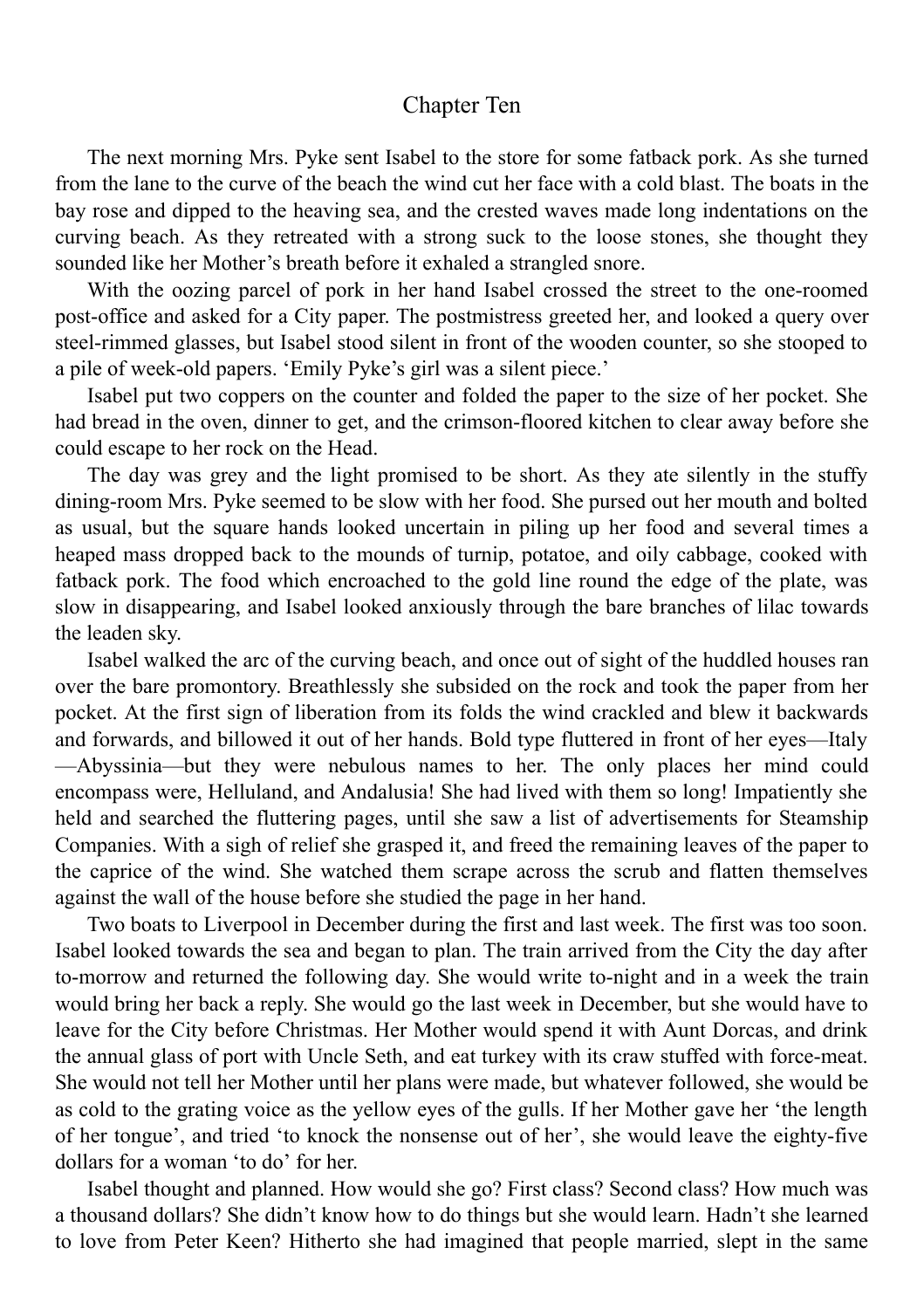## Chapter Ten

The next morning Mrs. Pyke sent Isabel to the store for some fatback pork. As she turned from the lane to the curve of the beach the wind cut her face with a cold blast. The boats in the bay rose and dipped to the heaving sea, and the crested waves made long indentations on the curving beach. As they retreated with a strong suck to the loose stones, she thought they sounded like her Mother's breath before it exhaled a strangled snore.

With the oozing parcel of pork in her hand Isabel crossed the street to the one-roomed post-office and asked for a City paper. The postmistress greeted her, and looked a query over steel-rimmed glasses, but Isabel stood silent in front of the wooden counter, so she stooped to a pile of week-old papers. 'Emily Pyke's girl was a silent piece.'

Isabel put two coppers on the counter and folded the paper to the size of her pocket. She had bread in the oven, dinner to get, and the crimson-floored kitchen to clear away before she could escape to her rock on the Head.

The day was grey and the light promised to be short. As they ate silently in the stuffy dining-room Mrs. Pyke seemed to be slow with her food. She pursed out her mouth and bolted as usual, but the square hands looked uncertain in piling up her food and several times a heaped mass dropped back to the mounds of turnip, potatoe, and oily cabbage, cooked with fatback pork. The food which encroached to the gold line round the edge of the plate, was slow in disappearing, and Isabel looked anxiously through the bare branches of lilac towards the leaden sky.

Isabel walked the arc of the curving beach, and once out of sight of the huddled houses ran over the bare promontory. Breathlessly she subsided on the rock and took the paper from her pocket. At the first sign of liberation from its folds the wind crackled and blew it backwards and forwards, and billowed it out of her hands. Bold type fluttered in front of her eyes—Italy—Abyssinia—but they were nebulous names to her. The only places her mind could encompass were, Helluland, and Andalusia! She had lived with them so long! Impatiently she held and searched the fluttering pages, until she saw a list of advertisements for Steamship Companies. With a sigh of relief she grasped it, and freed the remaining leaves of the paper to the caprice of the wind. She watched them scrape across the scrub and flatten themselves against the wall of the house before she studied the page in her hand.

Two boats to Liverpool in December during the first and last week. The first was too soon. Isabel looked towards the sea and began to plan. The train arrived from the City the day after to-morrow and returned the following day. She would write to-night and in a week the train would bring her back a reply. She would go the last week in December, but she would have to leave for the City before Christmas. Her Mother would spend it with Aunt Dorcas, and drink the annual glass of port with Uncle Seth, and eat turkey with its craw stuffed with force-meat. She would not tell her Mother until her plans were made, but whatever followed, she would be as cold to the grating voice as the yellow eyes of the gulls. If her Mother gave her 'the length of her tongue', and tried 'to knock the nonsense out of her', she would leave the eighty-five dollars for a woman 'to do' for her.

Isabel thought and planned. How would she go? First class? Second class? How much was a thousand dollars? She didn't know how to do things but she would learn. Hadn't she learned to love from Peter Keen? Hitherto she had imagined that people married, slept in the same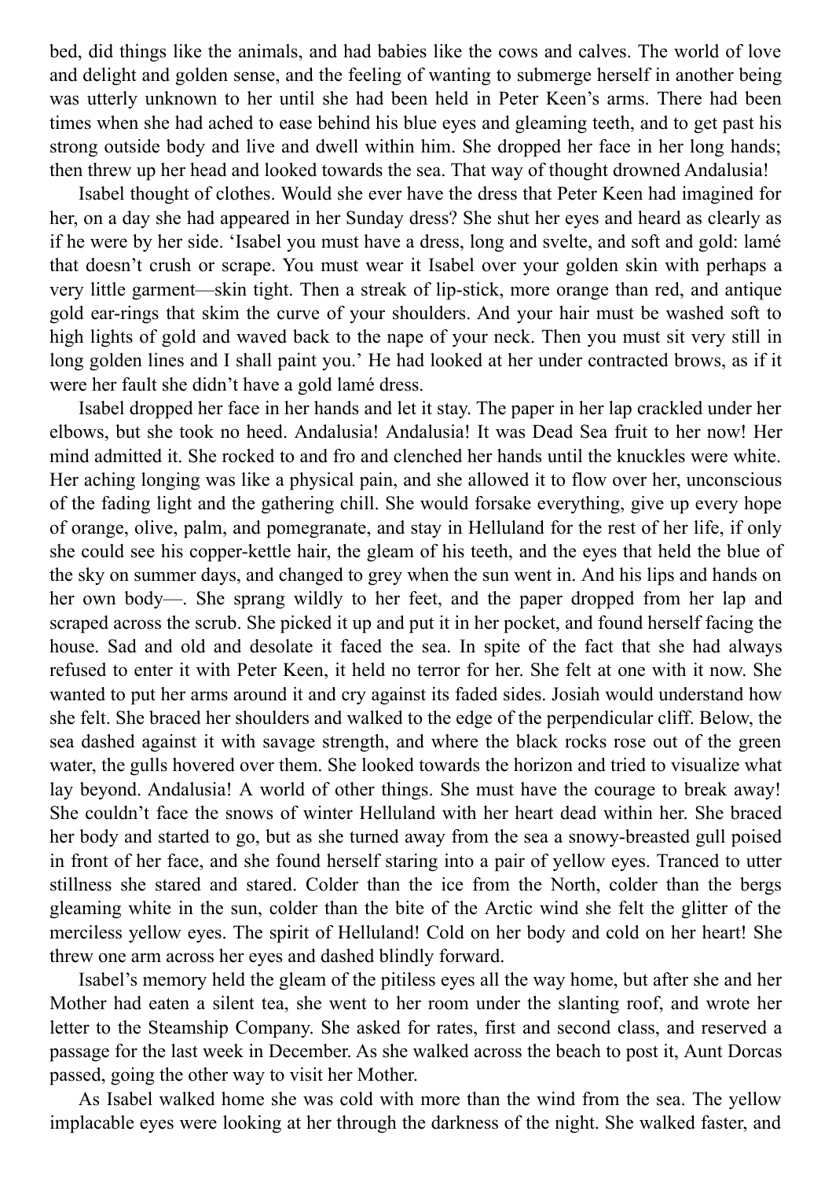bed, did things like the animals, and had babies like the cows and calves. The world of love and delight and golden sense, and the feeling of wanting to submerge herself in another being was utterly unknown to her until she had been held in Peter Keen's arms. There had been times when she had ached to ease behind his blue eyes and gleaming teeth, and to get past his strong outside body and live and dwell within him. She dropped her face in her long hands; then threw up her head and looked towards the sea. That way of thought drowned Andalusia!

Isabel thought of clothes. Would she ever have the dress that Peter Keen had imagined for her, on a day she had appeared in her Sunday dress? She shut her eyes and heard as clearly as if he were by her side. 'Isabel you must have a dress, long and svelte, and soft and gold: lamé that doesn't crush or scrape. You must wear it Isabel over your golden skin with perhaps a very little garment—skin tight. Then a streak of lip-stick, more orange than red, and antique gold ear-rings that skim the curve of your shoulders. And your hair must be washed soft to high lights of gold and waved back to the nape of your neck. Then you must sit very still in long golden lines and I shall paint you.' He had looked at her under contracted brows, as if it were her fault she didn't have a gold lamé dress.

Isabel dropped her face in her hands and let it stay. The paper in her lap crackled under her elbows, but she took no heed. Andalusia! Andalusia! It was Dead Sea fruit to her now! Her mind admitted it. She rocked to and fro and clenched her hands until the knuckles were white. Her aching longing was like a physical pain, and she allowed it to flow over her, unconscious of the fading light and the gathering chill. She would forsake everything, give up every hope of orange, olive, palm, and pomegranate, and stay in Helluland for the rest of her life, if only she could see his copper-kettle hair, the gleam of his teeth, and the eyes that held the blue of the sky on summer days, and changed to grey when the sun went in. And his lips and hands on her own body—. She sprang wildly to her feet, and the paper dropped from her lap and scraped across the scrub. She picked it up and put it in her pocket, and found herself facing the house. Sad and old and desolate it faced the sea. In spite of the fact that she had always refused to enter it with Peter Keen, it held no terror for her. She felt at one with it now. She wanted to put her arms around it and cry against its faded sides. Josiah would understand how she felt. She braced her shoulders and walked to the edge of the perpendicular cliff. Below, the sea dashed against it with savage strength, and where the black rocks rose out of the green water, the gulls hovered over them. She looked towards the horizon and tried to visualize what lay beyond. Andalusia! A world of other things. She must have the courage to break away! She couldn't face the snows of winter Helluland with her heart dead within her. She braced her body and started to go, but as she turned away from the sea a snowy-breasted gull poised in front of her face, and she found herself staring into a pair of yellow eyes. Tranced to utter stillness she stared and stared. Colder than the ice from the North, colder than the bergs gleaming white in the sun, colder than the bite of the Arctic wind she felt the glitter of the merciless yellow eyes. The spirit of Helluland! Cold on her body and cold on her heart! She threw one arm across her eyes and dashed blindly forward.

Isabel's memory held the gleam of the pitiless eyes all the way home, but after she and her Mother had eaten a silent tea, she went to her room under the slanting roof, and wrote her letter to the Steamship Company. She asked for rates, first and second class, and reserved a passage for the last week in December. As she walked across the beach to post it, Aunt Dorcas passed, going the other way to visit her Mother.

As Isabel walked home she was cold with more than the wind from the sea. The yellow implacable eyes were looking at her through the darkness of the night. She walked faster, and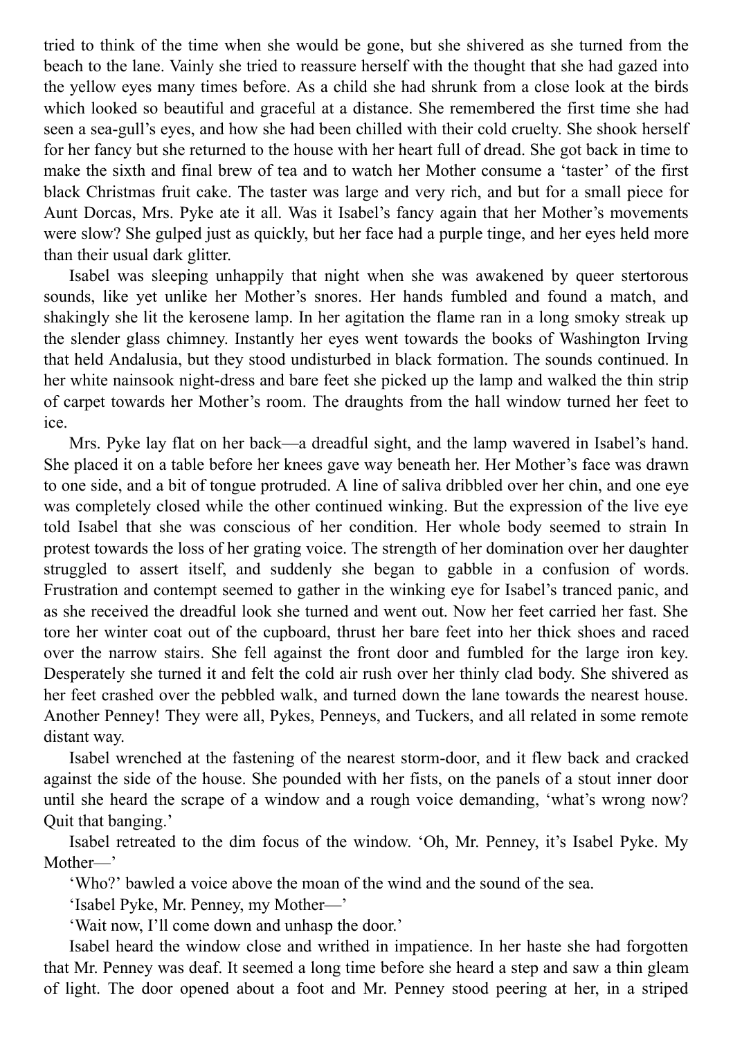tried to think of the time when she would be gone, but she shivered as she turned from the beach to the lane. Vainly she tried to reassure herself with the thought that she had gazed into the yellow eyes many times before. As a child she had shrunk from a close look at the birds which looked so beautiful and graceful at a distance. She remembered the first time she had seen a sea-gull's eyes, and how she had been chilled with their cold cruelty. She shook herself for her fancy but she returned to the house with her heart full of dread. She got back in time to make the sixth and final brew of tea and to watch her Mother consume a 'taster' of the first black Christmas fruit cake. The taster was large and very rich, and but for a small piece for Aunt Dorcas, Mrs. Pyke ate it all. Was it Isabel's fancy again that her Mother's movements were slow? She gulped just as quickly, but her face had a purple tinge, and her eyes held more than their usual dark glitter.

Isabel was sleeping unhappily that night when she was awakened by queer stertorous sounds, like yet unlike her Mother's snores. Her hands fumbled and found a match, and shakingly she lit the kerosene lamp. In her agitation the flame ran in a long smoky streak up the slender glass chimney. Instantly her eyes went towards the books of Washington Irving that held Andalusia, but they stood undisturbed in black formation. The sounds continued. In her white nainsook night-dress and bare feet she picked up the lamp and walked the thin strip of carpet towards her Mother's room. The draughts from the hall window turned her feet to ice.

Mrs. Pyke lay flat on her back—a dreadful sight, and the lamp wavered in Isabel's hand. She placed it on a table before her knees gave way beneath her. Her Mother's face was drawn to one side, and a bit of tongue protruded. A line of saliva dribbled over her chin, and one eye was completely closed while the other continued winking. But the expression of the live eye told Isabel that she was conscious of her condition. Her whole body seemed to strain In protest towards the loss of her grating voice. The strength of her domination over her daughter struggled to assert itself, and suddenly she began to gabble in a confusion of words. Frustration and contempt seemed to gather in the winking eye for Isabel's tranced panic, and as she received the dreadful look she turned and went out. Now her feet carried her fast. She tore her winter coat out of the cupboard, thrust her bare feet into her thick shoes and raced over the narrow stairs. She fell against the front door and fumbled for the large iron key. Desperately she turned it and felt the cold air rush over her thinly clad body. She shivered as her feet crashed over the pebbled walk, and turned down the lane towards the nearest house. Another Penney! They were all, Pykes, Penneys, and Tuckers, and all related in some remote distant way.

Isabel wrenched at the fastening of the nearest storm-door, and it flew back and cracked against the side of the house. She pounded with her fists, on the panels of a stout inner door until she heard the scrape of a window and a rough voice demanding, 'what's wrong now? Quit that banging.'

Isabel retreated to the dim focus of the window. 'Oh, Mr. Penney, it's Isabel Pyke. My Mother—'

'Who?' bawled a voice above the moan of the wind and the sound of the sea.

'Isabel Pyke, Mr. Penney, my Mother—'

'Wait now, I'll come down and unhasp the door.'

Isabel heard the window close and writhed in impatience. In her haste she had forgotten that Mr. Penney was deaf. It seemed a long time before she heard a step and saw a thin gleam of light. The door opened about a foot and Mr. Penney stood peering at her, in a striped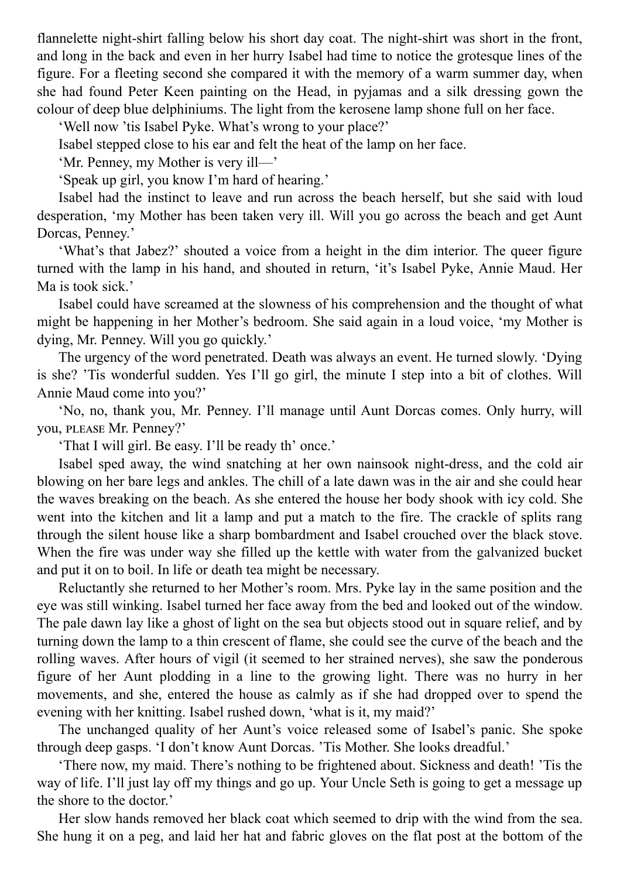flannelette night-shirt falling below his short day coat. The night-shirt was short in the front, and long in the back and even in her hurry Isabel had time to notice the grotesque lines of the figure. For a fleeting second she compared it with the memory of a warm summer day, when she had found Peter Keen painting on the Head, in pyjamas and a silk dressing gown the colour of deep blue delphiniums. The light from the kerosene lamp shone full on her face.

‘Well now ’tis Isabel Pyke. What’s wrong to your place?’

Isabel stepped close to his ear and felt the heat of the lamp on her face.

‘Mr. Penney, my Mother is very ill—’

‘Speak up girl, you know I’m hard of hearing.’

Isabel had the instinct to leave and run across the beach herself, but she said with loud desperation, ‘my Mother has been taken very ill. Will you go across the beach and get Aunt Dorcas, Penney.’

‘What’s that Jabez?’ shouted a voice from a height in the dim interior. The queer figure turned with the lamp in his hand, and shouted in return, ‘it’s Isabel Pyke, Annie Maud. Her Ma is took sick.’

Isabel could have screamed at the slowness of his comprehension and the thought of what might be happening in her Mother’s bedroom. She said again in a loud voice, ‘my Mother is dying, Mr. Penney. Will you go quickly.’

The urgency of the word penetrated. Death was always an event. He turned slowly. ‘Dying is she? ’Tis wonderful sudden. Yes I’ll go girl, the minute I step into a bit of clothes. Will Annie Maud come into you?’

‘No, no, thank you, Mr. Penney. I’ll manage until Aunt Dorcas comes. Only hurry, will you, PLEASE Mr. Penney?’

‘That I will girl. Be easy. I’ll be ready th’ once.’

Isabel sped away, the wind snatching at her own nainsook night-dress, and the cold air blowing on her bare legs and ankles. The chill of a late dawn was in the air and she could hear the waves breaking on the beach. As she entered the house her body shook with icy cold. She went into the kitchen and lit a lamp and put a match to the fire. The crackle of splits rang through the silent house like a sharp bombardment and Isabel crouched over the black stove. When the fire was under way she filled up the kettle with water from the galvanized bucket and put it on to boil. In life or death tea might be necessary.

Reluctantly she returned to her Mother’s room. Mrs. Pyke lay in the same position and the eye was still winking. Isabel turned her face away from the bed and looked out of the window. The pale dawn lay like a ghost of light on the sea but objects stood out in square relief, and by turning down the lamp to a thin crescent of flame, she could see the curve of the beach and the rolling waves. After hours of vigil (it seemed to her strained nerves), she saw the ponderous figure of her Aunt plodding in a line to the growing light. There was no hurry in her movements, and she, entered the house as calmly as if she had dropped over to spend the evening with her knitting. Isabel rushed down, ‘what is it, my maid?’

The unchanged quality of her Aunt’s voice released some of Isabel’s panic. She spoke through deep gasps. ‘I don’t know Aunt Dorcas. ’Tis Mother. She looks dreadful.’

‘There now, my maid. There’s nothing to be frightened about. Sickness and death! ’Tis the way of life. I’ll just lay off my things and go up. Your Uncle Seth is going to get a message up the shore to the doctor.’

Her slow hands removed her black coat which seemed to drip with the wind from the sea. She hung it on a peg, and laid her hat and fabric gloves on the flat post at the bottom of the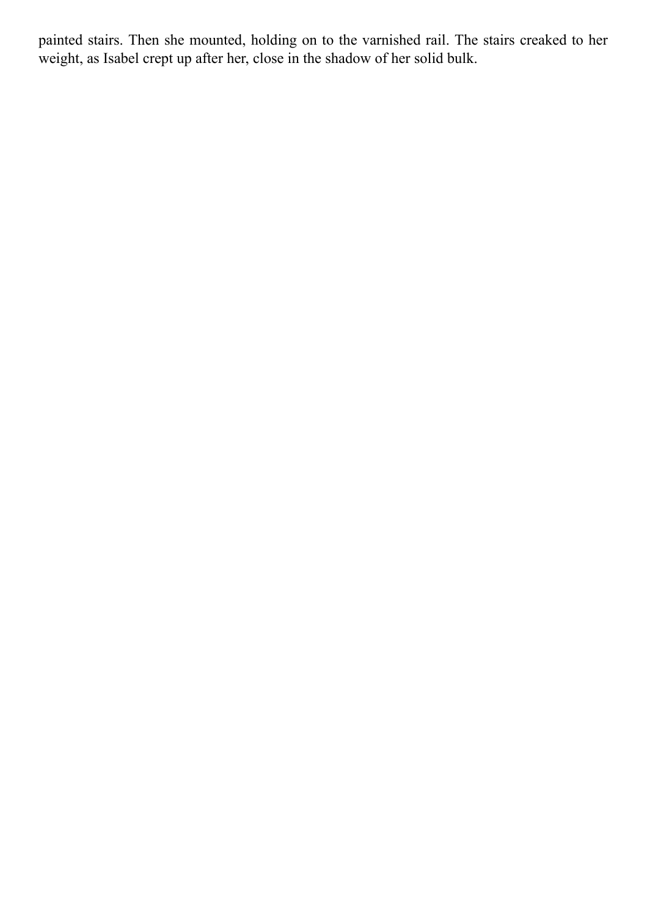painted stairs. Then she mounted, holding on to the varnished rail. The stairs creaked to her weight, as Isabel crept up after her, close in the shadow of her solid bulk.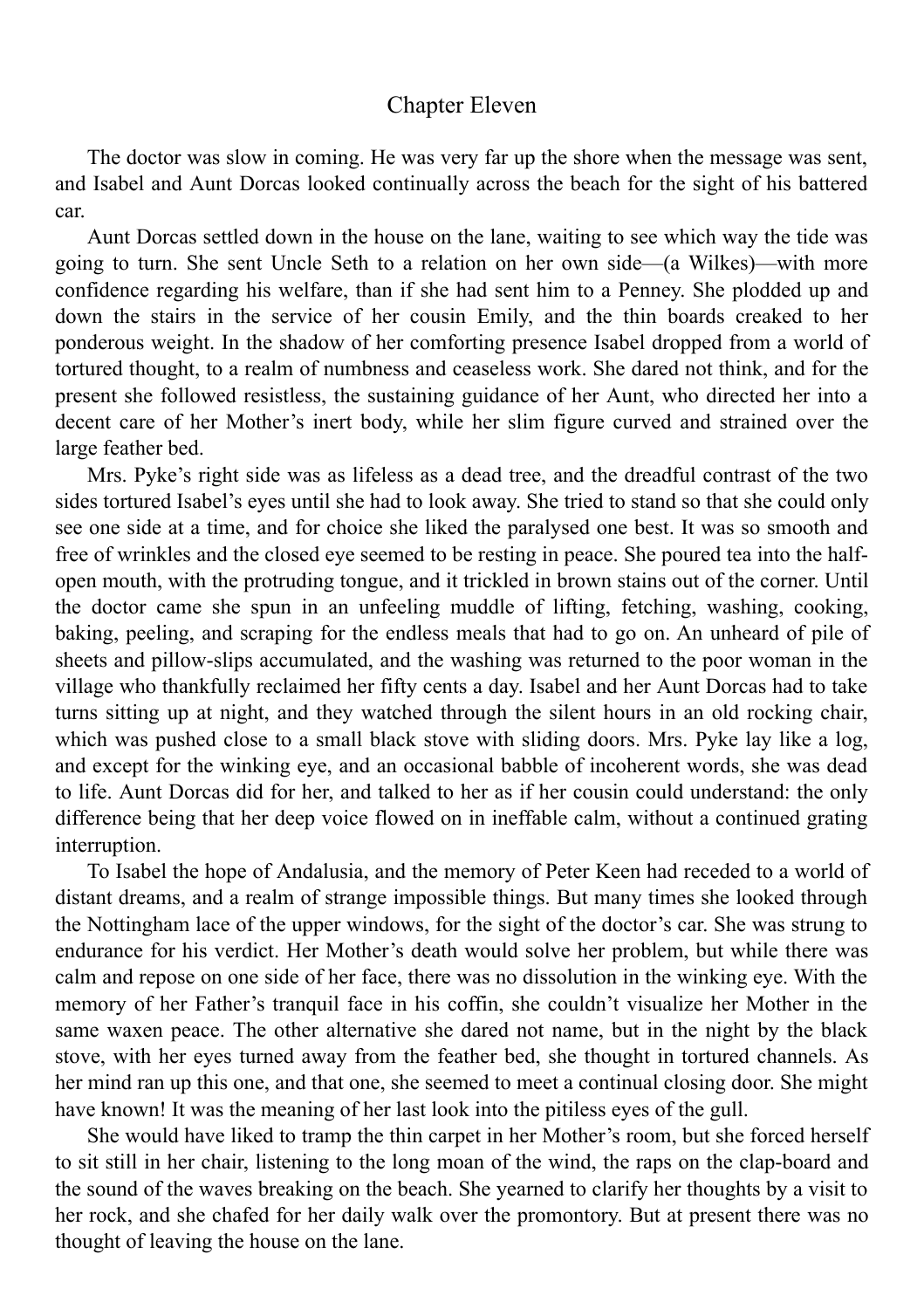## Chapter Eleven

The doctor was slow in coming. He was very far up the shore when the message was sent, and Isabel and Aunt Dorcas looked continually across the beach for the sight of his battered car.

Aunt Dorcas settled down in the house on the lane, waiting to see which way the tide was going to turn. She sent Uncle Seth to a relation on her own side—(a Wilkes)—with more confidence regarding his welfare, than if she had sent him to a Penney. She plodded up and down the stairs in the service of her cousin Emily, and the thin boards creaked to her ponderous weight. In the shadow of her comforting presence Isabel dropped from a world of tortured thought, to a realm of numbness and ceaseless work. She dared not think, and for the present she followed resistless, the sustaining guidance of her Aunt, who directed her into a decent care of her Mother's inert body, while her slim figure curved and strained over the large feather bed.

Mrs. Pyke's right side was as lifeless as a dead tree, and the dreadful contrast of the two sides tortured Isabel's eyes until she had to look away. She tried to stand so that she could only see one side at a time, and for choice she liked the paralysed one best. It was so smooth and free of wrinkles and the closed eye seemed to be resting in peace. She poured tea into the half-open mouth, with the protruding tongue, and it trickled in brown stains out of the corner. Until the doctor came she spun in an unfeeling muddle of lifting, fetching, washing, cooking, baking, peeling, and scraping for the endless meals that had to go on. An unheard of pile of sheets and pillow-slips accumulated, and the washing was returned to the poor woman in the village who thankfully reclaimed her fifty cents a day. Isabel and her Aunt Dorcas had to take turns sitting up at night, and they watched through the silent hours in an old rocking chair, which was pushed close to a small black stove with sliding doors. Mrs. Pyke lay like a log, and except for the winking eye, and an occasional babble of incoherent words, she was dead to life. Aunt Dorcas did for her, and talked to her as if her cousin could understand: the only difference being that her deep voice flowed on in ineffable calm, without a continued grating interruption.

To Isabel the hope of Andalusia, and the memory of Peter Keen had receded to a world of distant dreams, and a realm of strange impossible things. But many times she looked through the Nottingham lace of the upper windows, for the sight of the doctor's car. She was strung to endurance for his verdict. Her Mother's death would solve her problem, but while there was calm and repose on one side of her face, there was no dissolution in the winking eye. With the memory of her Father's tranquil face in his coffin, she couldn't visualize her Mother in the same waxen peace. The other alternative she dared not name, but in the night by the black stove, with her eyes turned away from the feather bed, she thought in tortured channels. As her mind ran up this one, and that one, she seemed to meet a continual closing door. She might have known! It was the meaning of her last look into the pitiless eyes of the gull.

She would have liked to tramp the thin carpet in her Mother's room, but she forced herself to sit still in her chair, listening to the long moan of the wind, the raps on the clap-board and the sound of the waves breaking on the beach. She yearned to clarify her thoughts by a visit to her rock, and she chafed for her daily walk over the promontory. But at present there was no thought of leaving the house on the lane.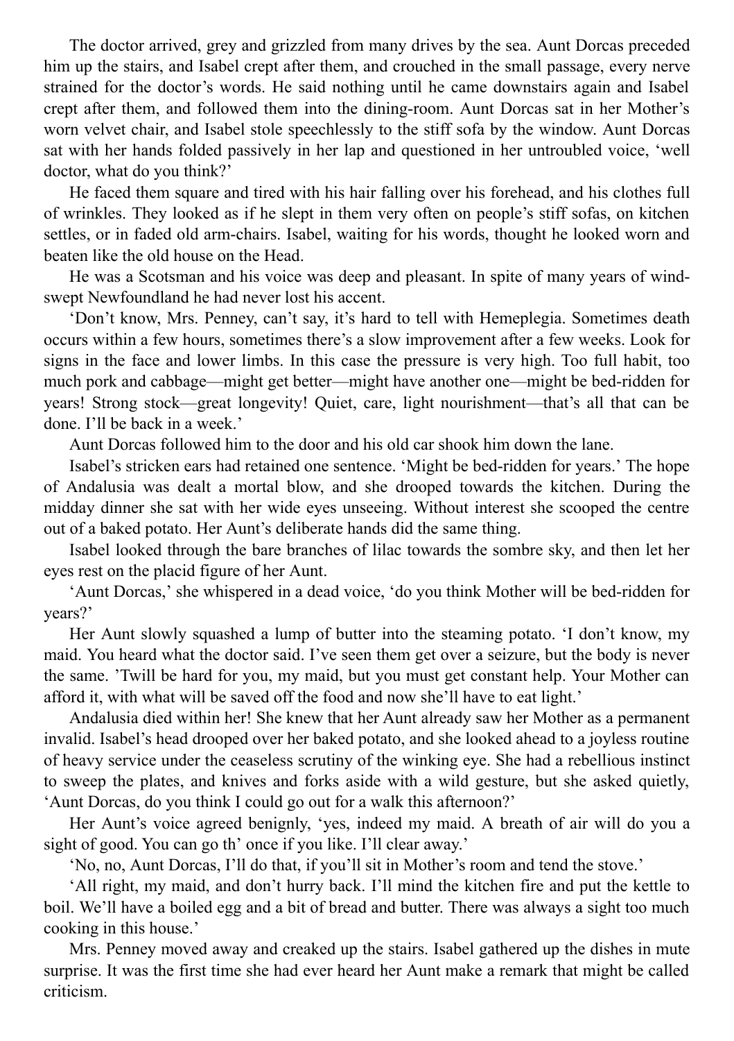The doctor arrived, grey and grizzled from many drives by the sea. Aunt Dorcas preceded him up the stairs, and Isabel crept after them, and crouched in the small passage, every nerve strained for the doctor's words. He said nothing until he came downstairs again and Isabel crept after them, and followed them into the dining-room. Aunt Dorcas sat in her Mother's worn velvet chair, and Isabel stole speechlessly to the stiff sofa by the window. Aunt Dorcas sat with her hands folded passively in her lap and questioned in her untroubled voice, 'well doctor, what do you think?'

He faced them square and tired with his hair falling over his forehead, and his clothes full of wrinkles. They looked as if he slept in them very often on people's stiff sofas, on kitchen settles, or in faded old arm-chairs. Isabel, waiting for his words, thought he looked worn and beaten like the old house on the Head.

He was a Scotsman and his voice was deep and pleasant. In spite of many years of wind-swept Newfoundland he had never lost his accent.

'Don't know, Mrs. Penney, can't say, it's hard to tell with Hemeplegia. Sometimes death occurs within a few hours, sometimes there's a slow improvement after a few weeks. Look for signs in the face and lower limbs. In this case the pressure is very high. Too full habit, too much pork and cabbage—might get better—might have another one—might be bed-ridden for years! Strong stock—great longevity! Quiet, care, light nourishment—that's all that can be done. I'll be back in a week.'

Aunt Dorcas followed him to the door and his old car shook him down the lane.

Isabel's stricken ears had retained one sentence. 'Might be bed-ridden for years.' The hope of Andalusia was dealt a mortal blow, and she drooped towards the kitchen. During the midday dinner she sat with her wide eyes unseeing. Without interest she scooped the centre out of a baked potato. Her Aunt's deliberate hands did the same thing.

Isabel looked through the bare branches of lilac towards the sombre sky, and then let her eyes rest on the placid figure of her Aunt.

'Aunt Dorcas,' she whispered in a dead voice, 'do you think Mother will be bed-ridden for years?'

Her Aunt slowly squashed a lump of butter into the steaming potato. 'I don't know, my maid. You heard what the doctor said. I've seen them get over a seizure, but the body is never the same. 'Twill be hard for you, my maid, but you must get constant help. Your Mother can afford it, with what will be saved off the food and now she'll have to eat light.'

Andalusia died within her! She knew that her Aunt already saw her Mother as a permanent invalid. Isabel's head drooped over her baked potato, and she looked ahead to a joyless routine of heavy service under the ceaseless scrutiny of the winking eye. She had a rebellious instinct to sweep the plates, and knives and forks aside with a wild gesture, but she asked quietly, 'Aunt Dorcas, do you think I could go out for a walk this afternoon?'

Her Aunt's voice agreed benignly, 'yes, indeed my maid. A breath of air will do you a sight of good. You can go th' once if you like. I'll clear away.'

'No, no, Aunt Dorcas, I'll do that, if you'll sit in Mother's room and tend the stove.'

'All right, my maid, and don't hurry back. I'll mind the kitchen fire and put the kettle to boil. We'll have a boiled egg and a bit of bread and butter. There was always a sight too much cooking in this house.'

Mrs. Penney moved away and creaked up the stairs. Isabel gathered up the dishes in mute surprise. It was the first time she had ever heard her Aunt make a remark that might be called criticism.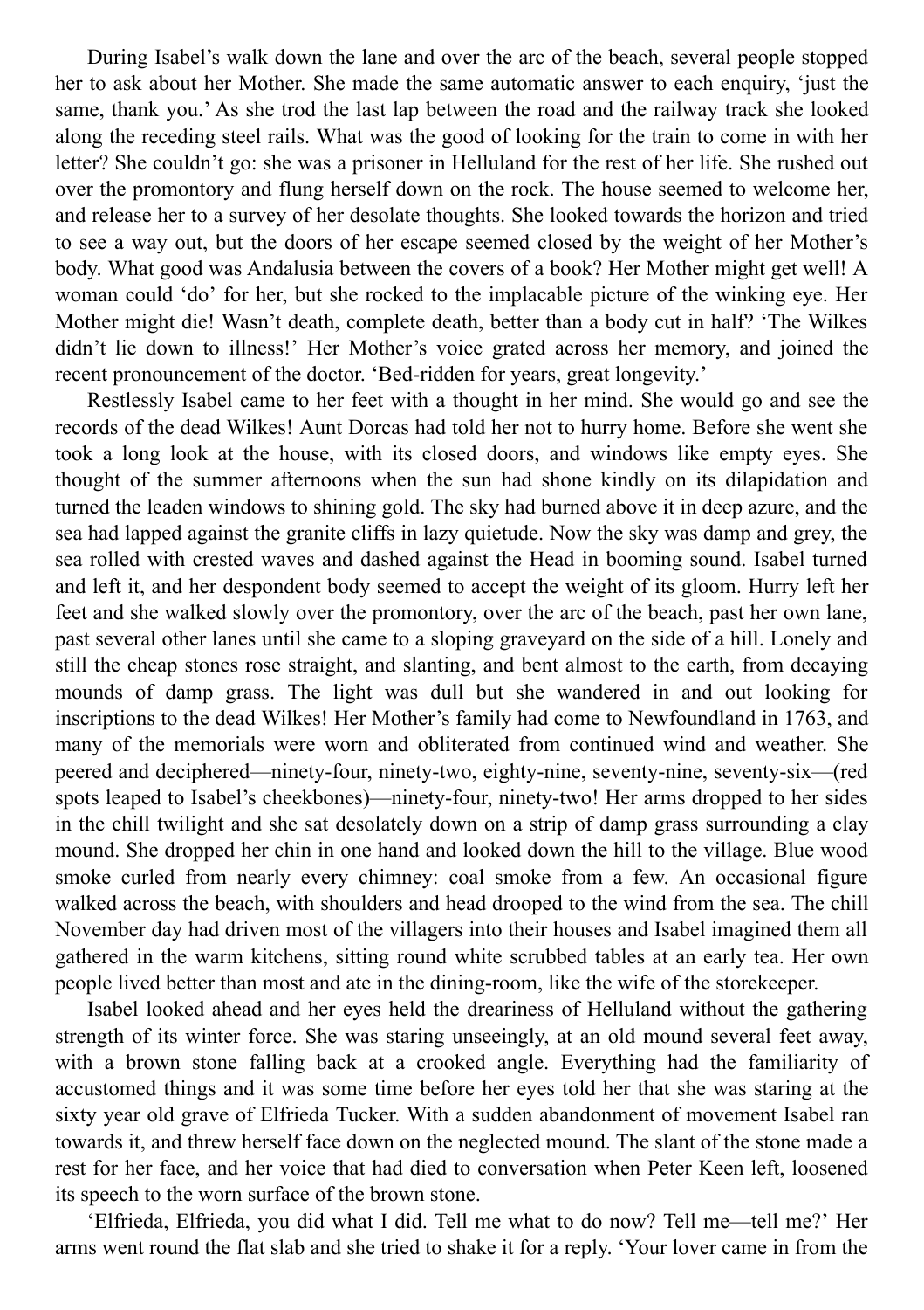During Isabel's walk down the lane and over the arc of the beach, several people stopped her to ask about her Mother. She made the same automatic answer to each enquiry, 'just the same, thank you.' As she trod the last lap between the road and the railway track she looked along the receding steel rails. What was the good of looking for the train to come in with her letter? She couldn't go: she was a prisoner in Helluland for the rest of her life. She rushed out over the promontory and flung herself down on the rock. The house seemed to welcome her, and release her to a survey of her desolate thoughts. She looked towards the horizon and tried to see a way out, but the doors of her escape seemed closed by the weight of her Mother's body. What good was Andalusia between the covers of a book? Her Mother might get well! A woman could 'do' for her, but she rocked to the implacable picture of the winking eye. Her Mother might die! Wasn't death, complete death, better than a body cut in half? 'The Wilkes didn't lie down to illness!' Her Mother's voice grated across her memory, and joined the recent pronouncement of the doctor. 'Bed-ridden for years, great longevity.'

Restlessly Isabel came to her feet with a thought in her mind. She would go and see the records of the dead Wilkes! Aunt Dorcas had told her not to hurry home. Before she went she took a long look at the house, with its closed doors, and windows like empty eyes. She thought of the summer afternoons when the sun had shone kindly on its dilapidation and turned the leaden windows to shining gold. The sky had burned above it in deep azure, and the sea had lapped against the granite cliffs in lazy quietude. Now the sky was damp and grey, the sea rolled with crested waves and dashed against the Head in booming sound. Isabel turned and left it, and her despondent body seemed to accept the weight of its gloom. Hurry left her feet and she walked slowly over the promontory, over the arc of the beach, past her own lane, past several other lanes until she came to a sloping graveyard on the side of a hill. Lonely and still the cheap stones rose straight, and slanting, and bent almost to the earth, from decaying mounds of damp grass. The light was dull but she wandered in and out looking for inscriptions to the dead Wilkes! Her Mother's family had come to Newfoundland in 1763, and many of the memorials were worn and obliterated from continued wind and weather. She peered and deciphered—ninety-four, ninety-two, eighty-nine, seventy-nine, seventy-six—(red spots leaped to Isabel's cheekbones)—ninety-four, ninety-two! Her arms dropped to her sides in the chill twilight and she sat desolately down on a strip of damp grass surrounding a clay mound. She dropped her chin in one hand and looked down the hill to the village. Blue wood smoke curled from nearly every chimney: coal smoke from a few. An occasional figure walked across the beach, with shoulders and head drooped to the wind from the sea. The chill November day had driven most of the villagers into their houses and Isabel imagined them all gathered in the warm kitchens, sitting round white scrubbed tables at an early tea. Her own people lived better than most and ate in the dining-room, like the wife of the storekeeper.

Isabel looked ahead and her eyes held the dreariness of Helluland without the gathering strength of its winter force. She was staring unseeingly, at an old mound several feet away, with a brown stone falling back at a crooked angle. Everything had the familiarity of accustomed things and it was some time before her eyes told her that she was staring at the sixty year old grave of Elfrieda Tucker. With a sudden abandonment of movement Isabel ran towards it, and threw herself face down on the neglected mound. The slant of the stone made a rest for her face, and her voice that had died to conversation when Peter Keen left, loosened its speech to the worn surface of the brown stone.

'Elfrieda, Elfrieda, you did what I did. Tell me what to do now? Tell me—tell me?' Her arms went round the flat slab and she tried to shake it for a reply. 'Your lover came in from the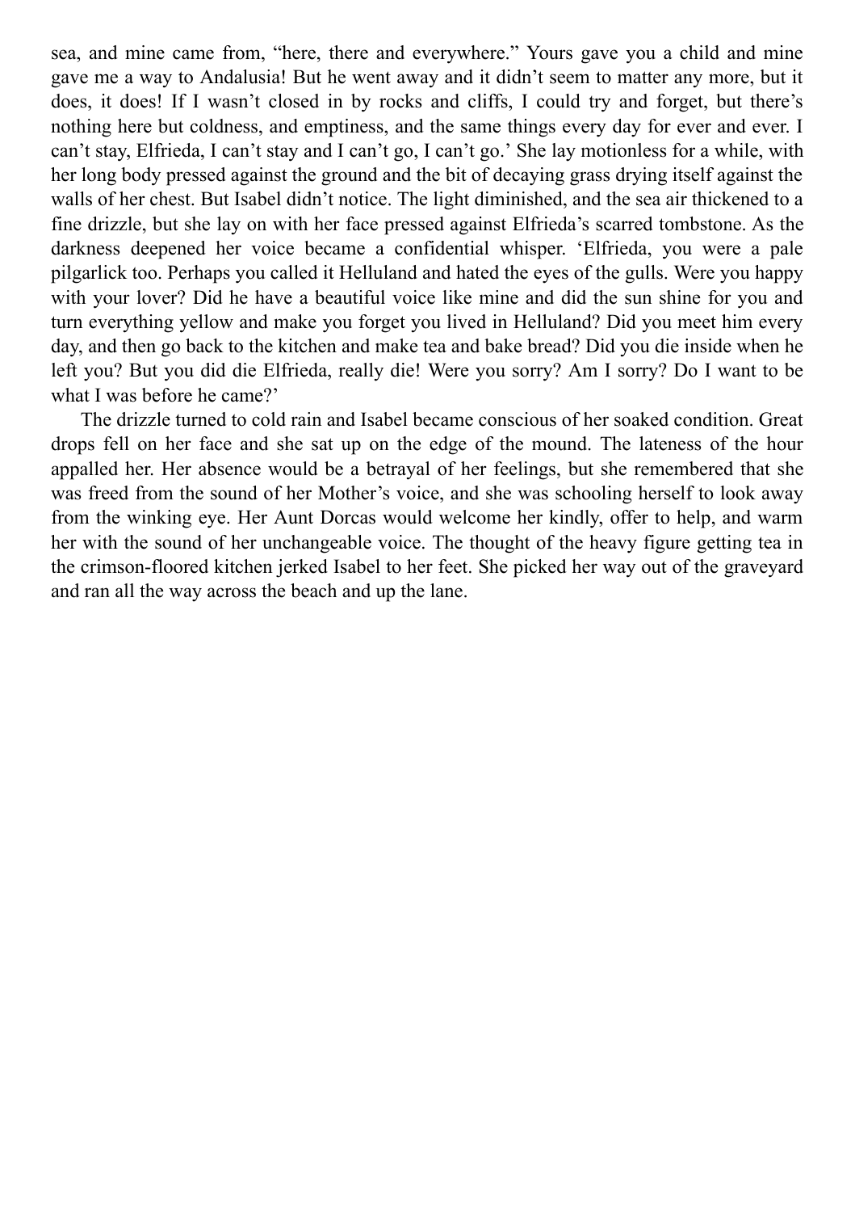sea, and mine came from, "here, there and everywhere." Yours gave you a child and mine gave me a way to Andalusia! But he went away and it didn't seem to matter any more, but it does, it does! If I wasn't closed in by rocks and cliffs, I could try and forget, but there's nothing here but coldness, and emptiness, and the same things every day for ever and ever. I can't stay, Elfrieda, I can't stay and I can't go, I can't go.' She lay motionless for a while, with her long body pressed against the ground and the bit of decaying grass drying itself against the walls of her chest. But Isabel didn't notice. The light diminished, and the sea air thickened to a fine drizzle, but she lay on with her face pressed against Elfrieda's scarred tombstone. As the darkness deepened her voice became a confidential whisper. 'Elfrieda, you were a pale pilgarlick too. Perhaps you called it Helluland and hated the eyes of the gulls. Were you happy with your lover? Did he have a beautiful voice like mine and did the sun shine for you and turn everything yellow and make you forget you lived in Helluland? Did you meet him every day, and then go back to the kitchen and make tea and bake bread? Did you die inside when he left you? But you did die Elfrieda, really die! Were you sorry? Am I sorry? Do I want to be what I was before he came?'

The drizzle turned to cold rain and Isabel became conscious of her soaked condition. Great drops fell on her face and she sat up on the edge of the mound. The lateness of the hour appalled her. Her absence would be a betrayal of her feelings, but she remembered that she was freed from the sound of her Mother's voice, and she was schooling herself to look away from the winking eye. Her Aunt Dorcas would welcome her kindly, offer to help, and warm her with the sound of her unchangeable voice. The thought of the heavy figure getting tea in the crimson-floored kitchen jerked Isabel to her feet. She picked her way out of the graveyard and ran all the way across the beach and up the lane.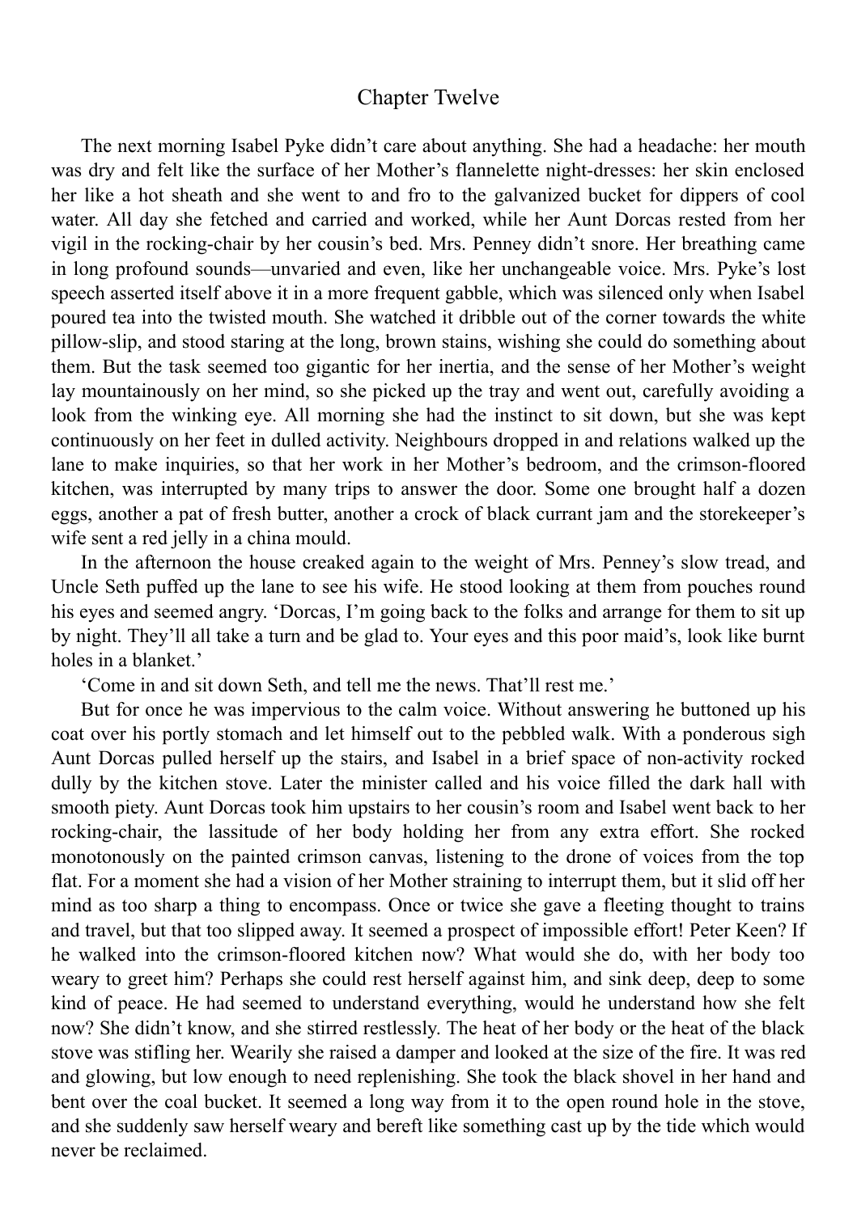## Chapter Twelve

The next morning Isabel Pyke didn't care about anything. She had a headache: her mouth was dry and felt like the surface of her Mother's flannelette night-dresses: her skin enclosed her like a hot sheath and she went to and fro to the galvanized bucket for dippers of cool water. All day she fetched and carried and worked, while her Aunt Dorcas rested from her vigil in the rocking-chair by her cousin's bed. Mrs. Penney didn't snore. Her breathing came in long profound sounds—unvaried and even, like her unchangeable voice. Mrs. Pyke's lost speech asserted itself above it in a more frequent gabble, which was silenced only when Isabel poured tea into the twisted mouth. She watched it dribble out of the corner towards the white pillow-slip, and stood staring at the long, brown stains, wishing she could do something about them. But the task seemed too gigantic for her inertia, and the sense of her Mother's weight lay mountainously on her mind, so she picked up the tray and went out, carefully avoiding a look from the winking eye. All morning she had the instinct to sit down, but she was kept continuously on her feet in dulled activity. Neighbours dropped in and relations walked up the lane to make inquiries, so that her work in her Mother's bedroom, and the crimson-floored kitchen, was interrupted by many trips to answer the door. Some one brought half a dozen eggs, another a pat of fresh butter, another a crock of black currant jam and the storekeeper's wife sent a red jelly in a china mould.

In the afternoon the house creaked again to the weight of Mrs. Penney's slow tread, and Uncle Seth puffed up the lane to see his wife. He stood looking at them from pouches round his eyes and seemed angry. 'Dorcas, I'm going back to the folks and arrange for them to sit up by night. They'll all take a turn and be glad to. Your eyes and this poor maid's, look like burnt holes in a blanket.'

'Come in and sit down Seth, and tell me the news. That'll rest me.'

But for once he was impervious to the calm voice. Without answering he buttoned up his coat over his portly stomach and let himself out to the pebbled walk. With a ponderous sigh Aunt Dorcas pulled herself up the stairs, and Isabel in a brief space of non-activity rocked dully by the kitchen stove. Later the minister called and his voice filled the dark hall with smooth piety. Aunt Dorcas took him upstairs to her cousin's room and Isabel went back to her rocking-chair, the lassitude of her body holding her from any extra effort. She rocked monotonously on the painted crimson canvas, listening to the drone of voices from the top flat. For a moment she had a vision of her Mother straining to interrupt them, but it slid off her mind as too sharp a thing to encompass. Once or twice she gave a fleeting thought to trains and travel, but that too slipped away. It seemed a prospect of impossible effort! Peter Keen? If he walked into the crimson-floored kitchen now? What would she do, with her body too weary to greet him? Perhaps she could rest herself against him, and sink deep, deep to some kind of peace. He had seemed to understand everything, would he understand how she felt now? She didn't know, and she stirred restlessly. The heat of her body or the heat of the black stove was stifling her. Wearily she raised a damper and looked at the size of the fire. It was red and glowing, but low enough to need replenishing. She took the black shovel in her hand and bent over the coal bucket. It seemed a long way from it to the open round hole in the stove, and she suddenly saw herself weary and bereft like something cast up by the tide which would never be reclaimed.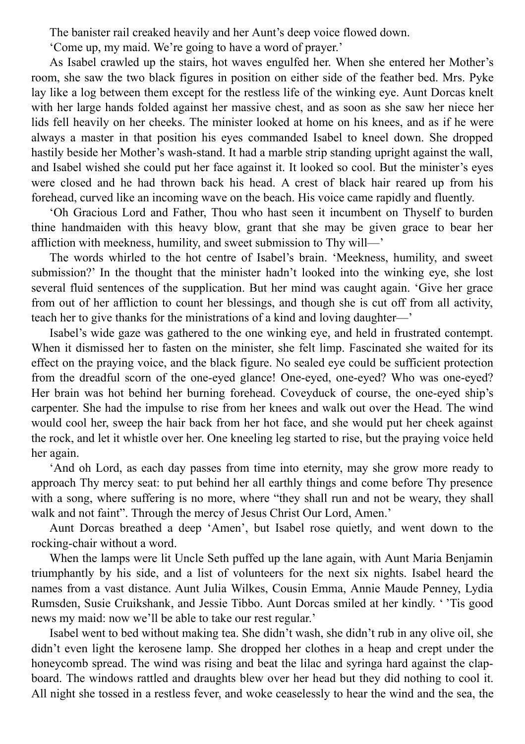The banister rail creaked heavily and her Aunt's deep voice flowed down.

'Come up, my maid. We're going to have a word of prayer.'

As Isabel crawled up the stairs, hot waves engulfed her. When she entered her Mother's room, she saw the two black figures in position on either side of the feather bed. Mrs. Pyke lay like a log between them except for the restless life of the winking eye. Aunt Dorcas knelt with her large hands folded against her massive chest, and as soon as she saw her niece her lids fell heavily on her cheeks. The minister looked at home on his knees, and as if he were always a master in that position his eyes commanded Isabel to kneel down. She dropped hastily beside her Mother's wash-stand. It had a marble strip standing upright against the wall, and Isabel wished she could put her face against it. It looked so cool. But the minister's eyes were closed and he had thrown back his head. A crest of black hair reared up from his forehead, curved like an incoming wave on the beach. His voice came rapidly and fluently.

'Oh Gracious Lord and Father, Thou who hast seen it incumbent on Thyself to burden thine handmaiden with this heavy blow, grant that she may be given grace to bear her affliction with meekness, humility, and sweet submission to Thy will—'

The words whirled to the hot centre of Isabel's brain. 'Meekness, humility, and sweet submission?' In the thought that the minister hadn't looked into the winking eye, she lost several fluid sentences of the supplication. But her mind was caught again. 'Give her grace from out of her affliction to count her blessings, and though she is cut off from all activity, teach her to give thanks for the ministrations of a kind and loving daughter—'

Isabel's wide gaze was gathered to the one winking eye, and held in frustrated contempt. When it dismissed her to fasten on the minister, she felt limp. Fascinated she waited for its effect on the praying voice, and the black figure. No sealed eye could be sufficient protection from the dreadful scorn of the one-eyed glance! One-eyed, one-eyed? Who was one-eyed? Her brain was hot behind her burning forehead. Coveyduck of course, the one-eyed ship's carpenter. She had the impulse to rise from her knees and walk out over the Head. The wind would cool her, sweep the hair back from her hot face, and she would put her cheek against the rock, and let it whistle over her. One kneeling leg started to rise, but the praying voice held her again.

'And oh Lord, as each day passes from time into eternity, may she grow more ready to approach Thy mercy seat: to put behind her all earthly things and come before Thy presence with a song, where suffering is no more, where "they shall run and not be weary, they shall walk and not faint". Through the mercy of Jesus Christ Our Lord, Amen.'

Aunt Dorcas breathed a deep 'Amen', but Isabel rose quietly, and went down to the rocking-chair without a word.

When the lamps were lit Uncle Seth puffed up the lane again, with Aunt Maria Benjamin triumphantly by his side, and a list of volunteers for the next six nights. Isabel heard the names from a vast distance. Aunt Julia Wilkes, Cousin Emma, Annie Maude Penney, Lydia Rumsden, Susie Cruikshank, and Jessie Tibbo. Aunt Dorcas smiled at her kindly. ' 'Tis good news my maid: now we'll be able to take our rest regular.'

Isabel went to bed without making tea. She didn't wash, she didn't rub in any olive oil, she didn't even light the kerosene lamp. She dropped her clothes in a heap and crept under the honeycomb spread. The wind was rising and beat the lilac and syringa hard against the clap-board. The windows rattled and draughts blew over her head but they did nothing to cool it. All night she tossed in a restless fever, and woke ceaselessly to hear the wind and the sea, the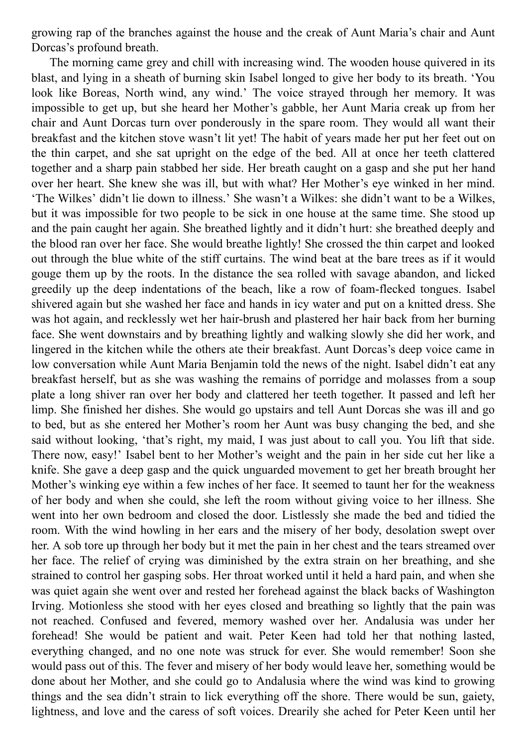growing rap of the branches against the house and the creak of Aunt Maria's chair and Aunt Dorcas's profound breath.

The morning came grey and chill with increasing wind. The wooden house quivered in its blast, and lying in a sheath of burning skin Isabel longed to give her body to its breath. 'You look like Boreas, North wind, any wind.' The voice strayed through her memory. It was impossible to get up, but she heard her Mother's gabble, her Aunt Maria creak up from her chair and Aunt Dorcas turn over ponderously in the spare room. They would all want their breakfast and the kitchen stove wasn't lit yet! The habit of years made her put her feet out on the thin carpet, and she sat upright on the edge of the bed. All at once her teeth clattered together and a sharp pain stabbed her side. Her breath caught on a gasp and she put her hand over her heart. She knew she was ill, but with what? Her Mother's eye winked in her mind. 'The Wilkes' didn't lie down to illness.' She wasn't a Wilkes: she didn't want to be a Wilkes, but it was impossible for two people to be sick in one house at the same time. She stood up and the pain caught her again. She breathed lightly and it didn't hurt: she breathed deeply and the blood ran over her face. She would breathe lightly! She crossed the thin carpet and looked out through the blue white of the stiff curtains. The wind beat at the bare trees as if it would gouge them up by the roots. In the distance the sea rolled with savage abandon, and licked greedily up the deep indentations of the beach, like a row of foam-flecked tongues. Isabel shivered again but she washed her face and hands in icy water and put on a knitted dress. She was hot again, and recklessly wet her hair-brush and plastered her hair back from her burning face. She went downstairs and by breathing lightly and walking slowly she did her work, and lingered in the kitchen while the others ate their breakfast. Aunt Dorcas's deep voice came in low conversation while Aunt Maria Benjamin told the news of the night. Isabel didn't eat any breakfast herself, but as she was washing the remains of porridge and molasses from a soup plate a long shiver ran over her body and clattered her teeth together. It passed and left her limp. She finished her dishes. She would go upstairs and tell Aunt Dorcas she was ill and go to bed, but as she entered her Mother's room her Aunt was busy changing the bed, and she said without looking, 'that's right, my maid, I was just about to call you. You lift that side. There now, easy!' Isabel bent to her Mother's weight and the pain in her side cut her like a knife. She gave a deep gasp and the quick unguarded movement to get her breath brought her Mother's winking eye within a few inches of her face. It seemed to taunt her for the weakness of her body and when she could, she left the room without giving voice to her illness. She went into her own bedroom and closed the door. Listlessly she made the bed and tidied the room. With the wind howling in her ears and the misery of her body, desolation swept over her. A sob tore up through her body but it met the pain in her chest and the tears streamed over her face. The relief of crying was diminished by the extra strain on her breathing, and she strained to control her gasping sobs. Her throat worked until it held a hard pain, and when she was quiet again she went over and rested her forehead against the black backs of Washington Irving. Motionless she stood with her eyes closed and breathing so lightly that the pain was not reached. Confused and fevered, memory washed over her. Andalusia was under her forehead! She would be patient and wait. Peter Keen had told her that nothing lasted, everything changed, and no one note was struck for ever. She would remember! Soon she would pass out of this. The fever and misery of her body would leave her, something would be done about her Mother, and she could go to Andalusia where the wind was kind to growing things and the sea didn't strain to lick everything off the shore. There would be sun, gaiety, lightness, and love and the caress of soft voices. Drearily she ached for Peter Keen until her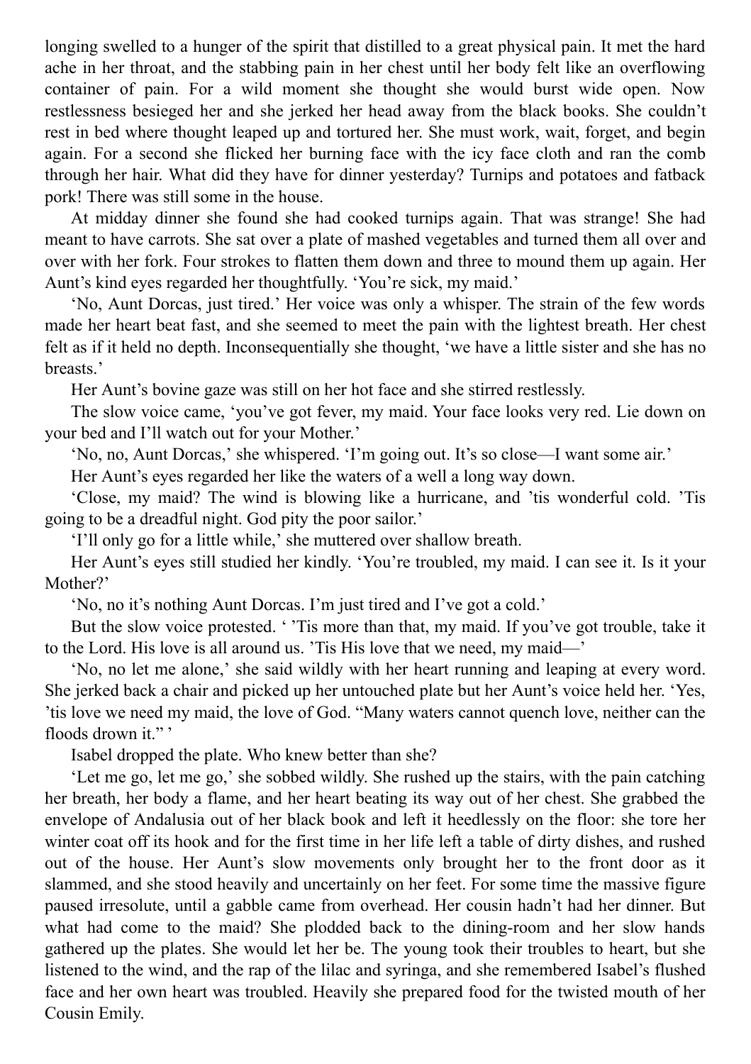longing swelled to a hunger of the spirit that distilled to a great physical pain. It met the hard ache in her throat, and the stabbing pain in her chest until her body felt like an overflowing container of pain. For a wild moment she thought she would burst wide open. Now restlessness besieged her and she jerked her head away from the black books. She couldn't rest in bed where thought leaped up and tortured her. She must work, wait, forget, and begin again. For a second she flicked her burning face with the icy face cloth and ran the comb through her hair. What did they have for dinner yesterday? Turnips and potatoes and fatback pork! There was still some in the house.

At midday dinner she found she had cooked turnips again. That was strange! She had meant to have carrots. She sat over a plate of mashed vegetables and turned them all over and over with her fork. Four strokes to flatten them down and three to mound them up again. Her Aunt's kind eyes regarded her thoughtfully. 'You're sick, my maid.'

'No, Aunt Dorcas, just tired.' Her voice was only a whisper. The strain of the few words made her heart beat fast, and she seemed to meet the pain with the lightest breath. Her chest felt as if it held no depth. Inconsequentially she thought, 'we have a little sister and she has no breasts.'

Her Aunt's bovine gaze was still on her hot face and she stirred restlessly.

The slow voice came, 'you've got fever, my maid. Your face looks very red. Lie down on your bed and I'll watch out for your Mother.'

'No, no, Aunt Dorcas,' she whispered. 'I'm going out. It's so close—I want some air.'

Her Aunt's eyes regarded her like the waters of a well a long way down.

'Close, my maid? The wind is blowing like a hurricane, and 'tis wonderful cold. 'Tis going to be a dreadful night. God pity the poor sailor.'

'I'll only go for a little while,' she muttered over shallow breath.

Her Aunt's eyes still studied her kindly. 'You're troubled, my maid. I can see it. Is it your Mother?'

'No, no it's nothing Aunt Dorcas. I'm just tired and I've got a cold.'

But the slow voice protested. ' 'Tis more than that, my maid. If you've got trouble, take it to the Lord. His love is all around us. 'Tis His love that we need, my maid—'

'No, no let me alone,' she said wildly with her heart running and leaping at every word. She jerked back a chair and picked up her untouched plate but her Aunt's voice held her. 'Yes, 'tis love we need my maid, the love of God. "Many waters cannot quench love, neither can the floods drown it." '

Isabel dropped the plate. Who knew better than she?

'Let me go, let me go,' she sobbed wildly. She rushed up the stairs, with the pain catching her breath, her body a flame, and her heart beating its way out of her chest. She grabbed the envelope of Andalusia out of her black book and left it heedlessly on the floor: she tore her winter coat off its hook and for the first time in her life left a table of dirty dishes, and rushed out of the house. Her Aunt's slow movements only brought her to the front door as it slammed, and she stood heavily and uncertainly on her feet. For some time the massive figure paused irresolute, until a gabble came from overhead. Her cousin hadn't had her dinner. But what had come to the maid? She plodded back to the dining-room and her slow hands gathered up the plates. She would let her be. The young took their troubles to heart, but she listened to the wind, and the rap of the lilac and syringa, and she remembered Isabel's flushed face and her own heart was troubled. Heavily she prepared food for the twisted mouth of her Cousin Emily.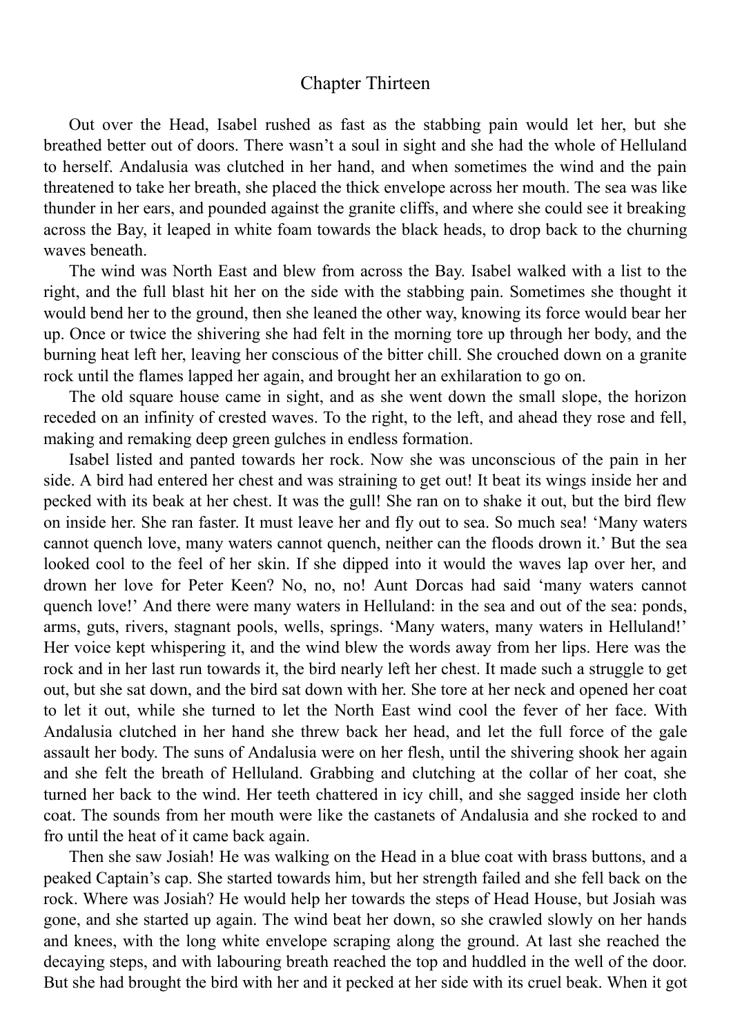# Chapter Thirteen

Out over the Head, Isabel rushed as fast as the stabbing pain would let her, but she breathed better out of doors. There wasn't a soul in sight and she had the whole of Helluland to herself. Andalusia was clutched in her hand, and when sometimes the wind and the pain threatened to take her breath, she placed the thick envelope across her mouth. The sea was like thunder in her ears, and pounded against the granite cliffs, and where she could see it breaking across the Bay, it leaped in white foam towards the black heads, to drop back to the churning waves beneath.

The wind was North East and blew from across the Bay. Isabel walked with a list to the right, and the full blast hit her on the side with the stabbing pain. Sometimes she thought it would bend her to the ground, then she leaned the other way, knowing its force would bear her up. Once or twice the shivering she had felt in the morning tore up through her body, and the burning heat left her, leaving her conscious of the bitter chill. She crouched down on a granite rock until the flames lapped her again, and brought her an exhilaration to go on.

The old square house came in sight, and as she went down the small slope, the horizon receded on an infinity of crested waves. To the right, to the left, and ahead they rose and fell, making and remaking deep green gulches in endless formation.

Isabel listed and panted towards her rock. Now she was unconscious of the pain in her side. A bird had entered her chest and was straining to get out! It beat its wings inside her and pecked with its beak at her chest. It was the gull! She ran on to shake it out, but the bird flew on inside her. She ran faster. It must leave her and fly out to sea. So much sea! 'Many waters cannot quench love, many waters cannot quench, neither can the floods drown it.' But the sea looked cool to the feel of her skin. If she dipped into it would the waves lap over her, and drown her love for Peter Keen? No, no, no! Aunt Dorcas had said 'many waters cannot quench love!' And there were many waters in Helluland: in the sea and out of the sea: ponds, arms, guts, rivers, stagnant pools, wells, springs. 'Many waters, many waters in Helluland!' Her voice kept whispering it, and the wind blew the words away from her lips. Here was the rock and in her last run towards it, the bird nearly left her chest. It made such a struggle to get out, but she sat down, and the bird sat down with her. She tore at her neck and opened her coat to let it out, while she turned to let the North East wind cool the fever of her face. With Andalusia clutched in her hand she threw back her head, and let the full force of the gale assault her body. The suns of Andalusia were on her flesh, until the shivering shook her again and she felt the breath of Helluland. Grabbing and clutching at the collar of her coat, she turned her back to the wind. Her teeth chattered in icy chill, and she sagged inside her cloth coat. The sounds from her mouth were like the castanets of Andalusia and she rocked to and fro until the heat of it came back again.

Then she saw Josiah! He was walking on the Head in a blue coat with brass buttons, and a peaked Captain's cap. She started towards him, but her strength failed and she fell back on the rock. Where was Josiah? He would help her towards the steps of Head House, but Josiah was gone, and she started up again. The wind beat her down, so she crawled slowly on her hands and knees, with the long white envelope scraping along the ground. At last she reached the decaying steps, and with labouring breath reached the top and huddled in the well of the door. But she had brought the bird with her and it pecked at her side with its cruel beak. When it got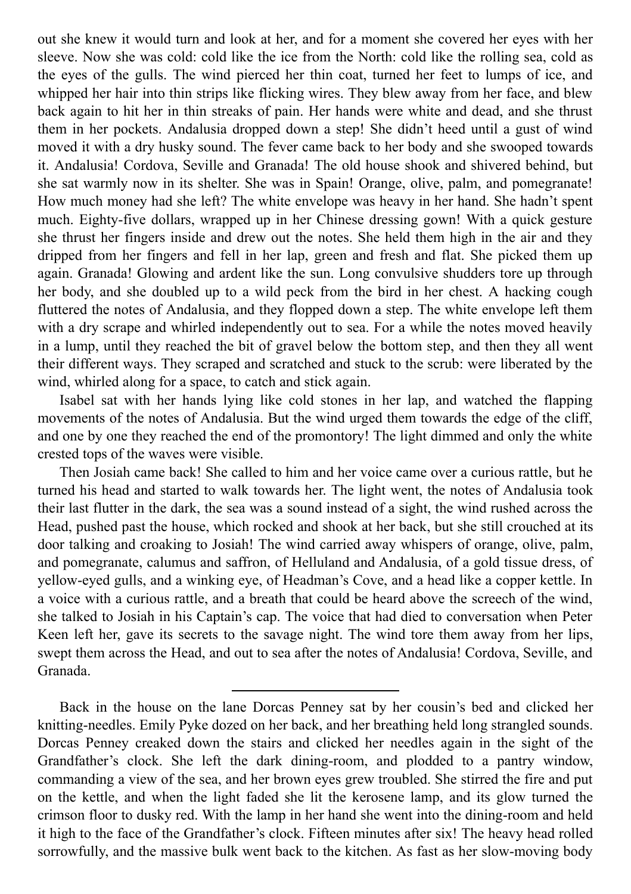out she knew it would turn and look at her, and for a moment she covered her eyes with her sleeve. Now she was cold: cold like the ice from the North: cold like the rolling sea, cold as the eyes of the gulls. The wind pierced her thin coat, turned her feet to lumps of ice, and whipped her hair into thin strips like flicking wires. They blew away from her face, and blew back again to hit her in thin streaks of pain. Her hands were white and dead, and she thrust them in her pockets. Andalusia dropped down a step! She didn't heed until a gust of wind moved it with a dry husky sound. The fever came back to her body and she swooped towards it. Andalusia! Cordova, Seville and Granada! The old house shook and shivered behind, but she sat warmly now in its shelter. She was in Spain! Orange, olive, palm, and pomegranate! How much money had she left? The white envelope was heavy in her hand. She hadn't spent much. Eighty-five dollars, wrapped up in her Chinese dressing gown! With a quick gesture she thrust her fingers inside and drew out the notes. She held them high in the air and they dripped from her fingers and fell in her lap, green and fresh and flat. She picked them up again. Granada! Glowing and ardent like the sun. Long convulsive shudders tore up through her body, and she doubled up to a wild peck from the bird in her chest. A hacking cough fluttered the notes of Andalusia, and they flopped down a step. The white envelope left them with a dry scrape and whirled independently out to sea. For a while the notes moved heavily in a lump, until they reached the bit of gravel below the bottom step, and then they all went their different ways. They scraped and scratched and stuck to the scrub: were liberated by the wind, whirled along for a space, to catch and stick again.

Isabel sat with her hands lying like cold stones in her lap, and watched the flapping movements of the notes of Andalusia. But the wind urged them towards the edge of the cliff, and one by one they reached the end of the promontory! The light dimmed and only the white crested tops of the waves were visible.

Then Josiah came back! She called to him and her voice came over a curious rattle, but he turned his head and started to walk towards her. The light went, the notes of Andalusia took their last flutter in the dark, the sea was a sound instead of a sight, the wind rushed across the Head, pushed past the house, which rocked and shook at her back, but she still crouched at its door talking and croaking to Josiah! The wind carried away whispers of orange, olive, palm, and pomegranate, calumus and saffron, of Helluland and Andalusia, of a gold tissue dress, of yellow-eyed gulls, and a winking eye, of Headman's Cove, and a head like a copper kettle. In a voice with a curious rattle, and a breath that could be heard above the screech of the wind, she talked to Josiah in his Captain's cap. The voice that had died to conversation when Peter Keen left her, gave its secrets to the savage night. The wind tore them away from her lips, swept them across the Head, and out to sea after the notes of Andalusia! Cordova, Seville, and Granada.

---

Back in the house on the lane Dorcas Penney sat by her cousin's bed and clicked her knitting-needles. Emily Pyke dozed on her back, and her breathing held long strangled sounds. Dorcas Penney creaked down the stairs and clicked her needles again in the sight of the Grandfather's clock. She left the dark dining-room, and plodded to a pantry window, commanding a view of the sea, and her brown eyes grew troubled. She stirred the fire and put on the kettle, and when the light faded she lit the kerosene lamp, and its glow turned the crimson floor to dusky red. With the lamp in her hand she went into the dining-room and held it high to the face of the Grandfather's clock. Fifteen minutes after six! The heavy head rolled sorrowfully, and the massive bulk went back to the kitchen. As fast as her slow-moving body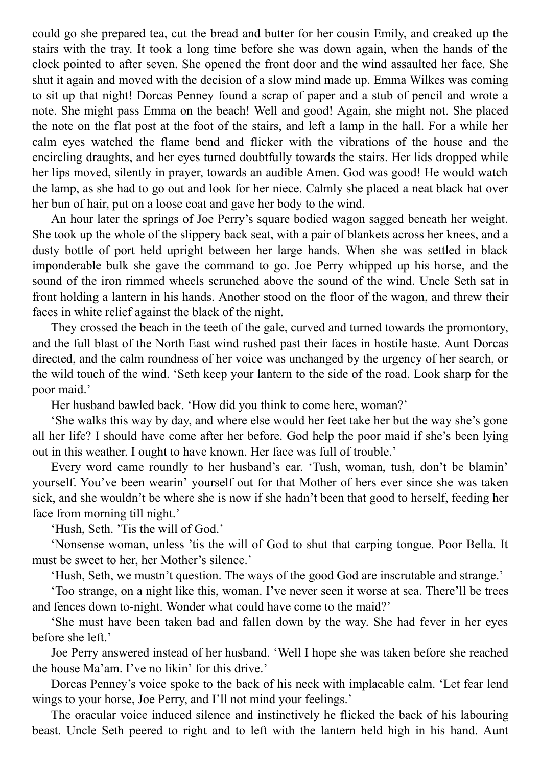could go she prepared tea, cut the bread and butter for her cousin Emily, and creaked up the stairs with the tray. It took a long time before she was down again, when the hands of the clock pointed to after seven. She opened the front door and the wind assaulted her face. She shut it again and moved with the decision of a slow mind made up. Emma Wilkes was coming to sit up that night! Dorcas Penney found a scrap of paper and a stub of pencil and wrote a note. She might pass Emma on the beach! Well and good! Again, she might not. She placed the note on the flat post at the foot of the stairs, and left a lamp in the hall. For a while her calm eyes watched the flame bend and flicker with the vibrations of the house and the encircling draughts, and her eyes turned doubtfully towards the stairs. Her lids dropped while her lips moved, silently in prayer, towards an audible Amen. God was good! He would watch the lamp, as she had to go out and look for her niece. Calmly she placed a neat black hat over her bun of hair, put on a loose coat and gave her body to the wind.

An hour later the springs of Joe Perry's square bodied wagon sagged beneath her weight. She took up the whole of the slippery back seat, with a pair of blankets across her knees, and a dusty bottle of port held upright between her large hands. When she was settled in black imponderable bulk she gave the command to go. Joe Perry whipped up his horse, and the sound of the iron rimmed wheels scrunched above the sound of the wind. Uncle Seth sat in front holding a lantern in his hands. Another stood on the floor of the wagon, and threw their faces in white relief against the black of the night.

They crossed the beach in the teeth of the gale, curved and turned towards the promontory, and the full blast of the North East wind rushed past their faces in hostile haste. Aunt Dorcas directed, and the calm roundness of her voice was unchanged by the urgency of her search, or the wild touch of the wind. 'Seth keep your lantern to the side of the road. Look sharp for the poor maid.'

Her husband bawled back. 'How did you think to come here, woman?'

'She walks this way by day, and where else would her feet take her but the way she's gone all her life? I should have come after her before. God help the poor maid if she's been lying out in this weather. I ought to have known. Her face was full of trouble.'

Every word came roundly to her husband's ear. 'Tush, woman, tush, don't be blamin' yourself. You've been wearin' yourself out for that Mother of hers ever since she was taken sick, and she wouldn't be where she is now if she hadn't been that good to herself, feeding her face from morning till night.'

'Hush, Seth. 'Tis the will of God.'

'Nonsense woman, unless 'tis the will of God to shut that carping tongue. Poor Bella. It must be sweet to her, her Mother's silence.'

'Hush, Seth, we mustn't question. The ways of the good God are inscrutable and strange.'

'Too strange, on a night like this, woman. I've never seen it worse at sea. There'll be trees and fences down to-night. Wonder what could have come to the maid?'

'She must have been taken bad and fallen down by the way. She had fever in her eyes before she left.'

Joe Perry answered instead of her husband. 'Well I hope she was taken before she reached the house Ma'am. I've no likin' for this drive.'

Dorcas Penney's voice spoke to the back of his neck with implacable calm. 'Let fear lend wings to your horse, Joe Perry, and I'll not mind your feelings.'

The oracular voice induced silence and instinctively he flicked the back of his labouring beast. Uncle Seth peered to right and to left with the lantern held high in his hand. Aunt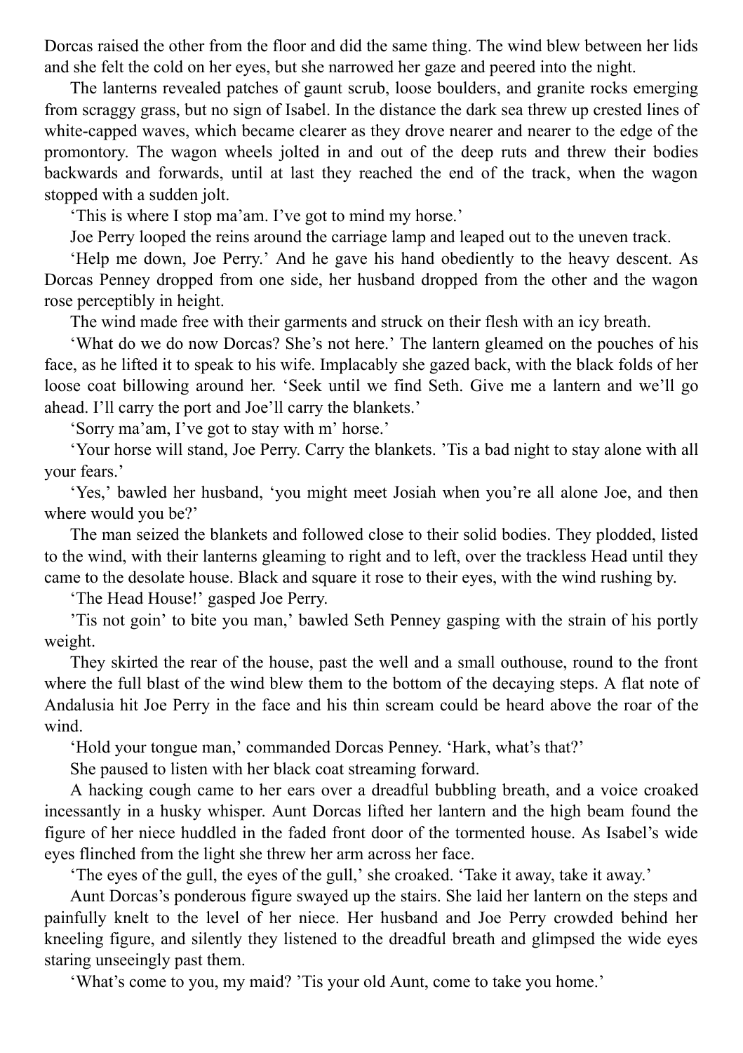Dorcas raised the other from the floor and did the same thing. The wind blew between her lids and she felt the cold on her eyes, but she narrowed her gaze and peered into the night.

The lanterns revealed patches of gaunt scrub, loose boulders, and granite rocks emerging from scraggy grass, but no sign of Isabel. In the distance the dark sea threw up crested lines of white-capped waves, which became clearer as they drove nearer and nearer to the edge of the promontory. The wagon wheels jolted in and out of the deep ruts and threw their bodies backwards and forwards, until at last they reached the end of the track, when the wagon stopped with a sudden jolt.

'This is where I stop ma'am. I've got to mind my horse.'

Joe Perry looped the reins around the carriage lamp and leaped out to the uneven track.

'Help me down, Joe Perry.' And he gave his hand obediently to the heavy descent. As Dorcas Penney dropped from one side, her husband dropped from the other and the wagon rose perceptibly in height.

The wind made free with their garments and struck on their flesh with an icy breath.

'What do we do now Dorcas? She's not here.' The lantern gleamed on the pouches of his face, as he lifted it to speak to his wife. Implacably she gazed back, with the black folds of her loose coat billowing around her. 'Seek until we find Seth. Give me a lantern and we'll go ahead. I'll carry the port and Joe'll carry the blankets.'

'Sorry ma'am, I've got to stay with m' horse.'

'Your horse will stand, Joe Perry. Carry the blankets. 'Tis a bad night to stay alone with all your fears.'

'Yes,' bawled her husband, 'you might meet Josiah when you're all alone Joe, and then where would you be?'

The man seized the blankets and followed close to their solid bodies. They plodded, listed to the wind, with their lanterns gleaming to right and to left, over the trackless Head until they came to the desolate house. Black and square it rose to their eyes, with the wind rushing by.

'The Head House!' gasped Joe Perry.

'Tis not goin' to bite you man,' bawled Seth Penney gasping with the strain of his portly weight.

They skirted the rear of the house, past the well and a small outhouse, round to the front where the full blast of the wind blew them to the bottom of the decaying steps. A flat note of Andalusia hit Joe Perry in the face and his thin scream could be heard above the roar of the wind.

'Hold your tongue man,' commanded Dorcas Penney. 'Hark, what's that?'

She paused to listen with her black coat streaming forward.

A hacking cough came to her ears over a dreadful bubbling breath, and a voice croaked incessantly in a husky whisper. Aunt Dorcas lifted her lantern and the high beam found the figure of her niece huddled in the faded front door of the tormented house. As Isabel's wide eyes flinched from the light she threw her arm across her face.

'The eyes of the gull, the eyes of the gull,' she croaked. 'Take it away, take it away.'

Aunt Dorcas's ponderous figure swayed up the stairs. She laid her lantern on the steps and painfully knelt to the level of her niece. Her husband and Joe Perry crowded behind her kneeling figure, and silently they listened to the dreadful breath and glimpsed the wide eyes staring unseeingly past them.

'What's come to you, my maid? 'Tis your old Aunt, come to take you home.'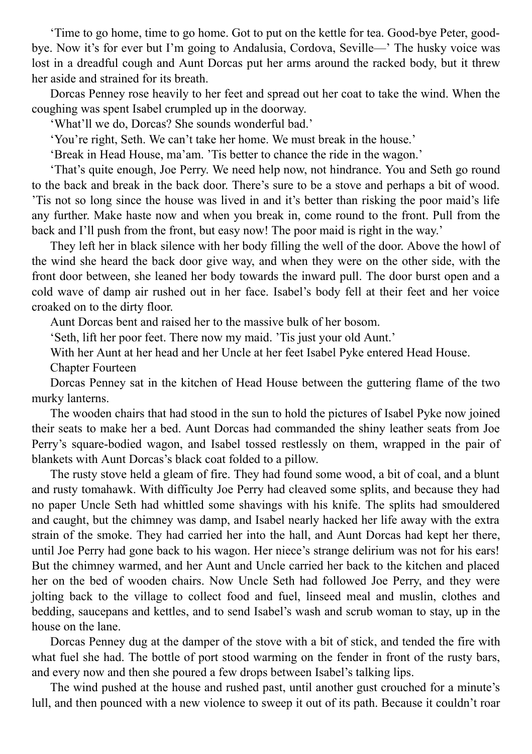'Time to go home, time to go home. Got to put on the kettle for tea. Good-bye Peter, good-bye. Now it's for ever but I'm going to Andalusia, Cordova, Seville—' The husky voice was lost in a dreadful cough and Aunt Dorcas put her arms around the racked body, but it threw her aside and strained for its breath.

Dorcas Penney rose heavily to her feet and spread out her coat to take the wind. When the coughing was spent Isabel crumpled up in the doorway.

'What'll we do, Dorcas? She sounds wonderful bad.'

'You're right, Seth. We can't take her home. We must break in the house.'

'Break in Head House, ma'am. 'Tis better to chance the ride in the wagon.'

'That's quite enough, Joe Perry. We need help now, not hindrance. You and Seth go round to the back and break in the back door. There's sure to be a stove and perhaps a bit of wood. 'Tis not so long since the house was lived in and it's better than risking the poor maid's life any further. Make haste now and when you break in, come round to the front. Pull from the back and I'll push from the front, but easy now! The poor maid is right in the way.'

They left her in black silence with her body filling the well of the door. Above the howl of the wind she heard the back door give way, and when they were on the other side, with the front door between, she leaned her body towards the inward pull. The door burst open and a cold wave of damp air rushed out in her face. Isabel's body fell at their feet and her voice croaked on to the dirty floor.

Aunt Dorcas bent and raised her to the massive bulk of her bosom.

'Seth, lift her poor feet. There now my maid. 'Tis just your old Aunt.'

With her Aunt at her head and her Uncle at her feet Isabel Pyke entered Head House.

## Chapter Fourteen

Dorcas Penney sat in the kitchen of Head House between the guttering flame of the two murky lanterns.

The wooden chairs that had stood in the sun to hold the pictures of Isabel Pyke now joined their seats to make her a bed. Aunt Dorcas had commanded the shiny leather seats from Joe Perry's square-bodied wagon, and Isabel tossed restlessly on them, wrapped in the pair of blankets with Aunt Dorcas's black coat folded to a pillow.

The rusty stove held a gleam of fire. They had found some wood, a bit of coal, and a blunt and rusty tomahawk. With difficulty Joe Perry had cleaved some splits, and because they had no paper Uncle Seth had whittled some shavings with his knife. The splits had smouldered and caught, but the chimney was damp, and Isabel nearly hacked her life away with the extra strain of the smoke. They had carried her into the hall, and Aunt Dorcas had kept her there, until Joe Perry had gone back to his wagon. Her niece's strange delirium was not for his ears! But the chimney warmed, and her Aunt and Uncle carried her back to the kitchen and placed her on the bed of wooden chairs. Now Uncle Seth had followed Joe Perry, and they were jolting back to the village to collect food and fuel, linseed meal and muslin, clothes and bedding, saucepans and kettles, and to send Isabel's wash and scrub woman to stay, up in the house on the lane.

Dorcas Penney dug at the damper of the stove with a bit of stick, and tended the fire with what fuel she had. The bottle of port stood warming on the fender in front of the rusty bars, and every now and then she poured a few drops between Isabel's talking lips.

The wind pushed at the house and rushed past, until another gust crouched for a minute's lull, and then pounced with a new violence to sweep it out of its path. Because it couldn't roar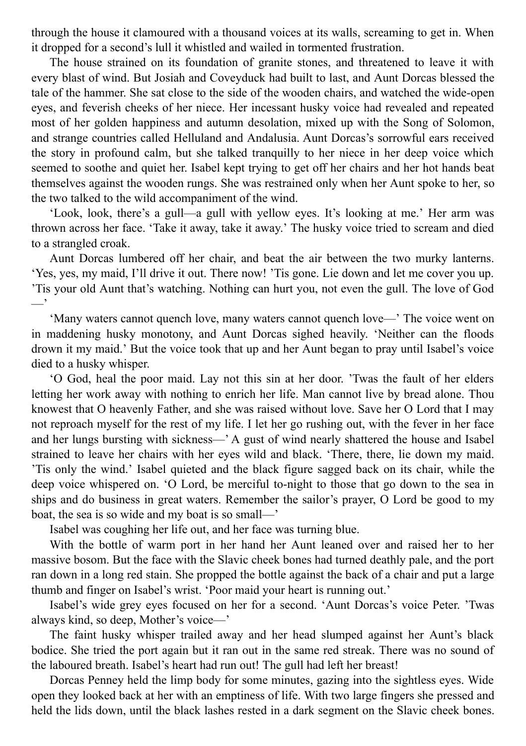through the house it clamoured with a thousand voices at its walls, screaming to get in. When it dropped for a second's lull it whistled and wailed in tormented frustration.

The house strained on its foundation of granite stones, and threatened to leave it with every blast of wind. But Josiah and Coveyduck had built to last, and Aunt Dorcas blessed the tale of the hammer. She sat close to the side of the wooden chairs, and watched the wide-open eyes, and feverish cheeks of her niece. Her incessant husky voice had revealed and repeated most of her golden happiness and autumn desolation, mixed up with the Song of Solomon, and strange countries called Helluland and Andalusia. Aunt Dorcas's sorrowful ears received the story in profound calm, but she talked tranquilly to her niece in her deep voice which seemed to soothe and quiet her. Isabel kept trying to get off her chairs and her hot hands beat themselves against the wooden rungs. She was restrained only when her Aunt spoke to her, so the two talked to the wild accompaniment of the wind.

'Look, look, there's a gull—a gull with yellow eyes. It's looking at me.' Her arm was thrown across her face. 'Take it away, take it away.' The husky voice tried to scream and died to a strangled croak.

Aunt Dorcas lumbered off her chair, and beat the air between the two murky lanterns. 'Yes, yes, my maid, I'll drive it out. There now! 'Tis gone. Lie down and let me cover you up. 'Tis your old Aunt that's watching. Nothing can hurt you, not even the gull. The love of God —'

'Many waters cannot quench love, many waters cannot quench love—' The voice went on in maddening husky monotony, and Aunt Dorcas sighed heavily. 'Neither can the floods drown it my maid.' But the voice took that up and her Aunt began to pray until Isabel's voice died to a husky whisper.

'O God, heal the poor maid. Lay not this sin at her door. 'Twas the fault of her elders letting her work away with nothing to enrich her life. Man cannot live by bread alone. Thou knowest that O heavenly Father, and she was raised without love. Save her O Lord that I may not reproach myself for the rest of my life. I let her go rushing out, with the fever in her face and her lungs bursting with sickness—' A gust of wind nearly shattered the house and Isabel strained to leave her chairs with her eyes wild and black. 'There, there, lie down my maid. 'Tis only the wind.' Isabel quieted and the black figure sagged back on its chair, while the deep voice whispered on. 'O Lord, be merciful to-night to those that go down to the sea in ships and do business in great waters. Remember the sailor's prayer, O Lord be good to my boat, the sea is so wide and my boat is so small—'

Isabel was coughing her life out, and her face was turning blue.

With the bottle of warm port in her hand her Aunt leaned over and raised her to her massive bosom. But the face with the Slavic cheek bones had turned deathly pale, and the port ran down in a long red stain. She propped the bottle against the back of a chair and put a large thumb and finger on Isabel's wrist. 'Poor maid your heart is running out.'

Isabel's wide grey eyes focused on her for a second. 'Aunt Dorcas's voice Peter. 'Twas always kind, so deep, Mother's voice—'

The faint husky whisper trailed away and her head slumped against her Aunt's black bodice. She tried the port again but it ran out in the same red streak. There was no sound of the laboured breath. Isabel's heart had run out! The gull had left her breast!

Dorcas Penney held the limp body for some minutes, gazing into the sightless eyes. Wide open they looked back at her with an emptiness of life. With two large fingers she pressed and held the lids down, until the black lashes rested in a dark segment on the Slavic cheek bones.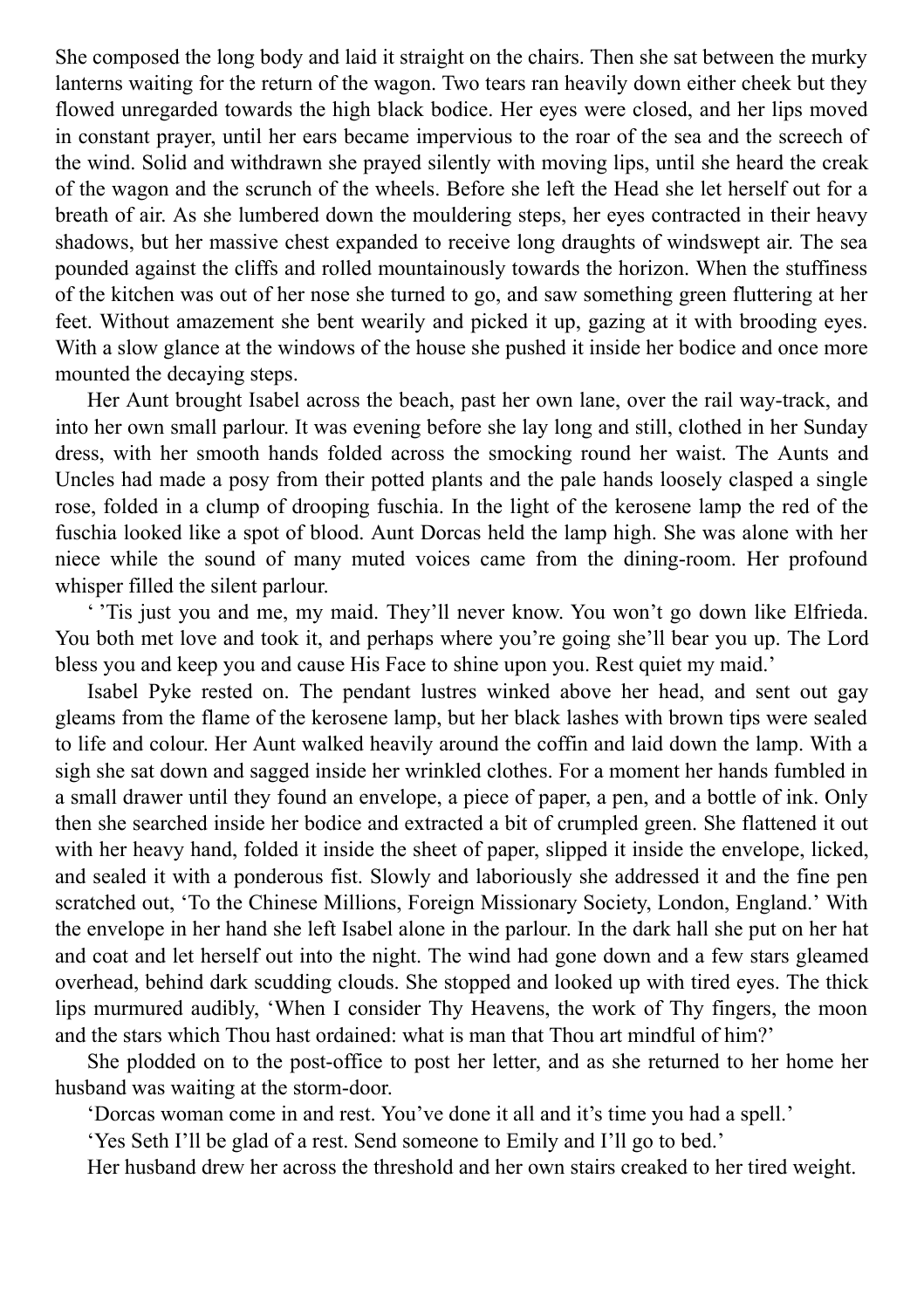She composed the long body and laid it straight on the chairs. Then she sat between the murky lanterns waiting for the return of the wagon. Two tears ran heavily down either cheek but they flowed unregarded towards the high black bodice. Her eyes were closed, and her lips moved in constant prayer, until her ears became impervious to the roar of the sea and the screech of the wind. Solid and withdrawn she prayed silently with moving lips, until she heard the creak of the wagon and the scrunch of the wheels. Before she left the Head she let herself out for a breath of air. As she lumbered down the mouldering steps, her eyes contracted in their heavy shadows, but her massive chest expanded to receive long draughts of windswept air. The sea pounded against the cliffs and rolled mountainously towards the horizon. When the stuffiness of the kitchen was out of her nose she turned to go, and saw something green fluttering at her feet. Without amazement she bent wearily and picked it up, gazing at it with brooding eyes. With a slow glance at the windows of the house she pushed it inside her bodice and once more mounted the decaying steps.

Her Aunt brought Isabel across the beach, past her own lane, over the rail way-track, and into her own small parlour. It was evening before she lay long and still, clothed in her Sunday dress, with her smooth hands folded across the smocking round her waist. The Aunts and Uncles had made a posy from their potted plants and the pale hands loosely clasped a single rose, folded in a clump of drooping fuschia. In the light of the kerosene lamp the red of the fuschia looked like a spot of blood. Aunt Dorcas held the lamp high. She was alone with her niece while the sound of many muted voices came from the dining-room. Her profound whisper filled the silent parlour.

‘ ’Tis just you and me, my maid. They’ll never know. You won’t go down like Elfrieda. You both met love and took it, and perhaps where you’re going she’ll bear you up. The Lord bless you and keep you and cause His Face to shine upon you. Rest quiet my maid.’

Isabel Pyke rested on. The pendant lustres winked above her head, and sent out gay gleams from the flame of the kerosene lamp, but her black lashes with brown tips were sealed to life and colour. Her Aunt walked heavily around the coffin and laid down the lamp. With a sigh she sat down and sagged inside her wrinkled clothes. For a moment her hands fumbled in a small drawer until they found an envelope, a piece of paper, a pen, and a bottle of ink. Only then she searched inside her bodice and extracted a bit of crumpled green. She flattened it out with her heavy hand, folded it inside the sheet of paper, slipped it inside the envelope, licked, and sealed it with a ponderous fist. Slowly and laboriously she addressed it and the fine pen scratched out, ‘To the Chinese Millions, Foreign Missionary Society, London, England.’ With the envelope in her hand she left Isabel alone in the parlour. In the dark hall she put on her hat and coat and let herself out into the night. The wind had gone down and a few stars gleamed overhead, behind dark scudding clouds. She stopped and looked up with tired eyes. The thick lips murmured audibly, ‘When I consider Thy Heavens, the work of Thy fingers, the moon and the stars which Thou hast ordained: what is man that Thou art mindful of him?’

She plodded on to the post-office to post her letter, and as she returned to her home her husband was waiting at the storm-door.

‘Dorcas woman come in and rest. You’ve done it all and it’s time you had a spell.’

‘Yes Seth I’ll be glad of a rest. Send someone to Emily and I’ll go to bed.’

Her husband drew her across the threshold and her own stairs creaked to her tired weight.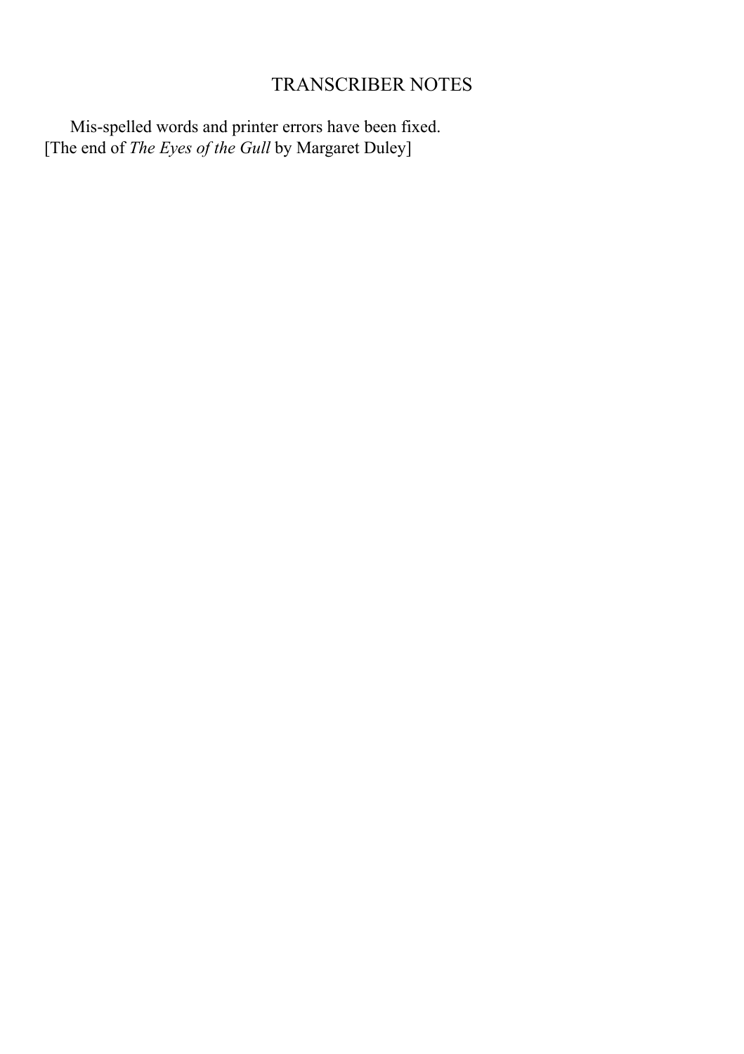## TRANSCRIBER NOTES

Mis-spelled words and printer errors have been fixed.

[The end of *The Eyes of the Gull* by Margaret Duley]